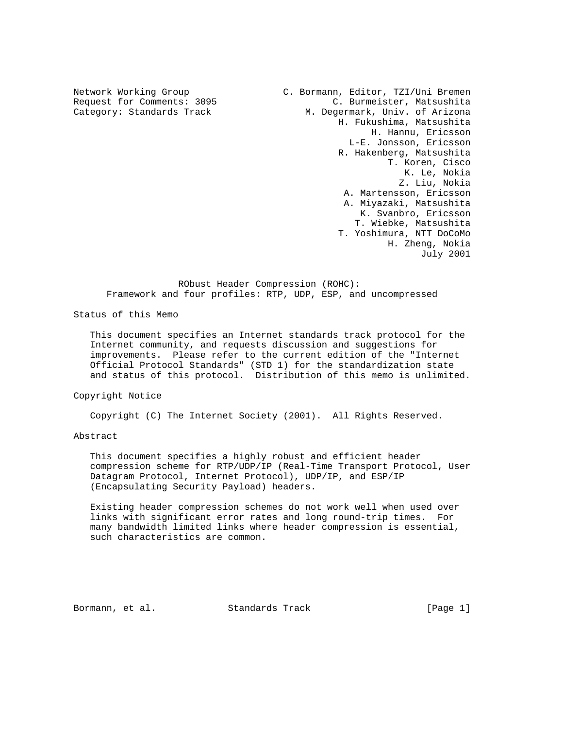Network Working Group
Request for Comments: 3095
Category: Standards Track

C. Bormann, Editor, TZI/Uni Bremen
C. Burmeister, Matsushita
M. Degermark, Univ. of Arizona
H. Fukushima, Matsushita
H. Hannu, Ericsson
L-E. Jonsson, Ericsson
R. Hakenberg, Matsushita
T. Koren, Cisco
K. Le, Nokia
Z. Liu, Nokia
A. Martensson, Ericsson
A. Miyazaki, Matsushita
K. Svanbro, Ericsson
T. Wiebke, Matsushita
T. Yoshimura, NTT DoCoMo
H. Zheng, Nokia
July 2001

# RObust Header Compression (ROHC): Framework and four profiles: RTP, UDP, ESP, and uncompressed

## Status of this Memo

This document specifies an Internet standards track protocol for the Internet community, and requests discussion and suggestions for improvements. Please refer to the current edition of the "Internet Official Protocol Standards" (STD 1) for the standardization state and status of this protocol. Distribution of this memo is unlimited.

## Copyright Notice

Copyright (C) The Internet Society (2001). All Rights Reserved.

## Abstract

This document specifies a highly robust and efficient header compression scheme for RTP/UDP/IP (Real-Time Transport Protocol, User Datagram Protocol, Internet Protocol), UDP/IP, and ESP/IP (Encapsulating Security Payload) headers.

Existing header compression schemes do not work well when used over links with significant error rates and long round-trip times. For many bandwidth limited links where header compression is essential, such characteristics are common.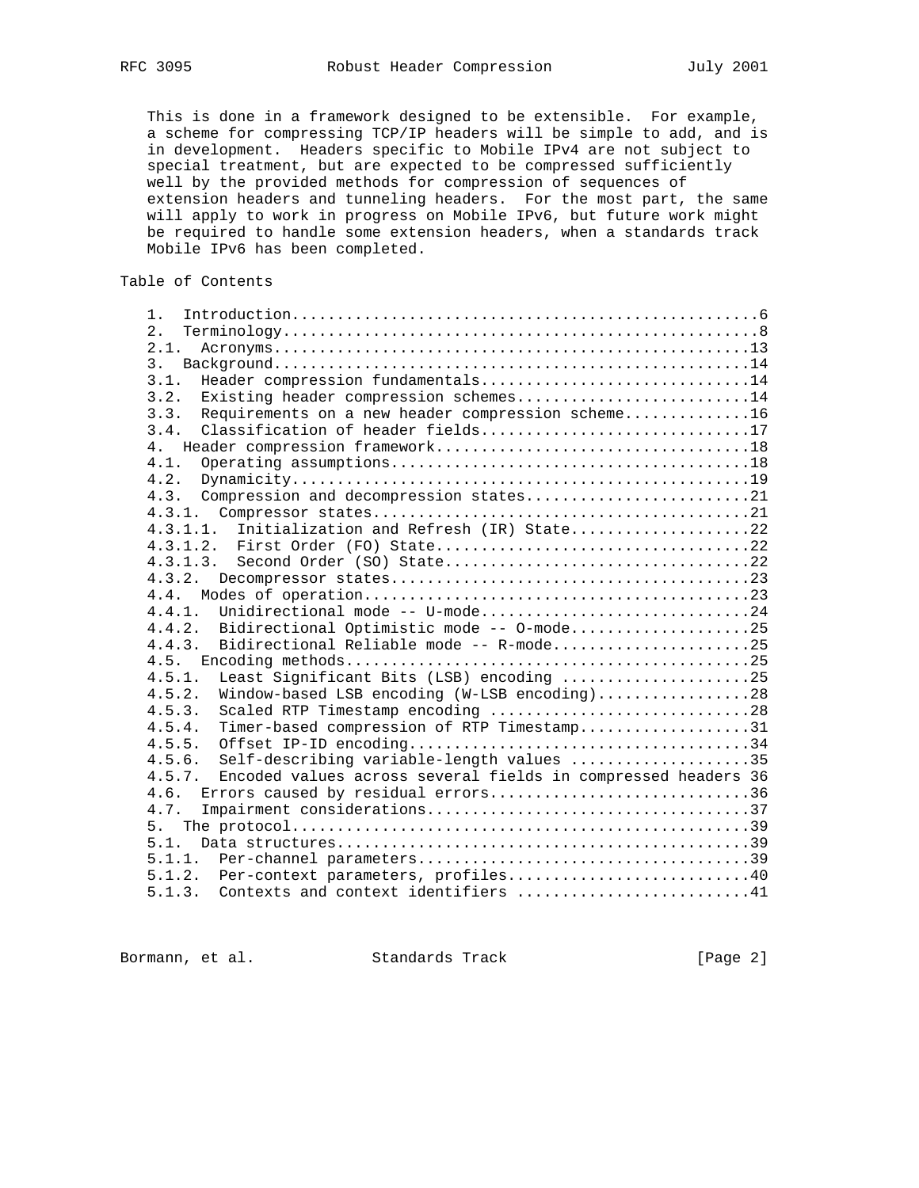This is done in a framework designed to be extensible. For example, a scheme for compressing TCP/IP headers will be simple to add, and is in development. Headers specific to Mobile IPv4 are not subject to special treatment, but are expected to be compressed sufficiently well by the provided methods for compression of sequences of extension headers and tunneling headers. For the most part, the same will apply to work in progress on Mobile IPv6, but future work might be required to handle some extension headers, when a standards track Mobile IPv6 has been completed.

## Table of Contents

```
   1.  Introduction....................................................6
   2.  Terminology.....................................................8
   2.1.  Acronyms.....................................................13
   3.  Background.....................................................14
   3.1.  Header compression fundamentals..............................14
   3.2.  Existing header compression schemes..........................14
   3.3.  Requirements on a new header compression scheme..............16
   3.4.  Classification of header fields..............................17
   4.  Header compression framework...................................18
   4.1.  Operating assumptions........................................18
   4.2.  Dynamicity...................................................19
   4.3.  Compression and decompression states.........................21
   4.3.1.  Compressor states..........................................21
   4.3.1.1.  Initialization and Refresh (IR) State....................22
   4.3.1.2.  First Order (FO) State...................................22
   4.3.1.3.  Second Order (SO) State..................................22
   4.3.2.  Decompressor states........................................23
   4.4.  Modes of operation...........................................23
   4.4.1.  Unidirectional mode -- U-mode..............................24
   4.4.2.  Bidirectional Optimistic mode -- O-mode....................25
   4.4.3.  Bidirectional Reliable mode -- R-mode......................25
   4.5.  Encoding methods.............................................25
   4.5.1.  Least Significant Bits (LSB) encoding .....................25
   4.5.2.  Window-based LSB encoding (W-LSB encoding).................28
   4.5.3.  Scaled RTP Timestamp encoding .............................28
   4.5.4.  Timer-based compression of RTP Timestamp...................31
   4.5.5.  Offset IP-ID encoding......................................34
   4.5.6.  Self-describing variable-length values ....................35
   4.5.7.  Encoded values across several fields in compressed headers 36
   4.6.  Errors caused by residual errors.............................36
   4.7.  Impairment considerations....................................37
   5.  The protocol...................................................39
   5.1.  Data structures..............................................39
   5.1.1.  Per-channel parameters.....................................39
   5.1.2.  Per-context parameters, profiles...........................40
   5.1.3.  Contexts and context identifiers ..........................41
```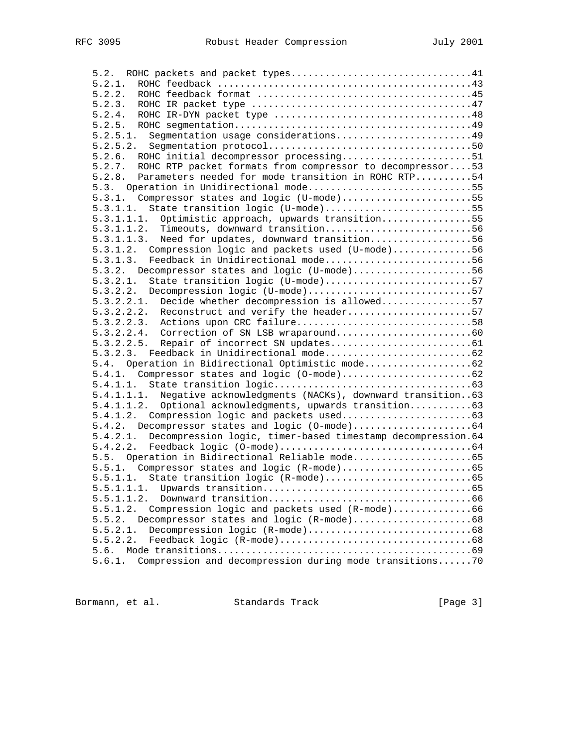```
   5.2.  ROHC packets and packet types...............................41
   5.2.1.  ROHC feedback ............................................43
   5.2.2.  ROHC feedback format .....................................45
   5.2.3.  ROHC IR packet type ......................................47
   5.2.4.  ROHC IR-DYN packet type ..................................48
   5.2.5.  ROHC segmentation.........................................49
   5.2.5.1.  Segmentation usage considerations.......................49
   5.2.5.2.  Segmentation protocol...................................50
   5.2.6.  ROHC initial decompressor processing......................51
   5.2.7.  ROHC RTP packet formats from compressor to decompressor....53
   5.2.8.  Parameters needed for mode transition in ROHC RTP.........54
   5.3.  Operation in Unidirectional mode............................55
   5.3.1.  Compressor states and logic (U-mode)......................55
   5.3.1.1.  State transition logic (U-mode).........................55
   5.3.1.1.1.  Optimistic approach, upwards transition...............55
   5.3.1.1.2.  Timeouts, downward transition.........................56
   5.3.1.1.3.  Need for updates, downward transition.................56
   5.3.1.2.  Compression logic and packets used (U-mode).............56
   5.3.1.3.  Feedback in Unidirectional mode.........................56
   5.3.2.  Decompressor states and logic (U-mode)....................56
   5.3.2.1.  State transition logic (U-mode).........................57
   5.3.2.2.  Decompression logic (U-mode)............................57
   5.3.2.2.1.  Decide whether decompression is allowed...............57
   5.3.2.2.2.  Reconstruct and verify the header.....................57
   5.3.2.2.3.  Actions upon CRC failure..............................58
   5.3.2.2.4.  Correction of SN LSB wraparound.......................60
   5.3.2.2.5.  Repair of incorrect SN updates........................61
   5.3.2.3.  Feedback in Unidirectional mode.........................62
   5.4.  Operation in Bidirectional Optimistic mode..................62
   5.4.1.  Compressor states and logic (O-mode)......................62
   5.4.1.1.  State transition logic..................................63
   5.4.1.1.1.  Negative acknowledgments (NACKs), downward transition..63
   5.4.1.1.2.  Optional acknowledgments, upwards transition..........63
   5.4.1.2.  Compression logic and packets used......................63
   5.4.2.  Decompressor states and logic (O-mode)....................64
   5.4.2.1.  Decompression logic, timer-based timestamp decompression.64
   5.4.2.2.  Feedback logic (O-mode).................................64
   5.5.  Operation in Bidirectional Reliable mode....................65
   5.5.1.  Compressor states and logic (R-mode)......................65
   5.5.1.1.  State transition logic (R-mode).........................65
   5.5.1.1.1.  Upwards transition....................................65
   5.5.1.1.2.  Downward transition...................................66
   5.5.1.2.  Compression logic and packets used (R-mode).............66
   5.5.2.  Decompressor states and logic (R-mode)....................68
   5.5.2.1.  Decompression logic (R-mode)............................68
   5.5.2.2.  Feedback logic (R-mode).................................68
   5.6.  Mode transitions............................................69
   5.6.1.  Compression and decompression during mode transitions......70
```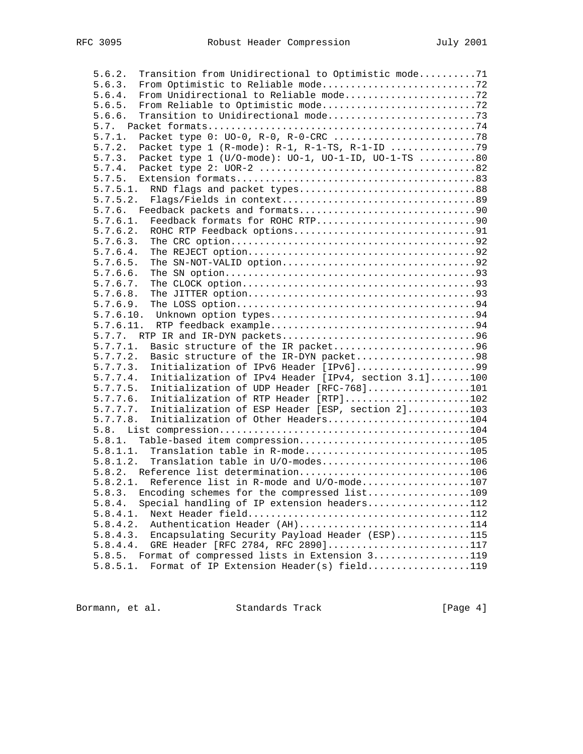```
   5.6.2.  Transition from Unidirectional to Optimistic mode..........71
   5.6.3.  From Optimistic to Reliable mode...........................72
   5.6.4.  From Unidirectional to Reliable mode.......................72
   5.6.5.  From Reliable to Optimistic mode...........................72
   5.6.6.  Transition to Unidirectional mode..........................73
   5.7.  Packet formats...............................................74
   5.7.1.  Packet type 0: UO-0, R-0, R-0-CRC .........................78
   5.7.2.  Packet type 1 (R-mode): R-1, R-1-TS, R-1-ID ...............79
   5.7.3.  Packet type 1 (U/O-mode): UO-1, UO-1-ID, UO-1-TS ..........80
   5.7.4.  Packet type 2: UOR-2 ......................................82
   5.7.5.  Extension formats..........................................83
   5.7.5.1.  RND flags and packet types...............................88
   5.7.5.2.  Flags/Fields in context..................................89
   5.7.6.  Feedback packets and formats...............................90
   5.7.6.1.  Feedback formats for ROHC RTP............................90
   5.7.6.2.  ROHC RTP Feedback options................................91
   5.7.6.3.  The CRC option...........................................92
   5.7.6.4.  The REJECT option........................................92
   5.7.6.5.  The SN-NOT-VALID option..................................92
   5.7.6.6.  The SN option............................................93
   5.7.6.7.  The CLOCK option.........................................93
   5.7.6.8.  The JITTER option........................................93
   5.7.6.9.  The LOSS option..........................................94
   5.7.6.10.  Unknown option types....................................94
   5.7.6.11.  RTP feedback example....................................94
   5.7.7.  RTP IR and IR-DYN packets..................................96
   5.7.7.1.  Basic structure of the IR packet.........................96
   5.7.7.2.  Basic structure of the IR-DYN packet.....................98
   5.7.7.3.  Initialization of IPv6 Header [IPv6].....................99
   5.7.7.4.  Initialization of IPv4 Header [IPv4, section 3.1].......100
   5.7.7.5.  Initialization of UDP Header [RFC-768]..................101
   5.7.7.6.  Initialization of RTP Header [RTP]......................102
   5.7.7.7.  Initialization of ESP Header [ESP, section 2]...........103
   5.7.7.8.  Initialization of Other Headers.........................104
   5.8.  List compression............................................104
   5.8.1.  Table-based item compression..............................105
   5.8.1.1.  Translation table in R-mode.............................105
   5.8.1.2.  Translation table in U/O-modes..........................106
   5.8.2.  Reference list determination..............................106
   5.8.2.1.  Reference list in R-mode and U/O-mode...................107
   5.8.3.  Encoding schemes for the compressed list..................109
   5.8.4.  Special handling of IP extension headers..................112
   5.8.4.1.  Next Header field.......................................112
   5.8.4.2.  Authentication Header (AH)..............................114
   5.8.4.3.  Encapsulating Security Payload Header (ESP).............115
   5.8.4.4.  GRE Header [RFC 2784, RFC 2890].........................117
   5.8.5.  Format of compressed lists in Extension 3.................119
   5.8.5.1.  Format of IP Extension Header(s) field..................119
```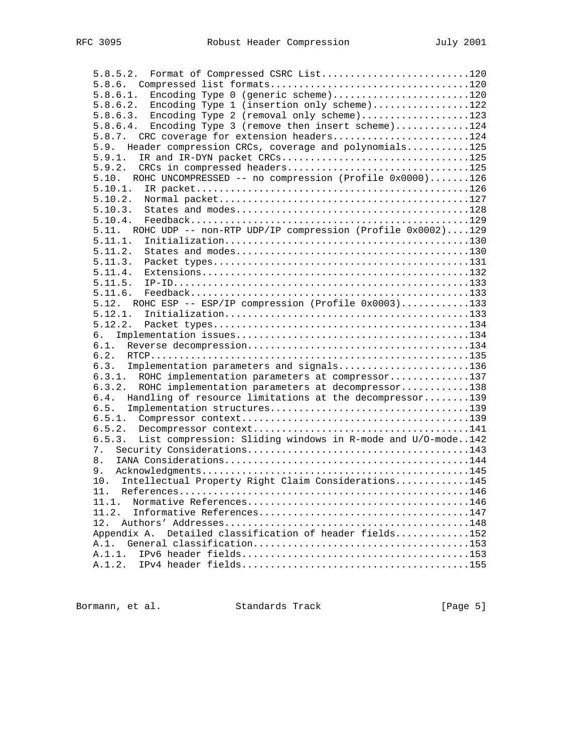```
   5.8.5.2.  Format of Compressed CSRC List..........................120
   5.8.6.  Compressed list formats...................................120
   5.8.6.1.  Encoding Type 0 (generic scheme)........................120
   5.8.6.2.  Encoding Type 1 (insertion only scheme).................122
   5.8.6.3.  Encoding Type 2 (removal only scheme)...................123
   5.8.6.4.  Encoding Type 3 (remove then insert scheme).............124
   5.8.7.  CRC coverage for extension headers........................124
   5.9.  Header compression CRCs, coverage and polynomials...........125
   5.9.1.  IR and IR-DYN packet CRCs.................................125
   5.9.2.  CRCs in compressed headers................................125
   5.10.  ROHC UNCOMPRESSED -- no compression (Profile 0x0000).......126
   5.10.1.  IR packet................................................126
   5.10.2.  Normal packet............................................127
   5.10.3.  States and modes.........................................128
   5.10.4.  Feedback.................................................129
   5.11.  ROHC UDP -- non-RTP UDP/IP compression (Profile 0x0002)....129
   5.11.1.  Initialization...........................................130
   5.11.2.  States and modes.........................................130
   5.11.3.  Packet types.............................................131
   5.11.4.  Extensions...............................................132
   5.11.5.  IP-ID....................................................133
   5.11.6.  Feedback.................................................133
   5.12.  ROHC ESP -- ESP/IP compression (Profile 0x0003)............133
   5.12.1.  Initialization...........................................133
   5.12.2.  Packet types.............................................134
   6.  Implementation issues.........................................134
   6.1.  Reverse decompression.......................................134
   6.2.  RTCP........................................................135
   6.3.  Implementation parameters and signals.......................136
   6.3.1.  ROHC implementation parameters at compressor..............137
   6.3.2.  ROHC implementation parameters at decompressor............138
   6.4.  Handling of resource limitations at the decompressor........139
   6.5.  Implementation structures...................................139
   6.5.1.  Compressor context........................................139
   6.5.2.  Decompressor context......................................141
   6.5.3.  List compression: Sliding windows in R-mode and U/O-mode..142
   7.  Security Considerations.......................................143
   8.  IANA Considerations...........................................144
   9.  Acknowledgments...............................................145
   10.  Intellectual Property Right Claim Considerations.............145
   11.  References...................................................146
   11.1.  Normative References.......................................146
   11.2.  Informative References.....................................147
   12.  Authors' Addresses...........................................148
   Appendix A.  Detailed classification of header fields.............152
   A.1.  General classification......................................153
   A.1.1.  IPv6 header fields........................................153
   A.1.2.  IPv4 header fields........................................155
```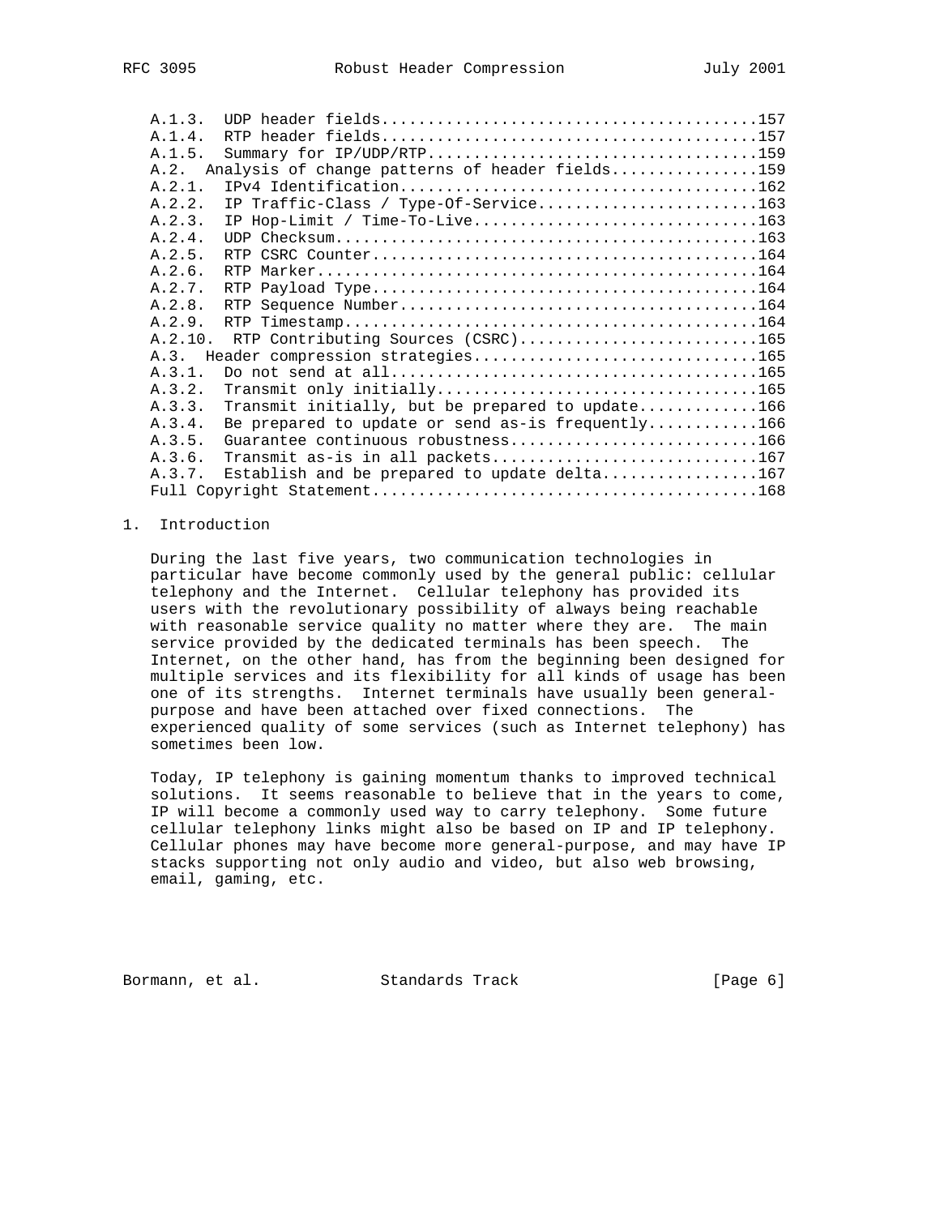A.1.3. UDP header fields........................................157
A.1.4. RTP header fields........................................157
A.1.5. Summary for IP/UDP/RTP...................................159
A.2. Analysis of change patterns of header fields................159
A.2.1. IPv4 Identification......................................162
A.2.2. IP Traffic-Class / Type-Of-Service.......................163
A.2.3. IP Hop-Limit / Time-To-Live..............................163
A.2.4. UDP Checksum.............................................163
A.2.5. RTP CSRC Counter.........................................164
A.2.6. RTP Marker...............................................164
A.2.7. RTP Payload Type.........................................164
A.2.8. RTP Sequence Number......................................164
A.2.9. RTP Timestamp............................................164
A.2.10. RTP Contributing Sources (CSRC).........................165
A.3. Header compression strategies...............................165
A.3.1. Do not send at all.......................................165
A.3.2. Transmit only initially..................................165
A.3.3. Transmit initially, but be prepared to update............166
A.3.4. Be prepared to update or send as-is frequently...........166
A.3.5. Guarantee continuous robustness..........................166
A.3.6. Transmit as-is in all packets............................167
A.3.7. Establish and be prepared to update delta................167
Full Copyright Statement..........................................168

# 1. Introduction

During the last five years, two communication technologies in particular have become commonly used by the general public: cellular telephony and the Internet. Cellular telephony has provided its users with the revolutionary possibility of always being reachable with reasonable service quality no matter where they are. The main service provided by the dedicated terminals has been speech. The Internet, on the other hand, has from the beginning been designed for multiple services and its flexibility for all kinds of usage has been one of its strengths. Internet terminals have usually been general-purpose and have been attached over fixed connections. The experienced quality of some services (such as Internet telephony) has sometimes been low.

Today, IP telephony is gaining momentum thanks to improved technical solutions. It seems reasonable to believe that in the years to come, IP will become a commonly used way to carry telephony. Some future cellular telephony links might also be based on IP and IP telephony. Cellular phones may have become more general-purpose, and may have IP stacks supporting not only audio and video, but also web browsing, email, gaming, etc.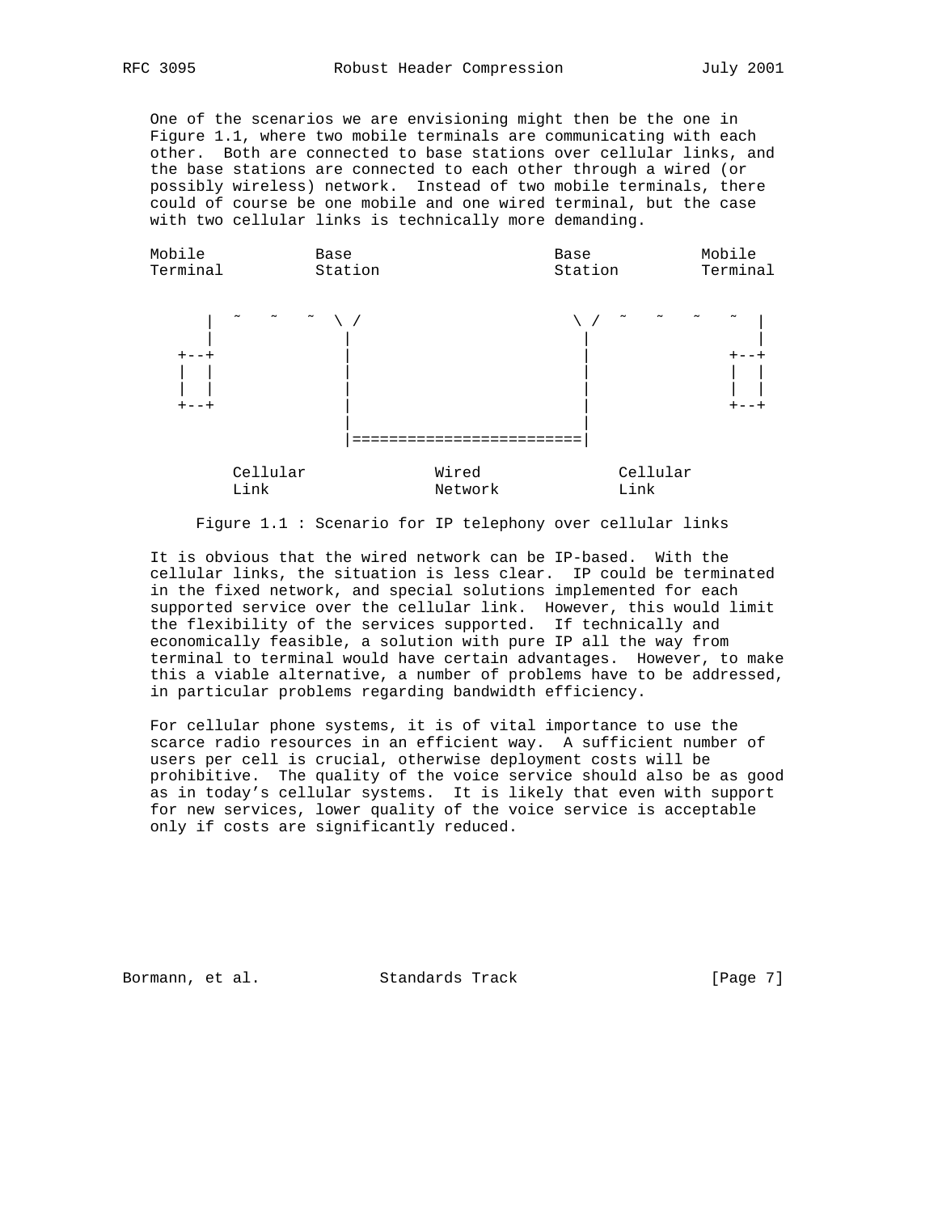One of the scenarios we are envisioning might then be the one in Figure 1.1, where two mobile terminals are communicating with each other. Both are connected to base stations over cellular links, and the base stations are connected to each other through a wired (or possibly wireless) network. Instead of two mobile terminals, there could of course be one mobile and one wired terminal, but the case with two cellular links is technically more demanding.

```
   Mobile           Base                       Base          Mobile
   Terminal         Station                    Station       Terminal

         |  ~   ~   ~  \ /                   \ /  ~   ~   ~   ~  |
         |              |                     |                  |
      +--+              |                     |               +--+
      |  |              |                     |               |  |
      |  |              |                     |               |  |
      +--+              |                     |               +--+
                        |                     |
                        |=====================|

             Cellular            Wired             Cellular
             Link                Network           Link
```

Figure 1.1 : Scenario for IP telephony over cellular links

It is obvious that the wired network can be IP-based. With the cellular links, the situation is less clear. IP could be terminated in the fixed network, and special solutions implemented for each supported service over the cellular link. However, this would limit the flexibility of the services supported. If technically and economically feasible, a solution with pure IP all the way from terminal to terminal would have certain advantages. However, to make this a viable alternative, a number of problems have to be addressed, in particular problems regarding bandwidth efficiency.

For cellular phone systems, it is of vital importance to use the scarce radio resources in an efficient way. A sufficient number of users per cell is crucial, otherwise deployment costs will be prohibitive. The quality of the voice service should also be as good as in today's cellular systems. It is likely that even with support for new services, lower quality of the voice service is acceptable only if costs are significantly reduced.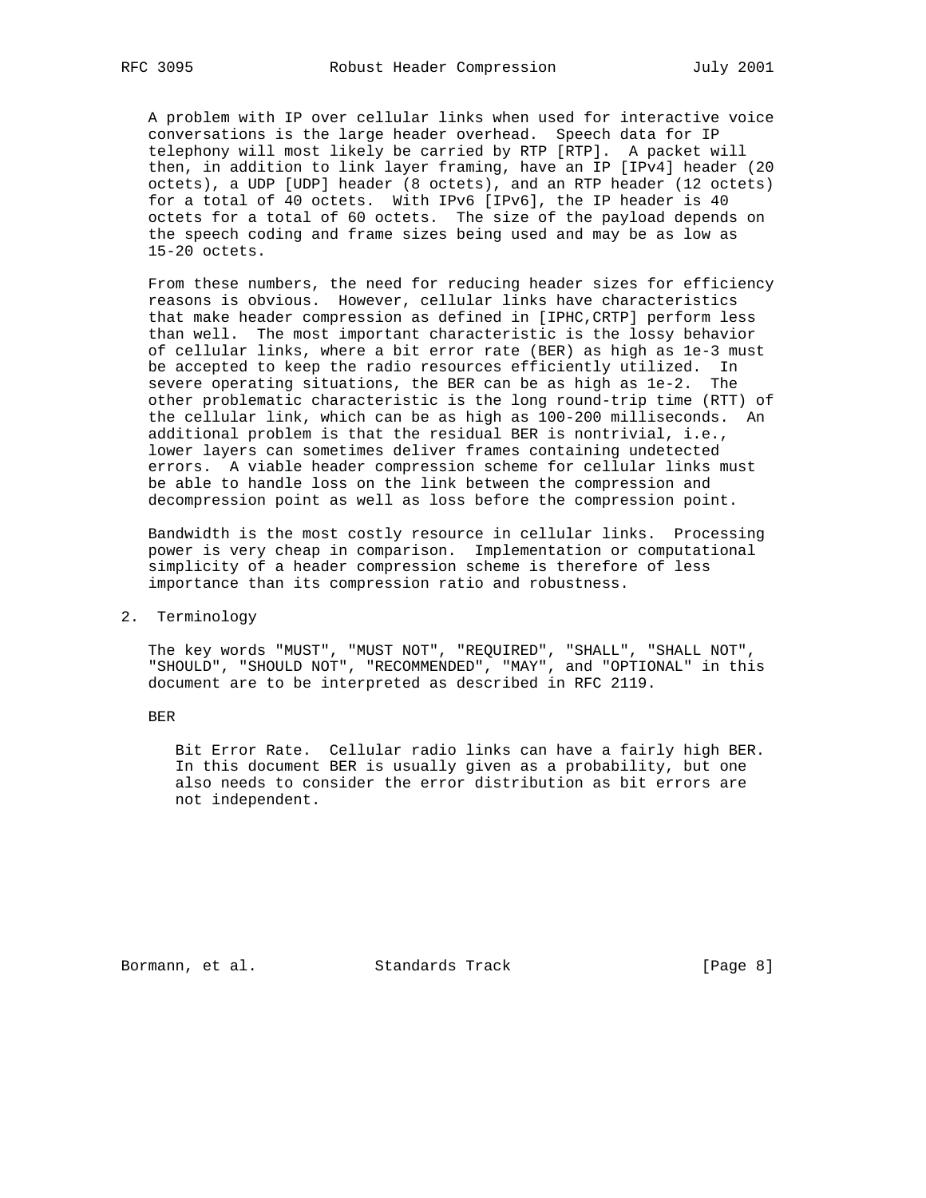A problem with IP over cellular links when used for interactive voice conversations is the large header overhead. Speech data for IP telephony will most likely be carried by RTP [RTP]. A packet will then, in addition to link layer framing, have an IP [IPv4] header (20 octets), a UDP [UDP] header (8 octets), and an RTP header (12 octets) for a total of 40 octets. With IPv6 [IPv6], the IP header is 40 octets for a total of 60 octets. The size of the payload depends on the speech coding and frame sizes being used and may be as low as 15-20 octets.

From these numbers, the need for reducing header sizes for efficiency reasons is obvious. However, cellular links have characteristics that make header compression as defined in [IPHC,CRTP] perform less than well. The most important characteristic is the lossy behavior of cellular links, where a bit error rate (BER) as high as 1e-3 must be accepted to keep the radio resources efficiently utilized. In severe operating situations, the BER can be as high as 1e-2. The other problematic characteristic is the long round-trip time (RTT) of the cellular link, which can be as high as 100-200 milliseconds. An additional problem is that the residual BER is nontrivial, i.e., lower layers can sometimes deliver frames containing undetected errors. A viable header compression scheme for cellular links must be able to handle loss on the link between the compression and decompression point as well as loss before the compression point.

Bandwidth is the most costly resource in cellular links. Processing power is very cheap in comparison. Implementation or computational simplicity of a header compression scheme is therefore of less importance than its compression ratio and robustness.

## 2. Terminology

The key words "MUST", "MUST NOT", "REQUIRED", "SHALL", "SHALL NOT", "SHOULD", "SHOULD NOT", "RECOMMENDED", "MAY", and "OPTIONAL" in this document are to be interpreted as described in RFC 2119.

BER

Bit Error Rate. Cellular radio links can have a fairly high BER. In this document BER is usually given as a probability, but one also needs to consider the error distribution as bit errors are not independent.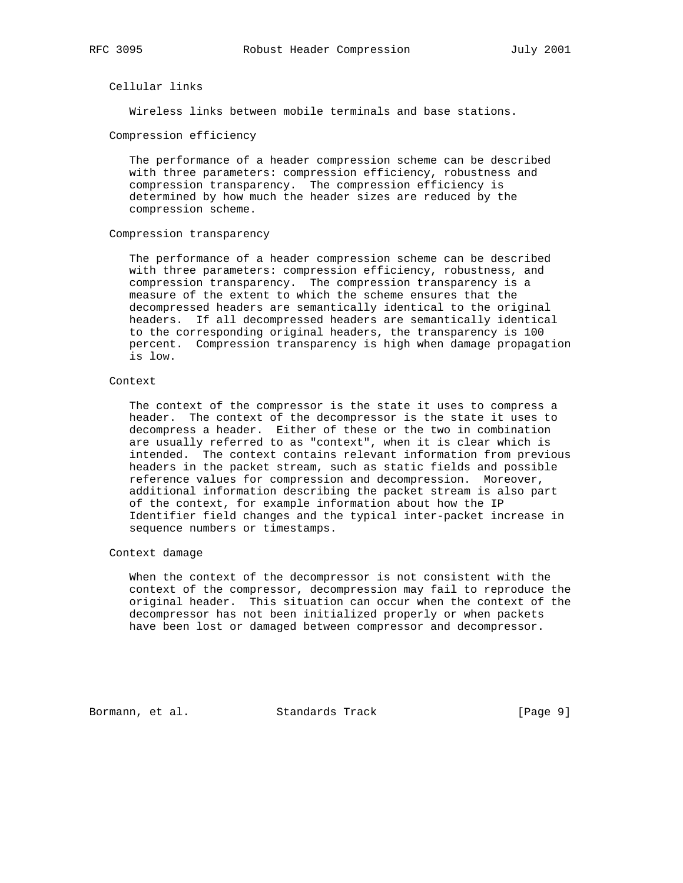Cellular links

Wireless links between mobile terminals and base stations.

Compression efficiency

The performance of a header compression scheme can be described with three parameters: compression efficiency, robustness and compression transparency. The compression efficiency is determined by how much the header sizes are reduced by the compression scheme.

Compression transparency

The performance of a header compression scheme can be described with three parameters: compression efficiency, robustness, and compression transparency. The compression transparency is a measure of the extent to which the scheme ensures that the decompressed headers are semantically identical to the original headers. If all decompressed headers are semantically identical to the corresponding original headers, the transparency is 100 percent. Compression transparency is high when damage propagation is low.

Context

The context of the compressor is the state it uses to compress a header. The context of the decompressor is the state it uses to decompress a header. Either of these or the two in combination are usually referred to as "context", when it is clear which is intended. The context contains relevant information from previous headers in the packet stream, such as static fields and possible reference values for compression and decompression. Moreover, additional information describing the packet stream is also part of the context, for example information about how the IP Identifier field changes and the typical inter-packet increase in sequence numbers or timestamps.

Context damage

When the context of the decompressor is not consistent with the context of the compressor, decompression may fail to reproduce the original header. This situation can occur when the context of the decompressor has not been initialized properly or when packets have been lost or damaged between compressor and decompressor.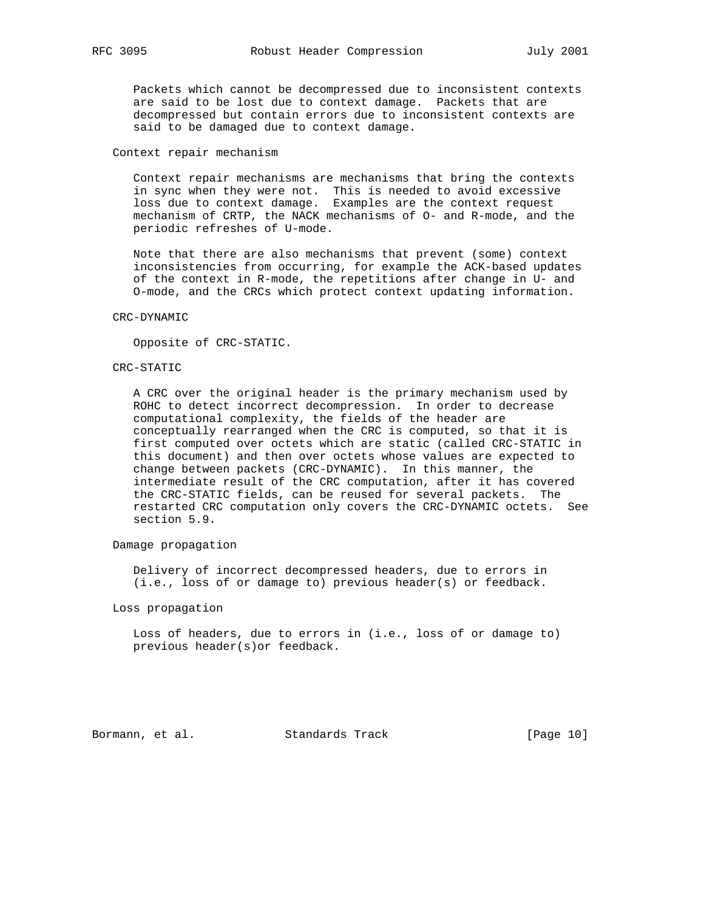Packets which cannot be decompressed due to inconsistent contexts are said to be lost due to context damage. Packets that are decompressed but contain errors due to inconsistent contexts are said to be damaged due to context damage.

Context repair mechanism

Context repair mechanisms are mechanisms that bring the contexts in sync when they were not. This is needed to avoid excessive loss due to context damage. Examples are the context request mechanism of CRTP, the NACK mechanisms of O- and R-mode, and the periodic refreshes of U-mode.

Note that there are also mechanisms that prevent (some) context inconsistencies from occurring, for example the ACK-based updates of the context in R-mode, the repetitions after change in U- and O-mode, and the CRCs which protect context updating information.

CRC-DYNAMIC

Opposite of CRC-STATIC.

CRC-STATIC

A CRC over the original header is the primary mechanism used by ROHC to detect incorrect decompression. In order to decrease computational complexity, the fields of the header are conceptually rearranged when the CRC is computed, so that it is first computed over octets which are static (called CRC-STATIC in this document) and then over octets whose values are expected to change between packets (CRC-DYNAMIC). In this manner, the intermediate result of the CRC computation, after it has covered the CRC-STATIC fields, can be reused for several packets. The restarted CRC computation only covers the CRC-DYNAMIC octets. See section 5.9.

Damage propagation

Delivery of incorrect decompressed headers, due to errors in (i.e., loss of or damage to) previous header(s) or feedback.

Loss propagation

Loss of headers, due to errors in (i.e., loss of or damage to) previous header(s)or feedback.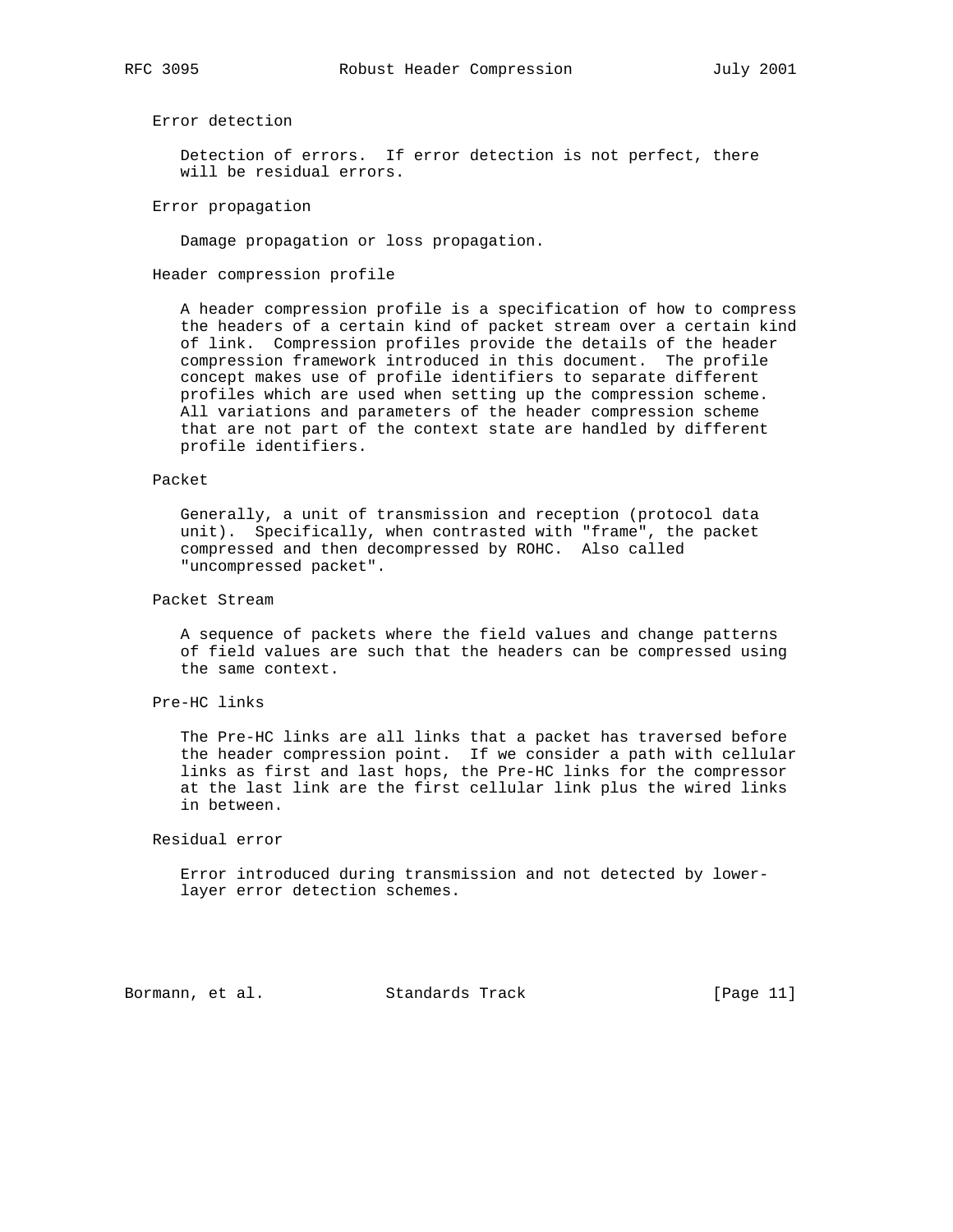Error detection

Detection of errors. If error detection is not perfect, there will be residual errors.

Error propagation

Damage propagation or loss propagation.

Header compression profile

A header compression profile is a specification of how to compress the headers of a certain kind of packet stream over a certain kind of link. Compression profiles provide the details of the header compression framework introduced in this document. The profile concept makes use of profile identifiers to separate different profiles which are used when setting up the compression scheme. All variations and parameters of the header compression scheme that are not part of the context state are handled by different profile identifiers.

Packet

Generally, a unit of transmission and reception (protocol data unit). Specifically, when contrasted with "frame", the packet compressed and then decompressed by ROHC. Also called "uncompressed packet".

Packet Stream

A sequence of packets where the field values and change patterns of field values are such that the headers can be compressed using the same context.

Pre-HC links

The Pre-HC links are all links that a packet has traversed before the header compression point. If we consider a path with cellular links as first and last hops, the Pre-HC links for the compressor at the last link are the first cellular link plus the wired links in between.

Residual error

Error introduced during transmission and not detected by lower-layer error detection schemes.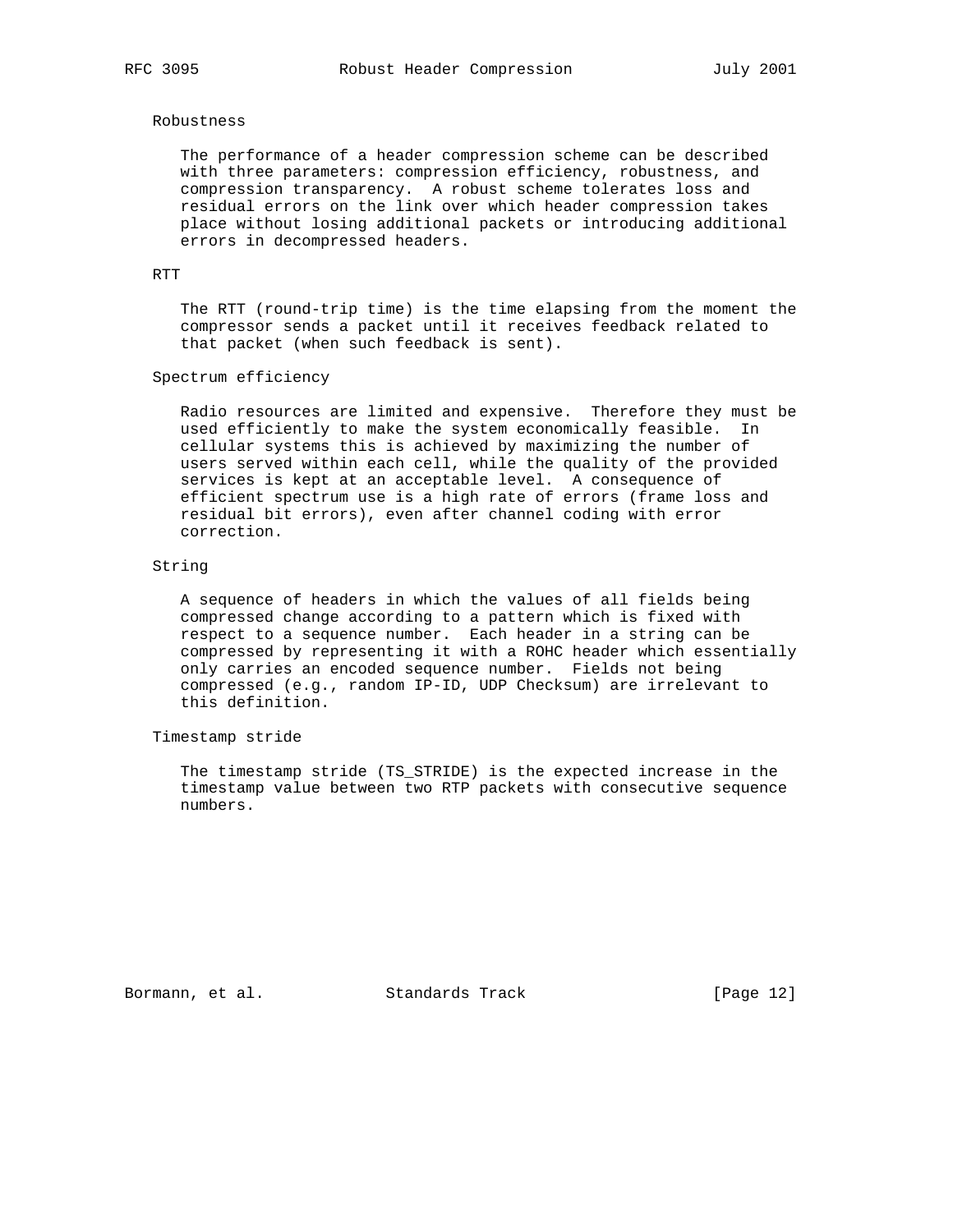Robustness

The performance of a header compression scheme can be described with three parameters: compression efficiency, robustness, and compression transparency. A robust scheme tolerates loss and residual errors on the link over which header compression takes place without losing additional packets or introducing additional errors in decompressed headers.

RTT

The RTT (round-trip time) is the time elapsing from the moment the compressor sends a packet until it receives feedback related to that packet (when such feedback is sent).

Spectrum efficiency

Radio resources are limited and expensive. Therefore they must be used efficiently to make the system economically feasible. In cellular systems this is achieved by maximizing the number of users served within each cell, while the quality of the provided services is kept at an acceptable level. A consequence of efficient spectrum use is a high rate of errors (frame loss and residual bit errors), even after channel coding with error correction.

String

A sequence of headers in which the values of all fields being compressed change according to a pattern which is fixed with respect to a sequence number. Each header in a string can be compressed by representing it with a ROHC header which essentially only carries an encoded sequence number. Fields not being compressed (e.g., random IP-ID, UDP Checksum) are irrelevant to this definition.

Timestamp stride

The timestamp stride (TS_STRIDE) is the expected increase in the timestamp value between two RTP packets with consecutive sequence numbers.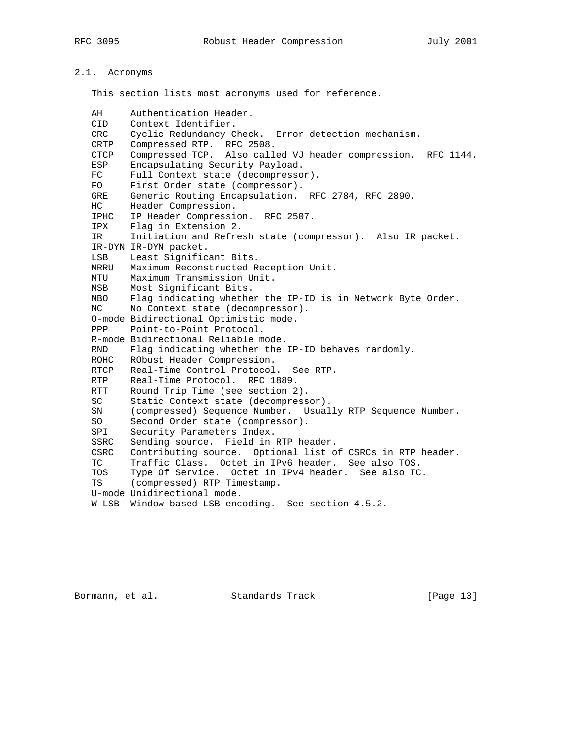## 2.1. Acronyms

This section lists most acronyms used for reference.

```
AH      Authentication Header.
CID     Context Identifier.
CRC     Cyclic Redundancy Check.  Error detection mechanism.
CRTP    Compressed RTP.  RFC 2508.
CTCP    Compressed TCP.  Also called VJ header compression.  RFC 1144.
ESP     Encapsulating Security Payload.
FC      Full Context state (decompressor).
FO      First Order state (compressor).
GRE     Generic Routing Encapsulation.  RFC 2784, RFC 2890.
HC      Header Compression.
IPHC    IP Header Compression.  RFC 2507.
IPX     Flag in Extension 2.
IR      Initiation and Refresh state (compressor).  Also IR packet.
IR-DYN  IR-DYN packet.
LSB     Least Significant Bits.
MRRU    Maximum Reconstructed Reception Unit.
MTU     Maximum Transmission Unit.
MSB     Most Significant Bits.
NBO     Flag indicating whether the IP-ID is in Network Byte Order.
NC      No Context state (decompressor).
O-mode  Bidirectional Optimistic mode.
PPP     Point-to-Point Protocol.
R-mode  Bidirectional Reliable mode.
RND     Flag indicating whether the IP-ID behaves randomly.
ROHC    RObust Header Compression.
RTCP    Real-Time Control Protocol.  See RTP.
RTP     Real-Time Protocol.  RFC 1889.
RTT     Round Trip Time (see section 2).
SC      Static Context state (decompressor).
SN      (compressed) Sequence Number.  Usually RTP Sequence Number.
SO      Second Order state (compressor).
SPI     Security Parameters Index.
SSRC    Sending source.  Field in RTP header.
CSRC    Contributing source.  Optional list of CSRCs in RTP header.
TC      Traffic Class.  Octet in IPv6 header.  See also TOS.
TOS     Type Of Service.  Octet in IPv4 header.  See also TC.
TS      (compressed) RTP Timestamp.
U-mode  Unidirectional mode.
W-LSB   Window based LSB encoding.  See section 4.5.2.
```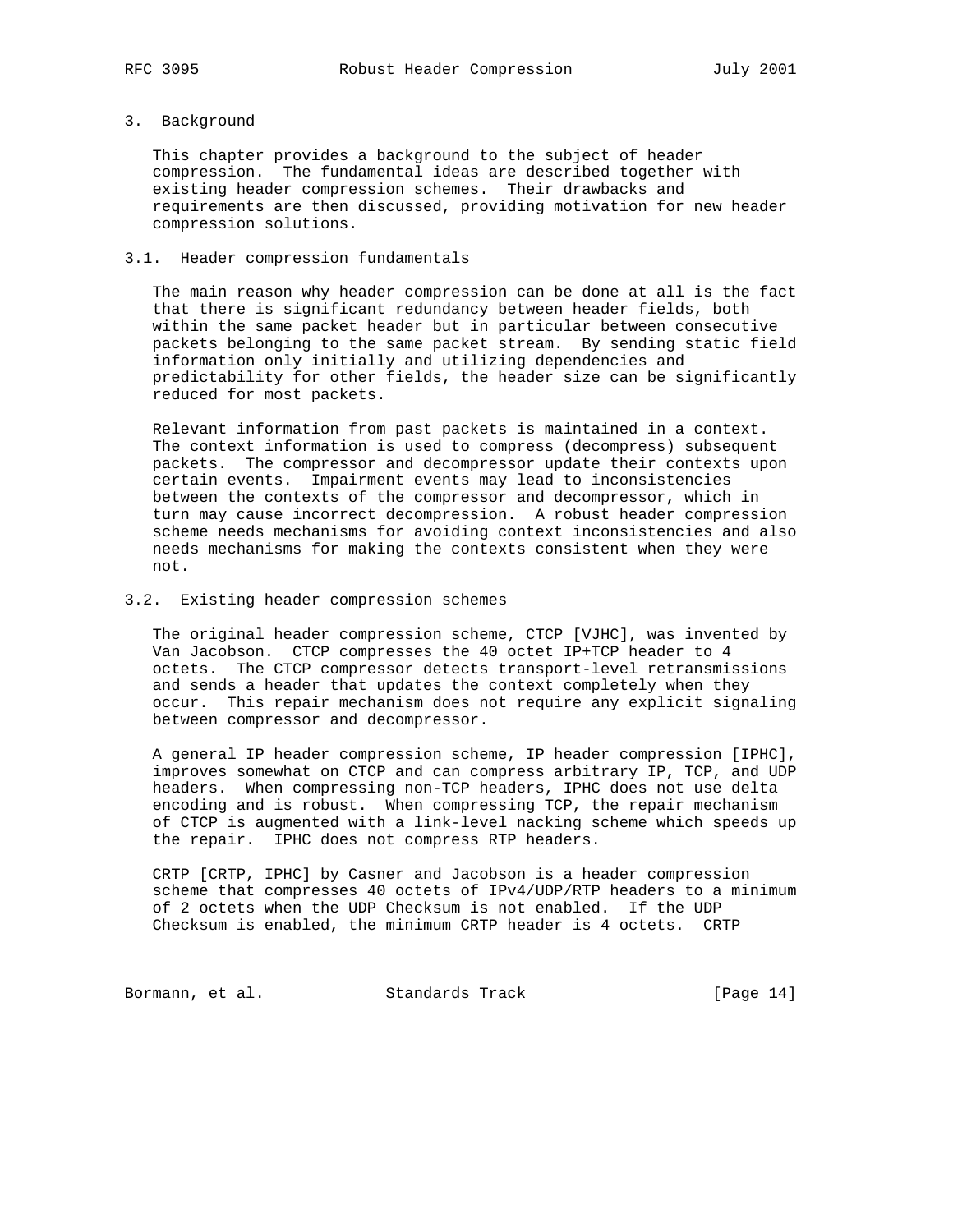## 3. Background

This chapter provides a background to the subject of header compression. The fundamental ideas are described together with existing header compression schemes. Their drawbacks and requirements are then discussed, providing motivation for new header compression solutions.

### 3.1. Header compression fundamentals

The main reason why header compression can be done at all is the fact that there is significant redundancy between header fields, both within the same packet header but in particular between consecutive packets belonging to the same packet stream. By sending static field information only initially and utilizing dependencies and predictability for other fields, the header size can be significantly reduced for most packets.

Relevant information from past packets is maintained in a context. The context information is used to compress (decompress) subsequent packets. The compressor and decompressor update their contexts upon certain events. Impairment events may lead to inconsistencies between the contexts of the compressor and decompressor, which in turn may cause incorrect decompression. A robust header compression scheme needs mechanisms for avoiding context inconsistencies and also needs mechanisms for making the contexts consistent when they were not.

### 3.2. Existing header compression schemes

The original header compression scheme, CTCP [VJHC], was invented by Van Jacobson. CTCP compresses the 40 octet IP+TCP header to 4 octets. The CTCP compressor detects transport-level retransmissions and sends a header that updates the context completely when they occur. This repair mechanism does not require any explicit signaling between compressor and decompressor.

A general IP header compression scheme, IP header compression [IPHC], improves somewhat on CTCP and can compress arbitrary IP, TCP, and UDP headers. When compressing non-TCP headers, IPHC does not use delta encoding and is robust. When compressing TCP, the repair mechanism of CTCP is augmented with a link-level nacking scheme which speeds up the repair. IPHC does not compress RTP headers.

CRTP [CRTP, IPHC] by Casner and Jacobson is a header compression scheme that compresses 40 octets of IPv4/UDP/RTP headers to a minimum of 2 octets when the UDP Checksum is not enabled. If the UDP Checksum is enabled, the minimum CRTP header is 4 octets. CRTP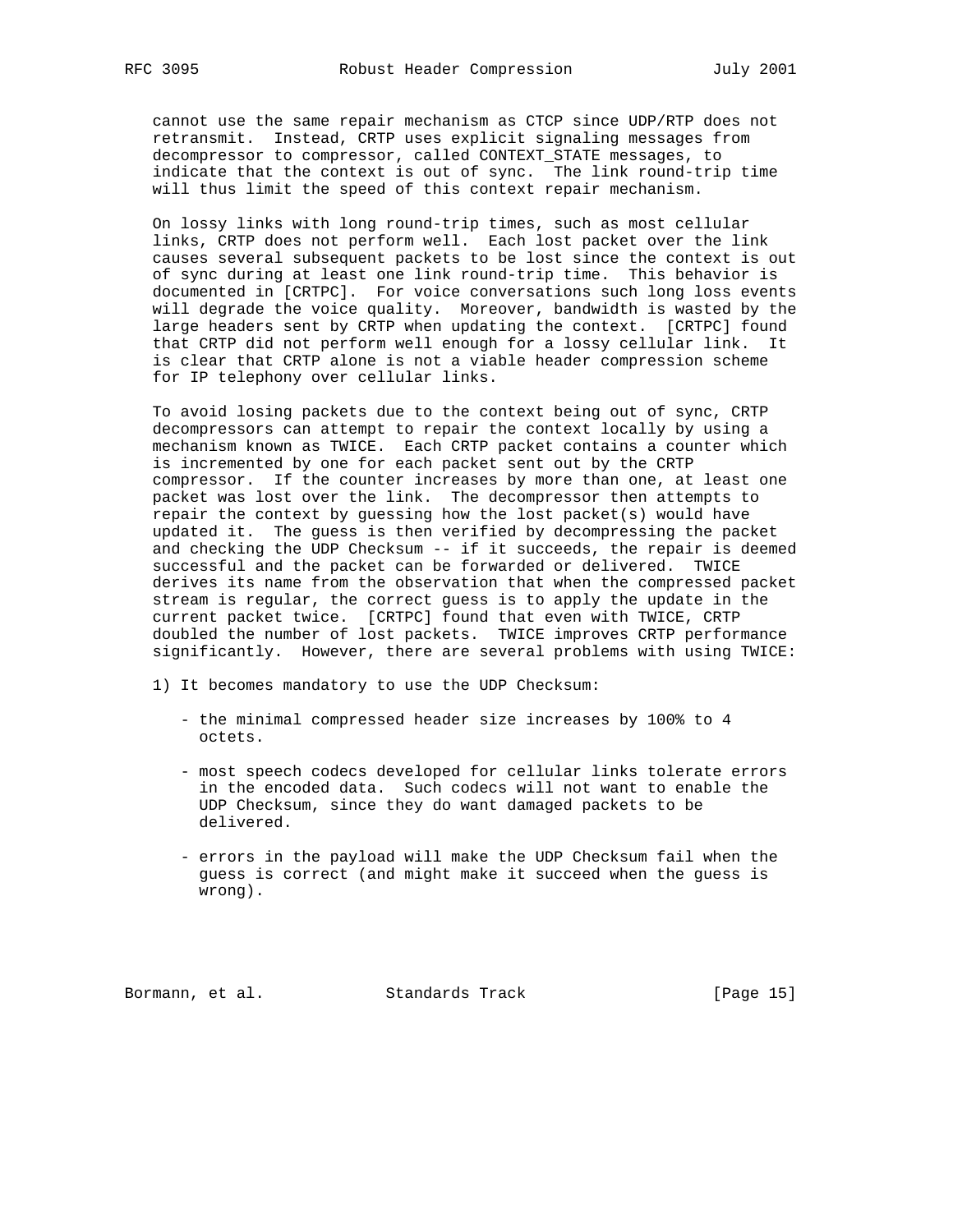cannot use the same repair mechanism as CTCP since UDP/RTP does not retransmit. Instead, CRTP uses explicit signaling messages from decompressor to compressor, called CONTEXT_STATE messages, to indicate that the context is out of sync. The link round-trip time will thus limit the speed of this context repair mechanism.

On lossy links with long round-trip times, such as most cellular links, CRTP does not perform well. Each lost packet over the link causes several subsequent packets to be lost since the context is out of sync during at least one link round-trip time. This behavior is documented in [CRTPC]. For voice conversations such long loss events will degrade the voice quality. Moreover, bandwidth is wasted by the large headers sent by CRTP when updating the context. [CRTPC] found that CRTP did not perform well enough for a lossy cellular link. It is clear that CRTP alone is not a viable header compression scheme for IP telephony over cellular links.

To avoid losing packets due to the context being out of sync, CRTP decompressors can attempt to repair the context locally by using a mechanism known as TWICE. Each CRTP packet contains a counter which is incremented by one for each packet sent out by the CRTP compressor. If the counter increases by more than one, at least one packet was lost over the link. The decompressor then attempts to repair the context by guessing how the lost packet(s) would have updated it. The guess is then verified by decompressing the packet and checking the UDP Checksum -- if it succeeds, the repair is deemed successful and the packet can be forwarded or delivered. TWICE derives its name from the observation that when the compressed packet stream is regular, the correct guess is to apply the update in the current packet twice. [CRTPC] found that even with TWICE, CRTP doubled the number of lost packets. TWICE improves CRTP performance significantly. However, there are several problems with using TWICE:

1) It becomes mandatory to use the UDP Checksum:

   - the minimal compressed header size increases by 100% to 4 octets.

   - most speech codecs developed for cellular links tolerate errors in the encoded data. Such codecs will not want to enable the UDP Checksum, since they do want damaged packets to be delivered.

   - errors in the payload will make the UDP Checksum fail when the guess is correct (and might make it succeed when the guess is wrong).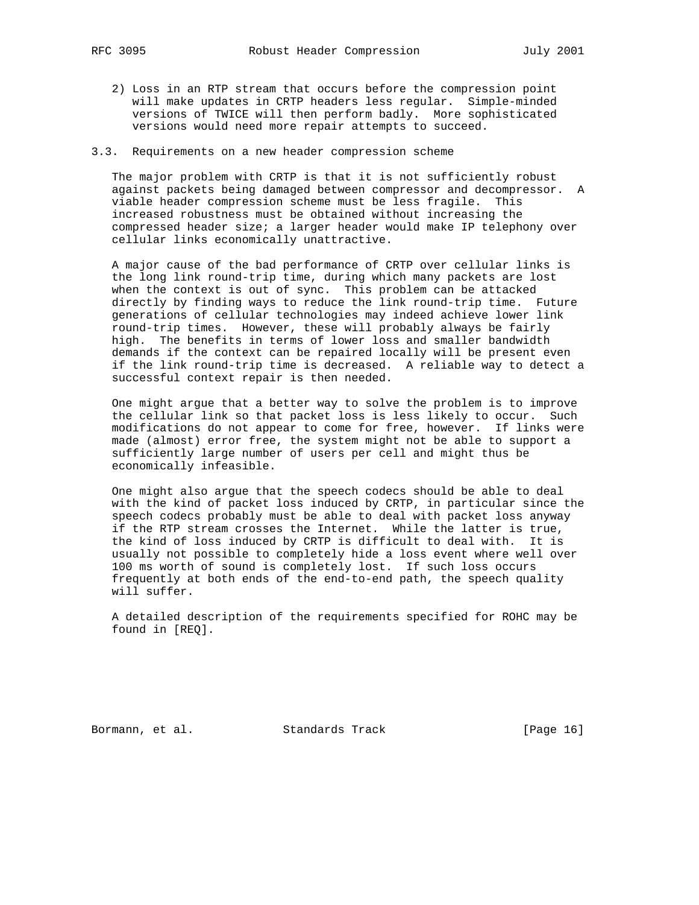2) Loss in an RTP stream that occurs before the compression point will make updates in CRTP headers less regular. Simple-minded versions of TWICE will then perform badly. More sophisticated versions would need more repair attempts to succeed.

### 3.3. Requirements on a new header compression scheme

The major problem with CRTP is that it is not sufficiently robust against packets being damaged between compressor and decompressor. A viable header compression scheme must be less fragile. This increased robustness must be obtained without increasing the compressed header size; a larger header would make IP telephony over cellular links economically unattractive.

A major cause of the bad performance of CRTP over cellular links is the long link round-trip time, during which many packets are lost when the context is out of sync. This problem can be attacked directly by finding ways to reduce the link round-trip time. Future generations of cellular technologies may indeed achieve lower link round-trip times. However, these will probably always be fairly high. The benefits in terms of lower loss and smaller bandwidth demands if the context can be repaired locally will be present even if the link round-trip time is decreased. A reliable way to detect a successful context repair is then needed.

One might argue that a better way to solve the problem is to improve the cellular link so that packet loss is less likely to occur. Such modifications do not appear to come for free, however. If links were made (almost) error free, the system might not be able to support a sufficiently large number of users per cell and might thus be economically infeasible.

One might also argue that the speech codecs should be able to deal with the kind of packet loss induced by CRTP, in particular since the speech codecs probably must be able to deal with packet loss anyway if the RTP stream crosses the Internet. While the latter is true, the kind of loss induced by CRTP is difficult to deal with. It is usually not possible to completely hide a loss event where well over 100 ms worth of sound is completely lost. If such loss occurs frequently at both ends of the end-to-end path, the speech quality will suffer.

A detailed description of the requirements specified for ROHC may be found in [REQ].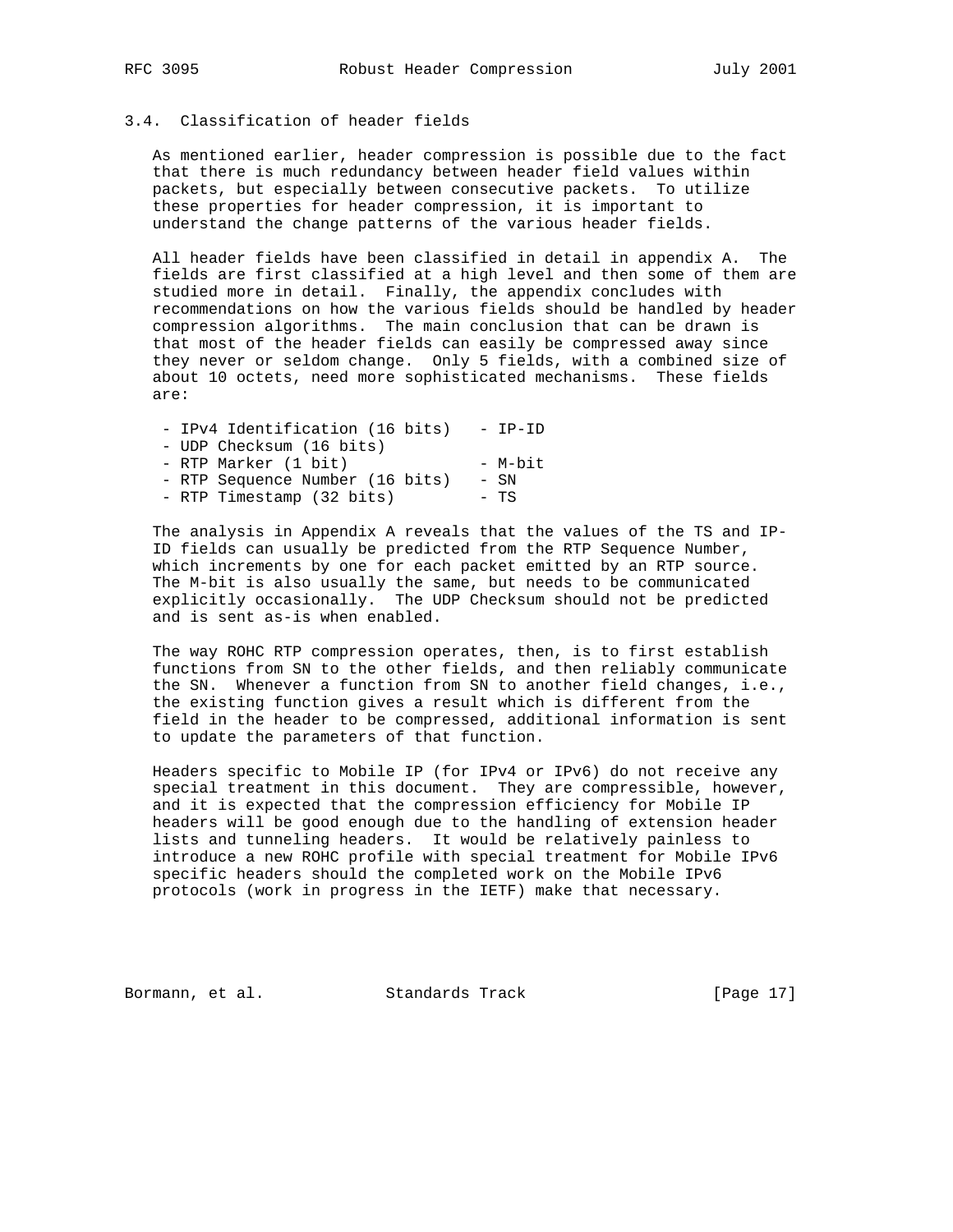### 3.4. Classification of header fields

As mentioned earlier, header compression is possible due to the fact that there is much redundancy between header field values within packets, but especially between consecutive packets. To utilize these properties for header compression, it is important to understand the change patterns of the various header fields.

All header fields have been classified in detail in appendix A. The fields are first classified at a high level and then some of them are studied more in detail. Finally, the appendix concludes with recommendations on how the various fields should be handled by header compression algorithms. The main conclusion that can be drawn is that most of the header fields can easily be compressed away since they never or seldom change. Only 5 fields, with a combined size of about 10 octets, need more sophisticated mechanisms. These fields are:

```
 - IPv4 Identification (16 bits)   - IP-ID
 - UDP Checksum (16 bits)
 - RTP Marker (1 bit)              - M-bit
 - RTP Sequence Number (16 bits)   - SN
 - RTP Timestamp (32 bits)         - TS
```

The analysis in Appendix A reveals that the values of the TS and IP-ID fields can usually be predicted from the RTP Sequence Number, which increments by one for each packet emitted by an RTP source. The M-bit is also usually the same, but needs to be communicated explicitly occasionally. The UDP Checksum should not be predicted and is sent as-is when enabled.

The way ROHC RTP compression operates, then, is to first establish functions from SN to the other fields, and then reliably communicate the SN. Whenever a function from SN to another field changes, i.e., the existing function gives a result which is different from the field in the header to be compressed, additional information is sent to update the parameters of that function.

Headers specific to Mobile IP (for IPv4 or IPv6) do not receive any special treatment in this document. They are compressible, however, and it is expected that the compression efficiency for Mobile IP headers will be good enough due to the handling of extension header lists and tunneling headers. It would be relatively painless to introduce a new ROHC profile with special treatment for Mobile IPv6 specific headers should the completed work on the Mobile IPv6 protocols (work in progress in the IETF) make that necessary.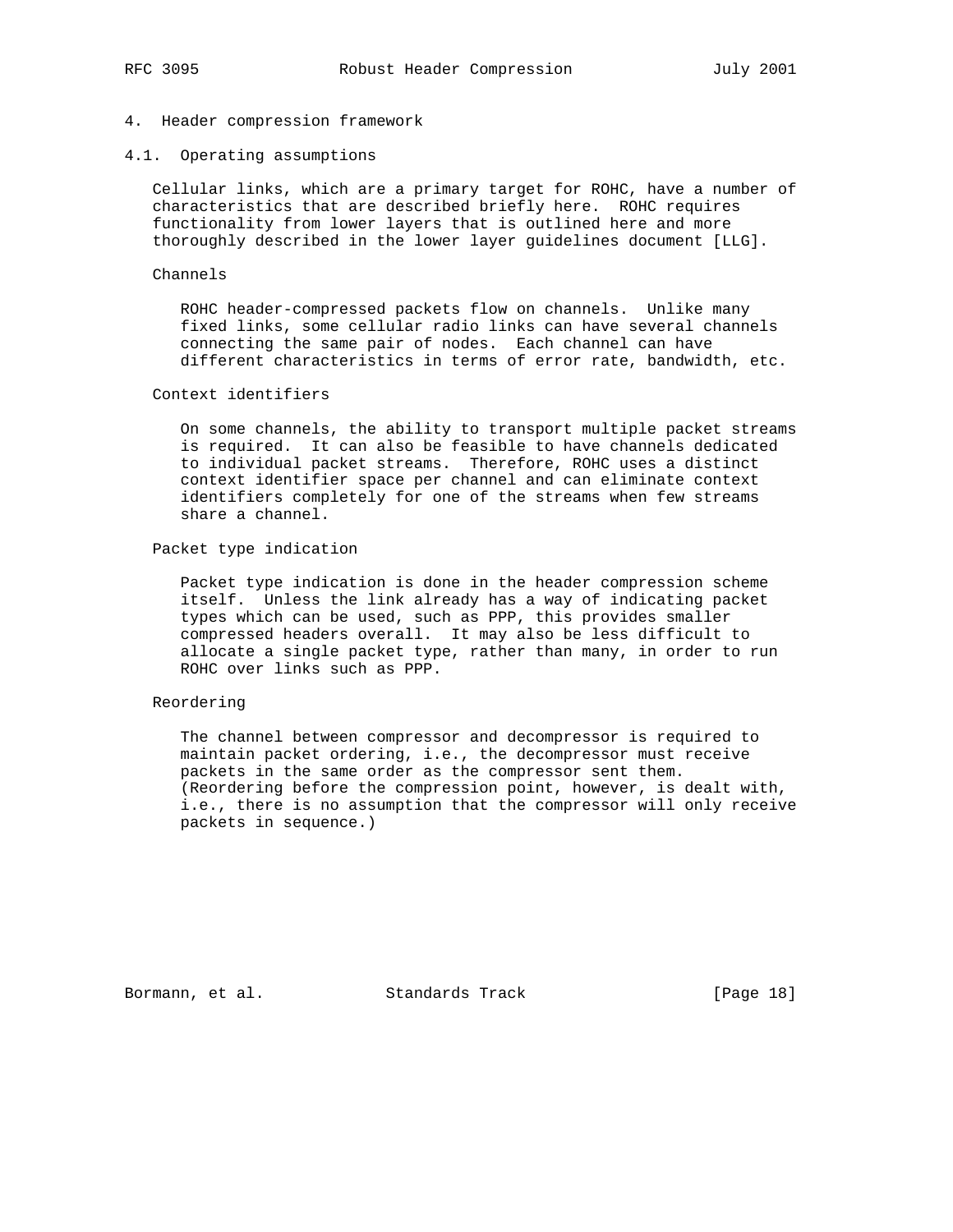# 4. Header compression framework

## 4.1. Operating assumptions

Cellular links, which are a primary target for ROHC, have a number of characteristics that are described briefly here. ROHC requires functionality from lower layers that is outlined here and more thoroughly described in the lower layer guidelines document [LLG].

Channels

ROHC header-compressed packets flow on channels. Unlike many fixed links, some cellular radio links can have several channels connecting the same pair of nodes. Each channel can have different characteristics in terms of error rate, bandwidth, etc.

Context identifiers

On some channels, the ability to transport multiple packet streams is required. It can also be feasible to have channels dedicated to individual packet streams. Therefore, ROHC uses a distinct context identifier space per channel and can eliminate context identifiers completely for one of the streams when few streams share a channel.

Packet type indication

Packet type indication is done in the header compression scheme itself. Unless the link already has a way of indicating packet types which can be used, such as PPP, this provides smaller compressed headers overall. It may also be less difficult to allocate a single packet type, rather than many, in order to run ROHC over links such as PPP.

Reordering

The channel between compressor and decompressor is required to maintain packet ordering, i.e., the decompressor must receive packets in the same order as the compressor sent them. (Reordering before the compression point, however, is dealt with, i.e., there is no assumption that the compressor will only receive packets in sequence.)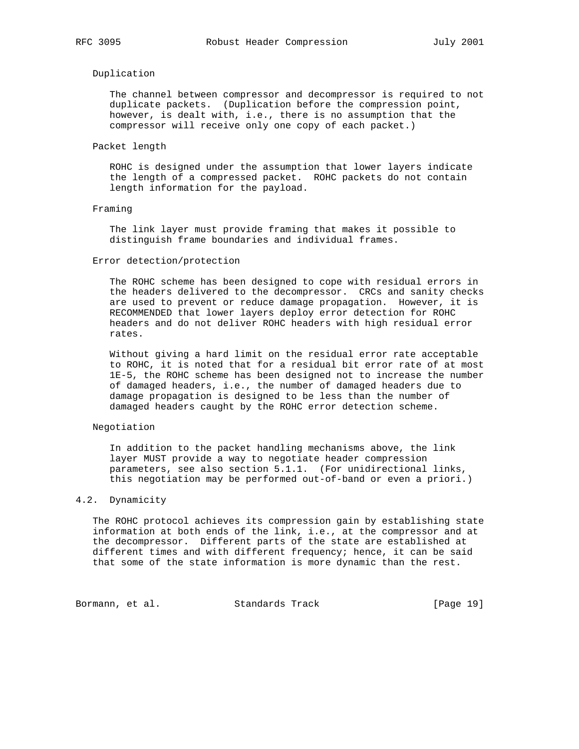Duplication

The channel between compressor and decompressor is required to not duplicate packets. (Duplication before the compression point, however, is dealt with, i.e., there is no assumption that the compressor will receive only one copy of each packet.)

Packet length

ROHC is designed under the assumption that lower layers indicate the length of a compressed packet. ROHC packets do not contain length information for the payload.

Framing

The link layer must provide framing that makes it possible to distinguish frame boundaries and individual frames.

Error detection/protection

The ROHC scheme has been designed to cope with residual errors in the headers delivered to the decompressor. CRCs and sanity checks are used to prevent or reduce damage propagation. However, it is RECOMMENDED that lower layers deploy error detection for ROHC headers and do not deliver ROHC headers with high residual error rates.

Without giving a hard limit on the residual error rate acceptable to ROHC, it is noted that for a residual bit error rate of at most 1E-5, the ROHC scheme has been designed not to increase the number of damaged headers, i.e., the number of damaged headers due to damage propagation is designed to be less than the number of damaged headers caught by the ROHC error detection scheme.

Negotiation

In addition to the packet handling mechanisms above, the link layer MUST provide a way to negotiate header compression parameters, see also section 5.1.1. (For unidirectional links, this negotiation may be performed out-of-band or even a priori.)

## 4.2. Dynamicity

The ROHC protocol achieves its compression gain by establishing state information at both ends of the link, i.e., at the compressor and at the decompressor. Different parts of the state are established at different times and with different frequency; hence, it can be said that some of the state information is more dynamic than the rest.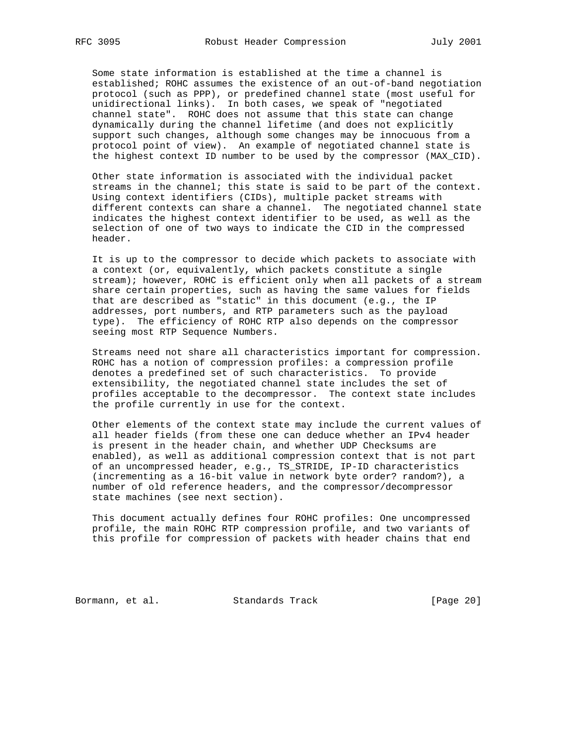Some state information is established at the time a channel is established; ROHC assumes the existence of an out-of-band negotiation protocol (such as PPP), or predefined channel state (most useful for unidirectional links). In both cases, we speak of "negotiated channel state". ROHC does not assume that this state can change dynamically during the channel lifetime (and does not explicitly support such changes, although some changes may be innocuous from a protocol point of view). An example of negotiated channel state is the highest context ID number to be used by the compressor (MAX_CID).

Other state information is associated with the individual packet streams in the channel; this state is said to be part of the context. Using context identifiers (CIDs), multiple packet streams with different contexts can share a channel. The negotiated channel state indicates the highest context identifier to be used, as well as the selection of one of two ways to indicate the CID in the compressed header.

It is up to the compressor to decide which packets to associate with a context (or, equivalently, which packets constitute a single stream); however, ROHC is efficient only when all packets of a stream share certain properties, such as having the same values for fields that are described as "static" in this document (e.g., the IP addresses, port numbers, and RTP parameters such as the payload type). The efficiency of ROHC RTP also depends on the compressor seeing most RTP Sequence Numbers.

Streams need not share all characteristics important for compression. ROHC has a notion of compression profiles: a compression profile denotes a predefined set of such characteristics. To provide extensibility, the negotiated channel state includes the set of profiles acceptable to the decompressor. The context state includes the profile currently in use for the context.

Other elements of the context state may include the current values of all header fields (from these one can deduce whether an IPv4 header is present in the header chain, and whether UDP Checksums are enabled), as well as additional compression context that is not part of an uncompressed header, e.g., TS_STRIDE, IP-ID characteristics (incrementing as a 16-bit value in network byte order? random?), a number of old reference headers, and the compressor/decompressor state machines (see next section).

This document actually defines four ROHC profiles: One uncompressed profile, the main ROHC RTP compression profile, and two variants of this profile for compression of packets with header chains that end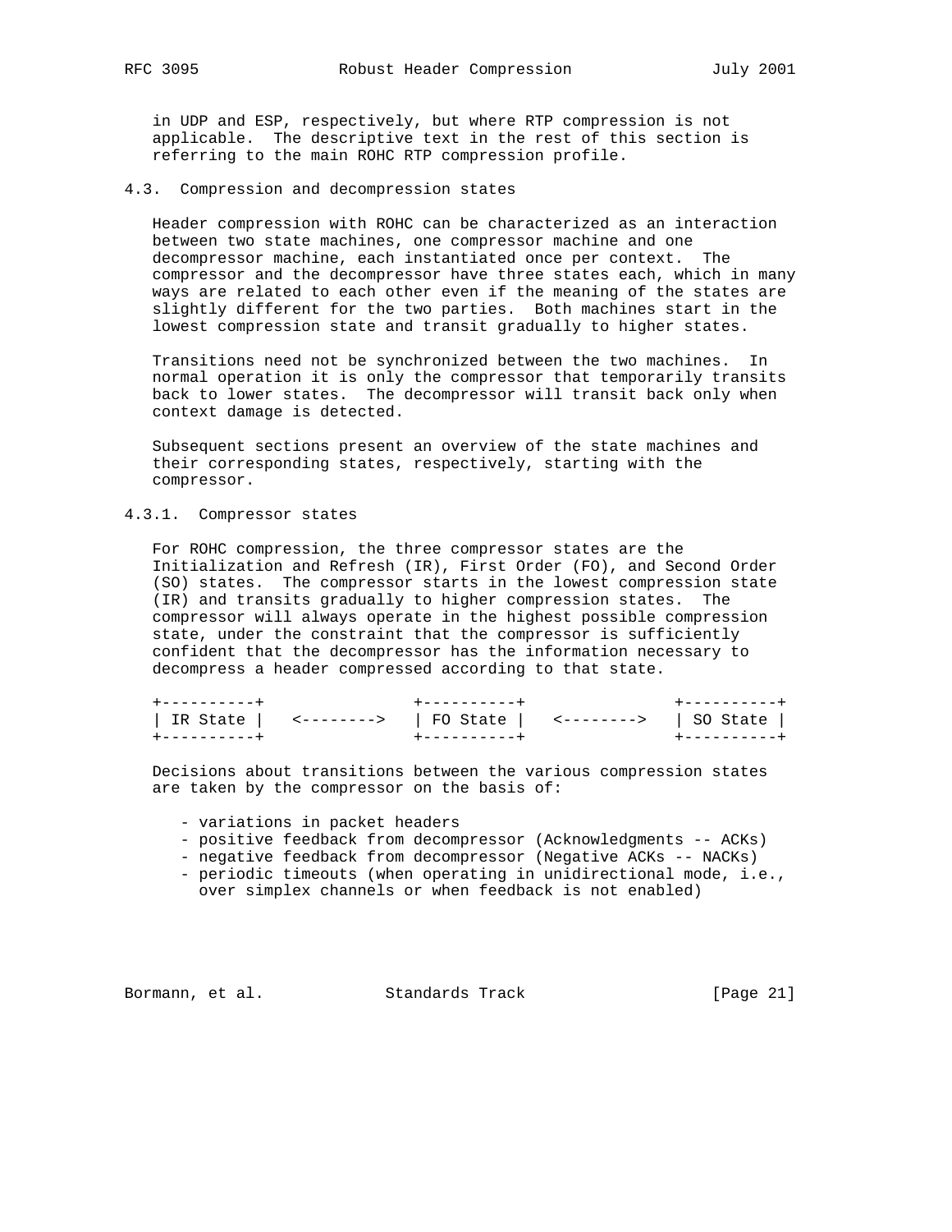in UDP and ESP, respectively, but where RTP compression is not applicable. The descriptive text in the rest of this section is referring to the main ROHC RTP compression profile.

### 4.3. Compression and decompression states

Header compression with ROHC can be characterized as an interaction between two state machines, one compressor machine and one decompressor machine, each instantiated once per context. The compressor and the decompressor have three states each, which in many ways are related to each other even if the meaning of the states are slightly different for the two parties. Both machines start in the lowest compression state and transit gradually to higher states.

Transitions need not be synchronized between the two machines. In normal operation it is only the compressor that temporarily transits back to lower states. The decompressor will transit back only when context damage is detected.

Subsequent sections present an overview of the state machines and their corresponding states, respectively, starting with the compressor.

#### 4.3.1. Compressor states

For ROHC compression, the three compressor states are the Initialization and Refresh (IR), First Order (FO), and Second Order (SO) states. The compressor starts in the lowest compression state (IR) and transits gradually to higher compression states. The compressor will always operate in the highest possible compression state, under the constraint that the compressor is sufficiently confident that the decompressor has the information necessary to decompress a header compressed according to that state.

```
+----------+              +----------+              +----------+
| IR State |  <-------->  | FO State |  <-------->  | SO State |
+----------+              +----------+              +----------+
```

Decisions about transitions between the various compression states are taken by the compressor on the basis of:

- variations in packet headers
- positive feedback from decompressor (Acknowledgments -- ACKs)
- negative feedback from decompressor (Negative ACKs -- NACKs)
- periodic timeouts (when operating in unidirectional mode, i.e., over simplex channels or when feedback is not enabled)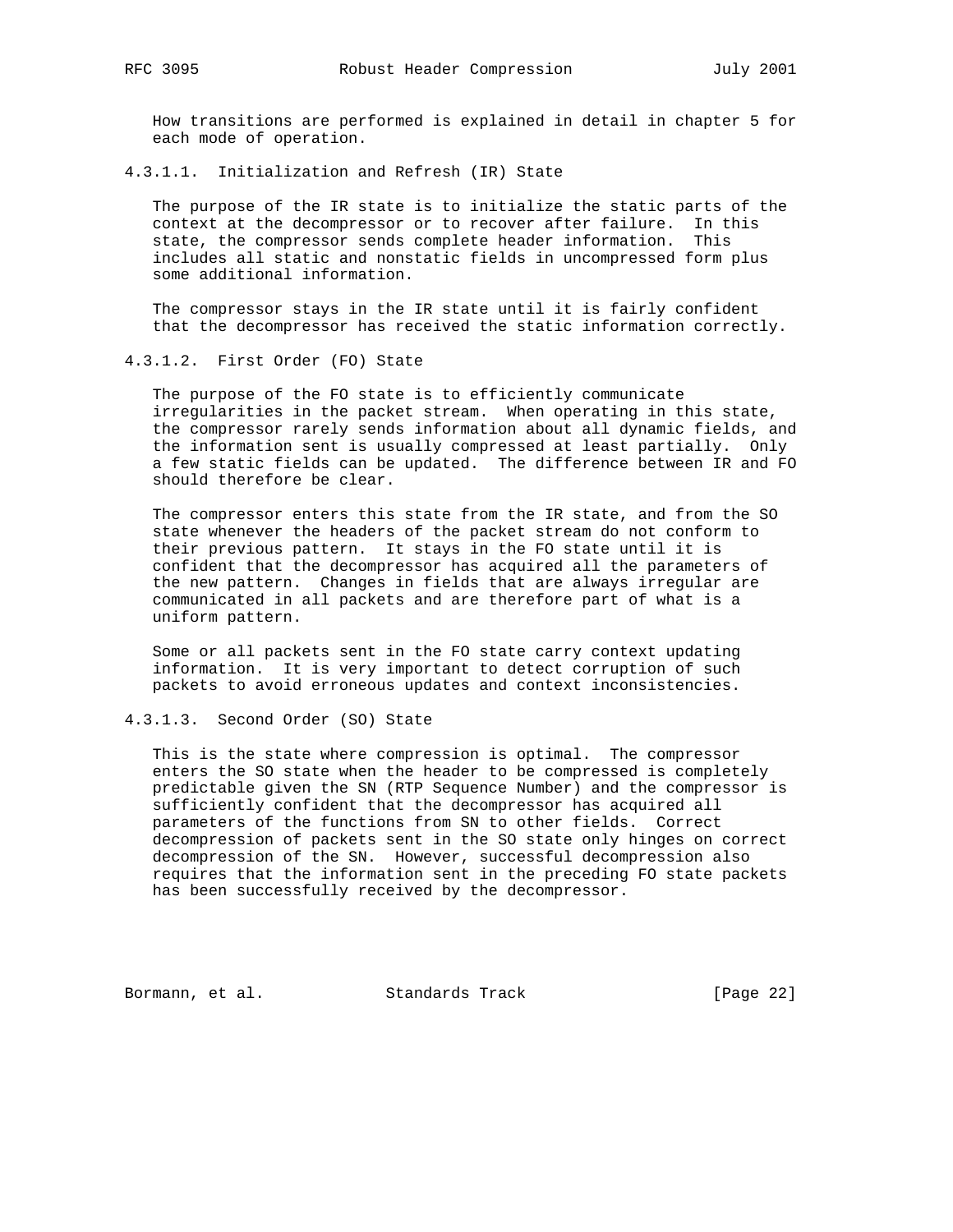How transitions are performed is explained in detail in chapter 5 for each mode of operation.

#### 4.3.1.1. Initialization and Refresh (IR) State

The purpose of the IR state is to initialize the static parts of the context at the decompressor or to recover after failure. In this state, the compressor sends complete header information. This includes all static and nonstatic fields in uncompressed form plus some additional information.

The compressor stays in the IR state until it is fairly confident that the decompressor has received the static information correctly.

#### 4.3.1.2. First Order (FO) State

The purpose of the FO state is to efficiently communicate irregularities in the packet stream. When operating in this state, the compressor rarely sends information about all dynamic fields, and the information sent is usually compressed at least partially. Only a few static fields can be updated. The difference between IR and FO should therefore be clear.

The compressor enters this state from the IR state, and from the SO state whenever the headers of the packet stream do not conform to their previous pattern. It stays in the FO state until it is confident that the decompressor has acquired all the parameters of the new pattern. Changes in fields that are always irregular are communicated in all packets and are therefore part of what is a uniform pattern.

Some or all packets sent in the FO state carry context updating information. It is very important to detect corruption of such packets to avoid erroneous updates and context inconsistencies.

#### 4.3.1.3. Second Order (SO) State

This is the state where compression is optimal. The compressor enters the SO state when the header to be compressed is completely predictable given the SN (RTP Sequence Number) and the compressor is sufficiently confident that the decompressor has acquired all parameters of the functions from SN to other fields. Correct decompression of packets sent in the SO state only hinges on correct decompression of the SN. However, successful decompression also requires that the information sent in the preceding FO state packets has been successfully received by the decompressor.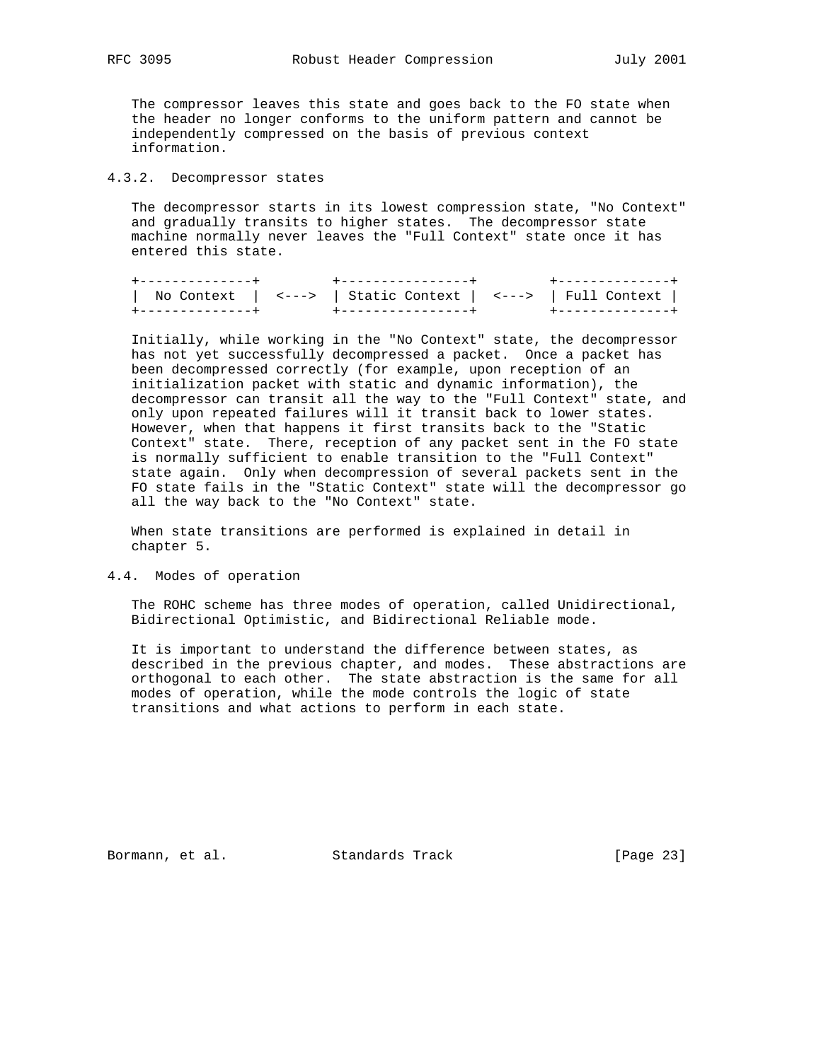The compressor leaves this state and goes back to the FO state when the header no longer conforms to the uniform pattern and cannot be independently compressed on the basis of previous context information.

### 4.3.2. Decompressor states

The decompressor starts in its lowest compression state, "No Context" and gradually transits to higher states. The decompressor state machine normally never leaves the "Full Context" state once it has entered this state.

```
+--------------+         +----------------+         +--------------+
|  No Context  |  <--->  | Static Context |  <--->  | Full Context |
+--------------+         +----------------+         +--------------+
```

Initially, while working in the "No Context" state, the decompressor has not yet successfully decompressed a packet. Once a packet has been decompressed correctly (for example, upon reception of an initialization packet with static and dynamic information), the decompressor can transit all the way to the "Full Context" state, and only upon repeated failures will it transit back to lower states. However, when that happens it first transits back to the "Static Context" state. There, reception of any packet sent in the FO state is normally sufficient to enable transition to the "Full Context" state again. Only when decompression of several packets sent in the FO state fails in the "Static Context" state will the decompressor go all the way back to the "No Context" state.

When state transitions are performed is explained in detail in chapter 5.

## 4.4. Modes of operation

The ROHC scheme has three modes of operation, called Unidirectional, Bidirectional Optimistic, and Bidirectional Reliable mode.

It is important to understand the difference between states, as described in the previous chapter, and modes. These abstractions are orthogonal to each other. The state abstraction is the same for all modes of operation, while the mode controls the logic of state transitions and what actions to perform in each state.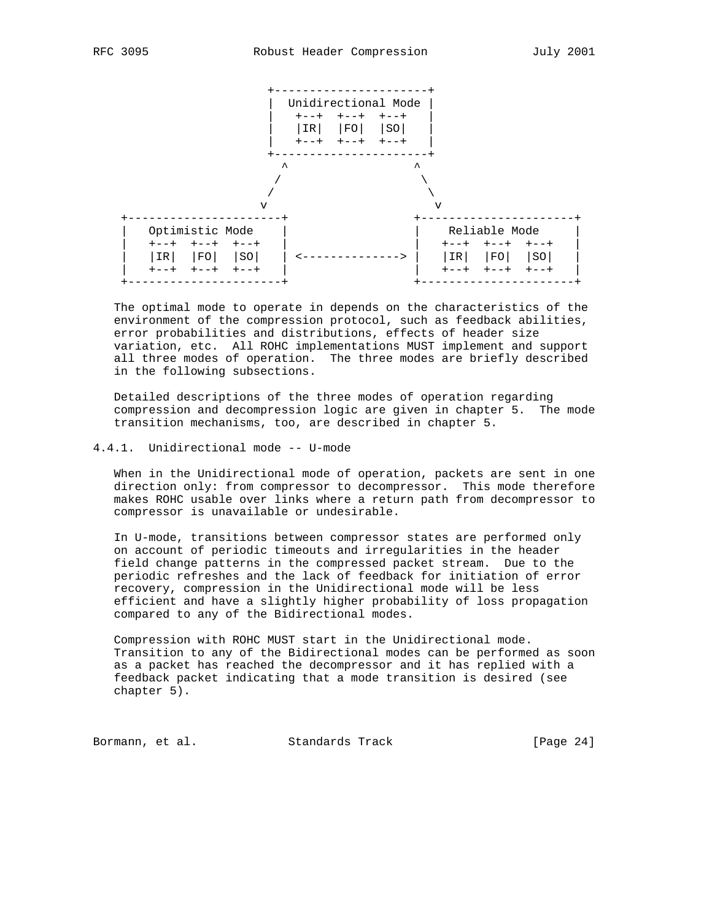```
                         +----------------------+
                         |  Unidirectional Mode |
                         |   +--+  +--+  +--+   |
                         |   |IR|  |FO|  |SO|   |
                         |   +--+  +--+  +--+   |
                         +----------------------+
                           ^                  ^
                          /                    \
                         /                      \
                        v                        v
 +----------------------+                  +----------------------+
 |   Optimistic Mode    |                  |    Reliable Mode     |
 |   +--+  +--+  +--+   |                  |   +--+  +--+  +--+   |
 |   |IR|  |FO|  |SO|   | <--------------> |   |IR|  |FO|  |SO|   |
 |   +--+  +--+  +--+   |                  |   +--+  +--+  +--+   |
 +----------------------+                  +----------------------+
```

The optimal mode to operate in depends on the characteristics of the environment of the compression protocol, such as feedback abilities, error probabilities and distributions, effects of header size variation, etc. All ROHC implementations MUST implement and support all three modes of operation. The three modes are briefly described in the following subsections.

Detailed descriptions of the three modes of operation regarding compression and decompression logic are given in chapter 5. The mode transition mechanisms, too, are described in chapter 5.

### 4.4.1. Unidirectional mode -- U-mode

When in the Unidirectional mode of operation, packets are sent in one direction only: from compressor to decompressor. This mode therefore makes ROHC usable over links where a return path from decompressor to compressor is unavailable or undesirable.

In U-mode, transitions between compressor states are performed only on account of periodic timeouts and irregularities in the header field change patterns in the compressed packet stream. Due to the periodic refreshes and the lack of feedback for initiation of error recovery, compression in the Unidirectional mode will be less efficient and have a slightly higher probability of loss propagation compared to any of the Bidirectional modes.

Compression with ROHC MUST start in the Unidirectional mode. Transition to any of the Bidirectional modes can be performed as soon as a packet has reached the decompressor and it has replied with a feedback packet indicating that a mode transition is desired (see chapter 5).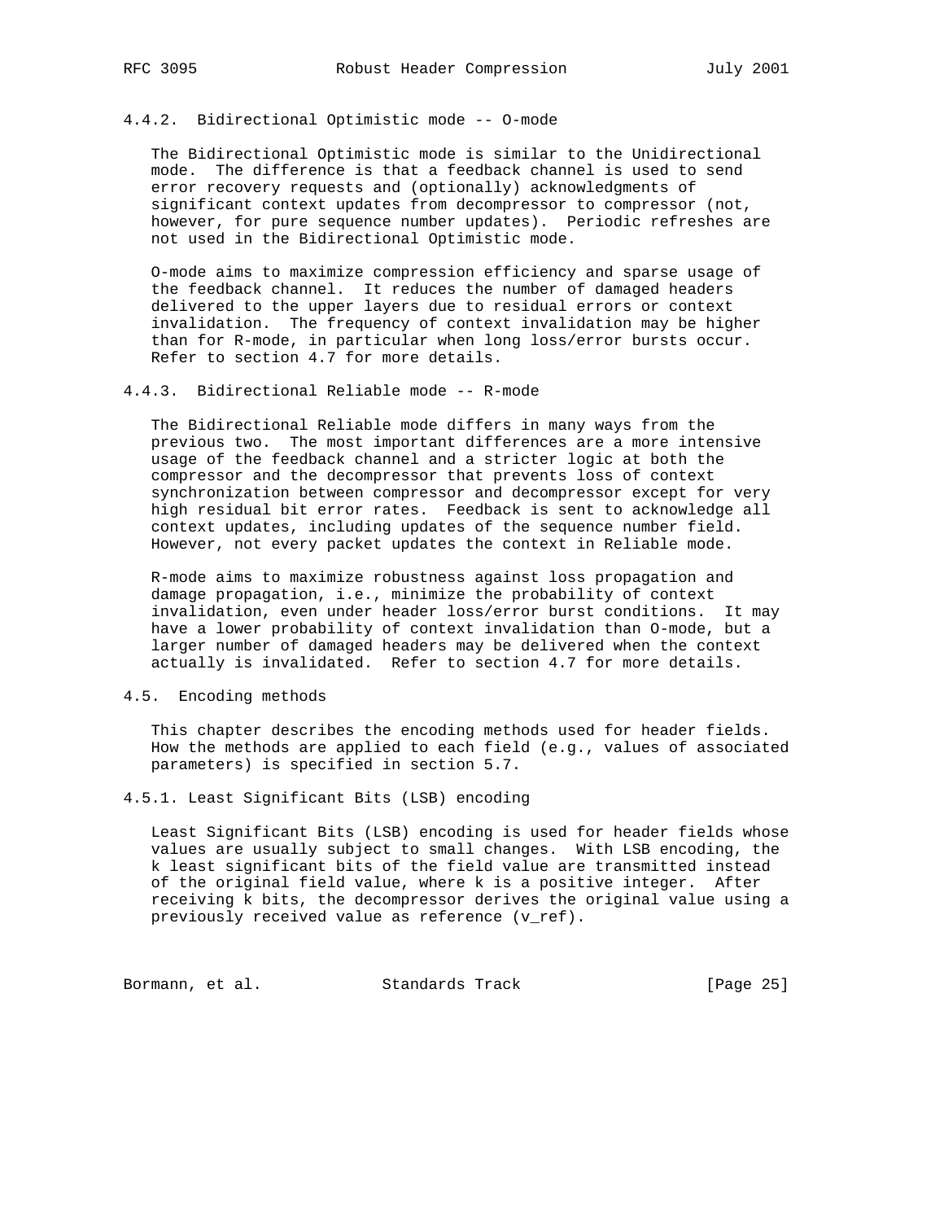#### 4.4.2. Bidirectional Optimistic mode -- O-mode

The Bidirectional Optimistic mode is similar to the Unidirectional mode. The difference is that a feedback channel is used to send error recovery requests and (optionally) acknowledgments of significant context updates from decompressor to compressor (not, however, for pure sequence number updates). Periodic refreshes are not used in the Bidirectional Optimistic mode.

O-mode aims to maximize compression efficiency and sparse usage of the feedback channel. It reduces the number of damaged headers delivered to the upper layers due to residual errors or context invalidation. The frequency of context invalidation may be higher than for R-mode, in particular when long loss/error bursts occur. Refer to section 4.7 for more details.

#### 4.4.3. Bidirectional Reliable mode -- R-mode

The Bidirectional Reliable mode differs in many ways from the previous two. The most important differences are a more intensive usage of the feedback channel and a stricter logic at both the compressor and the decompressor that prevents loss of context synchronization between compressor and decompressor except for very high residual bit error rates. Feedback is sent to acknowledge all context updates, including updates of the sequence number field. However, not every packet updates the context in Reliable mode.

R-mode aims to maximize robustness against loss propagation and damage propagation, i.e., minimize the probability of context invalidation, even under header loss/error burst conditions. It may have a lower probability of context invalidation than O-mode, but a larger number of damaged headers may be delivered when the context actually is invalidated. Refer to section 4.7 for more details.

### 4.5. Encoding methods

This chapter describes the encoding methods used for header fields. How the methods are applied to each field (e.g., values of associated parameters) is specified in section 5.7.

#### 4.5.1. Least Significant Bits (LSB) encoding

Least Significant Bits (LSB) encoding is used for header fields whose values are usually subject to small changes. With LSB encoding, the k least significant bits of the field value are transmitted instead of the original field value, where k is a positive integer. After receiving k bits, the decompressor derives the original value using a previously received value as reference (v_ref).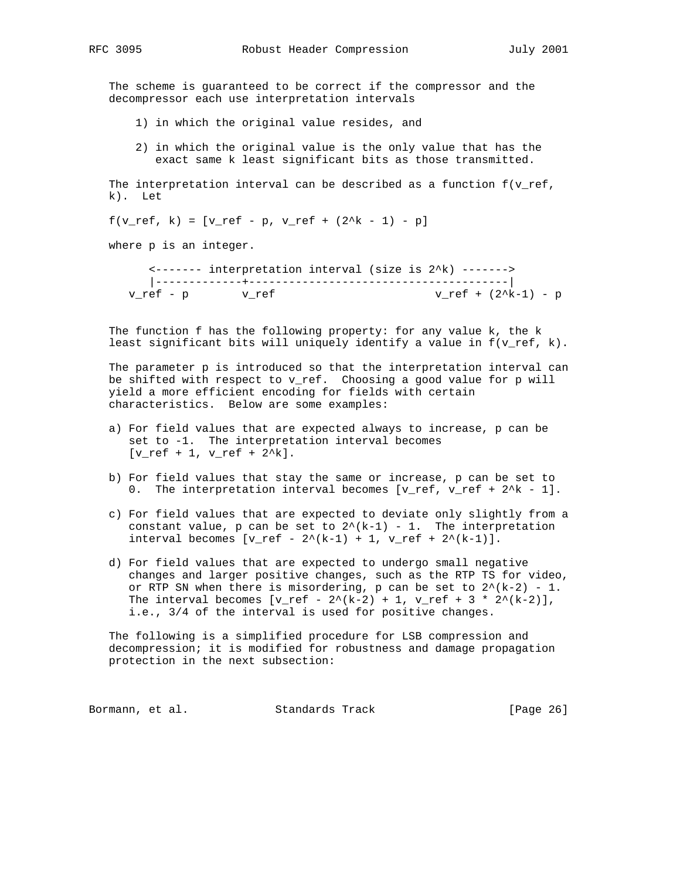The scheme is guaranteed to be correct if the compressor and the decompressor each use interpretation intervals

1) in which the original value resides, and

2) in which the original value is the only value that has the exact same k least significant bits as those transmitted.

The interpretation interval can be described as a function $f(v_{ref}, k)$. Let

$$f(v_{ref}, k) = [v_{ref} - p, v_{ref} + (2^k - 1) - p]$$

where p is an integer.

```
      <------- interpretation interval (size is 2^k) ------->
      |-------------+---------------------------------------|
   v_ref - p       v_ref                       v_ref + (2^k-1) - p
```

The function f has the following property: for any value k, the k least significant bits will uniquely identify a value in $f(v_{ref}, k)$.

The parameter p is introduced so that the interpretation interval can be shifted with respect to $v_{ref}$. Choosing a good value for p will yield a more efficient encoding for fields with certain characteristics. Below are some examples:

a) For field values that are expected always to increase, p can be set to -1. The interpretation interval becomes $[v_{ref} + 1, v_{ref} + 2^k]$.

b) For field values that stay the same or increase, p can be set to 0. The interpretation interval becomes $[v_{ref}, v_{ref} + 2^k - 1]$.

c) For field values that are expected to deviate only slightly from a constant value, p can be set to $2^{(k-1)} - 1$. The interpretation interval becomes $[v_{ref} - 2^{(k-1)} + 1, v_{ref} + 2^{(k-1)}]$.

d) For field values that are expected to undergo small negative changes and larger positive changes, such as the RTP TS for video, or RTP SN when there is misordering, p can be set to $2^{(k-2)} - 1$. The interval becomes $[v_{ref} - 2^{(k-2)} + 1, v_{ref} + 3 * 2^{(k-2)}]$, i.e., 3/4 of the interval is used for positive changes.

The following is a simplified procedure for LSB compression and decompression; it is modified for robustness and damage propagation protection in the next subsection: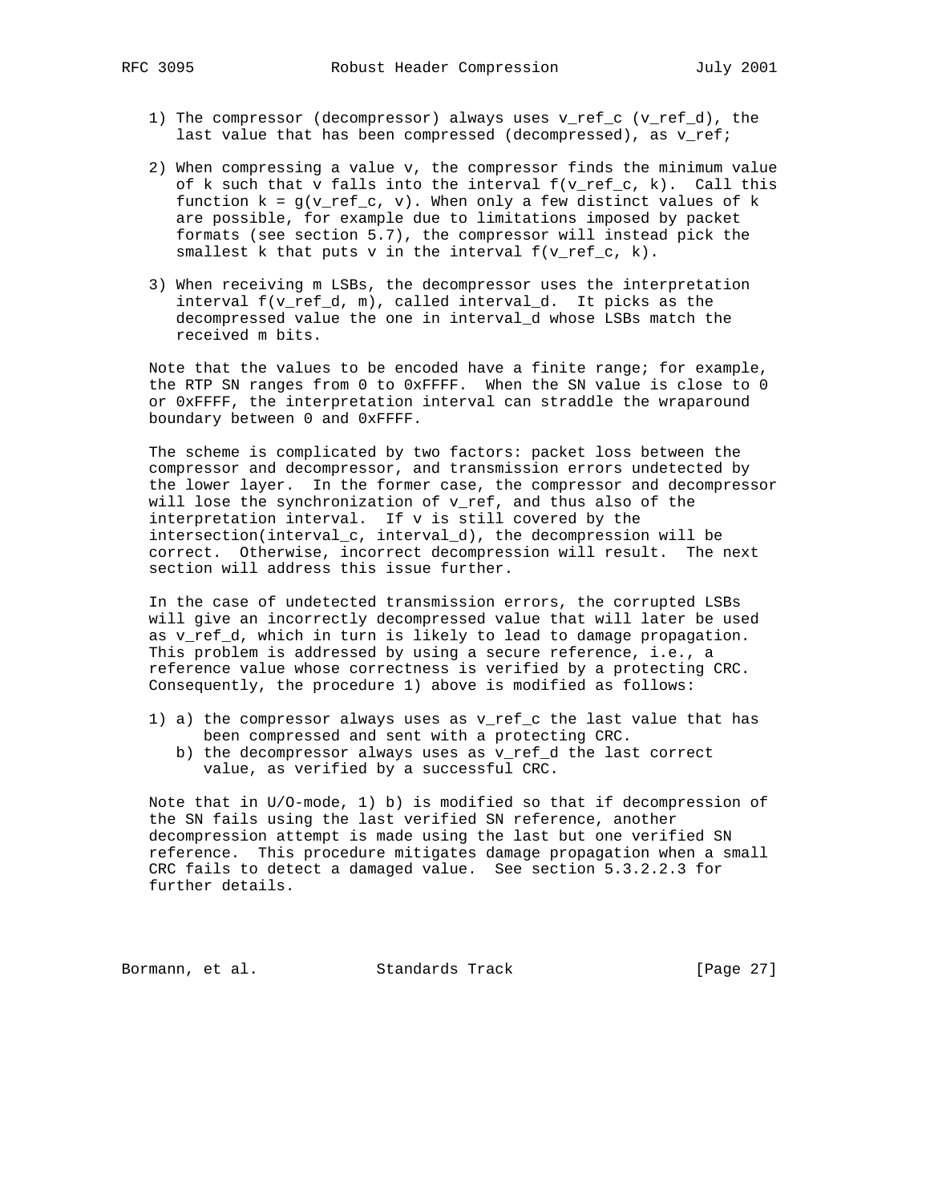1) The compressor (decompressor) always uses v_ref_c (v_ref_d), the last value that has been compressed (decompressed), as v_ref;

2) When compressing a value v, the compressor finds the minimum value of k such that v falls into the interval f(v_ref_c, k). Call this function k = g(v_ref_c, v). When only a few distinct values of k are possible, for example due to limitations imposed by packet formats (see section 5.7), the compressor will instead pick the smallest k that puts v in the interval f(v_ref_c, k).

3) When receiving m LSBs, the decompressor uses the interpretation interval f(v_ref_d, m), called interval_d. It picks as the decompressed value the one in interval_d whose LSBs match the received m bits.

Note that the values to be encoded have a finite range; for example, the RTP SN ranges from 0 to 0xFFFF. When the SN value is close to 0 or 0xFFFF, the interpretation interval can straddle the wraparound boundary between 0 and 0xFFFF.

The scheme is complicated by two factors: packet loss between the compressor and decompressor, and transmission errors undetected by the lower layer. In the former case, the compressor and decompressor will lose the synchronization of v_ref, and thus also of the interpretation interval. If v is still covered by the intersection(interval_c, interval_d), the decompression will be correct. Otherwise, incorrect decompression will result. The next section will address this issue further.

In the case of undetected transmission errors, the corrupted LSBs will give an incorrectly decompressed value that will later be used as v_ref_d, which in turn is likely to lead to damage propagation. This problem is addressed by using a secure reference, i.e., a reference value whose correctness is verified by a protecting CRC. Consequently, the procedure 1) above is modified as follows:

1) a) the compressor always uses as v_ref_c the last value that has been compressed and sent with a protecting CRC.
   b) the decompressor always uses as v_ref_d the last correct value, as verified by a successful CRC.

Note that in U/O-mode, 1) b) is modified so that if decompression of the SN fails using the last verified SN reference, another decompression attempt is made using the last but one verified SN reference. This procedure mitigates damage propagation when a small CRC fails to detect a damaged value. See section 5.3.2.2.3 for further details.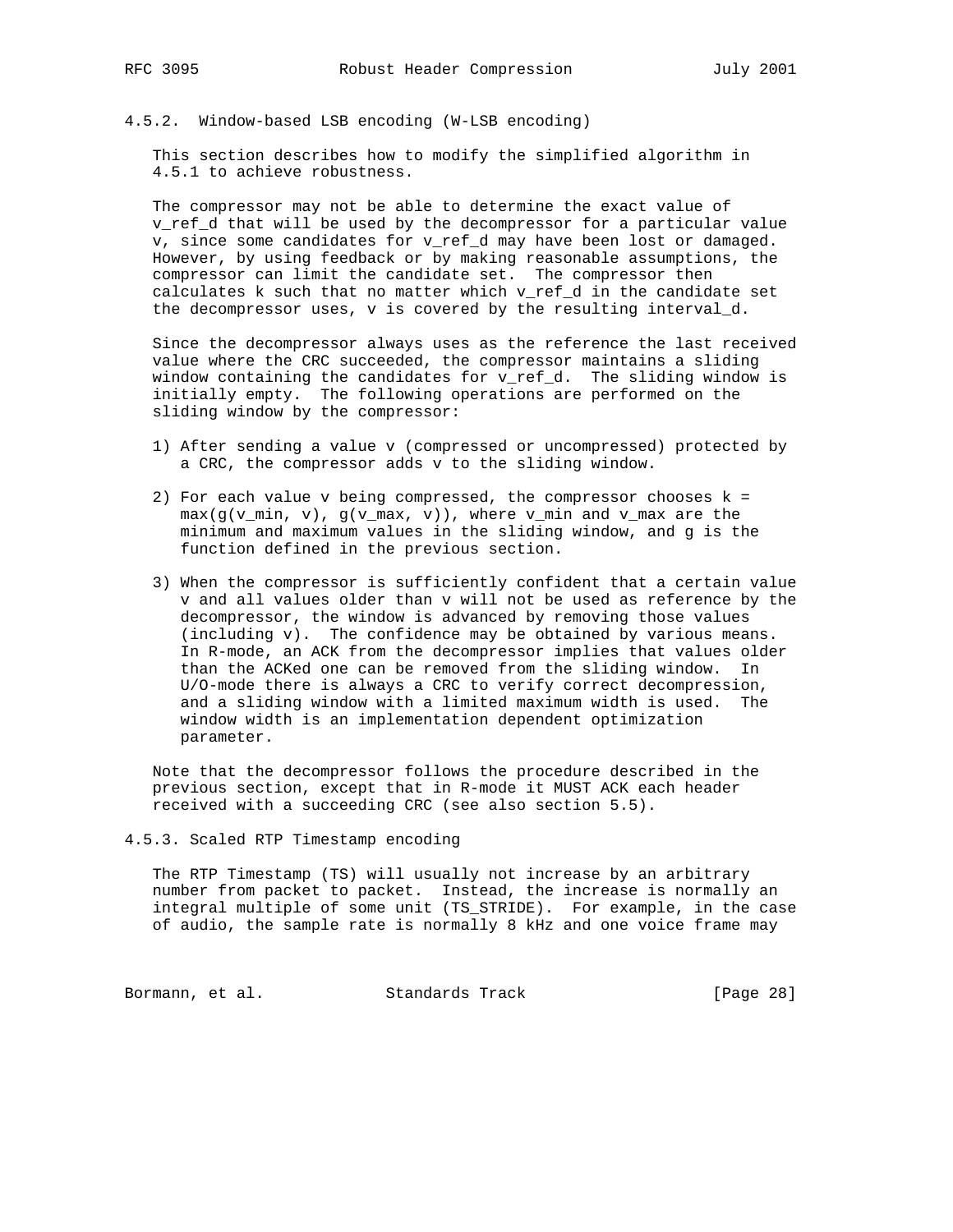### 4.5.2. Window-based LSB encoding (W-LSB encoding)

This section describes how to modify the simplified algorithm in 4.5.1 to achieve robustness.

The compressor may not be able to determine the exact value of $v_{ref\_d}$ that will be used by the decompressor for a particular value v, since some candidates for $v_{ref\_d}$ may have been lost or damaged. However, by using feedback or by making reasonable assumptions, the compressor can limit the candidate set. The compressor then calculates k such that no matter which $v_{ref\_d}$ in the candidate set the decompressor uses, v is covered by the resulting interval_d.

Since the decompressor always uses as the reference the last received value where the CRC succeeded, the compressor maintains a sliding window containing the candidates for $v_{ref\_d}$. The sliding window is initially empty. The following operations are performed on the sliding window by the compressor:

1) After sending a value v (compressed or uncompressed) protected by a CRC, the compressor adds v to the sliding window.

2) For each value v being compressed, the compressor chooses $k = \max(g(v_{min}, v), g(v_{max}, v))$, where $v_{min}$ and $v_{max}$ are the minimum and maximum values in the sliding window, and g is the function defined in the previous section.

3) When the compressor is sufficiently confident that a certain value v and all values older than v will not be used as reference by the decompressor, the window is advanced by removing those values (including v). The confidence may be obtained by various means. In R-mode, an ACK from the decompressor implies that values older than the ACKed one can be removed from the sliding window. In U/O-mode there is always a CRC to verify correct decompression, and a sliding window with a limited maximum width is used. The window width is an implementation dependent optimization parameter.

Note that the decompressor follows the procedure described in the previous section, except that in R-mode it MUST ACK each header received with a succeeding CRC (see also section 5.5).

### 4.5.3. Scaled RTP Timestamp encoding

The RTP Timestamp (TS) will usually not increase by an arbitrary number from packet to packet. Instead, the increase is normally an integral multiple of some unit (TS_STRIDE). For example, in the case of audio, the sample rate is normally 8 kHz and one voice frame may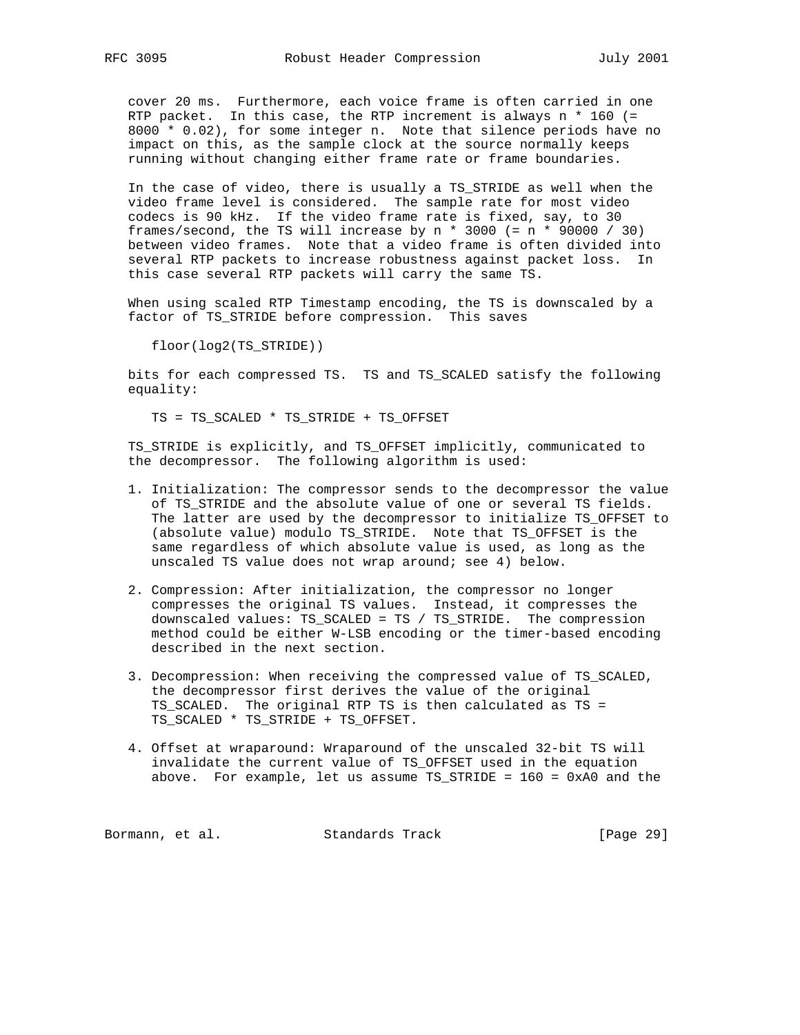cover 20 ms. Furthermore, each voice frame is often carried in one RTP packet. In this case, the RTP increment is always n * 160 (= 8000 * 0.02), for some integer n. Note that silence periods have no impact on this, as the sample clock at the source normally keeps running without changing either frame rate or frame boundaries.

In the case of video, there is usually a TS_STRIDE as well when the video frame level is considered. The sample rate for most video codecs is 90 kHz. If the video frame rate is fixed, say, to 30 frames/second, the TS will increase by n * 3000 (= n * 90000 / 30) between video frames. Note that a video frame is often divided into several RTP packets to increase robustness against packet loss. In this case several RTP packets will carry the same TS.

When using scaled RTP Timestamp encoding, the TS is downscaled by a factor of TS_STRIDE before compression. This saves

```
floor(log2(TS_STRIDE))
```

bits for each compressed TS. TS and TS_SCALED satisfy the following equality:

```
TS = TS_SCALED * TS_STRIDE + TS_OFFSET
```

TS_STRIDE is explicitly, and TS_OFFSET implicitly, communicated to the decompressor. The following algorithm is used:

1. Initialization: The compressor sends to the decompressor the value of TS_STRIDE and the absolute value of one or several TS fields. The latter are used by the decompressor to initialize TS_OFFSET to (absolute value) modulo TS_STRIDE. Note that TS_OFFSET is the same regardless of which absolute value is used, as long as the unscaled TS value does not wrap around; see 4) below.

2. Compression: After initialization, the compressor no longer compresses the original TS values. Instead, it compresses the downscaled values: TS_SCALED = TS / TS_STRIDE. The compression method could be either W-LSB encoding or the timer-based encoding described in the next section.

3. Decompression: When receiving the compressed value of TS_SCALED, the decompressor first derives the value of the original TS_SCALED. The original RTP TS is then calculated as TS = TS_SCALED * TS_STRIDE + TS_OFFSET.

4. Offset at wraparound: Wraparound of the unscaled 32-bit TS will invalidate the current value of TS_OFFSET used in the equation above. For example, let us assume TS_STRIDE = 160 = 0xA0 and the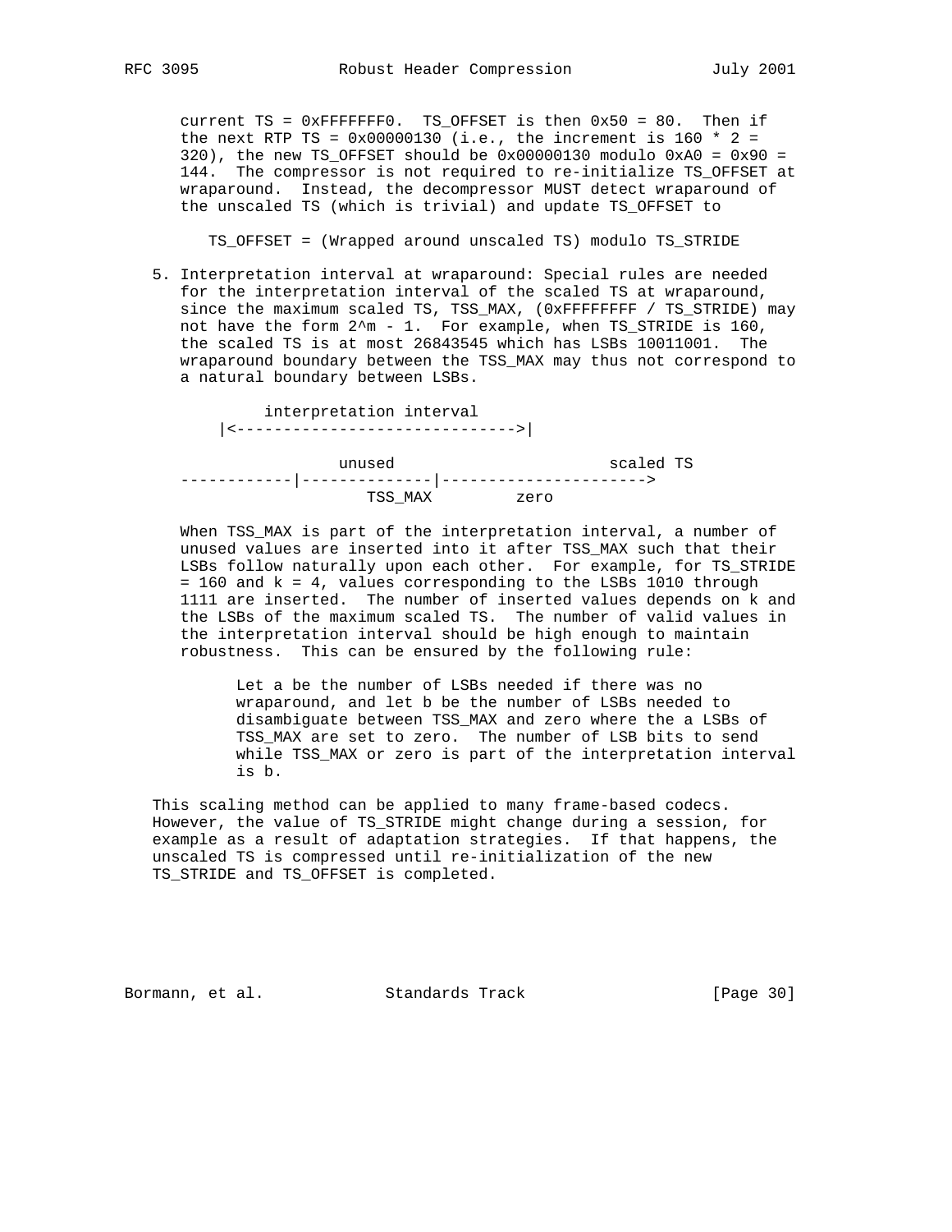current TS = 0xFFFFFFF0. TS_OFFSET is then 0x50 = 80. Then if the next RTP TS = 0x00000130 (i.e., the increment is 160 * 2 = 320), the new TS_OFFSET should be 0x00000130 modulo 0xA0 = 0x90 = 144. The compressor is not required to re-initialize TS_OFFSET at wraparound. Instead, the decompressor MUST detect wraparound of the unscaled TS (which is trivial) and update TS_OFFSET to

TS_OFFSET = (Wrapped around unscaled TS) modulo TS_STRIDE

5. Interpretation interval at wraparound: Special rules are needed for the interpretation interval of the scaled TS at wraparound, since the maximum scaled TS, TSS_MAX, (0xFFFFFFFF / TS_STRIDE) may not have the form 2^m - 1. For example, when TS_STRIDE is 160, the scaled TS is at most 26843545 which has LSBs 10011001. The wraparound boundary between the TSS_MAX may thus not correspond to a natural boundary between LSBs.

```
        interpretation interval
     |<------------------------------>|

                unused                      scaled TS
------------|--------------|---------------------->
                  TSS_MAX         zero
```

   When TSS_MAX is part of the interpretation interval, a number of unused values are inserted into it after TSS_MAX such that their LSBs follow naturally upon each other. For example, for TS_STRIDE = 160 and k = 4, values corresponding to the LSBs 1010 through 1111 are inserted. The number of inserted values depends on k and the LSBs of the maximum scaled TS. The number of valid values in the interpretation interval should be high enough to maintain robustness. This can be ensured by the following rule:

   > Let a be the number of LSBs needed if there was no wraparound, and let b be the number of LSBs needed to disambiguate between TSS_MAX and zero where the a LSBs of TSS_MAX are set to zero. The number of LSB bits to send while TSS_MAX or zero is part of the interpretation interval is b.

This scaling method can be applied to many frame-based codecs. However, the value of TS_STRIDE might change during a session, for example as a result of adaptation strategies. If that happens, the unscaled TS is compressed until re-initialization of the new TS_STRIDE and TS_OFFSET is completed.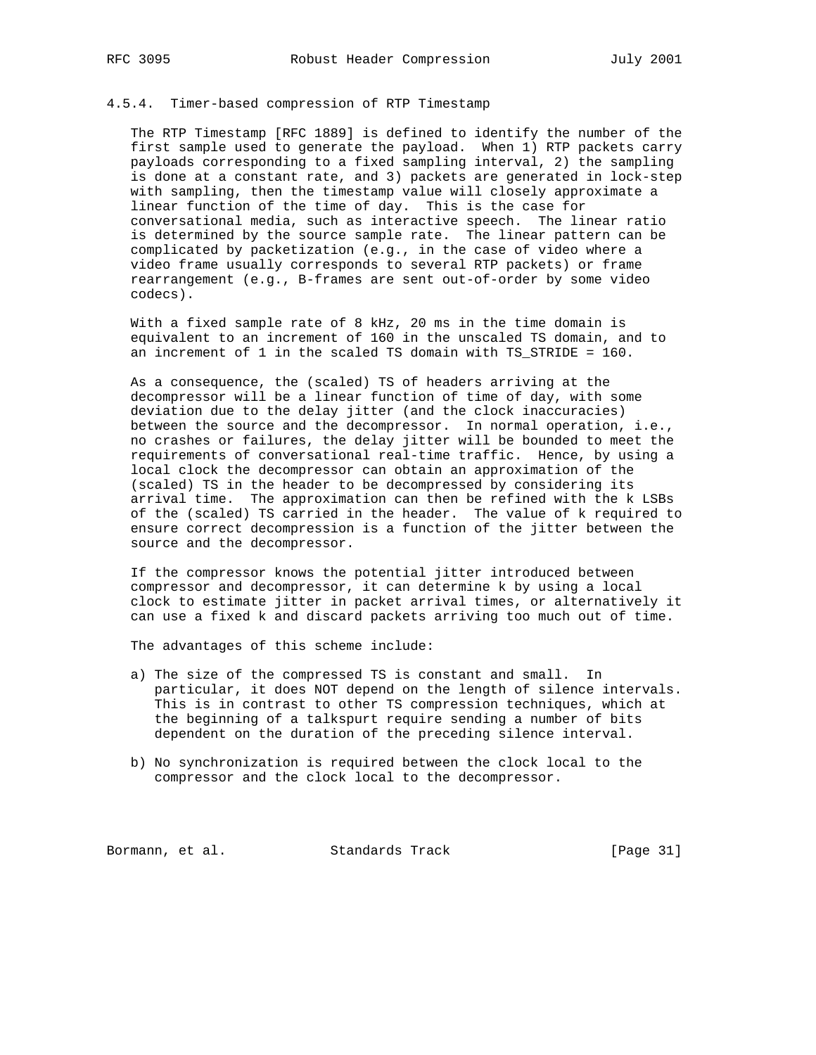### 4.5.4. Timer-based compression of RTP Timestamp

The RTP Timestamp [RFC 1889] is defined to identify the number of the first sample used to generate the payload. When 1) RTP packets carry payloads corresponding to a fixed sampling interval, 2) the sampling is done at a constant rate, and 3) packets are generated in lock-step with sampling, then the timestamp value will closely approximate a linear function of the time of day. This is the case for conversational media, such as interactive speech. The linear ratio is determined by the source sample rate. The linear pattern can be complicated by packetization (e.g., in the case of video where a video frame usually corresponds to several RTP packets) or frame rearrangement (e.g., B-frames are sent out-of-order by some video codecs).

With a fixed sample rate of 8 kHz, 20 ms in the time domain is equivalent to an increment of 160 in the unscaled TS domain, and to an increment of 1 in the scaled TS domain with TS_STRIDE = 160.

As a consequence, the (scaled) TS of headers arriving at the decompressor will be a linear function of time of day, with some deviation due to the delay jitter (and the clock inaccuracies) between the source and the decompressor. In normal operation, i.e., no crashes or failures, the delay jitter will be bounded to meet the requirements of conversational real-time traffic. Hence, by using a local clock the decompressor can obtain an approximation of the (scaled) TS in the header to be decompressed by considering its arrival time. The approximation can then be refined with the k LSBs of the (scaled) TS carried in the header. The value of k required to ensure correct decompression is a function of the jitter between the source and the decompressor.

If the compressor knows the potential jitter introduced between compressor and decompressor, it can determine k by using a local clock to estimate jitter in packet arrival times, or alternatively it can use a fixed k and discard packets arriving too much out of time.

The advantages of this scheme include:

a) The size of the compressed TS is constant and small. In particular, it does NOT depend on the length of silence intervals. This is in contrast to other TS compression techniques, which at the beginning of a talkspurt require sending a number of bits dependent on the duration of the preceding silence interval.

b) No synchronization is required between the clock local to the compressor and the clock local to the decompressor.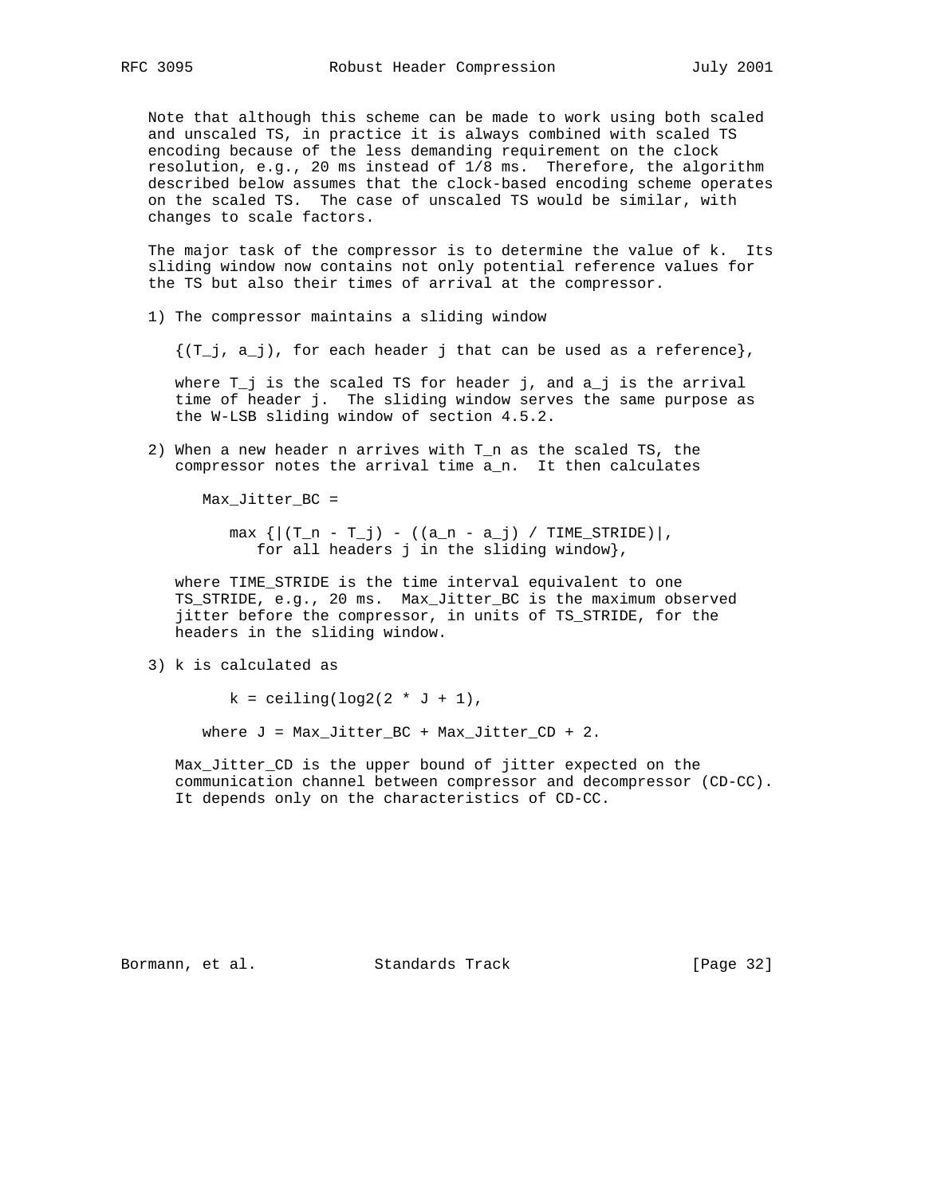Note that although this scheme can be made to work using both scaled and unscaled TS, in practice it is always combined with scaled TS encoding because of the less demanding requirement on the clock resolution, e.g., 20 ms instead of 1/8 ms. Therefore, the algorithm described below assumes that the clock-based encoding scheme operates on the scaled TS. The case of unscaled TS would be similar, with changes to scale factors.

The major task of the compressor is to determine the value of k. Its sliding window now contains not only potential reference values for the TS but also their times of arrival at the compressor.

1) The compressor maintains a sliding window

   $\{(T_j, a_j)$, for each header j that can be used as a reference$\}$,

   where $T_j$ is the scaled TS for header j, and $a_j$ is the arrival time of header j. The sliding window serves the same purpose as the W-LSB sliding window of section 4.5.2.

2) When a new header n arrives with $T_n$ as the scaled TS, the compressor notes the arrival time $a_n$. It then calculates

   $$\text{Max\_Jitter\_BC} = \max \{|(T_n - T_j) - ((a_n - a_j) / \text{TIME\_STRIDE})|, \text{ for all headers } j \text{ in the sliding window}\},$$

   where TIME_STRIDE is the time interval equivalent to one TS_STRIDE, e.g., 20 ms. Max_Jitter_BC is the maximum observed jitter before the compressor, in units of TS_STRIDE, for the headers in the sliding window.

3) k is calculated as

   $$k = \text{ceiling}(\log_2(2 * J + 1)),$$

   where $J = \text{Max\_Jitter\_BC} + \text{Max\_Jitter\_CD} + 2$.

   Max_Jitter_CD is the upper bound of jitter expected on the communication channel between compressor and decompressor (CD-CC). It depends only on the characteristics of CD-CC.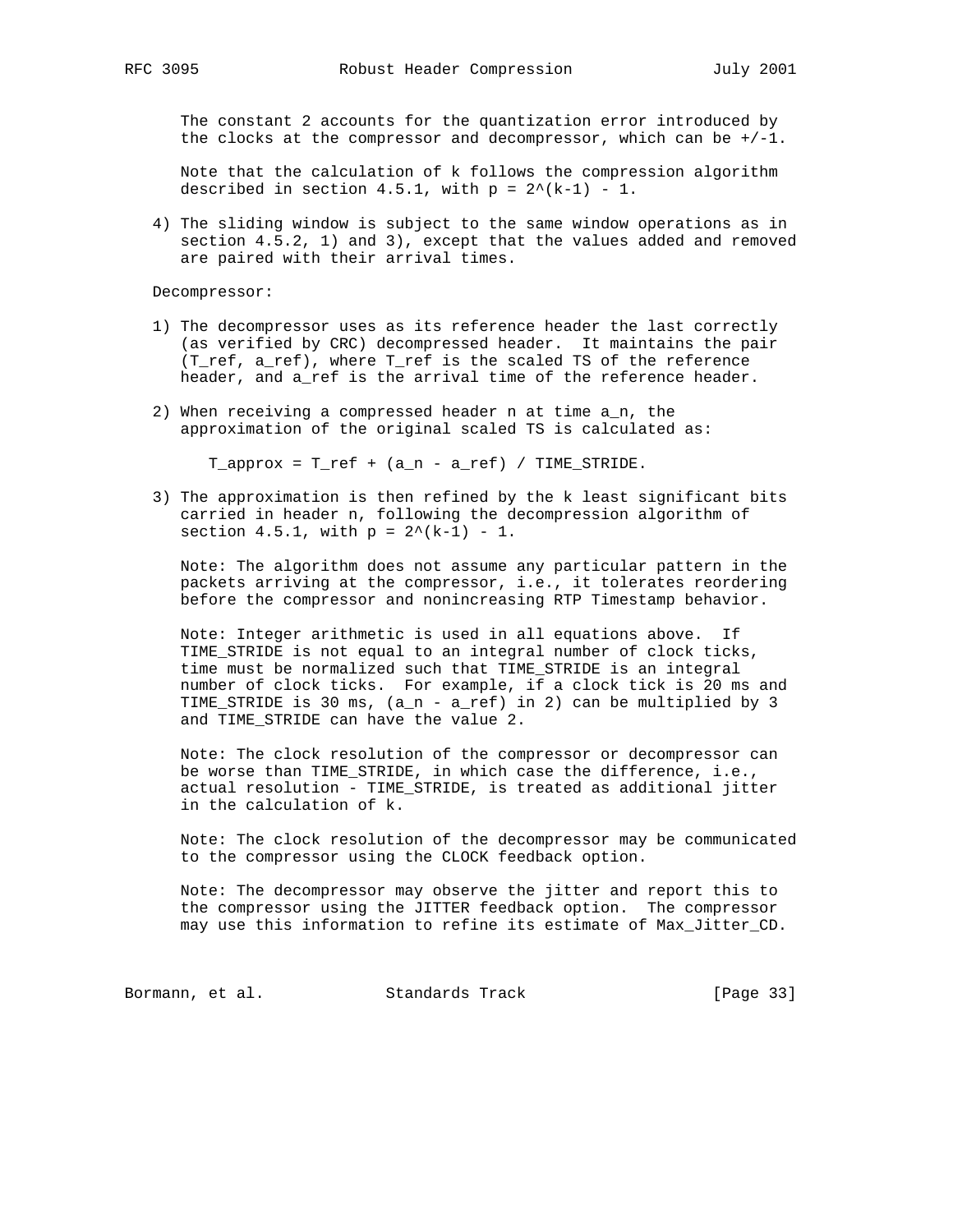The constant 2 accounts for the quantization error introduced by the clocks at the compressor and decompressor, which can be +/-1.

Note that the calculation of k follows the compression algorithm described in section 4.5.1, with $p = 2^{(k-1)} - 1$.

4) The sliding window is subject to the same window operations as in section 4.5.2, 1) and 3), except that the values added and removed are paired with their arrival times.

Decompressor:

1) The decompressor uses as its reference header the last correctly (as verified by CRC) decompressed header. It maintains the pair ($T_{ref}$, $a_{ref}$), where $T_{ref}$ is the scaled TS of the reference header, and $a_{ref}$ is the arrival time of the reference header.

2) When receiving a compressed header n at time $a_n$, the approximation of the original scaled TS is calculated as:

$$T_{approx} = T_{ref} + (a_n - a_{ref}) / TIME\_STRIDE.$$

3) The approximation is then refined by the k least significant bits carried in header n, following the decompression algorithm of section 4.5.1, with $p = 2^{(k-1)} - 1$.

Note: The algorithm does not assume any particular pattern in the packets arriving at the compressor, i.e., it tolerates reordering before the compressor and nonincreasing RTP Timestamp behavior.

Note: Integer arithmetic is used in all equations above. If TIME_STRIDE is not equal to an integral number of clock ticks, time must be normalized such that TIME_STRIDE is an integral number of clock ticks. For example, if a clock tick is 20 ms and TIME_STRIDE is 30 ms, ($a_n - a_{ref}$) in 2) can be multiplied by 3 and TIME_STRIDE can have the value 2.

Note: The clock resolution of the compressor or decompressor can be worse than TIME_STRIDE, in which case the difference, i.e., actual resolution - TIME_STRIDE, is treated as additional jitter in the calculation of k.

Note: The clock resolution of the decompressor may be communicated to the compressor using the CLOCK feedback option.

Note: The decompressor may observe the jitter and report this to the compressor using the JITTER feedback option. The compressor may use this information to refine its estimate of Max_Jitter_CD.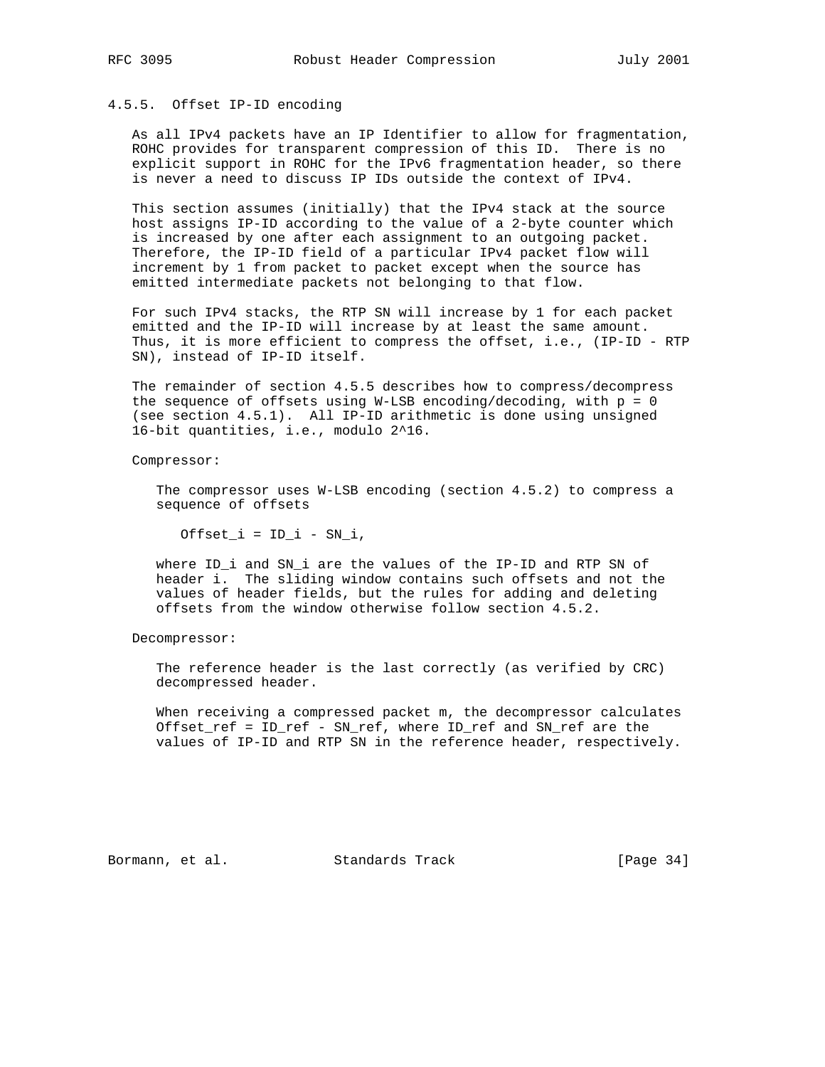### 4.5.5. Offset IP-ID encoding

As all IPv4 packets have an IP Identifier to allow for fragmentation, ROHC provides for transparent compression of this ID. There is no explicit support in ROHC for the IPv6 fragmentation header, so there is never a need to discuss IP IDs outside the context of IPv4.

This section assumes (initially) that the IPv4 stack at the source host assigns IP-ID according to the value of a 2-byte counter which is increased by one after each assignment to an outgoing packet. Therefore, the IP-ID field of a particular IPv4 packet flow will increment by 1 from packet to packet except when the source has emitted intermediate packets not belonging to that flow.

For such IPv4 stacks, the RTP SN will increase by 1 for each packet emitted and the IP-ID will increase by at least the same amount. Thus, it is more efficient to compress the offset, i.e., (IP-ID - RTP SN), instead of IP-ID itself.

The remainder of section 4.5.5 describes how to compress/decompress the sequence of offsets using W-LSB encoding/decoding, with $p = 0$ (see section 4.5.1). All IP-ID arithmetic is done using unsigned 16-bit quantities, i.e., modulo $2^{16}$.

Compressor:

The compressor uses W-LSB encoding (section 4.5.2) to compress a sequence of offsets

$$Offset_i = ID_i - SN_i,$$

where $ID_i$ and $SN_i$ are the values of the IP-ID and RTP SN of header i. The sliding window contains such offsets and not the values of header fields, but the rules for adding and deleting offsets from the window otherwise follow section 4.5.2.

Decompressor:

The reference header is the last correctly (as verified by CRC) decompressed header.

When receiving a compressed packet m, the decompressor calculates $Offset_{ref} = ID_{ref} - SN_{ref}$, where $ID_{ref}$ and $SN_{ref}$ are the values of IP-ID and RTP SN in the reference header, respectively.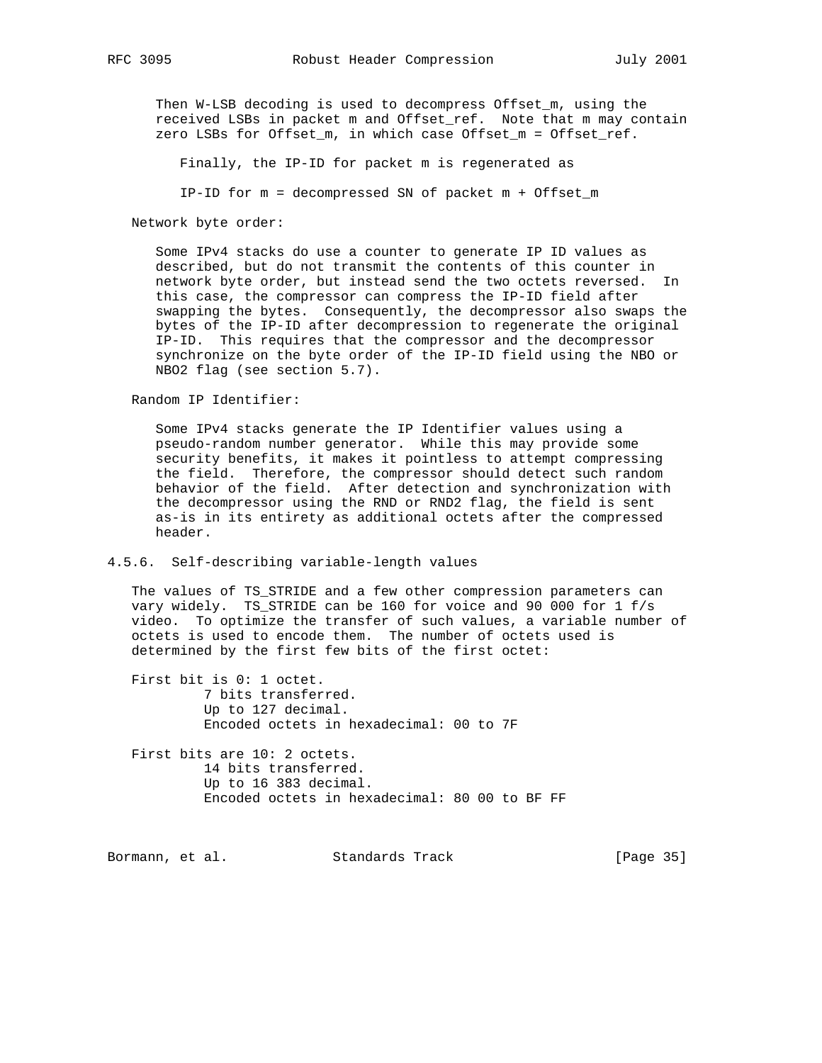Then W-LSB decoding is used to decompress Offset_m, using the received LSBs in packet m and Offset_ref. Note that m may contain zero LSBs for Offset_m, in which case Offset_m = Offset_ref.

Finally, the IP-ID for packet m is regenerated as

IP-ID for m = decompressed SN of packet m + Offset_m

Network byte order:

Some IPv4 stacks do use a counter to generate IP ID values as described, but do not transmit the contents of this counter in network byte order, but instead send the two octets reversed. In this case, the compressor can compress the IP-ID field after swapping the bytes. Consequently, the decompressor also swaps the bytes of the IP-ID after decompression to regenerate the original IP-ID. This requires that the compressor and the decompressor synchronize on the byte order of the IP-ID field using the NBO or NBO2 flag (see section 5.7).

Random IP Identifier:

Some IPv4 stacks generate the IP Identifier values using a pseudo-random number generator. While this may provide some security benefits, it makes it pointless to attempt compressing the field. Therefore, the compressor should detect such random behavior of the field. After detection and synchronization with the decompressor using the RND or RND2 flag, the field is sent as-is in its entirety as additional octets after the compressed header.

### 4.5.6. Self-describing variable-length values

The values of TS_STRIDE and a few other compression parameters can vary widely. TS_STRIDE can be 160 for voice and 90 000 for 1 f/s video. To optimize the transfer of such values, a variable number of octets is used to encode them. The number of octets used is determined by the first few bits of the first octet:

First bit is 0: 1 octet.
- 7 bits transferred.
- Up to 127 decimal.
- Encoded octets in hexadecimal: 00 to 7F

First bits are 10: 2 octets.
- 14 bits transferred.
- Up to 16 383 decimal.
- Encoded octets in hexadecimal: 80 00 to BF FF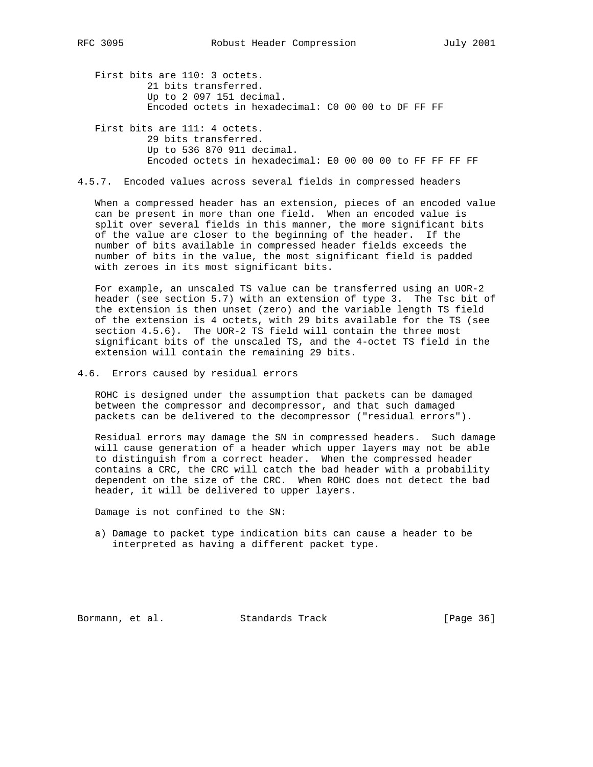First bits are 110: 3 octets.
   21 bits transferred.
   Up to 2 097 151 decimal.
   Encoded octets in hexadecimal: C0 00 00 to DF FF FF

First bits are 111: 4 octets.
   29 bits transferred.
   Up to 536 870 911 decimal.
   Encoded octets in hexadecimal: E0 00 00 00 to FF FF FF FF

### 4.5.7. Encoded values across several fields in compressed headers

When a compressed header has an extension, pieces of an encoded value can be present in more than one field. When an encoded value is split over several fields in this manner, the more significant bits of the value are closer to the beginning of the header. If the number of bits available in compressed header fields exceeds the number of bits in the value, the most significant field is padded with zeroes in its most significant bits.

For example, an unscaled TS value can be transferred using an UOR-2 header (see section 5.7) with an extension of type 3. The Tsc bit of the extension is then unset (zero) and the variable length TS field of the extension is 4 octets, with 29 bits available for the TS (see section 4.5.6). The UOR-2 TS field will contain the three most significant bits of the unscaled TS, and the 4-octet TS field in the extension will contain the remaining 29 bits.

## 4.6. Errors caused by residual errors

ROHC is designed under the assumption that packets can be damaged between the compressor and decompressor, and that such damaged packets can be delivered to the decompressor ("residual errors").

Residual errors may damage the SN in compressed headers. Such damage will cause generation of a header which upper layers may not be able to distinguish from a correct header. When the compressed header contains a CRC, the CRC will catch the bad header with a probability dependent on the size of the CRC. When ROHC does not detect the bad header, it will be delivered to upper layers.

Damage is not confined to the SN:

a) Damage to packet type indication bits can cause a header to be interpreted as having a different packet type.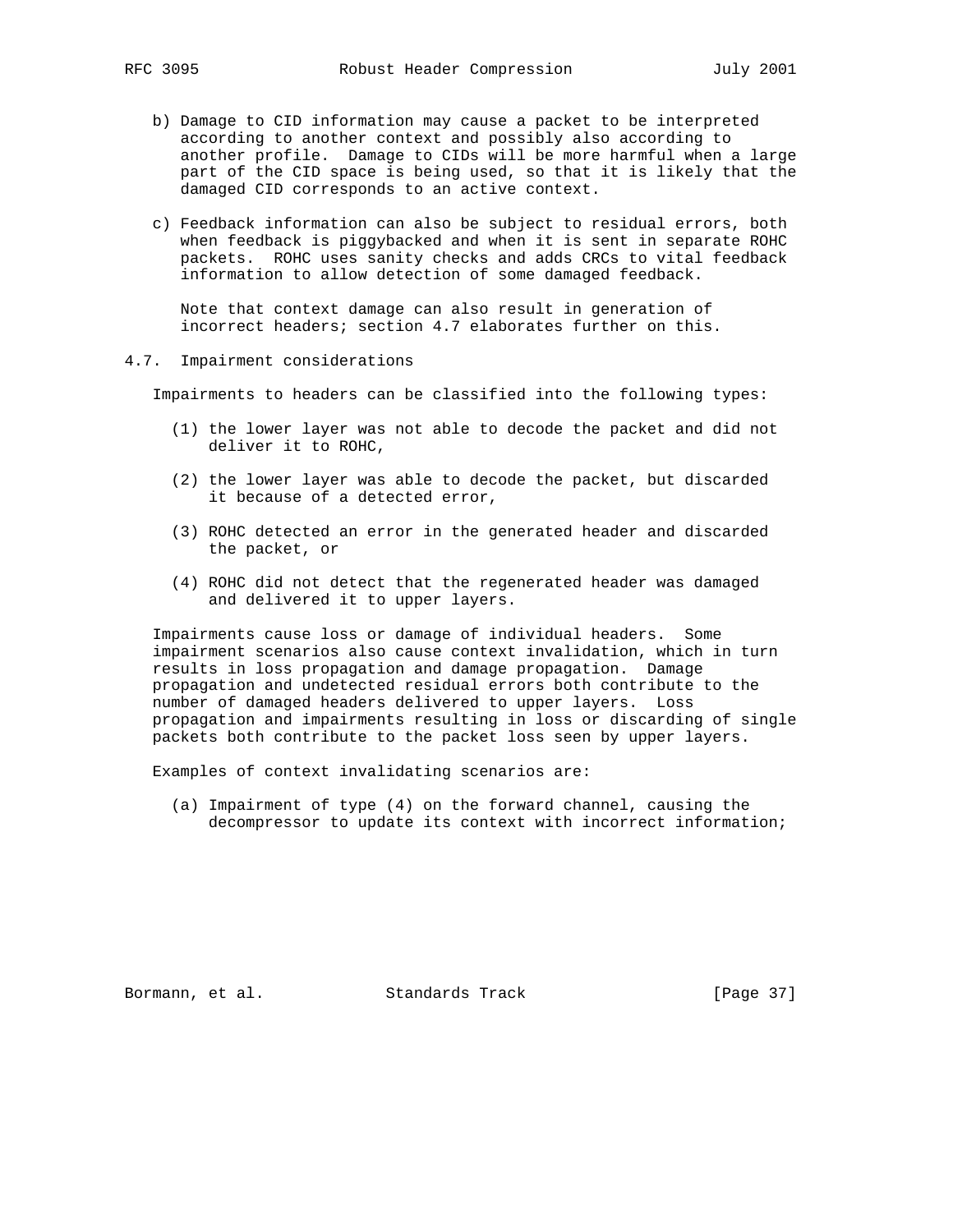b) Damage to CID information may cause a packet to be interpreted according to another context and possibly also according to another profile. Damage to CIDs will be more harmful when a large part of the CID space is being used, so that it is likely that the damaged CID corresponds to an active context.

c) Feedback information can also be subject to residual errors, both when feedback is piggybacked and when it is sent in separate ROHC packets. ROHC uses sanity checks and adds CRCs to vital feedback information to allow detection of some damaged feedback.

   Note that context damage can also result in generation of incorrect headers; section 4.7 elaborates further on this.

## 4.7. Impairment considerations

Impairments to headers can be classified into the following types:

(1) the lower layer was not able to decode the packet and did not deliver it to ROHC,

(2) the lower layer was able to decode the packet, but discarded it because of a detected error,

(3) ROHC detected an error in the generated header and discarded the packet, or

(4) ROHC did not detect that the regenerated header was damaged and delivered it to upper layers.

Impairments cause loss or damage of individual headers. Some impairment scenarios also cause context invalidation, which in turn results in loss propagation and damage propagation. Damage propagation and undetected residual errors both contribute to the number of damaged headers delivered to upper layers. Loss propagation and impairments resulting in loss or discarding of single packets both contribute to the packet loss seen by upper layers.

Examples of context invalidating scenarios are:

(a) Impairment of type (4) on the forward channel, causing the decompressor to update its context with incorrect information;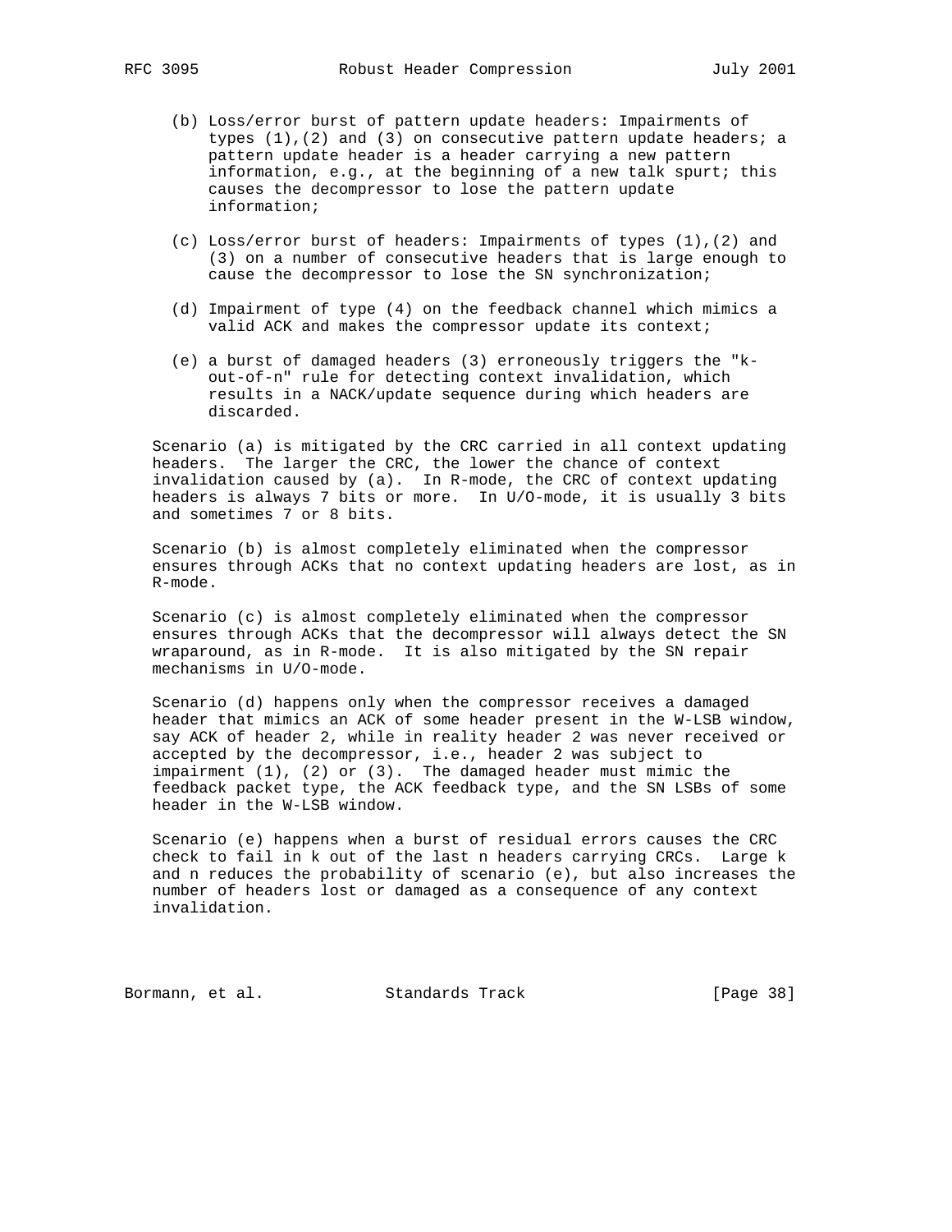(b) Loss/error burst of pattern update headers: Impairments of types (1),(2) and (3) on consecutive pattern update headers; a pattern update header is a header carrying a new pattern information, e.g., at the beginning of a new talk spurt; this causes the decompressor to lose the pattern update information;

(c) Loss/error burst of headers: Impairments of types (1),(2) and (3) on a number of consecutive headers that is large enough to cause the decompressor to lose the SN synchronization;

(d) Impairment of type (4) on the feedback channel which mimics a valid ACK and makes the compressor update its context;

(e) a burst of damaged headers (3) erroneously triggers the "k-out-of-n" rule for detecting context invalidation, which results in a NACK/update sequence during which headers are discarded.

Scenario (a) is mitigated by the CRC carried in all context updating headers. The larger the CRC, the lower the chance of context invalidation caused by (a). In R-mode, the CRC of context updating headers is always 7 bits or more. In U/O-mode, it is usually 3 bits and sometimes 7 or 8 bits.

Scenario (b) is almost completely eliminated when the compressor ensures through ACKs that no context updating headers are lost, as in R-mode.

Scenario (c) is almost completely eliminated when the compressor ensures through ACKs that the decompressor will always detect the SN wraparound, as in R-mode. It is also mitigated by the SN repair mechanisms in U/O-mode.

Scenario (d) happens only when the compressor receives a damaged header that mimics an ACK of some header present in the W-LSB window, say ACK of header 2, while in reality header 2 was never received or accepted by the decompressor, i.e., header 2 was subject to impairment (1), (2) or (3). The damaged header must mimic the feedback packet type, the ACK feedback type, and the SN LSBs of some header in the W-LSB window.

Scenario (e) happens when a burst of residual errors causes the CRC check to fail in k out of the last n headers carrying CRCs. Large k and n reduces the probability of scenario (e), but also increases the number of headers lost or damaged as a consequence of any context invalidation.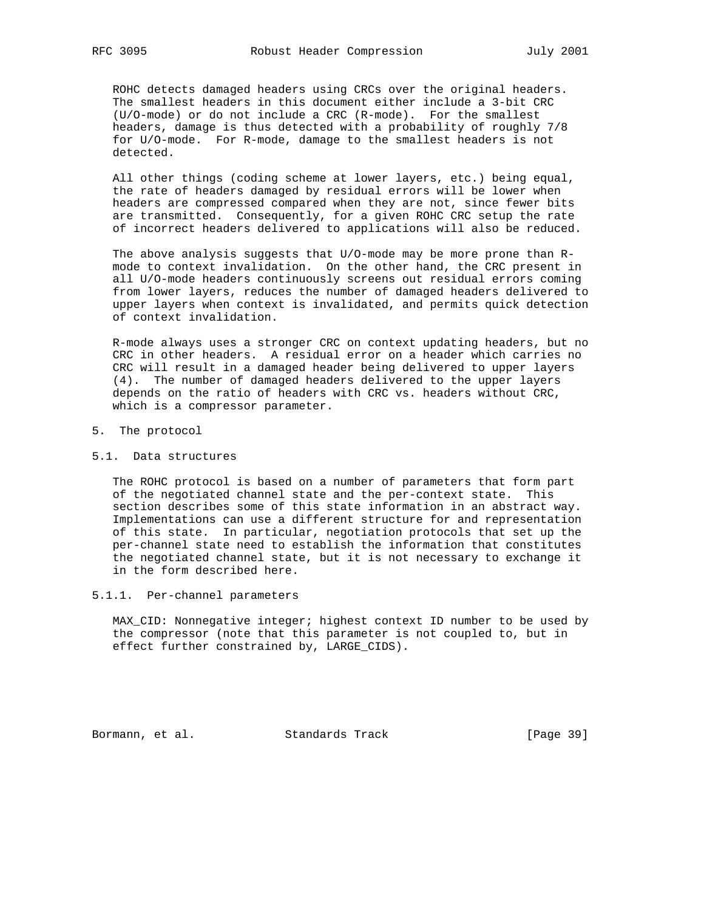ROHC detects damaged headers using CRCs over the original headers. The smallest headers in this document either include a 3-bit CRC (U/O-mode) or do not include a CRC (R-mode). For the smallest headers, damage is thus detected with a probability of roughly 7/8 for U/O-mode. For R-mode, damage to the smallest headers is not detected.

All other things (coding scheme at lower layers, etc.) being equal, the rate of headers damaged by residual errors will be lower when headers are compressed compared when they are not, since fewer bits are transmitted. Consequently, for a given ROHC CRC setup the rate of incorrect headers delivered to applications will also be reduced.

The above analysis suggests that U/O-mode may be more prone than R-mode to context invalidation. On the other hand, the CRC present in all U/O-mode headers continuously screens out residual errors coming from lower layers, reduces the number of damaged headers delivered to upper layers when context is invalidated, and permits quick detection of context invalidation.

R-mode always uses a stronger CRC on context updating headers, but no CRC in other headers. A residual error on a header which carries no CRC will result in a damaged header being delivered to upper layers (4). The number of damaged headers delivered to the upper layers depends on the ratio of headers with CRC vs. headers without CRC, which is a compressor parameter.

# 5. The protocol

## 5.1. Data structures

The ROHC protocol is based on a number of parameters that form part of the negotiated channel state and the per-context state. This section describes some of this state information in an abstract way. Implementations can use a different structure for and representation of this state. In particular, negotiation protocols that set up the per-channel state need to establish the information that constitutes the negotiated channel state, but it is not necessary to exchange it in the form described here.

### 5.1.1. Per-channel parameters

MAX_CID: Nonnegative integer; highest context ID number to be used by the compressor (note that this parameter is not coupled to, but in effect further constrained by, LARGE_CIDS).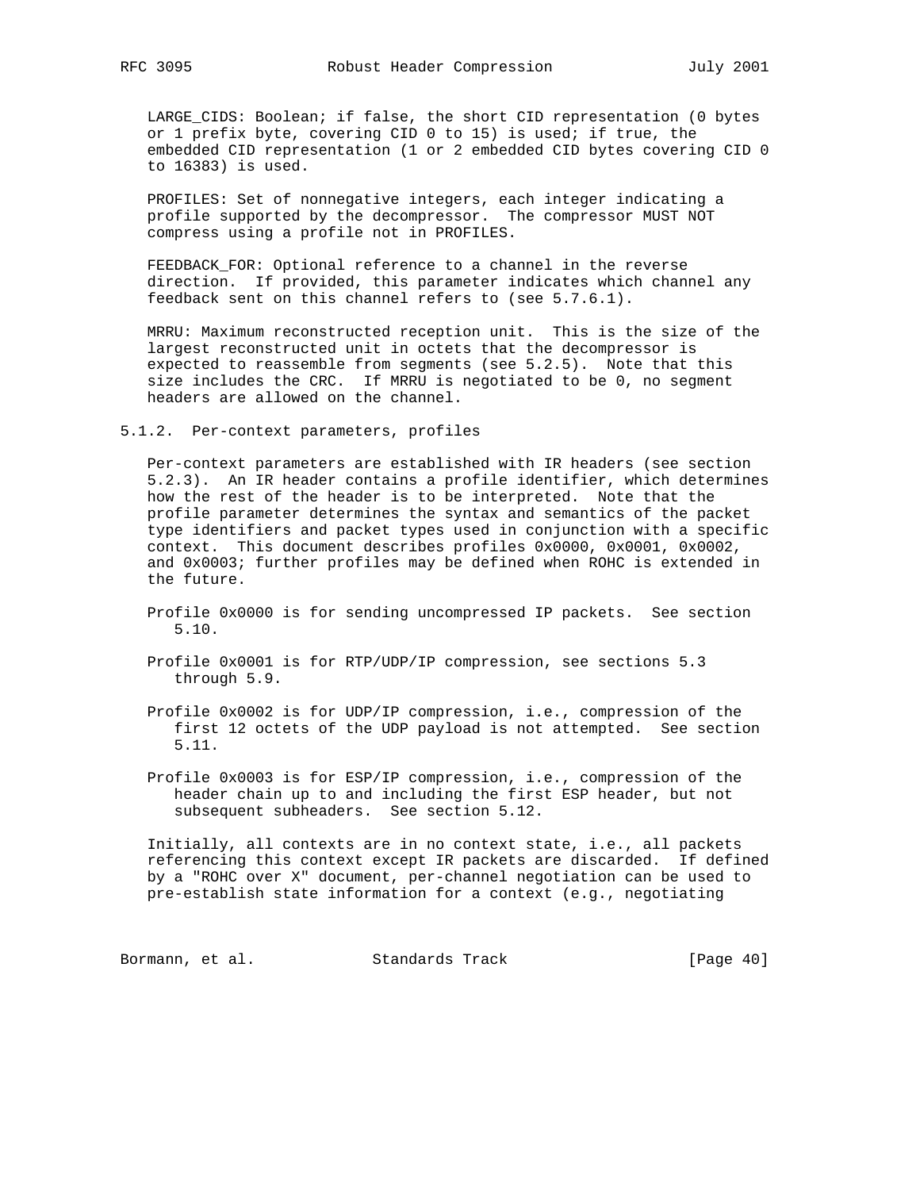LARGE_CIDS: Boolean; if false, the short CID representation (0 bytes or 1 prefix byte, covering CID 0 to 15) is used; if true, the embedded CID representation (1 or 2 embedded CID bytes covering CID 0 to 16383) is used.

PROFILES: Set of nonnegative integers, each integer indicating a profile supported by the decompressor. The compressor MUST NOT compress using a profile not in PROFILES.

FEEDBACK_FOR: Optional reference to a channel in the reverse direction. If provided, this parameter indicates which channel any feedback sent on this channel refers to (see 5.7.6.1).

MRRU: Maximum reconstructed reception unit. This is the size of the largest reconstructed unit in octets that the decompressor is expected to reassemble from segments (see 5.2.5). Note that this size includes the CRC. If MRRU is negotiated to be 0, no segment headers are allowed on the channel.

### 5.1.2. Per-context parameters, profiles

Per-context parameters are established with IR headers (see section 5.2.3). An IR header contains a profile identifier, which determines how the rest of the header is to be interpreted. Note that the profile parameter determines the syntax and semantics of the packet type identifiers and packet types used in conjunction with a specific context. This document describes profiles 0x0000, 0x0001, 0x0002, and 0x0003; further profiles may be defined when ROHC is extended in the future.

Profile 0x0000 is for sending uncompressed IP packets. See section 5.10.

Profile 0x0001 is for RTP/UDP/IP compression, see sections 5.3 through 5.9.

Profile 0x0002 is for UDP/IP compression, i.e., compression of the first 12 octets of the UDP payload is not attempted. See section 5.11.

Profile 0x0003 is for ESP/IP compression, i.e., compression of the header chain up to and including the first ESP header, but not subsequent subheaders. See section 5.12.

Initially, all contexts are in no context state, i.e., all packets referencing this context except IR packets are discarded. If defined by a "ROHC over X" document, per-channel negotiation can be used to pre-establish state information for a context (e.g., negotiating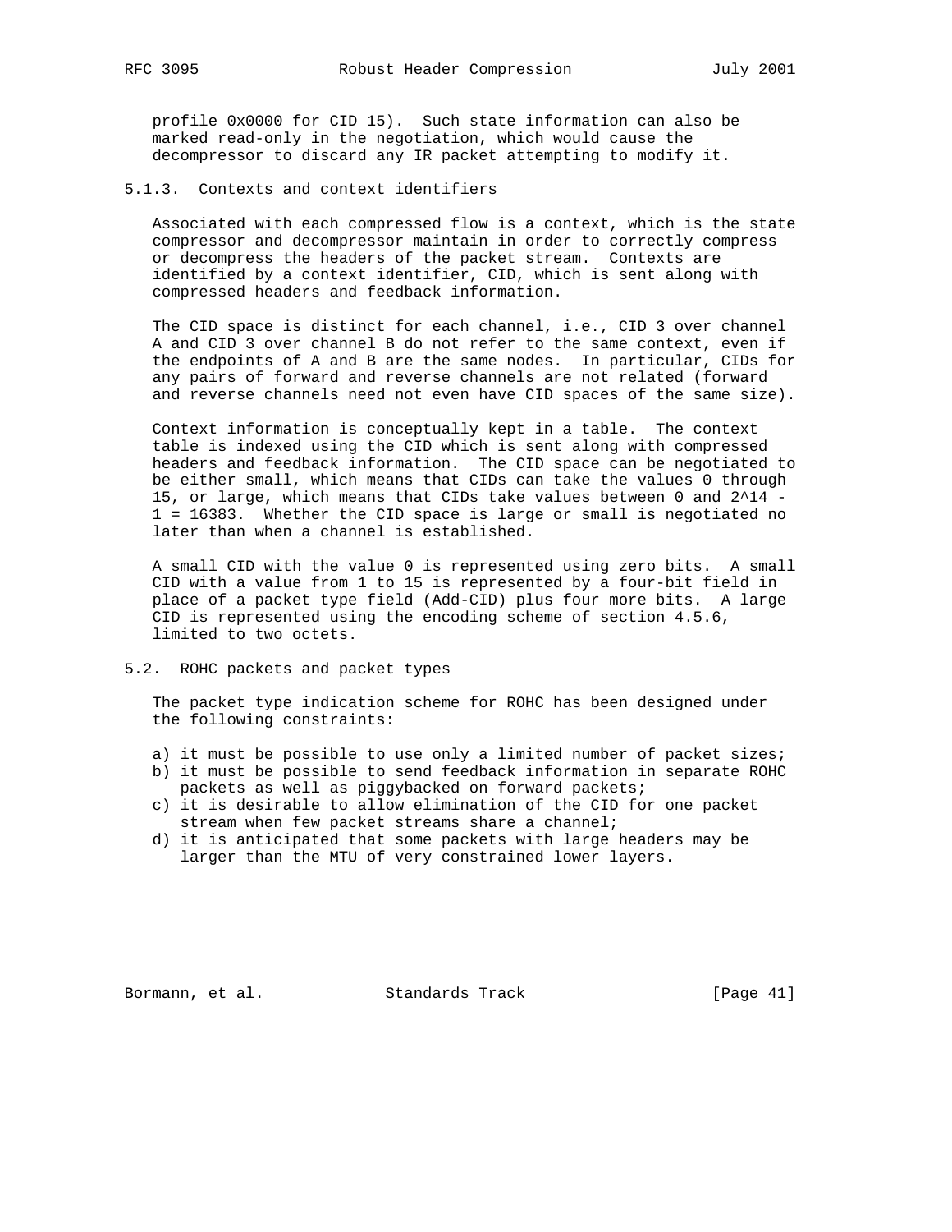profile 0x0000 for CID 15). Such state information can also be marked read-only in the negotiation, which would cause the decompressor to discard any IR packet attempting to modify it.

### 5.1.3. Contexts and context identifiers

Associated with each compressed flow is a context, which is the state compressor and decompressor maintain in order to correctly compress or decompress the headers of the packet stream. Contexts are identified by a context identifier, CID, which is sent along with compressed headers and feedback information.

The CID space is distinct for each channel, i.e., CID 3 over channel A and CID 3 over channel B do not refer to the same context, even if the endpoints of A and B are the same nodes. In particular, CIDs for any pairs of forward and reverse channels are not related (forward and reverse channels need not even have CID spaces of the same size).

Context information is conceptually kept in a table. The context table is indexed using the CID which is sent along with compressed headers and feedback information. The CID space can be negotiated to be either small, which means that CIDs can take the values 0 through 15, or large, which means that CIDs take values between 0 and $2^{14} - 1 = 16383$. Whether the CID space is large or small is negotiated no later than when a channel is established.

A small CID with the value 0 is represented using zero bits. A small CID with a value from 1 to 15 is represented by a four-bit field in place of a packet type field (Add-CID) plus four more bits. A large CID is represented using the encoding scheme of section 4.5.6, limited to two octets.

## 5.2. ROHC packets and packet types

The packet type indication scheme for ROHC has been designed under the following constraints:

a) it must be possible to use only a limited number of packet sizes;
b) it must be possible to send feedback information in separate ROHC packets as well as piggybacked on forward packets;
c) it is desirable to allow elimination of the CID for one packet stream when few packet streams share a channel;
d) it is anticipated that some packets with large headers may be larger than the MTU of very constrained lower layers.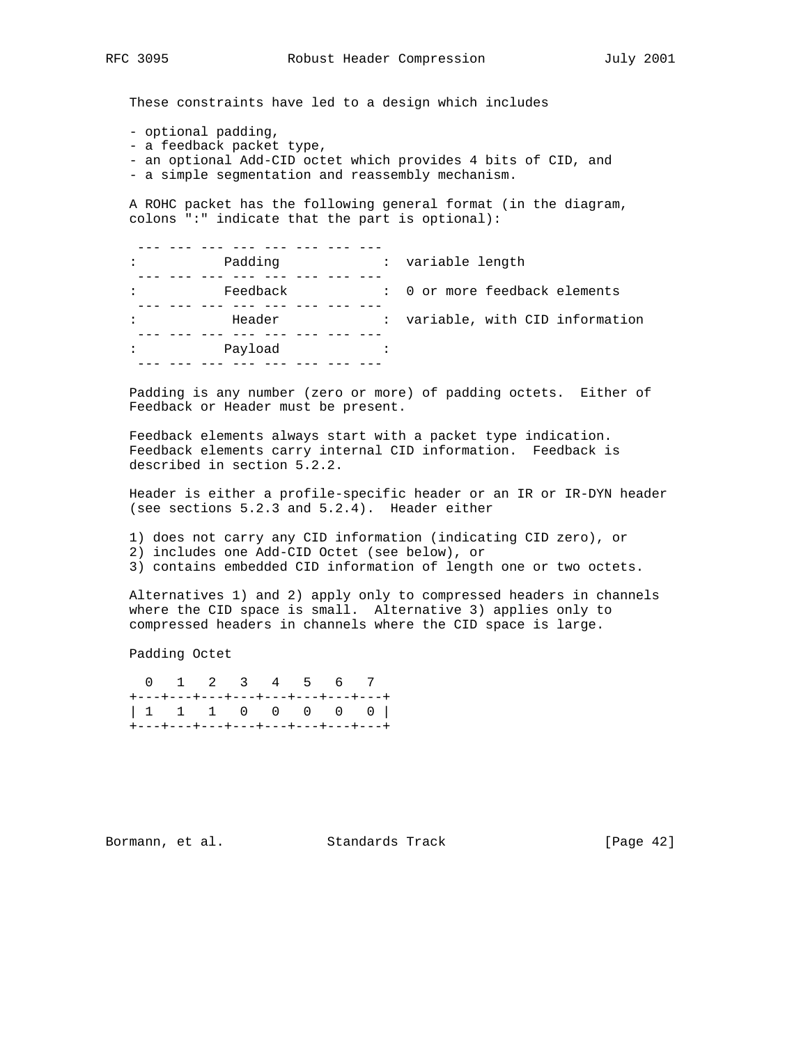These constraints have led to a design which includes

- optional padding,
- a feedback packet type,
- an optional Add-CID octet which provides 4 bits of CID, and
- a simple segmentation and reassembly mechanism.

A ROHC packet has the following general format (in the diagram, colons ":" indicate that the part is optional):

```
 --- --- --- --- --- --- --- ---
:          Padding              :  variable length
 --- --- --- --- --- --- --- ---
:          Feedback             :  0 or more feedback elements
 --- --- --- --- --- --- --- ---
:           Header              :  variable, with CID information
 --- --- --- --- --- --- --- ---
:          Payload              :
 --- --- --- --- --- --- --- ---
```

Padding is any number (zero or more) of padding octets. Either of Feedback or Header must be present.

Feedback elements always start with a packet type indication. Feedback elements carry internal CID information. Feedback is described in section 5.2.2.

Header is either a profile-specific header or an IR or IR-DYN header (see sections 5.2.3 and 5.2.4). Header either

1) does not carry any CID information (indicating CID zero), or
2) includes one Add-CID Octet (see below), or
3) contains embedded CID information of length one or two octets.

Alternatives 1) and 2) apply only to compressed headers in channels where the CID space is small. Alternative 3) applies only to compressed headers in channels where the CID space is large.

Padding Octet

```
  0   1   2   3   4   5   6   7
+---+---+---+---+---+---+---+---+
| 1   1   1   0   0   0   0   0 |
+---+---+---+---+---+---+---+---+
```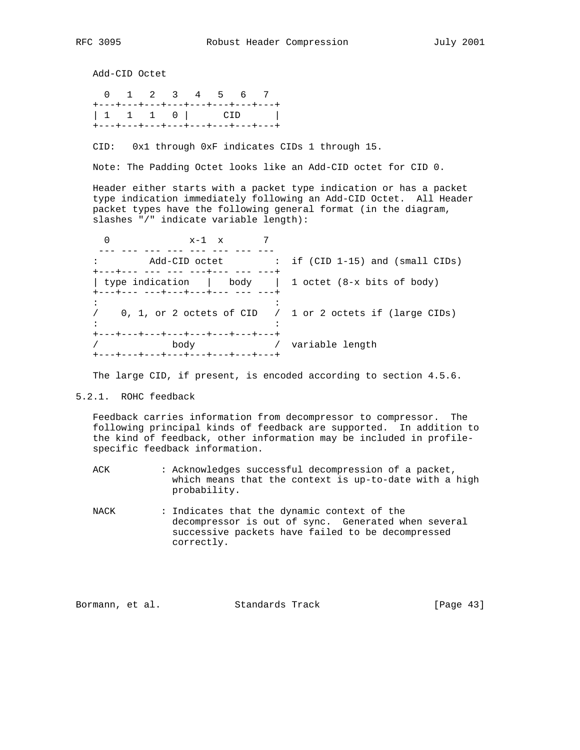Add-CID Octet

```
  0   1   2   3   4   5   6   7
+---+---+---+---+---+---+---+---+
| 1   1   1   0 |      CID      |
+---+---+---+---+---+---+---+---+
```

CID: 0x1 through 0xF indicates CIDs 1 through 15.

Note: The Padding Octet looks like an Add-CID octet for CID 0.

Header either starts with a packet type indication or has a packet type indication immediately following an Add-CID Octet. All Header packet types have the following general format (in the diagram, slashes "/" indicate variable length):

```
  0             x-1  x       7
 --- --- --- --- --- --- --- ---
:         Add-CID octet         :  if (CID 1-15) and (small CIDs)
+---+--- --- --- ---+--- --- ---+
| type indication   |   body    |  1 octet (8-x bits of body)
+---+--- ---+---+---+--- --- ---+
:                               :
/    0, 1, or 2 octets of CID   /  1 or 2 octets if (large CIDs)
:                               :
+---+---+---+---+---+---+---+---+
/            body               /  variable length
+---+---+---+---+---+---+---+---+
```

The large CID, if present, is encoded according to section 4.5.6.

## 5.2.1. ROHC feedback

Feedback carries information from decompressor to compressor. The following principal kinds of feedback are supported. In addition to the kind of feedback, other information may be included in profile-specific feedback information.

ACK : Acknowledges successful decompression of a packet, which means that the context is up-to-date with a high probability.

NACK : Indicates that the dynamic context of the decompressor is out of sync. Generated when several successive packets have failed to be decompressed correctly.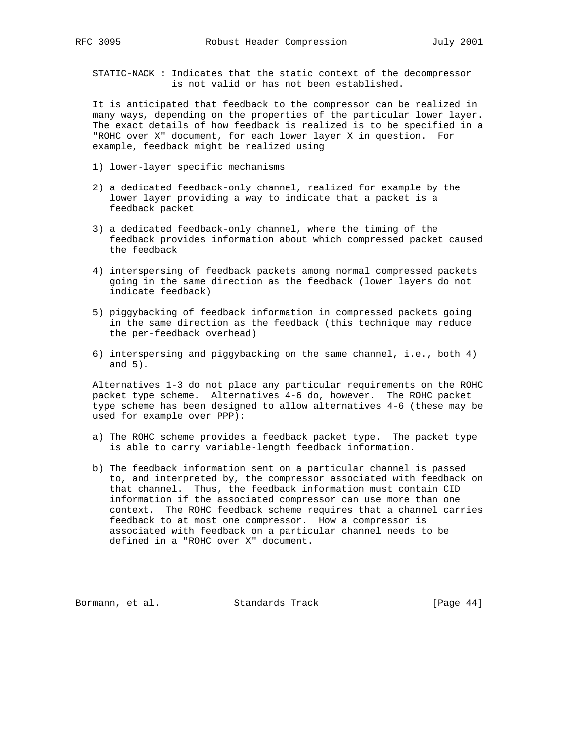STATIC-NACK : Indicates that the static context of the decompressor is not valid or has not been established.

It is anticipated that feedback to the compressor can be realized in many ways, depending on the properties of the particular lower layer. The exact details of how feedback is realized is to be specified in a "ROHC over X" document, for each lower layer X in question. For example, feedback might be realized using

1) lower-layer specific mechanisms

2) a dedicated feedback-only channel, realized for example by the lower layer providing a way to indicate that a packet is a feedback packet

3) a dedicated feedback-only channel, where the timing of the feedback provides information about which compressed packet caused the feedback

4) interspersing of feedback packets among normal compressed packets going in the same direction as the feedback (lower layers do not indicate feedback)

5) piggybacking of feedback information in compressed packets going in the same direction as the feedback (this technique may reduce the per-feedback overhead)

6) interspersing and piggybacking on the same channel, i.e., both 4) and 5).

Alternatives 1-3 do not place any particular requirements on the ROHC packet type scheme. Alternatives 4-6 do, however. The ROHC packet type scheme has been designed to allow alternatives 4-6 (these may be used for example over PPP):

a) The ROHC scheme provides a feedback packet type. The packet type is able to carry variable-length feedback information.

b) The feedback information sent on a particular channel is passed to, and interpreted by, the compressor associated with feedback on that channel. Thus, the feedback information must contain CID information if the associated compressor can use more than one context. The ROHC feedback scheme requires that a channel carries feedback to at most one compressor. How a compressor is associated with feedback on a particular channel needs to be defined in a "ROHC over X" document.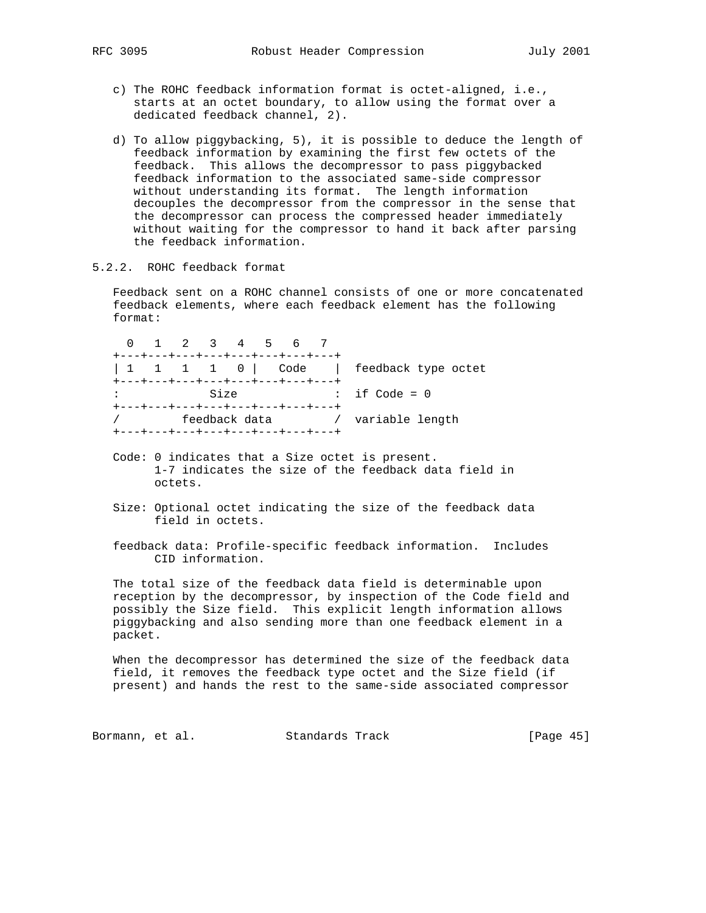c) The ROHC feedback information format is octet-aligned, i.e., starts at an octet boundary, to allow using the format over a dedicated feedback channel, 2).

d) To allow piggybacking, 5), it is possible to deduce the length of feedback information by examining the first few octets of the feedback. This allows the decompressor to pass piggybacked feedback information to the associated same-side compressor without understanding its format. The length information decouples the decompressor from the compressor in the sense that the decompressor can process the compressed header immediately without waiting for the compressor to hand it back after parsing the feedback information.

### 5.2.2. ROHC feedback format

Feedback sent on a ROHC channel consists of one or more concatenated feedback elements, where each feedback element has the following format:

```
  0   1   2   3   4   5   6   7
+---+---+---+---+---+---+---+---+
| 1   1   1   1   0 |   Code    |  feedback type octet
+---+---+---+---+---+---+---+---+
:            Size               :  if Code = 0
+---+---+---+---+---+---+---+---+
/         feedback data         /  variable length
+---+---+---+---+---+---+---+---+
```

Code: 0 indicates that a Size octet is present.
      1-7 indicates the size of the feedback data field in
      octets.

Size: Optional octet indicating the size of the feedback data
      field in octets.

feedback data: Profile-specific feedback information. Includes
      CID information.

The total size of the feedback data field is determinable upon reception by the decompressor, by inspection of the Code field and possibly the Size field. This explicit length information allows piggybacking and also sending more than one feedback element in a packet.

When the decompressor has determined the size of the feedback data field, it removes the feedback type octet and the Size field (if present) and hands the rest to the same-side associated compressor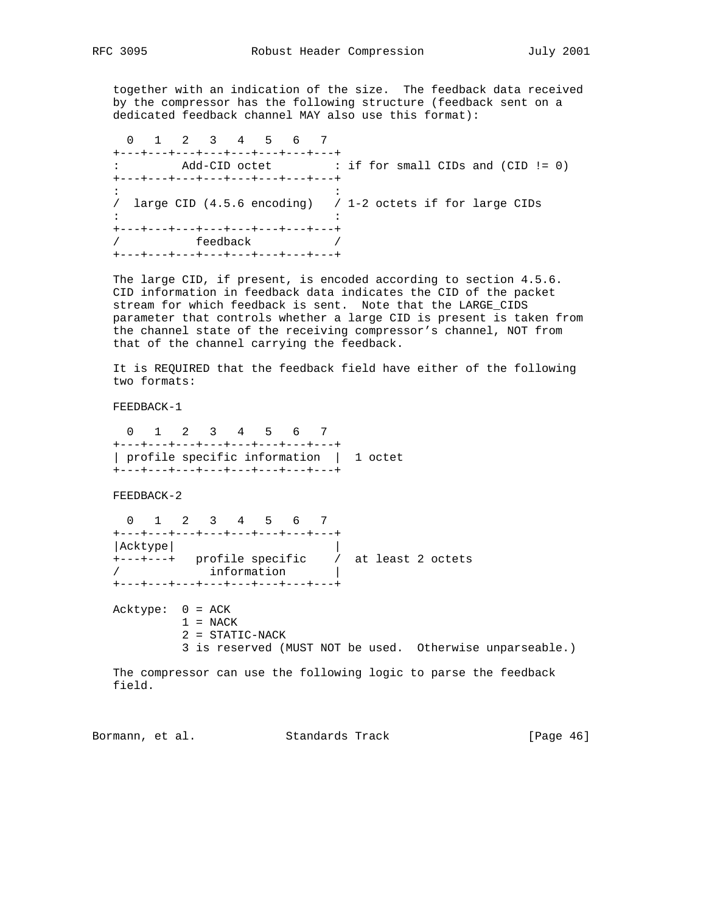together with an indication of the size. The feedback data received by the compressor has the following structure (feedback sent on a dedicated feedback channel MAY also use this format):

```
  0   1   2   3   4   5   6   7
+---+---+---+---+---+---+---+---+
:         Add-CID octet         : if for small CIDs and (CID != 0)
+---+---+---+---+---+---+---+---+
:                               :
/  large CID (4.5.6 encoding)   / 1-2 octets if for large CIDs
:                               :
+---+---+---+---+---+---+---+---+
/           feedback            /
+---+---+---+---+---+---+---+---+
```

The large CID, if present, is encoded according to section 4.5.6. CID information in feedback data indicates the CID of the packet stream for which feedback is sent. Note that the LARGE_CIDS parameter that controls whether a large CID is present is taken from the channel state of the receiving compressor's channel, NOT from that of the channel carrying the feedback.

It is REQUIRED that the feedback field have either of the following two formats:

FEEDBACK-1

```
  0   1   2   3   4   5   6   7
+---+---+---+---+---+---+---+---+
| profile specific information  |  1 octet
+---+---+---+---+---+---+---+---+
```

FEEDBACK-2

```
  0   1   2   3   4   5   6   7
+---+---+---+---+---+---+---+---+
|Acktype|                       |
+---+---+   profile specific    /  at least 2 octets
/             information       |
+---+---+---+---+---+---+---+---+
```

```
Acktype:  0 = ACK
          1 = NACK
          2 = STATIC-NACK
          3 is reserved (MUST NOT be used.  Otherwise unparseable.)
```

The compressor can use the following logic to parse the feedback field.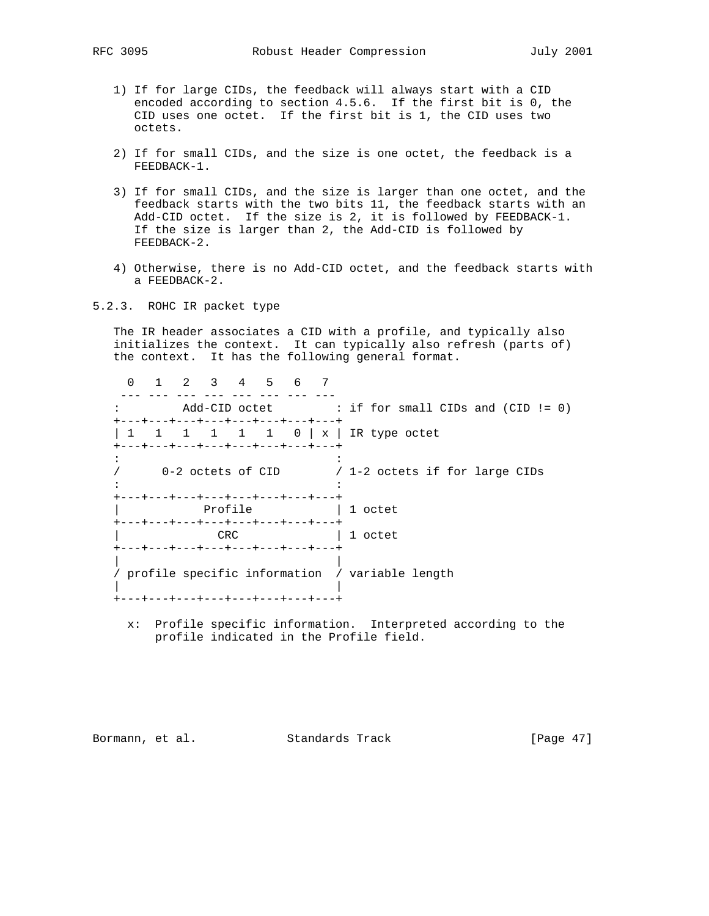1) If for large CIDs, the feedback will always start with a CID encoded according to section 4.5.6. If the first bit is 0, the CID uses one octet. If the first bit is 1, the CID uses two octets.

2) If for small CIDs, and the size is one octet, the feedback is a FEEDBACK-1.

3) If for small CIDs, and the size is larger than one octet, and the feedback starts with the two bits 11, the feedback starts with an Add-CID octet. If the size is 2, it is followed by FEEDBACK-1. If the size is larger than 2, the Add-CID is followed by FEEDBACK-2.

4) Otherwise, there is no Add-CID octet, and the feedback starts with a FEEDBACK-2.

### 5.2.3. ROHC IR packet type

The IR header associates a CID with a profile, and typically also initializes the context. It can typically also refresh (parts of) the context. It has the following general format.

```
  0   1   2   3   4   5   6   7
 --- --- --- --- --- --- --- ---
:         Add-CID octet         : if for small CIDs and (CID != 0)
+---+---+---+---+---+---+---+---+
| 1   1   1   1   1   1   0 | x | IR type octet
+---+---+---+---+---+---+---+---+
:                               :
/      0-2 octets of CID        / 1-2 octets if for large CIDs
:                               :
+---+---+---+---+---+---+---+---+
|            Profile            | 1 octet
+---+---+---+---+---+---+---+---+
|              CRC              | 1 octet
+---+---+---+---+---+---+---+---+
|                               |
/ profile specific information  / variable length
|                               |
+---+---+---+---+---+---+---+---+
```

x: Profile specific information. Interpreted according to the profile indicated in the Profile field.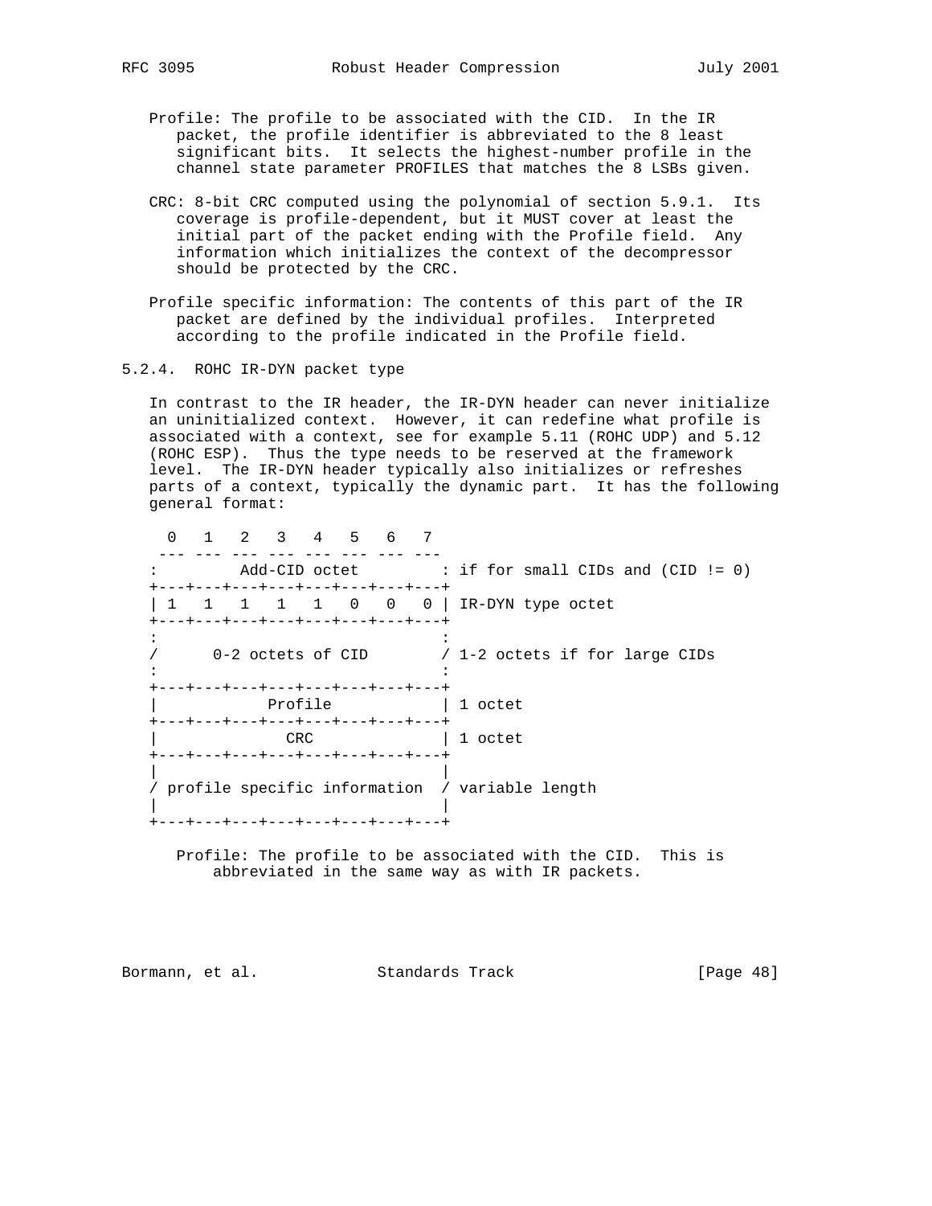Profile: The profile to be associated with the CID. In the IR packet, the profile identifier is abbreviated to the 8 least significant bits. It selects the highest-number profile in the channel state parameter PROFILES that matches the 8 LSBs given.

CRC: 8-bit CRC computed using the polynomial of section 5.9.1. Its coverage is profile-dependent, but it MUST cover at least the initial part of the packet ending with the Profile field. Any information which initializes the context of the decompressor should be protected by the CRC.

Profile specific information: The contents of this part of the IR packet are defined by the individual profiles. Interpreted according to the profile indicated in the Profile field.

### 5.2.4. ROHC IR-DYN packet type

In contrast to the IR header, the IR-DYN header can never initialize an uninitialized context. However, it can redefine what profile is associated with a context, see for example 5.11 (ROHC UDP) and 5.12 (ROHC ESP). Thus the type needs to be reserved at the framework level. The IR-DYN header typically also initializes or refreshes parts of a context, typically the dynamic part. It has the following general format:

```
  0   1   2   3   4   5   6   7
 --- --- --- --- --- --- --- ---
:         Add-CID octet         : if for small CIDs and (CID != 0)
+---+---+---+---+---+---+---+---+
| 1   1   1   1   1   0   0   0 | IR-DYN type octet
+---+---+---+---+---+---+---+---+
:                               :
/      0-2 octets of CID        / 1-2 octets if for large CIDs
:                               :
+---+---+---+---+---+---+---+---+
|            Profile            | 1 octet
+---+---+---+---+---+---+---+---+
|              CRC              | 1 octet
+---+---+---+---+---+---+---+---+
|                               |
/ profile specific information  / variable length
|                               |
+---+---+---+---+---+---+---+---+
```

Profile: The profile to be associated with the CID. This is abbreviated in the same way as with IR packets.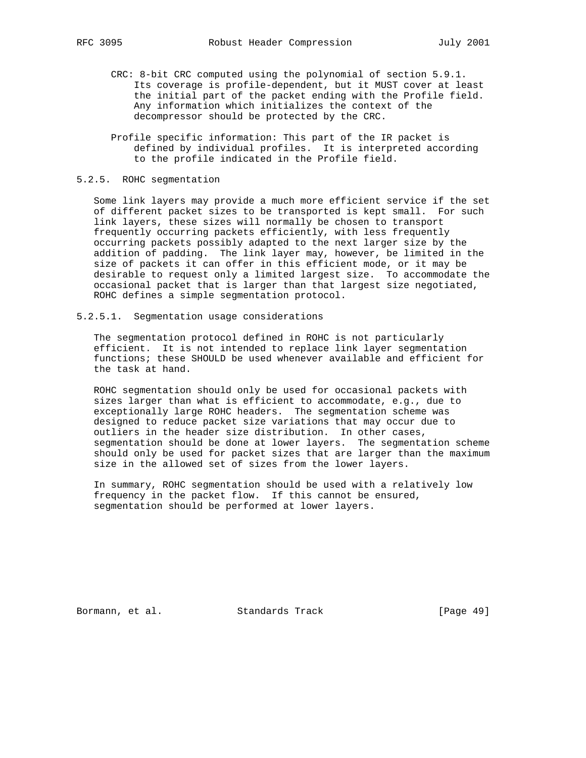CRC: 8-bit CRC computed using the polynomial of section 5.9.1. Its coverage is profile-dependent, but it MUST cover at least the initial part of the packet ending with the Profile field. Any information which initializes the context of the decompressor should be protected by the CRC.

Profile specific information: This part of the IR packet is defined by individual profiles. It is interpreted according to the profile indicated in the Profile field.

### 5.2.5. ROHC segmentation

Some link layers may provide a much more efficient service if the set of different packet sizes to be transported is kept small. For such link layers, these sizes will normally be chosen to transport frequently occurring packets efficiently, with less frequently occurring packets possibly adapted to the next larger size by the addition of padding. The link layer may, however, be limited in the size of packets it can offer in this efficient mode, or it may be desirable to request only a limited largest size. To accommodate the occasional packet that is larger than that largest size negotiated, ROHC defines a simple segmentation protocol.

#### 5.2.5.1. Segmentation usage considerations

The segmentation protocol defined in ROHC is not particularly efficient. It is not intended to replace link layer segmentation functions; these SHOULD be used whenever available and efficient for the task at hand.

ROHC segmentation should only be used for occasional packets with sizes larger than what is efficient to accommodate, e.g., due to exceptionally large ROHC headers. The segmentation scheme was designed to reduce packet size variations that may occur due to outliers in the header size distribution. In other cases, segmentation should be done at lower layers. The segmentation scheme should only be used for packet sizes that are larger than the maximum size in the allowed set of sizes from the lower layers.

In summary, ROHC segmentation should be used with a relatively low frequency in the packet flow. If this cannot be ensured, segmentation should be performed at lower layers.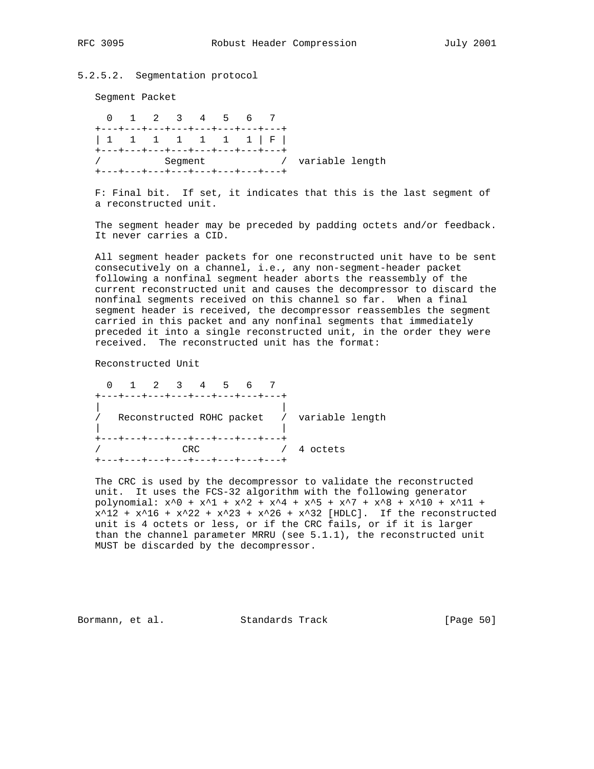#### 5.2.5.2. Segmentation protocol

Segment Packet

```
  0   1   2   3   4   5   6   7
+---+---+---+---+---+---+---+---+
| 1   1   1   1   1   1   1 | F |
+---+---+---+---+---+---+---+---+
/          Segment            /  variable length
+---+---+---+---+---+---+---+---+
```

F: Final bit. If set, it indicates that this is the last segment of a reconstructed unit.

The segment header may be preceded by padding octets and/or feedback. It never carries a CID.

All segment header packets for one reconstructed unit have to be sent consecutively on a channel, i.e., any non-segment-header packet following a nonfinal segment header aborts the reassembly of the current reconstructed unit and causes the decompressor to discard the nonfinal segments received on this channel so far. When a final segment header is received, the decompressor reassembles the segment carried in this packet and any nonfinal segments that immediately preceded it into a single reconstructed unit, in the order they were received. The reconstructed unit has the format:

Reconstructed Unit

```
  0   1   2   3   4   5   6   7
+---+---+---+---+---+---+---+---+
|                               |
/   Reconstructed ROHC packet   /  variable length
|                               |
+---+---+---+---+---+---+---+---+
/             CRC               /  4 octets
+---+---+---+---+---+---+---+---+
```

The CRC is used by the decompressor to validate the reconstructed unit. It uses the FCS-32 algorithm with the following generator polynomial: $x^0 + x^1 + x^2 + x^4 + x^5 + x^7 + x^8 + x^{10} + x^{11} + x^{12} + x^{16} + x^{22} + x^{23} + x^{26} + x^{32}$ [HDLC]. If the reconstructed unit is 4 octets or less, or if the CRC fails, or if it is larger than the channel parameter MRRU (see 5.1.1), the reconstructed unit MUST be discarded by the decompressor.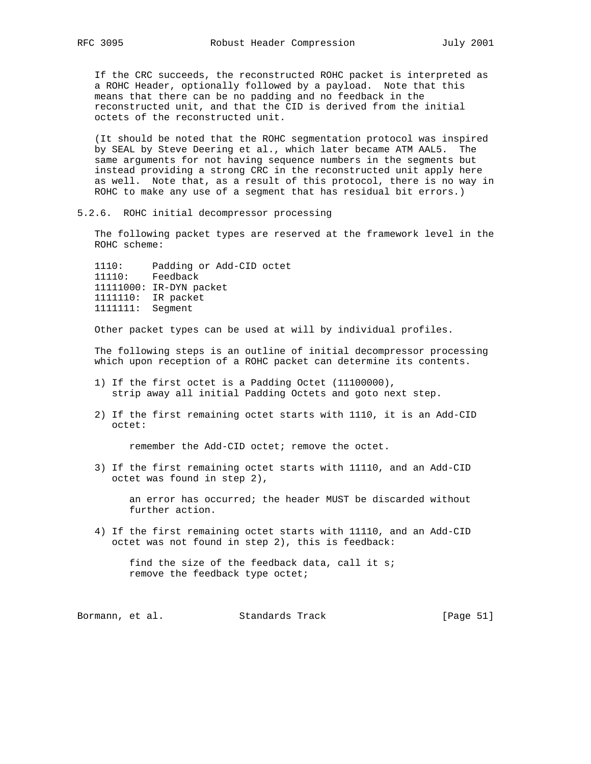If the CRC succeeds, the reconstructed ROHC packet is interpreted as a ROHC Header, optionally followed by a payload. Note that this means that there can be no padding and no feedback in the reconstructed unit, and that the CID is derived from the initial octets of the reconstructed unit.

(It should be noted that the ROHC segmentation protocol was inspired by SEAL by Steve Deering et al., which later became ATM AAL5. The same arguments for not having sequence numbers in the segments but instead providing a strong CRC in the reconstructed unit apply here as well. Note that, as a result of this protocol, there is no way in ROHC to make any use of a segment that has residual bit errors.)

### 5.2.6. ROHC initial decompressor processing

The following packet types are reserved at the framework level in the ROHC scheme:

```
1110:     Padding or Add-CID octet
11110:    Feedback
11111000: IR-DYN packet
1111110:  IR packet
1111111:  Segment
```

Other packet types can be used at will by individual profiles.

The following steps is an outline of initial decompressor processing which upon reception of a ROHC packet can determine its contents.

1) If the first octet is a Padding Octet (11100000), strip away all initial Padding Octets and goto next step.

2) If the first remaining octet starts with 1110, it is an Add-CID octet:

   remember the Add-CID octet; remove the octet.

3) If the first remaining octet starts with 11110, and an Add-CID octet was found in step 2),

   an error has occurred; the header MUST be discarded without further action.

4) If the first remaining octet starts with 11110, and an Add-CID octet was not found in step 2), this is feedback:

   find the size of the feedback data, call it s;
   remove the feedback type octet;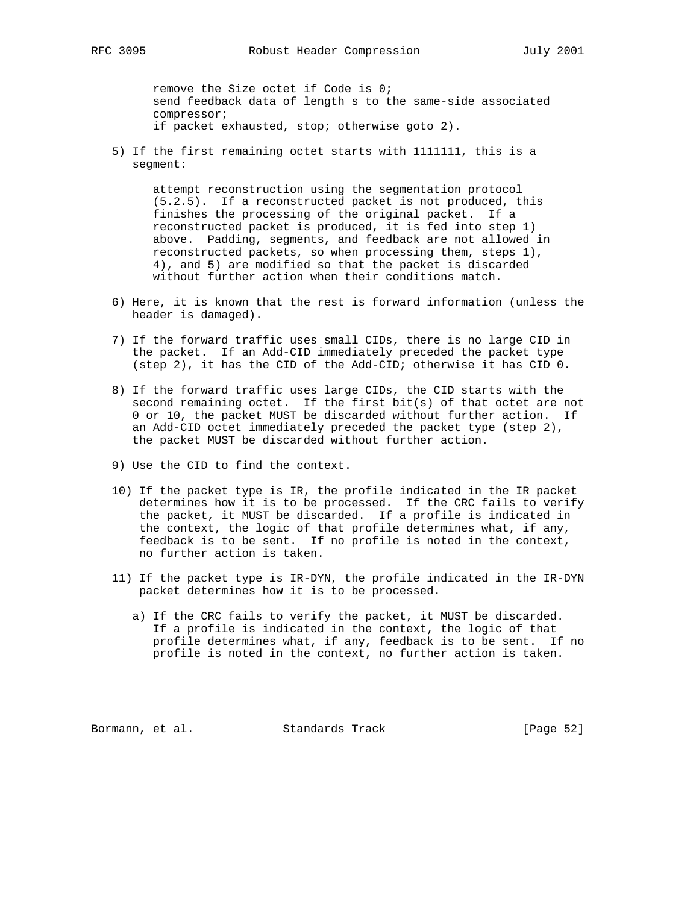remove the Size octet if Code is 0;
send feedback data of length s to the same-side associated compressor;
if packet exhausted, stop; otherwise goto 2).

5) If the first remaining octet starts with 1111111, this is a segment:

   attempt reconstruction using the segmentation protocol (5.2.5). If a reconstructed packet is not produced, this finishes the processing of the original packet. If a reconstructed packet is produced, it is fed into step 1) above. Padding, segments, and feedback are not allowed in reconstructed packets, so when processing them, steps 1), 4), and 5) are modified so that the packet is discarded without further action when their conditions match.

6) Here, it is known that the rest is forward information (unless the header is damaged).

7) If the forward traffic uses small CIDs, there is no large CID in the packet. If an Add-CID immediately preceded the packet type (step 2), it has the CID of the Add-CID; otherwise it has CID 0.

8) If the forward traffic uses large CIDs, the CID starts with the second remaining octet. If the first bit(s) of that octet are not 0 or 10, the packet MUST be discarded without further action. If an Add-CID octet immediately preceded the packet type (step 2), the packet MUST be discarded without further action.

9) Use the CID to find the context.

10) If the packet type is IR, the profile indicated in the IR packet determines how it is to be processed. If the CRC fails to verify the packet, it MUST be discarded. If a profile is indicated in the context, the logic of that profile determines what, if any, feedback is to be sent. If no profile is noted in the context, no further action is taken.

11) If the packet type is IR-DYN, the profile indicated in the IR-DYN packet determines how it is to be processed.

    a) If the CRC fails to verify the packet, it MUST be discarded. If a profile is indicated in the context, the logic of that profile determines what, if any, feedback is to be sent. If no profile is noted in the context, no further action is taken.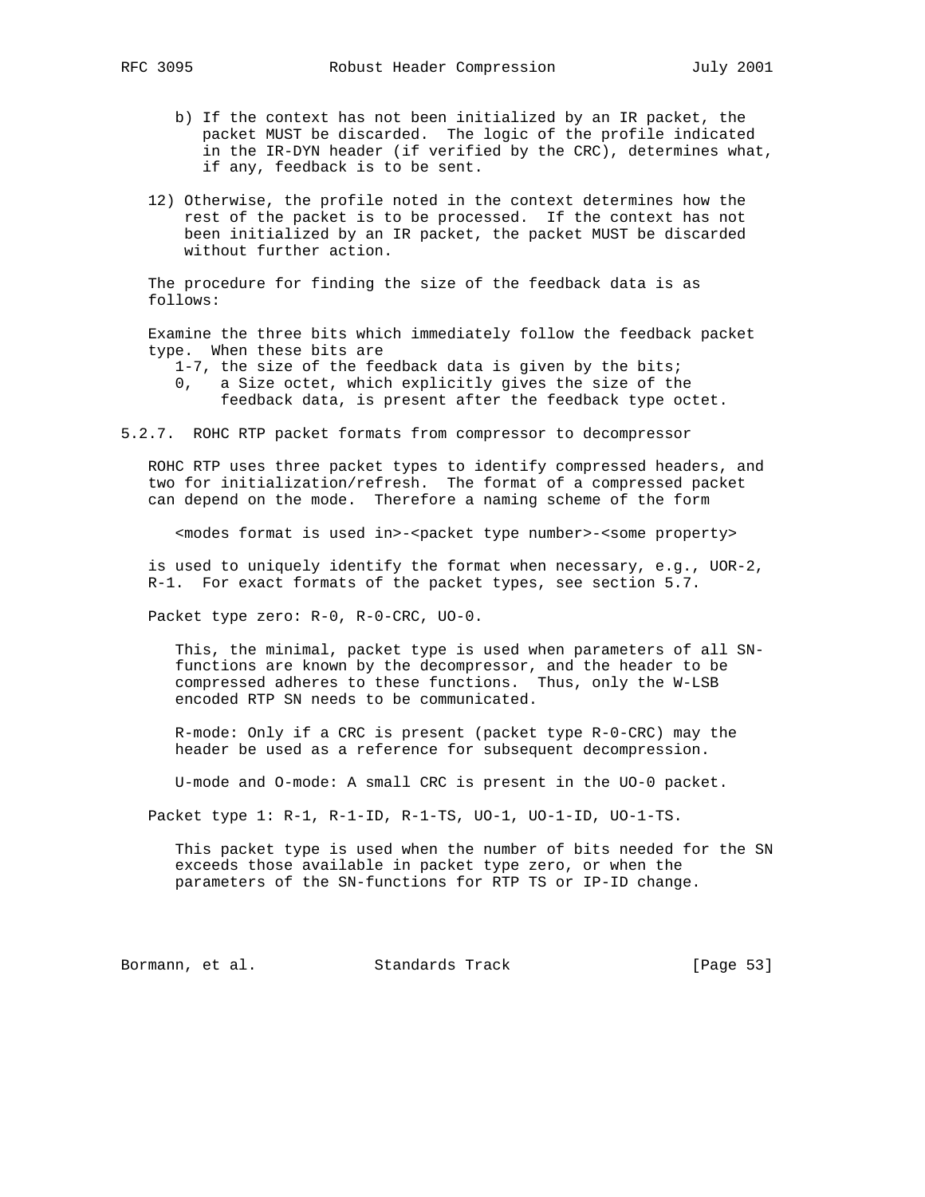b) If the context has not been initialized by an IR packet, the packet MUST be discarded. The logic of the profile indicated in the IR-DYN header (if verified by the CRC), determines what, if any, feedback is to be sent.

12) Otherwise, the profile noted in the context determines how the rest of the packet is to be processed. If the context has not been initialized by an IR packet, the packet MUST be discarded without further action.

The procedure for finding the size of the feedback data is as follows:

Examine the three bits which immediately follow the feedback packet type. When these bits are

- 1-7, the size of the feedback data is given by the bits;
- 0, a Size octet, which explicitly gives the size of the feedback data, is present after the feedback type octet.

### 5.2.7. ROHC RTP packet formats from compressor to decompressor

ROHC RTP uses three packet types to identify compressed headers, and two for initialization/refresh. The format of a compressed packet can depend on the mode. Therefore a naming scheme of the form

    <modes format is used in>-<packet type number>-<some property>

is used to uniquely identify the format when necessary, e.g., UOR-2, R-1. For exact formats of the packet types, see section 5.7.

Packet type zero: R-0, R-0-CRC, UO-0.

This, the minimal, packet type is used when parameters of all SN-functions are known by the decompressor, and the header to be compressed adheres to these functions. Thus, only the W-LSB encoded RTP SN needs to be communicated.

R-mode: Only if a CRC is present (packet type R-0-CRC) may the header be used as a reference for subsequent decompression.

U-mode and O-mode: A small CRC is present in the UO-0 packet.

Packet type 1: R-1, R-1-ID, R-1-TS, UO-1, UO-1-ID, UO-1-TS.

This packet type is used when the number of bits needed for the SN exceeds those available in packet type zero, or when the parameters of the SN-functions for RTP TS or IP-ID change.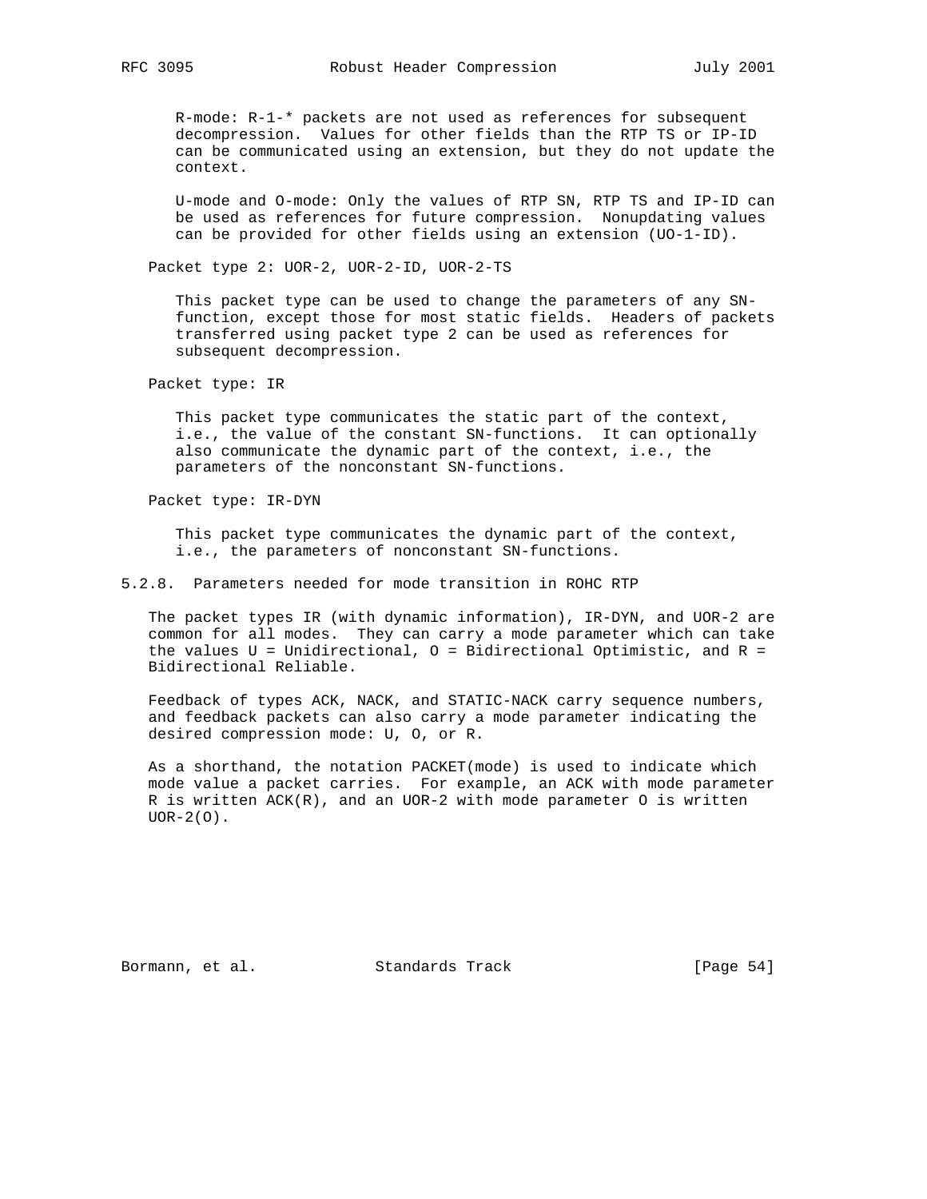R-mode: R-1-* packets are not used as references for subsequent decompression. Values for other fields than the RTP TS or IP-ID can be communicated using an extension, but they do not update the context.

U-mode and O-mode: Only the values of RTP SN, RTP TS and IP-ID can be used as references for future compression. Nonupdating values can be provided for other fields using an extension (UO-1-ID).

Packet type 2: UOR-2, UOR-2-ID, UOR-2-TS

This packet type can be used to change the parameters of any SN-function, except those for most static fields. Headers of packets transferred using packet type 2 can be used as references for subsequent decompression.

Packet type: IR

This packet type communicates the static part of the context, i.e., the value of the constant SN-functions. It can optionally also communicate the dynamic part of the context, i.e., the parameters of the nonconstant SN-functions.

Packet type: IR-DYN

This packet type communicates the dynamic part of the context, i.e., the parameters of nonconstant SN-functions.

### 5.2.8. Parameters needed for mode transition in ROHC RTP

The packet types IR (with dynamic information), IR-DYN, and UOR-2 are common for all modes. They can carry a mode parameter which can take the values U = Unidirectional, O = Bidirectional Optimistic, and R = Bidirectional Reliable.

Feedback of types ACK, NACK, and STATIC-NACK carry sequence numbers, and feedback packets can also carry a mode parameter indicating the desired compression mode: U, O, or R.

As a shorthand, the notation PACKET(mode) is used to indicate which mode value a packet carries. For example, an ACK with mode parameter R is written ACK(R), and an UOR-2 with mode parameter O is written UOR-2(O).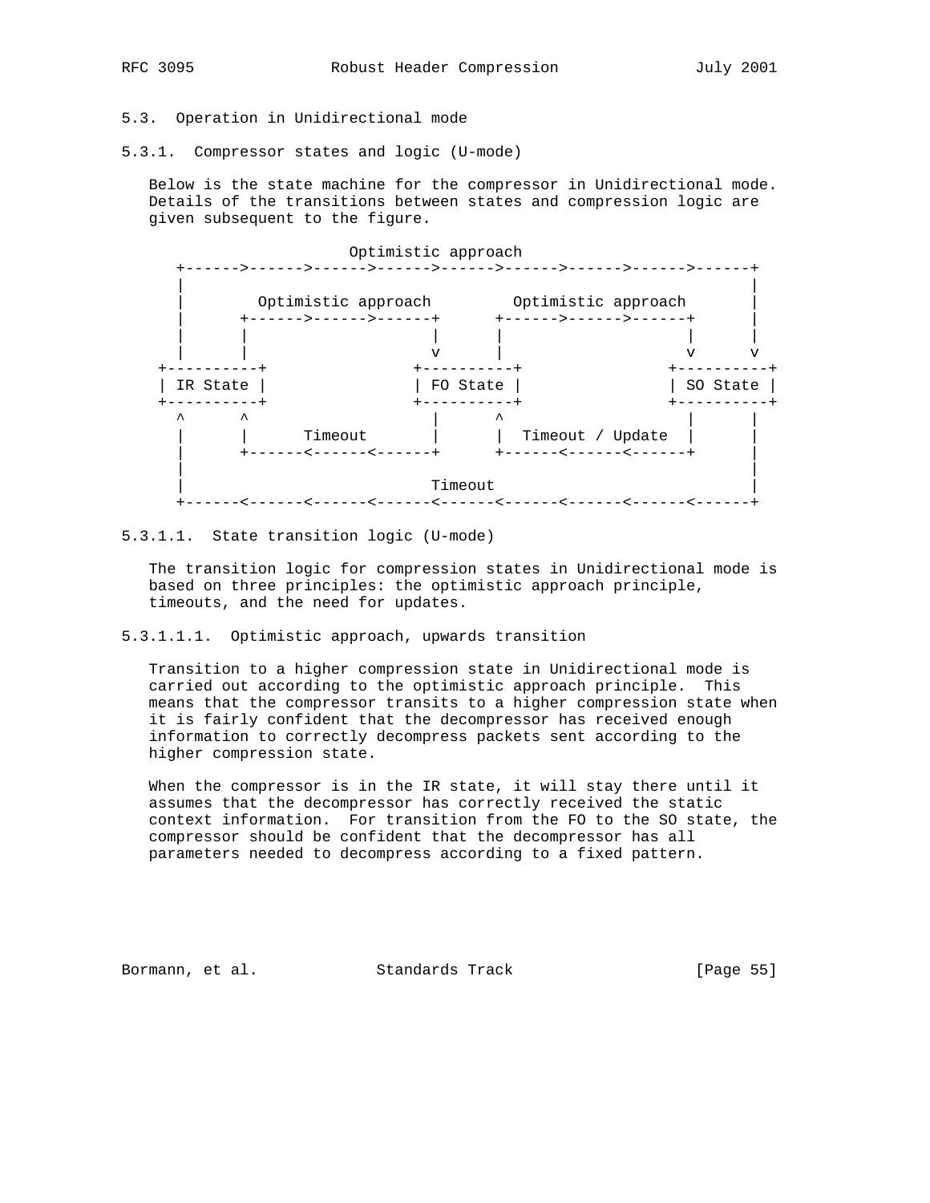### 5.3. Operation in Unidirectional mode

#### 5.3.1. Compressor states and logic (U-mode)

Below is the state machine for the compressor in Unidirectional mode. Details of the transitions between states and compression logic are given subsequent to the figure.

```
                         Optimistic approach
   +------>------>------>------>------>------>------>------>------+
   |                                                              |
   |        Optimistic approach         Optimistic approach       |
   |      +------>------>------+      +------>------>------+      |
   |      |                    |      |                    |      |
   |      |                    v      |                    v      v
 +----------+                +----------+                +----------+
 | IR State |                | FO State |                | SO State |
 +----------+                +----------+                +----------+
   ^      ^                    |      ^                    |      |
   |      |      Timeout       |      |  Timeout / Update  |      |
   |      +------<------<------+      +------<------<------+      |
   |                                                              |
   |                           Timeout                            |
   +------<------<------<------<------<------<------<------<------+
```

##### 5.3.1.1. State transition logic (U-mode)

The transition logic for compression states in Unidirectional mode is based on three principles: the optimistic approach principle, timeouts, and the need for updates.

###### 5.3.1.1.1. Optimistic approach, upwards transition

Transition to a higher compression state in Unidirectional mode is carried out according to the optimistic approach principle. This means that the compressor transits to a higher compression state when it is fairly confident that the decompressor has received enough information to correctly decompress packets sent according to the higher compression state.

When the compressor is in the IR state, it will stay there until it assumes that the decompressor has correctly received the static context information. For transition from the FO to the SO state, the compressor should be confident that the decompressor has all parameters needed to decompress according to a fixed pattern.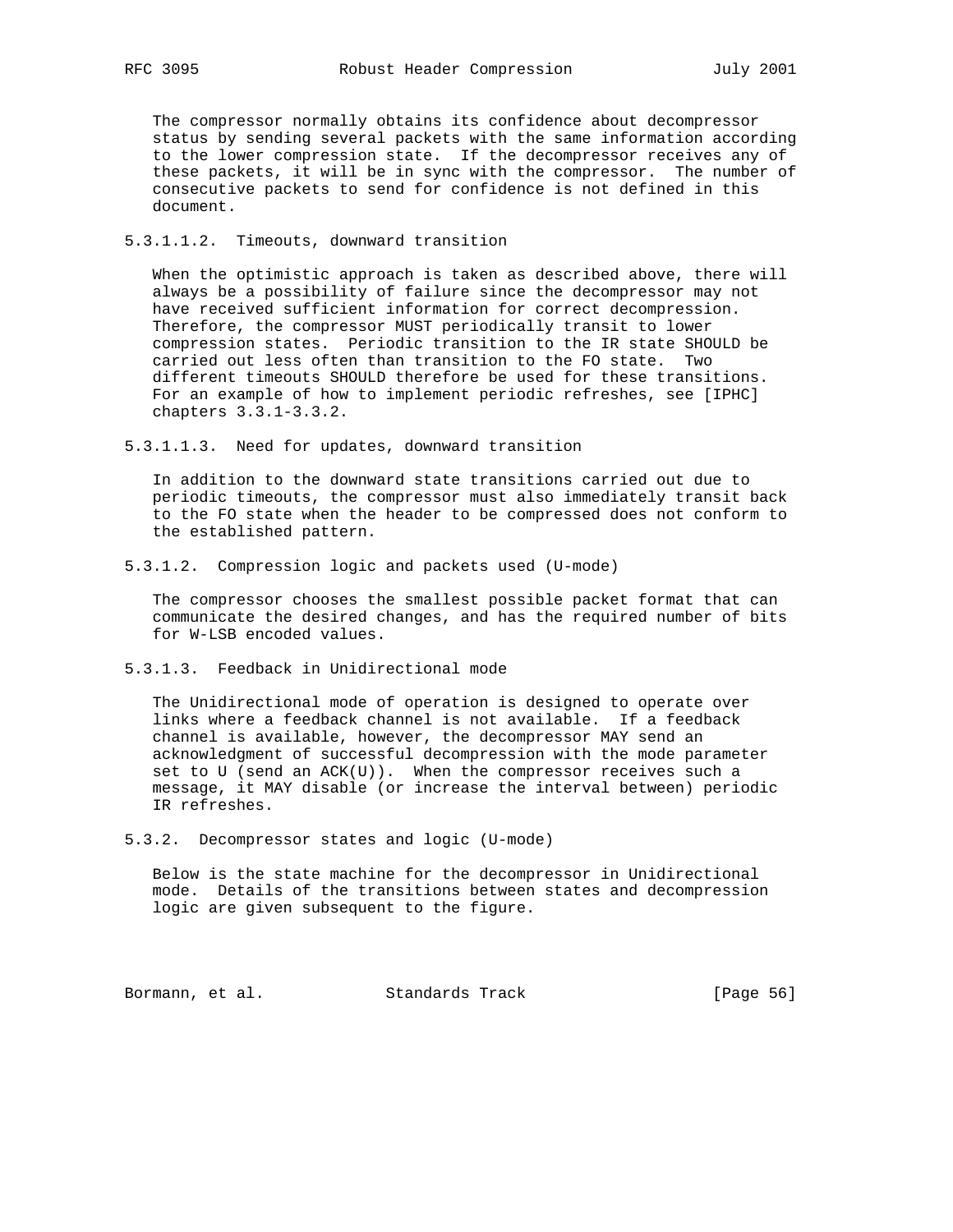The compressor normally obtains its confidence about decompressor status by sending several packets with the same information according to the lower compression state. If the decompressor receives any of these packets, it will be in sync with the compressor. The number of consecutive packets to send for confidence is not defined in this document.

##### 5.3.1.1.2. Timeouts, downward transition

When the optimistic approach is taken as described above, there will always be a possibility of failure since the decompressor may not have received sufficient information for correct decompression. Therefore, the compressor MUST periodically transit to lower compression states. Periodic transition to the IR state SHOULD be carried out less often than transition to the FO state. Two different timeouts SHOULD therefore be used for these transitions. For an example of how to implement periodic refreshes, see [IPHC] chapters 3.3.1-3.3.2.

##### 5.3.1.1.3. Need for updates, downward transition

In addition to the downward state transitions carried out due to periodic timeouts, the compressor must also immediately transit back to the FO state when the header to be compressed does not conform to the established pattern.

#### 5.3.1.2. Compression logic and packets used (U-mode)

The compressor chooses the smallest possible packet format that can communicate the desired changes, and has the required number of bits for W-LSB encoded values.

#### 5.3.1.3. Feedback in Unidirectional mode

The Unidirectional mode of operation is designed to operate over links where a feedback channel is not available. If a feedback channel is available, however, the decompressor MAY send an acknowledgment of successful decompression with the mode parameter set to U (send an ACK(U)). When the compressor receives such a message, it MAY disable (or increase the interval between) periodic IR refreshes.

### 5.3.2. Decompressor states and logic (U-mode)

Below is the state machine for the decompressor in Unidirectional mode. Details of the transitions between states and decompression logic are given subsequent to the figure.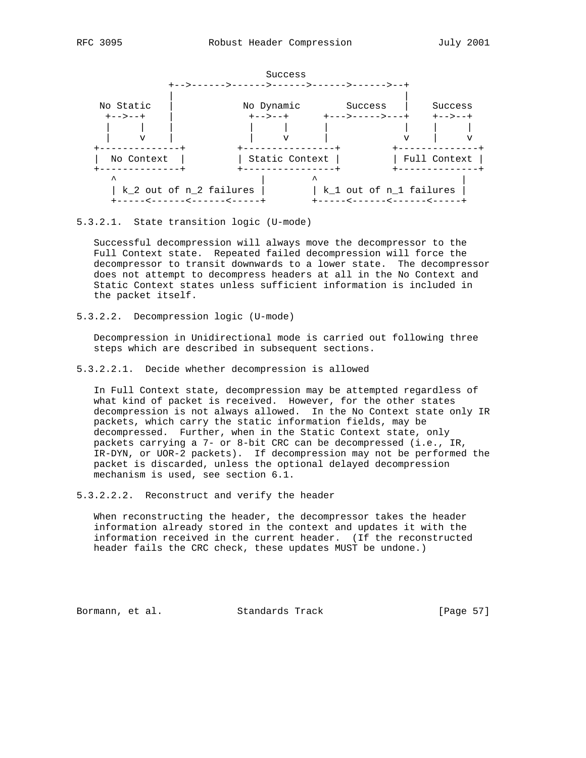```
                           Success
                +-->------>------>------>------>------>--+
                |                                        |
    No Static   |            No Dynamic        Success   |    Success
     +-->--+    |             +-->--+      +--->----->---+    +-->--+
     |     |    |             |     |      |                  |     |
     |     v    |             |     v      |             v    |     v
   +--------------+          +----------------+         +--------------+
   |  No Context  |          | Static Context |         | Full Context |
   +--------------+          +----------------+         +--------------+
      ^                         |        ^                         |
      | k_2 out of n_2 failures |        | k_1 out of n_1 failures |
      +-----<------<------<-----+        +-----<------<------<-----+
```

#### 5.3.2.1. State transition logic (U-mode)

Successful decompression will always move the decompressor to the Full Context state. Repeated failed decompression will force the decompressor to transit downwards to a lower state. The decompressor does not attempt to decompress headers at all in the No Context and Static Context states unless sufficient information is included in the packet itself.

#### 5.3.2.2. Decompression logic (U-mode)

Decompression in Unidirectional mode is carried out following three steps which are described in subsequent sections.

##### 5.3.2.2.1. Decide whether decompression is allowed

In Full Context state, decompression may be attempted regardless of what kind of packet is received. However, for the other states decompression is not always allowed. In the No Context state only IR packets, which carry the static information fields, may be decompressed. Further, when in the Static Context state, only packets carrying a 7- or 8-bit CRC can be decompressed (i.e., IR, IR-DYN, or UOR-2 packets). If decompression may not be performed the packet is discarded, unless the optional delayed decompression mechanism is used, see section 6.1.

##### 5.3.2.2.2. Reconstruct and verify the header

When reconstructing the header, the decompressor takes the header information already stored in the context and updates it with the information received in the current header. (If the reconstructed header fails the CRC check, these updates MUST be undone.)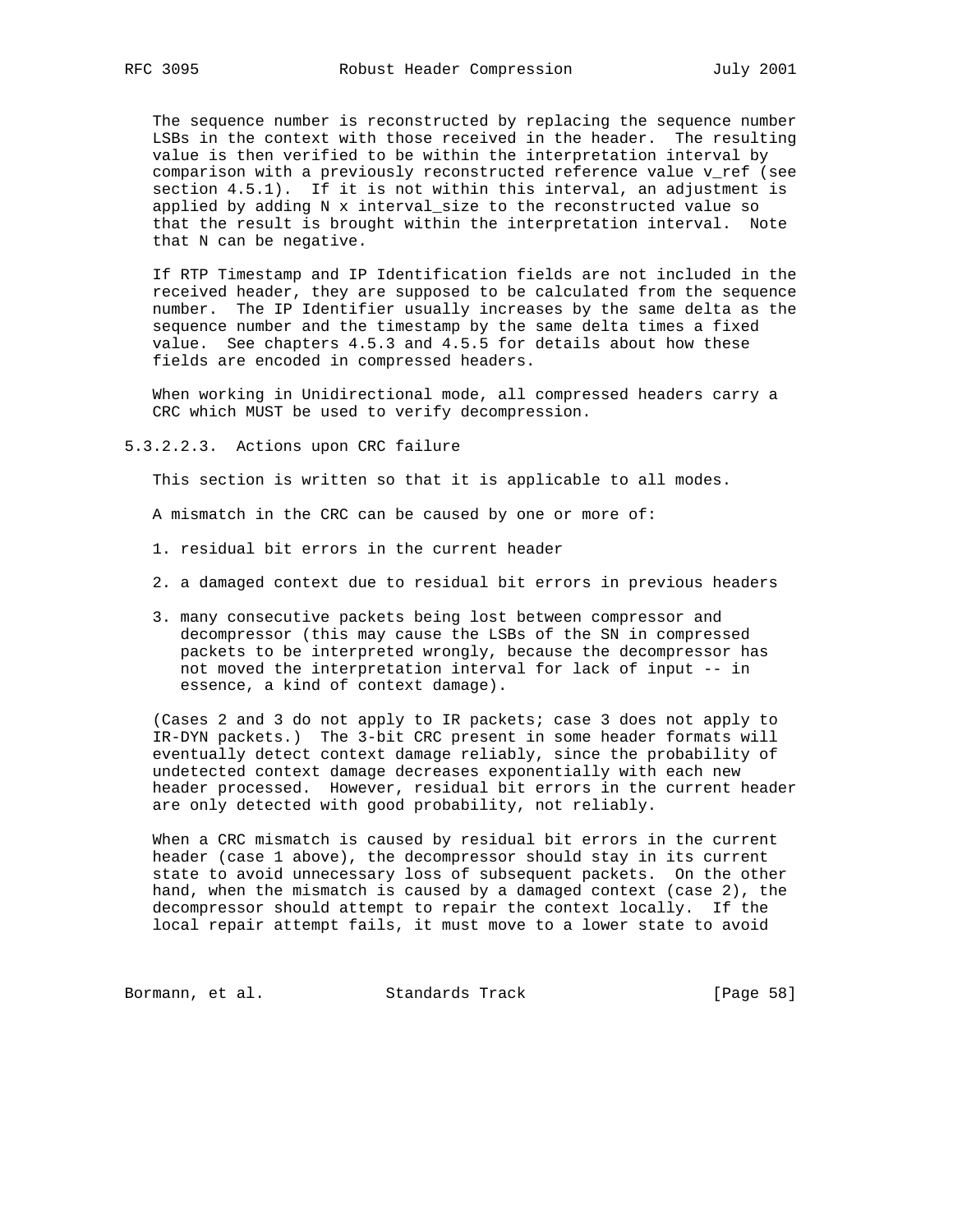The sequence number is reconstructed by replacing the sequence number LSBs in the context with those received in the header. The resulting value is then verified to be within the interpretation interval by comparison with a previously reconstructed reference value v_ref (see section 4.5.1). If it is not within this interval, an adjustment is applied by adding N x interval_size to the reconstructed value so that the result is brought within the interpretation interval. Note that N can be negative.

If RTP Timestamp and IP Identification fields are not included in the received header, they are supposed to be calculated from the sequence number. The IP Identifier usually increases by the same delta as the sequence number and the timestamp by the same delta times a fixed value. See chapters 4.5.3 and 4.5.5 for details about how these fields are encoded in compressed headers.

When working in Unidirectional mode, all compressed headers carry a CRC which MUST be used to verify decompression.

##### 5.3.2.2.3. Actions upon CRC failure

This section is written so that it is applicable to all modes.

A mismatch in the CRC can be caused by one or more of:

1. residual bit errors in the current header

2. a damaged context due to residual bit errors in previous headers

3. many consecutive packets being lost between compressor and decompressor (this may cause the LSBs of the SN in compressed packets to be interpreted wrongly, because the decompressor has not moved the interpretation interval for lack of input -- in essence, a kind of context damage).

(Cases 2 and 3 do not apply to IR packets; case 3 does not apply to IR-DYN packets.) The 3-bit CRC present in some header formats will eventually detect context damage reliably, since the probability of undetected context damage decreases exponentially with each new header processed. However, residual bit errors in the current header are only detected with good probability, not reliably.

When a CRC mismatch is caused by residual bit errors in the current header (case 1 above), the decompressor should stay in its current state to avoid unnecessary loss of subsequent packets. On the other hand, when the mismatch is caused by a damaged context (case 2), the decompressor should attempt to repair the context locally. If the local repair attempt fails, it must move to a lower state to avoid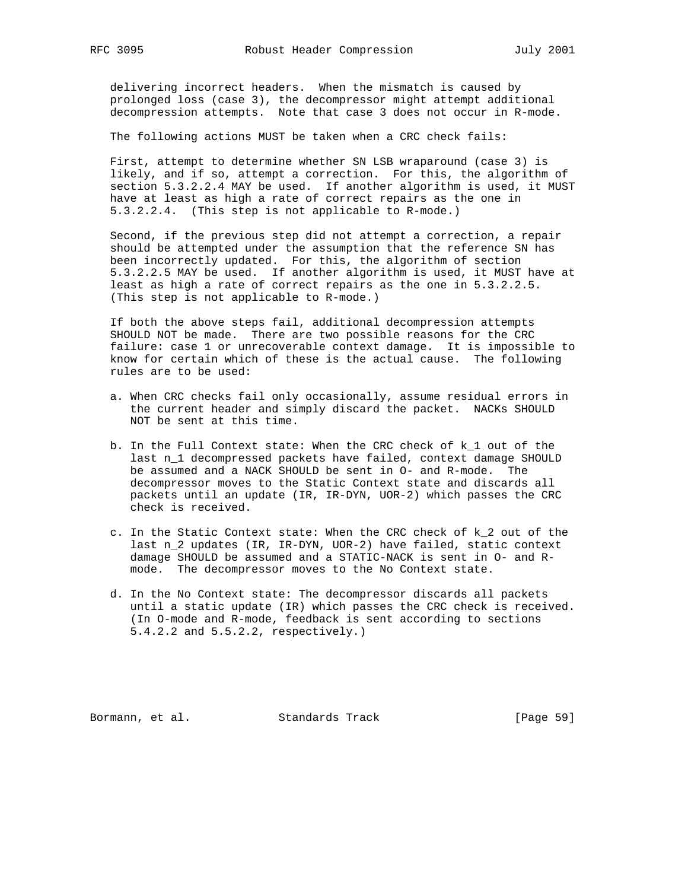delivering incorrect headers. When the mismatch is caused by prolonged loss (case 3), the decompressor might attempt additional decompression attempts. Note that case 3 does not occur in R-mode.

The following actions MUST be taken when a CRC check fails:

First, attempt to determine whether SN LSB wraparound (case 3) is likely, and if so, attempt a correction. For this, the algorithm of section 5.3.2.2.4 MAY be used. If another algorithm is used, it MUST have at least as high a rate of correct repairs as the one in 5.3.2.2.4. (This step is not applicable to R-mode.)

Second, if the previous step did not attempt a correction, a repair should be attempted under the assumption that the reference SN has been incorrectly updated. For this, the algorithm of section 5.3.2.2.5 MAY be used. If another algorithm is used, it MUST have at least as high a rate of correct repairs as the one in 5.3.2.2.5. (This step is not applicable to R-mode.)

If both the above steps fail, additional decompression attempts SHOULD NOT be made. There are two possible reasons for the CRC failure: case 1 or unrecoverable context damage. It is impossible to know for certain which of these is the actual cause. The following rules are to be used:

a. When CRC checks fail only occasionally, assume residual errors in the current header and simply discard the packet. NACKs SHOULD NOT be sent at this time.

b. In the Full Context state: When the CRC check of $k_1$ out of the last $n_1$ decompressed packets have failed, context damage SHOULD be assumed and a NACK SHOULD be sent in O- and R-mode. The decompressor moves to the Static Context state and discards all packets until an update (IR, IR-DYN, UOR-2) which passes the CRC check is received.

c. In the Static Context state: When the CRC check of $k_2$ out of the last $n_2$ updates (IR, IR-DYN, UOR-2) have failed, static context damage SHOULD be assumed and a STATIC-NACK is sent in O- and R-mode. The decompressor moves to the No Context state.

d. In the No Context state: The decompressor discards all packets until a static update (IR) which passes the CRC check is received. (In O-mode and R-mode, feedback is sent according to sections 5.4.2.2 and 5.5.2.2, respectively.)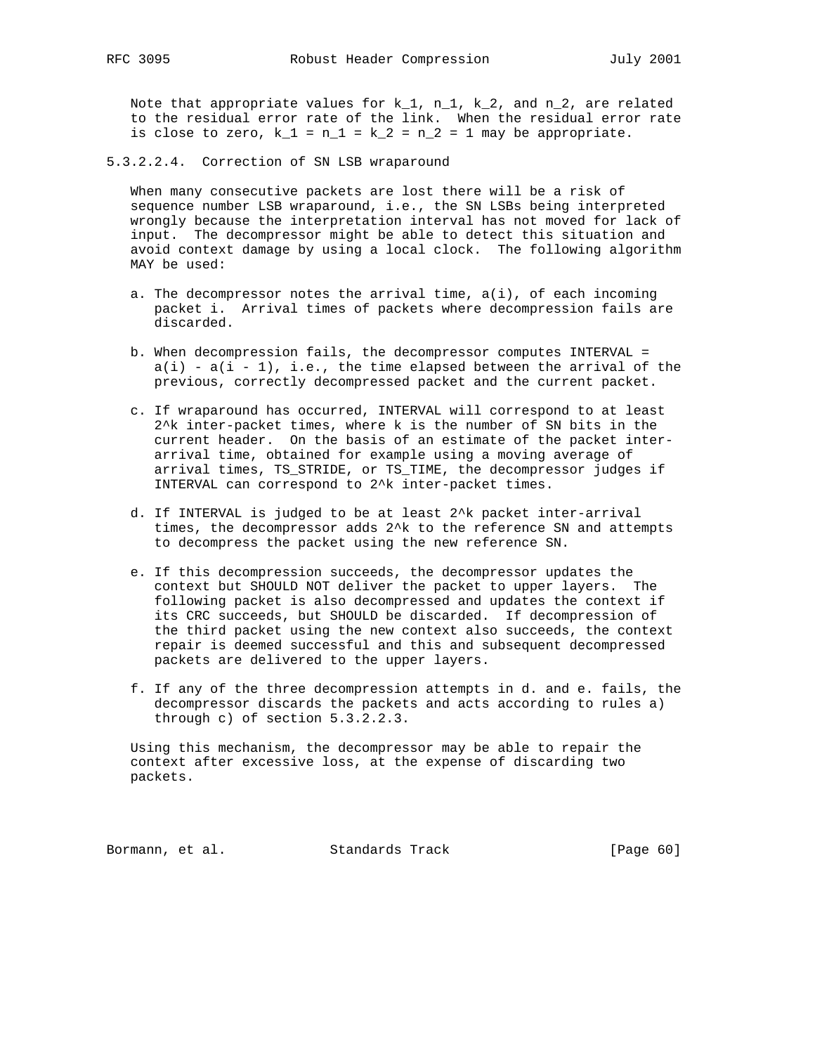Note that appropriate values for $k_1$, $n_1$, $k_2$, and $n_2$, are related to the residual error rate of the link. When the residual error rate is close to zero, $k_1 = n_1 = k_2 = n_2 = 1$ may be appropriate.

#### 5.3.2.2.4. Correction of SN LSB wraparound

When many consecutive packets are lost there will be a risk of sequence number LSB wraparound, i.e., the SN LSBs being interpreted wrongly because the interpretation interval has not moved for lack of input. The decompressor might be able to detect this situation and avoid context damage by using a local clock. The following algorithm MAY be used:

a. The decompressor notes the arrival time, $a(i)$, of each incoming packet i. Arrival times of packets where decompression fails are discarded.

b. When decompression fails, the decompressor computes INTERVAL = $a(i) - a(i - 1)$, i.e., the time elapsed between the arrival of the previous, correctly decompressed packet and the current packet.

c. If wraparound has occurred, INTERVAL will correspond to at least $2^k$ inter-packet times, where k is the number of SN bits in the current header. On the basis of an estimate of the packet inter-arrival time, obtained for example using a moving average of arrival times, TS_STRIDE, or TS_TIME, the decompressor judges if INTERVAL can correspond to $2^k$ inter-packet times.

d. If INTERVAL is judged to be at least $2^k$ packet inter-arrival times, the decompressor adds $2^k$ to the reference SN and attempts to decompress the packet using the new reference SN.

e. If this decompression succeeds, the decompressor updates the context but SHOULD NOT deliver the packet to upper layers. The following packet is also decompressed and updates the context if its CRC succeeds, but SHOULD be discarded. If decompression of the third packet using the new context also succeeds, the context repair is deemed successful and this and subsequent decompressed packets are delivered to the upper layers.

f. If any of the three decompression attempts in d. and e. fails, the decompressor discards the packets and acts according to rules a) through c) of section 5.3.2.2.3.

Using this mechanism, the decompressor may be able to repair the context after excessive loss, at the expense of discarding two packets.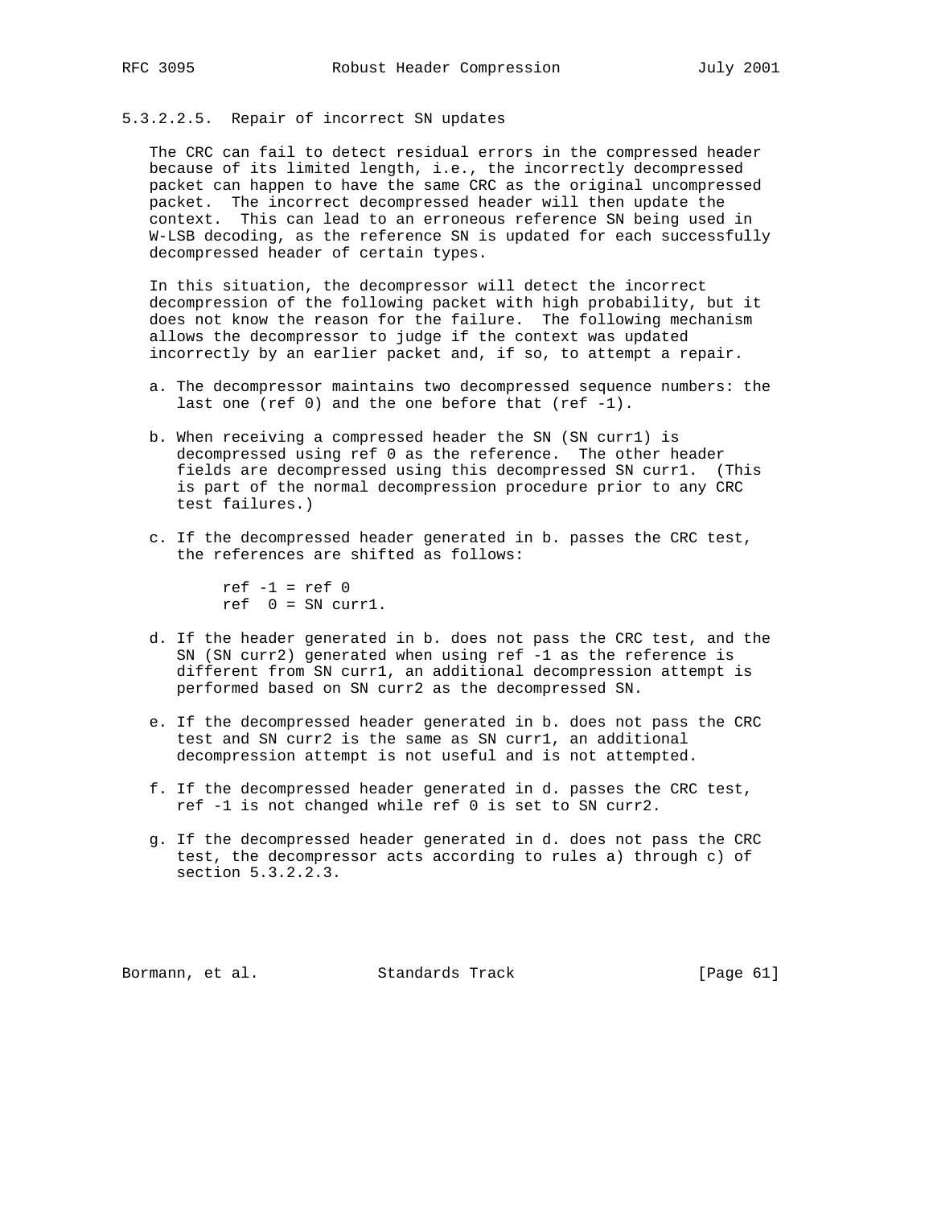#### 5.3.2.2.5. Repair of incorrect SN updates

The CRC can fail to detect residual errors in the compressed header because of its limited length, i.e., the incorrectly decompressed packet can happen to have the same CRC as the original uncompressed packet. The incorrect decompressed header will then update the context. This can lead to an erroneous reference SN being used in W-LSB decoding, as the reference SN is updated for each successfully decompressed header of certain types.

In this situation, the decompressor will detect the incorrect decompression of the following packet with high probability, but it does not know the reason for the failure. The following mechanism allows the decompressor to judge if the context was updated incorrectly by an earlier packet and, if so, to attempt a repair.

a. The decompressor maintains two decompressed sequence numbers: the last one (ref 0) and the one before that (ref -1).

b. When receiving a compressed header the SN (SN curr1) is decompressed using ref 0 as the reference. The other header fields are decompressed using this decompressed SN curr1. (This is part of the normal decompression procedure prior to any CRC test failures.)

c. If the decompressed header generated in b. passes the CRC test, the references are shifted as follows:

```
ref -1 = ref 0
ref  0 = SN curr1.
```

d. If the header generated in b. does not pass the CRC test, and the SN (SN curr2) generated when using ref -1 as the reference is different from SN curr1, an additional decompression attempt is performed based on SN curr2 as the decompressed SN.

e. If the decompressed header generated in b. does not pass the CRC test and SN curr2 is the same as SN curr1, an additional decompression attempt is not useful and is not attempted.

f. If the decompressed header generated in d. passes the CRC test, ref -1 is not changed while ref 0 is set to SN curr2.

g. If the decompressed header generated in d. does not pass the CRC test, the decompressor acts according to rules a) through c) of section 5.3.2.2.3.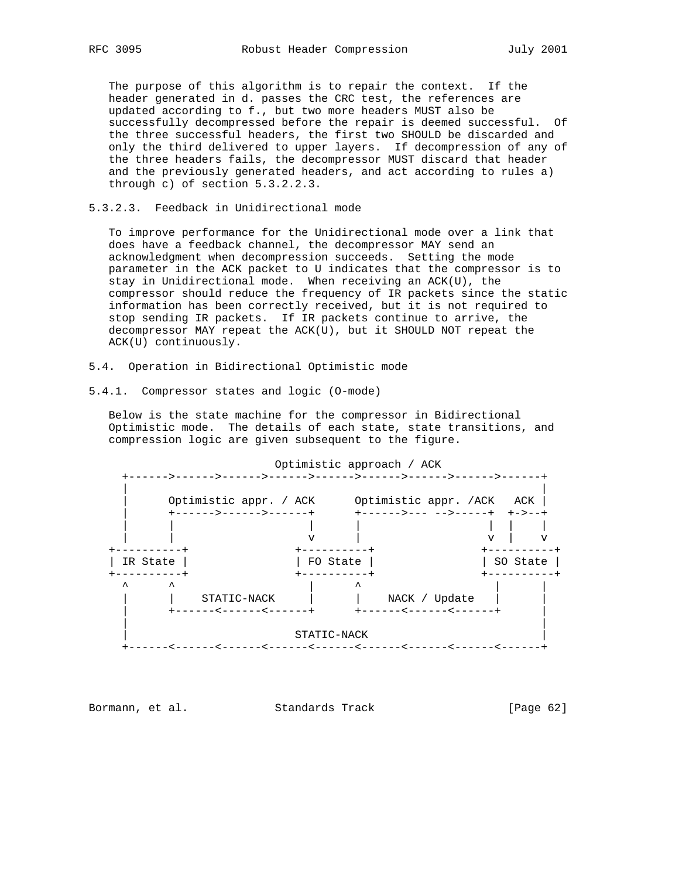The purpose of this algorithm is to repair the context. If the header generated in d. passes the CRC test, the references are updated according to f., but two more headers MUST also be successfully decompressed before the repair is deemed successful. Of the three successful headers, the first two SHOULD be discarded and only the third delivered to upper layers. If decompression of any of the three headers fails, the decompressor MUST discard that header and the previously generated headers, and act according to rules a) through c) of section 5.3.2.2.3.

#### 5.3.2.3. Feedback in Unidirectional mode

To improve performance for the Unidirectional mode over a link that does have a feedback channel, the decompressor MAY send an acknowledgment when decompression succeeds. Setting the mode parameter in the ACK packet to U indicates that the compressor is to stay in Unidirectional mode. When receiving an ACK(U), the compressor should reduce the frequency of IR packets since the static information has been correctly received, but it is not required to stop sending IR packets. If IR packets continue to arrive, the decompressor MAY repeat the ACK(U), but it SHOULD NOT repeat the ACK(U) continuously.

## 5.4. Operation in Bidirectional Optimistic mode

### 5.4.1. Compressor states and logic (O-mode)

Below is the state machine for the compressor in Bidirectional Optimistic mode. The details of each state, state transitions, and compression logic are given subsequent to the figure.

```
                        Optimistic approach / ACK
  +------>------>------>------>------>------>------>------>------+
  |                                                              |
  |      Optimistic appr. / ACK      Optimistic appr. /ACK   ACK |
  |      +------>------>------+      +------>--- -->-----+  +->--+
  |      |                    |      |                   |  |    |
  |      |                    v      |                   v  |    v
+----------+                +----------+               +----------+
| IR State |                | FO State |               | SO State |
+----------+                +----------+               +----------+
  ^      ^                    |      ^                   |       |
  |      |    STATIC-NACK     |      |    NACK / Update  |       |
  |      +------<------<------+      +------<------<------+       |
  |                                                              |
  |                         STATIC-NACK                          |
  +------<------<------<------<------<------<------<------<------+
```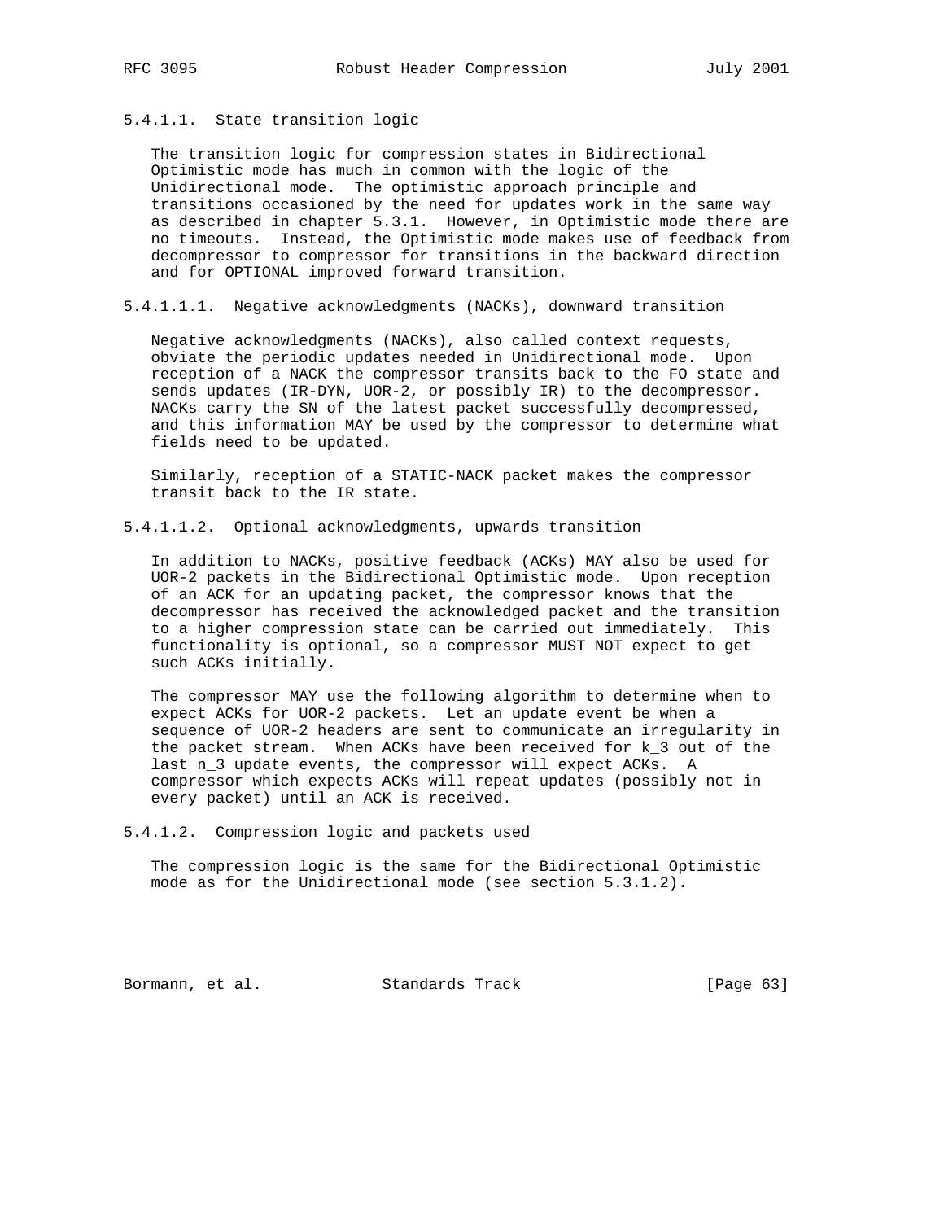#### 5.4.1.1. State transition logic

The transition logic for compression states in Bidirectional Optimistic mode has much in common with the logic of the Unidirectional mode. The optimistic approach principle and transitions occasioned by the need for updates work in the same way as described in chapter 5.3.1. However, in Optimistic mode there are no timeouts. Instead, the Optimistic mode makes use of feedback from decompressor to compressor for transitions in the backward direction and for OPTIONAL improved forward transition.

##### 5.4.1.1.1. Negative acknowledgments (NACKs), downward transition

Negative acknowledgments (NACKs), also called context requests, obviate the periodic updates needed in Unidirectional mode. Upon reception of a NACK the compressor transits back to the FO state and sends updates (IR-DYN, UOR-2, or possibly IR) to the decompressor. NACKs carry the SN of the latest packet successfully decompressed, and this information MAY be used by the compressor to determine what fields need to be updated.

Similarly, reception of a STATIC-NACK packet makes the compressor transit back to the IR state.

##### 5.4.1.1.2. Optional acknowledgments, upwards transition

In addition to NACKs, positive feedback (ACKs) MAY also be used for UOR-2 packets in the Bidirectional Optimistic mode. Upon reception of an ACK for an updating packet, the compressor knows that the decompressor has received the acknowledged packet and the transition to a higher compression state can be carried out immediately. This functionality is optional, so a compressor MUST NOT expect to get such ACKs initially.

The compressor MAY use the following algorithm to determine when to expect ACKs for UOR-2 packets. Let an update event be when a sequence of UOR-2 headers are sent to communicate an irregularity in the packet stream. When ACKs have been received for $k_3$ out of the last $n_3$ update events, the compressor will expect ACKs. A compressor which expects ACKs will repeat updates (possibly not in every packet) until an ACK is received.

#### 5.4.1.2. Compression logic and packets used

The compression logic is the same for the Bidirectional Optimistic mode as for the Unidirectional mode (see section 5.3.1.2).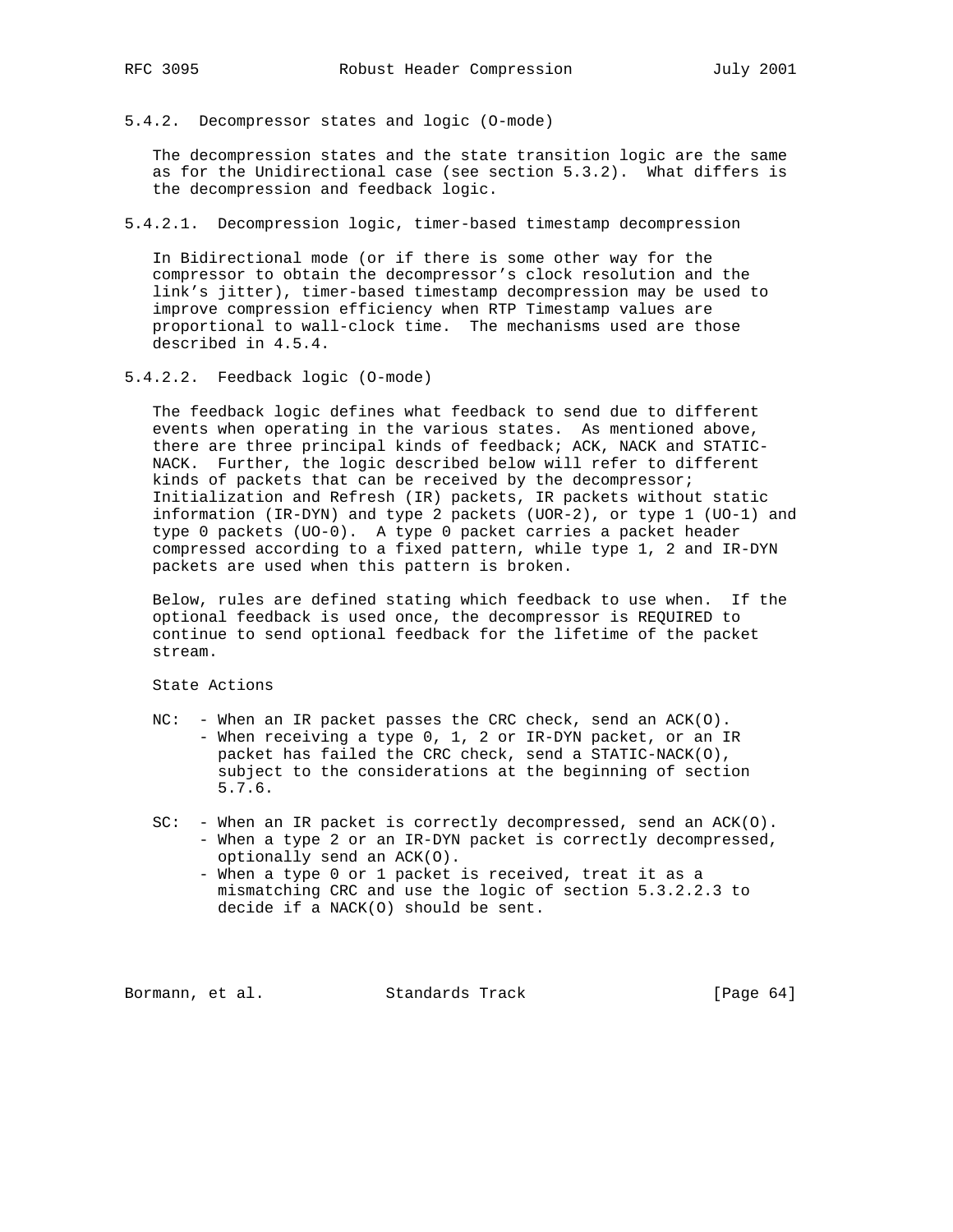### 5.4.2. Decompressor states and logic (O-mode)

The decompression states and the state transition logic are the same as for the Unidirectional case (see section 5.3.2). What differs is the decompression and feedback logic.

#### 5.4.2.1. Decompression logic, timer-based timestamp decompression

In Bidirectional mode (or if there is some other way for the compressor to obtain the decompressor's clock resolution and the link's jitter), timer-based timestamp decompression may be used to improve compression efficiency when RTP Timestamp values are proportional to wall-clock time. The mechanisms used are those described in 4.5.4.

#### 5.4.2.2. Feedback logic (O-mode)

The feedback logic defines what feedback to send due to different events when operating in the various states. As mentioned above, there are three principal kinds of feedback; ACK, NACK and STATIC-NACK. Further, the logic described below will refer to different kinds of packets that can be received by the decompressor; Initialization and Refresh (IR) packets, IR packets without static information (IR-DYN) and type 2 packets (UOR-2), or type 1 (UO-1) and type 0 packets (UO-0). A type 0 packet carries a packet header compressed according to a fixed pattern, while type 1, 2 and IR-DYN packets are used when this pattern is broken.

Below, rules are defined stating which feedback to use when. If the optional feedback is used once, the decompressor is REQUIRED to continue to send optional feedback for the lifetime of the packet stream.

State Actions

```
NC:  - When an IR packet passes the CRC check, send an ACK(O).
     - When receiving a type 0, 1, 2 or IR-DYN packet, or an IR
       packet has failed the CRC check, send a STATIC-NACK(O),
       subject to the considerations at the beginning of section
       5.7.6.

SC:  - When an IR packet is correctly decompressed, send an ACK(O).
     - When a type 2 or an IR-DYN packet is correctly decompressed,
       optionally send an ACK(O).
     - When a type 0 or 1 packet is received, treat it as a
       mismatching CRC and use the logic of section 5.3.2.2.3 to
       decide if a NACK(O) should be sent.
```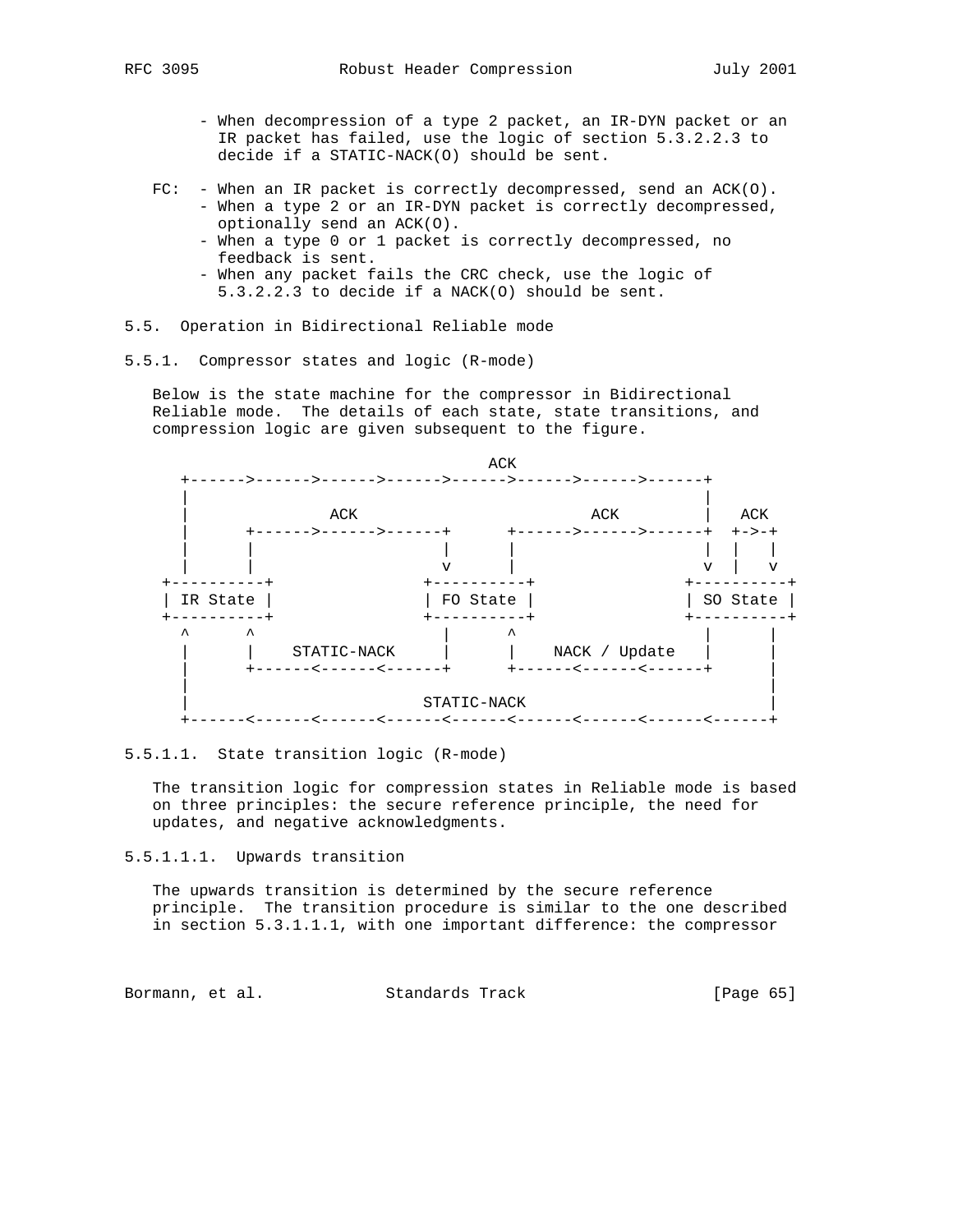- When decompression of a type 2 packet, an IR-DYN packet or an IR packet has failed, use the logic of section 5.3.2.2.3 to decide if a STATIC-NACK(O) should be sent.

FC:
- When an IR packet is correctly decompressed, send an ACK(O).
- When a type 2 or an IR-DYN packet is correctly decompressed, optionally send an ACK(O).
- When a type 0 or 1 packet is correctly decompressed, no feedback is sent.
- When any packet fails the CRC check, use the logic of 5.3.2.2.3 to decide if a NACK(O) should be sent.

## 5.5. Operation in Bidirectional Reliable mode

### 5.5.1. Compressor states and logic (R-mode)

Below is the state machine for the compressor in Bidirectional Reliable mode. The details of each state, state transitions, and compression logic are given subsequent to the figure.

```
                                ACK
   +------>------>------>------>------>------>------>------+
   |                                                       |
   |            ACK                      ACK               |   ACK
   |      +------>------>------+      +------>------>------+  +->-+
   |      |                    |      |                    |  |   |
   |      |                    v      |                    v  |   v
+----------+                 +----------+               +----------+
| IR State |                 | FO State |               | SO State |
+----------+                 +----------+               +----------+
   ^      ^                    |      ^                    |      |
   |      |    STATIC-NACK     |      |    NACK / Update   |      |
   |      +------<------<------+      +------<------<------+      |
   |                                                              |
   |                          STATIC-NACK                         |
   +------<------<------<------<------<------<------<------<------+
```

#### 5.5.1.1. State transition logic (R-mode)

The transition logic for compression states in Reliable mode is based on three principles: the secure reference principle, the need for updates, and negative acknowledgments.

##### 5.5.1.1.1. Upwards transition

The upwards transition is determined by the secure reference principle. The transition procedure is similar to the one described in section 5.3.1.1.1, with one important difference: the compressor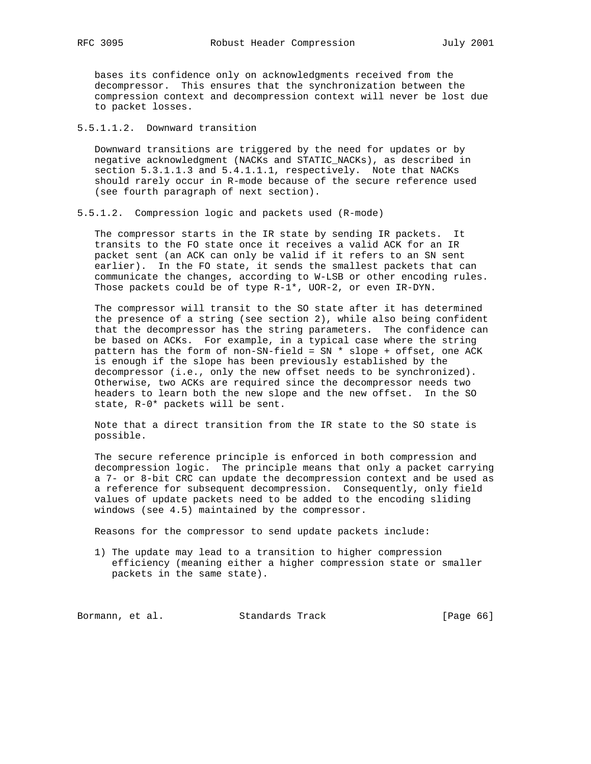bases its confidence only on acknowledgments received from the decompressor. This ensures that the synchronization between the compression context and decompression context will never be lost due to packet losses.

#### 5.5.1.1.2. Downward transition

Downward transitions are triggered by the need for updates or by negative acknowledgment (NACKs and STATIC_NACKs), as described in section 5.3.1.1.3 and 5.4.1.1.1, respectively. Note that NACKs should rarely occur in R-mode because of the secure reference used (see fourth paragraph of next section).

### 5.5.1.2. Compression logic and packets used (R-mode)

The compressor starts in the IR state by sending IR packets. It transits to the FO state once it receives a valid ACK for an IR packet sent (an ACK can only be valid if it refers to an SN sent earlier). In the FO state, it sends the smallest packets that can communicate the changes, according to W-LSB or other encoding rules. Those packets could be of type R-1*, UOR-2, or even IR-DYN.

The compressor will transit to the SO state after it has determined the presence of a string (see section 2), while also being confident that the decompressor has the string parameters. The confidence can be based on ACKs. For example, in a typical case where the string pattern has the form of non-SN-field = SN * slope + offset, one ACK is enough if the slope has been previously established by the decompressor (i.e., only the new offset needs to be synchronized). Otherwise, two ACKs are required since the decompressor needs two headers to learn both the new slope and the new offset. In the SO state, R-0* packets will be sent.

Note that a direct transition from the IR state to the SO state is possible.

The secure reference principle is enforced in both compression and decompression logic. The principle means that only a packet carrying a 7- or 8-bit CRC can update the decompression context and be used as a reference for subsequent decompression. Consequently, only field values of update packets need to be added to the encoding sliding windows (see 4.5) maintained by the compressor.

Reasons for the compressor to send update packets include:

1) The update may lead to a transition to higher compression efficiency (meaning either a higher compression state or smaller packets in the same state).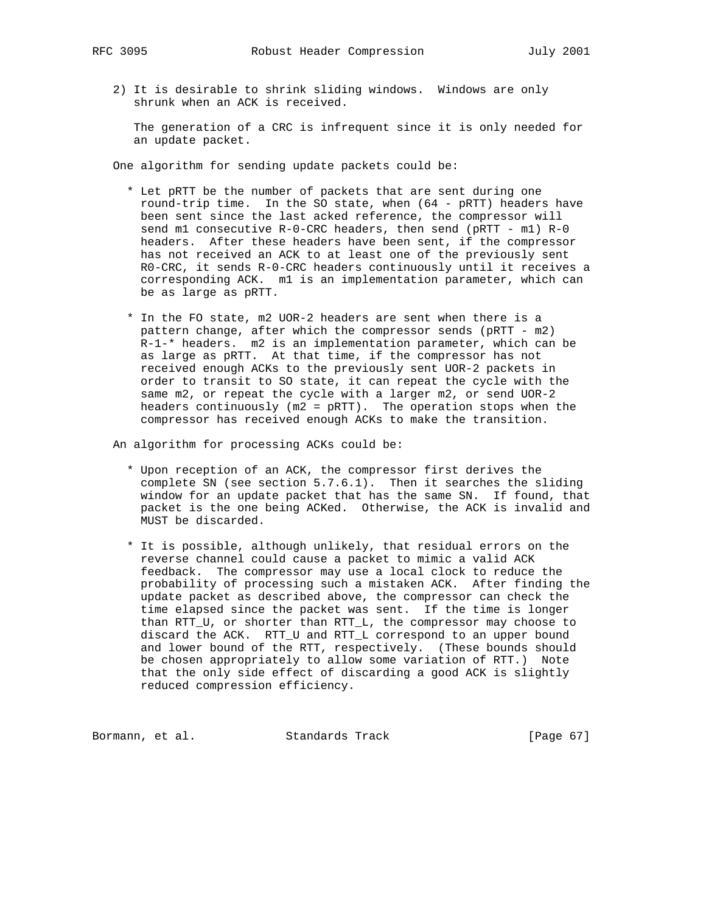2) It is desirable to shrink sliding windows. Windows are only shrunk when an ACK is received.

   The generation of a CRC is infrequent since it is only needed for an update packet.

One algorithm for sending update packets could be:

* Let pRTT be the number of packets that are sent during one round-trip time. In the SO state, when (64 - pRTT) headers have been sent since the last acked reference, the compressor will send m1 consecutive R-0-CRC headers, then send (pRTT - m1) R-0 headers. After these headers have been sent, if the compressor has not received an ACK to at least one of the previously sent R0-CRC, it sends R-0-CRC headers continuously until it receives a corresponding ACK. m1 is an implementation parameter, which can be as large as pRTT.

* In the FO state, m2 UOR-2 headers are sent when there is a pattern change, after which the compressor sends (pRTT - m2) R-1-* headers. m2 is an implementation parameter, which can be as large as pRTT. At that time, if the compressor has not received enough ACKs to the previously sent UOR-2 packets in order to transit to SO state, it can repeat the cycle with the same m2, or repeat the cycle with a larger m2, or send UOR-2 headers continuously (m2 = pRTT). The operation stops when the compressor has received enough ACKs to make the transition.

An algorithm for processing ACKs could be:

* Upon reception of an ACK, the compressor first derives the complete SN (see section 5.7.6.1). Then it searches the sliding window for an update packet that has the same SN. If found, that packet is the one being ACKed. Otherwise, the ACK is invalid and MUST be discarded.

* It is possible, although unlikely, that residual errors on the reverse channel could cause a packet to mimic a valid ACK feedback. The compressor may use a local clock to reduce the probability of processing such a mistaken ACK. After finding the update packet as described above, the compressor can check the time elapsed since the packet was sent. If the time is longer than RTT_U, or shorter than RTT_L, the compressor may choose to discard the ACK. RTT_U and RTT_L correspond to an upper bound and lower bound of the RTT, respectively. (These bounds should be chosen appropriately to allow some variation of RTT.) Note that the only side effect of discarding a good ACK is slightly reduced compression efficiency.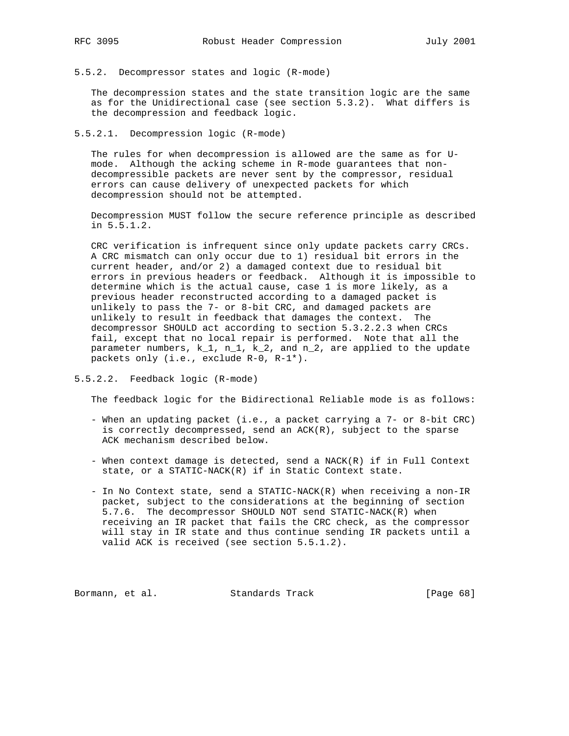### 5.5.2. Decompressor states and logic (R-mode)

The decompression states and the state transition logic are the same as for the Unidirectional case (see section 5.3.2). What differs is the decompression and feedback logic.

#### 5.5.2.1. Decompression logic (R-mode)

The rules for when decompression is allowed are the same as for U-mode. Although the acking scheme in R-mode guarantees that non-decompressible packets are never sent by the compressor, residual errors can cause delivery of unexpected packets for which decompression should not be attempted.

Decompression MUST follow the secure reference principle as described in 5.5.1.2.

CRC verification is infrequent since only update packets carry CRCs. A CRC mismatch can only occur due to 1) residual bit errors in the current header, and/or 2) a damaged context due to residual bit errors in previous headers or feedback. Although it is impossible to determine which is the actual cause, case 1 is more likely, as a previous header reconstructed according to a damaged packet is unlikely to pass the 7- or 8-bit CRC, and damaged packets are unlikely to result in feedback that damages the context. The decompressor SHOULD act according to section 5.3.2.2.3 when CRCs fail, except that no local repair is performed. Note that all the parameter numbers, $k_1$, $n_1$, $k_2$, and $n_2$, are applied to the update packets only (i.e., exclude R-0, R-1*).

#### 5.5.2.2. Feedback logic (R-mode)

The feedback logic for the Bidirectional Reliable mode is as follows:

- When an updating packet (i.e., a packet carrying a 7- or 8-bit CRC) is correctly decompressed, send an ACK(R), subject to the sparse ACK mechanism described below.

- When context damage is detected, send a NACK(R) if in Full Context state, or a STATIC-NACK(R) if in Static Context state.

- In No Context state, send a STATIC-NACK(R) when receiving a non-IR packet, subject to the considerations at the beginning of section 5.7.6. The decompressor SHOULD NOT send STATIC-NACK(R) when receiving an IR packet that fails the CRC check, as the compressor will stay in IR state and thus continue sending IR packets until a valid ACK is received (see section 5.5.1.2).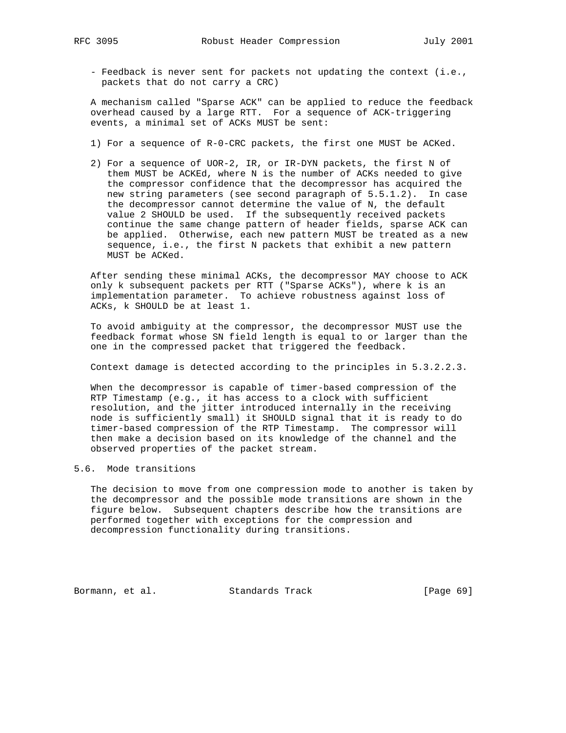- Feedback is never sent for packets not updating the context (i.e., packets that do not carry a CRC)

A mechanism called "Sparse ACK" can be applied to reduce the feedback overhead caused by a large RTT. For a sequence of ACK-triggering events, a minimal set of ACKs MUST be sent:

1) For a sequence of R-0-CRC packets, the first one MUST be ACKed.

2) For a sequence of UOR-2, IR, or IR-DYN packets, the first N of them MUST be ACKEd, where N is the number of ACKs needed to give the compressor confidence that the decompressor has acquired the new string parameters (see second paragraph of 5.5.1.2). In case the decompressor cannot determine the value of N, the default value 2 SHOULD be used. If the subsequently received packets continue the same change pattern of header fields, sparse ACK can be applied. Otherwise, each new pattern MUST be treated as a new sequence, i.e., the first N packets that exhibit a new pattern MUST be ACKed.

After sending these minimal ACKs, the decompressor MAY choose to ACK only k subsequent packets per RTT ("Sparse ACKs"), where k is an implementation parameter. To achieve robustness against loss of ACKs, k SHOULD be at least 1.

To avoid ambiguity at the compressor, the decompressor MUST use the feedback format whose SN field length is equal to or larger than the one in the compressed packet that triggered the feedback.

Context damage is detected according to the principles in 5.3.2.2.3.

When the decompressor is capable of timer-based compression of the RTP Timestamp (e.g., it has access to a clock with sufficient resolution, and the jitter introduced internally in the receiving node is sufficiently small) it SHOULD signal that it is ready to do timer-based compression of the RTP Timestamp. The compressor will then make a decision based on its knowledge of the channel and the observed properties of the packet stream.

## 5.6. Mode transitions

The decision to move from one compression mode to another is taken by the decompressor and the possible mode transitions are shown in the figure below. Subsequent chapters describe how the transitions are performed together with exceptions for the compression and decompression functionality during transitions.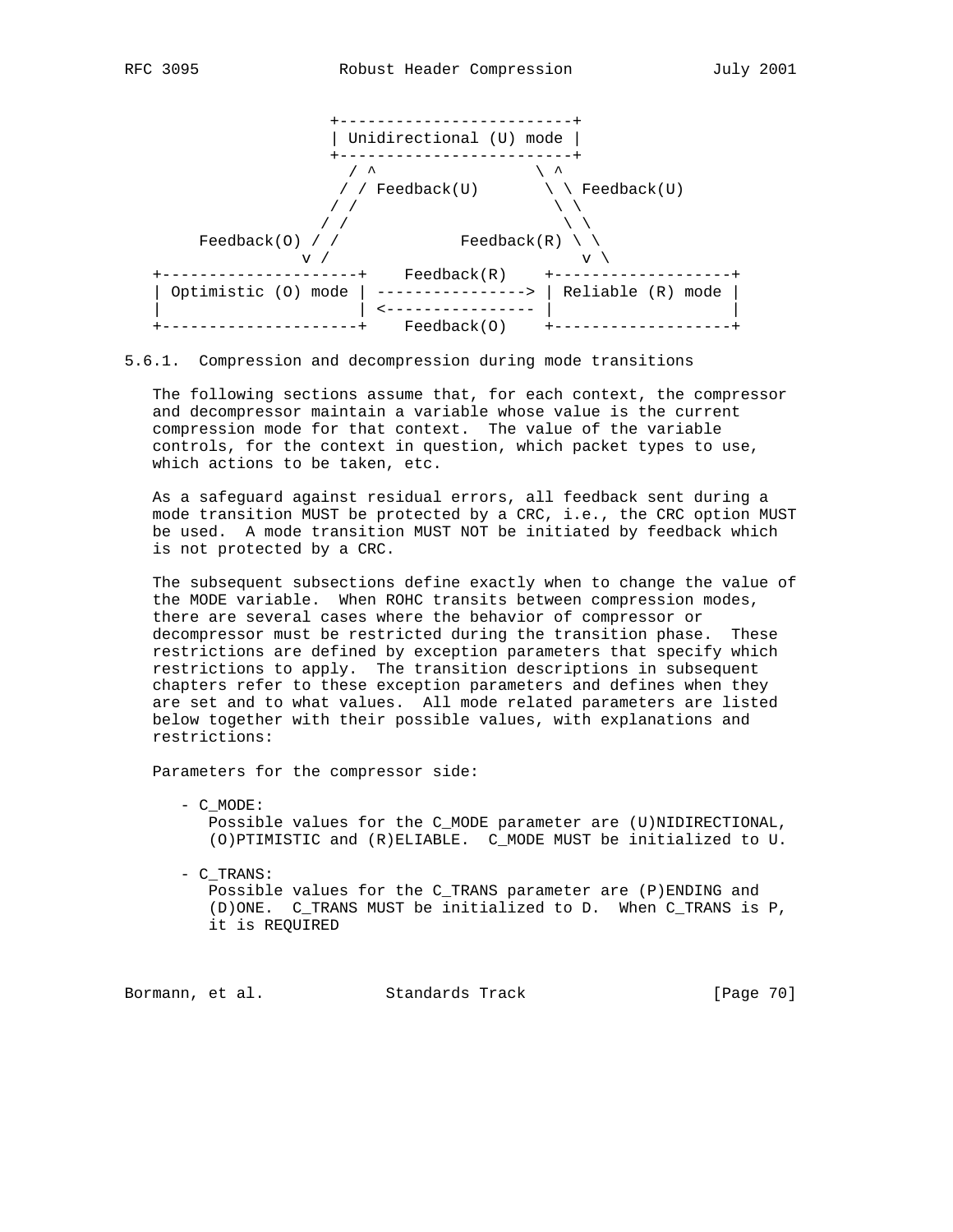```
                 +-------------------------+
                 | Unidirectional (U) mode |
                 +-------------------------+
                   / ^                \ ^
                  / / Feedback(U)      \ \ Feedback(U)
                 / /                    \ \
                / /                      \ \
     Feedback(O) / /            Feedback(R) \ \
               v /                           v \
   +---------------------+    Feedback(R)    +-------------------+
   | Optimistic (O) mode | ----------------> | Reliable (R) mode |
   |                     | <---------------- |                   |
   +---------------------+    Feedback(O)    +-------------------+
```

### 5.6.1. Compression and decompression during mode transitions

The following sections assume that, for each context, the compressor and decompressor maintain a variable whose value is the current compression mode for that context. The value of the variable controls, for the context in question, which packet types to use, which actions to be taken, etc.

As a safeguard against residual errors, all feedback sent during a mode transition MUST be protected by a CRC, i.e., the CRC option MUST be used. A mode transition MUST NOT be initiated by feedback which is not protected by a CRC.

The subsequent subsections define exactly when to change the value of the MODE variable. When ROHC transits between compression modes, there are several cases where the behavior of compressor or decompressor must be restricted during the transition phase. These restrictions are defined by exception parameters that specify which restrictions to apply. The transition descriptions in subsequent chapters refer to these exception parameters and defines when they are set and to what values. All mode related parameters are listed below together with their possible values, with explanations and restrictions:

Parameters for the compressor side:

- C_MODE:
  Possible values for the C_MODE parameter are (U)NIDIRECTIONAL, (O)PTIMISTIC and (R)ELIABLE. C_MODE MUST be initialized to U.

- C_TRANS:
  Possible values for the C_TRANS parameter are (P)ENDING and (D)ONE. C_TRANS MUST be initialized to D. When C_TRANS is P, it is REQUIRED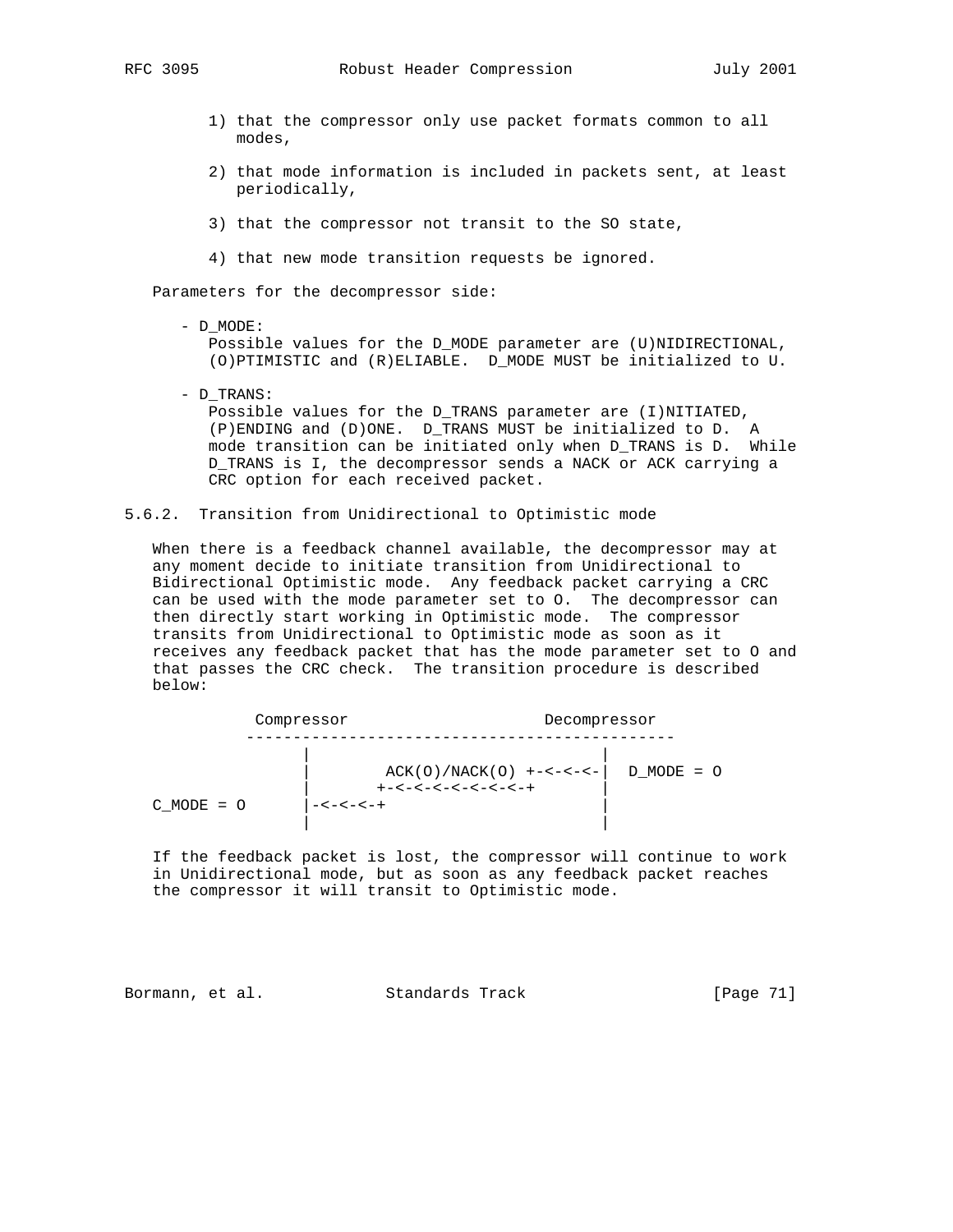1) that the compressor only use packet formats common to all modes,

2) that mode information is included in packets sent, at least periodically,

3) that the compressor not transit to the SO state,

4) that new mode transition requests be ignored.

Parameters for the decompressor side:

- D_MODE:
  Possible values for the D_MODE parameter are (U)NIDIRECTIONAL, (O)PTIMISTIC and (R)ELIABLE. D_MODE MUST be initialized to U.

- D_TRANS:
  Possible values for the D_TRANS parameter are (I)NITIATED, (P)ENDING and (D)ONE. D_TRANS MUST be initialized to D. A mode transition can be initiated only when D_TRANS is D. While D_TRANS is I, the decompressor sends a NACK or ACK carrying a CRC option for each received packet.

### 5.6.2. Transition from Unidirectional to Optimistic mode

When there is a feedback channel available, the decompressor may at any moment decide to initiate transition from Unidirectional to Bidirectional Optimistic mode. Any feedback packet carrying a CRC can be used with the mode parameter set to O. The decompressor can then directly start working in Optimistic mode. The compressor transits from Unidirectional to Optimistic mode as soon as it receives any feedback packet that has the mode parameter set to O and that passes the CRC check. The transition procedure is described below:

```
           Compressor                     Decompressor
          ----------------------------------------------
                |                                |
                |        ACK(O)/NACK(O) +-<-<-<-|  D_MODE = O
                |       +-<-<-<-<-<-<-<-<-+      |
  C_MODE = O    |-<-<-<-+                        |
                |                                |
```

If the feedback packet is lost, the compressor will continue to work in Unidirectional mode, but as soon as any feedback packet reaches the compressor it will transit to Optimistic mode.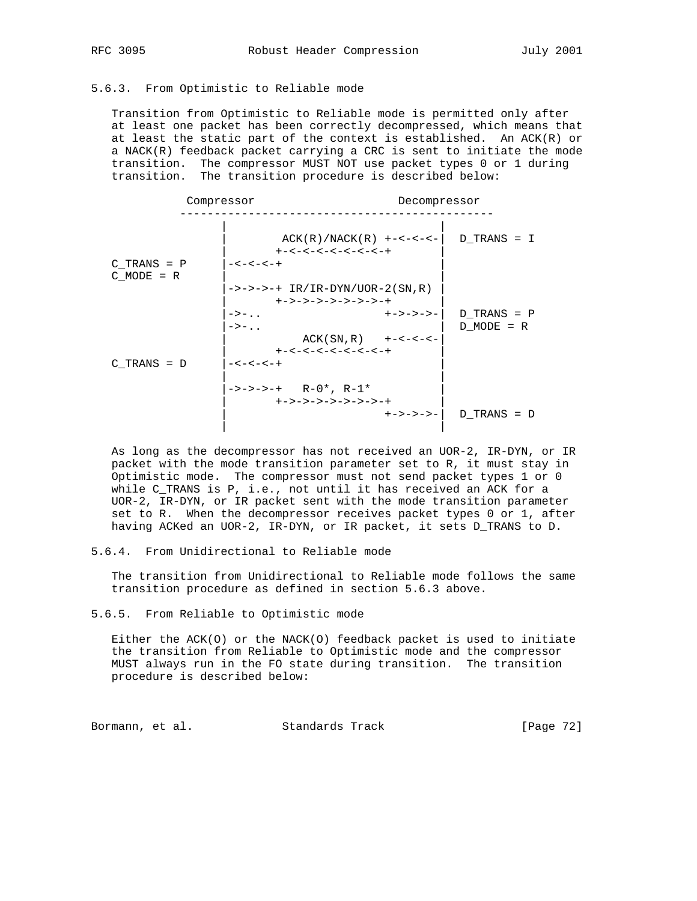### 5.6.3. From Optimistic to Reliable mode

Transition from Optimistic to Reliable mode is permitted only after at least one packet has been correctly decompressed, which means that at least the static part of the context is established. An ACK(R) or a NACK(R) feedback packet carrying a CRC is sent to initiate the mode transition. The compressor MUST NOT use packet types 0 or 1 during transition. The transition procedure is described below:

```
             Compressor                     Decompressor
            ----------------------------------------------
                     |                               |
                     |        ACK(R)/NACK(R) +-<-<-<-|  D_TRANS = I
                     |       +-<-<-<-<-<-<-<-+       |
   C_TRANS = P       |-<-<-<-+                       |
   C_MODE = R        |                               |
                     |->->->-+ IR/IR-DYN/UOR-2(SN,R) |
                     |       +->->->->->->->-+       |
                     |->-..                  +->->->-|  D_TRANS = P
                     |->-..                          |  D_MODE = R
                     |            ACK(SN,R)  +-<-<-<-|
                     |       +-<-<-<-<-<-<-<-+       |
   C_TRANS = D       |-<-<-<-+                       |
                     |                               |
                     |->->->-+   R-0*, R-1*          |
                     |       +->->->->->->->-+       |
                     |                       +->->->-|  D_TRANS = D
                     |                               |
```

As long as the decompressor has not received an UOR-2, IR-DYN, or IR packet with the mode transition parameter set to R, it must stay in Optimistic mode. The compressor must not send packet types 1 or 0 while C_TRANS is P, i.e., not until it has received an ACK for a UOR-2, IR-DYN, or IR packet sent with the mode transition parameter set to R. When the decompressor receives packet types 0 or 1, after having ACKed an UOR-2, IR-DYN, or IR packet, it sets D_TRANS to D.

### 5.6.4. From Unidirectional to Reliable mode

The transition from Unidirectional to Reliable mode follows the same transition procedure as defined in section 5.6.3 above.

### 5.6.5. From Reliable to Optimistic mode

Either the ACK(O) or the NACK(O) feedback packet is used to initiate the transition from Reliable to Optimistic mode and the compressor MUST always run in the FO state during transition. The transition procedure is described below: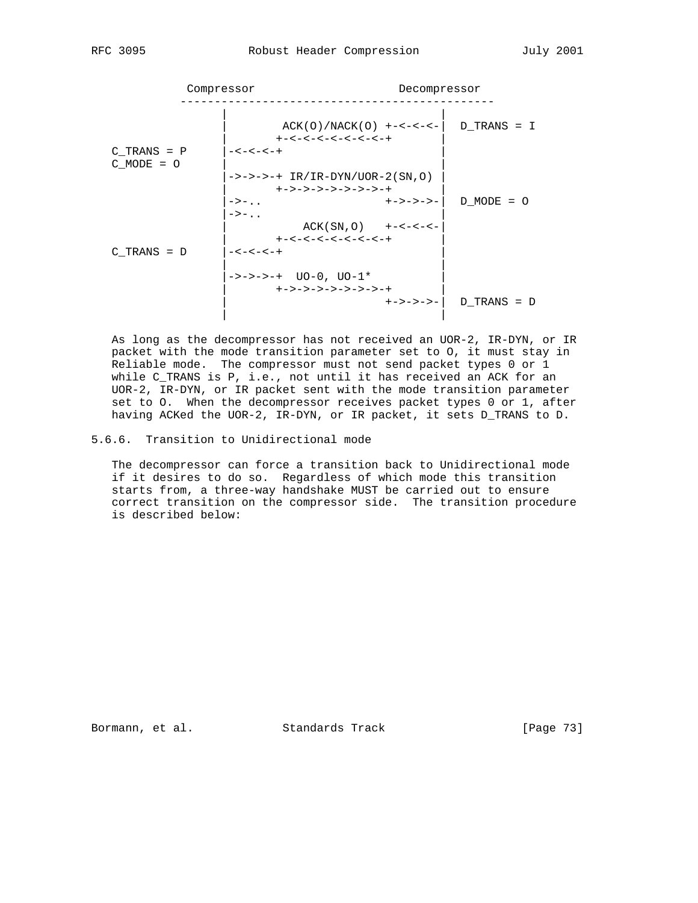```
            Compressor                     Decompressor
          ----------------------------------------------
                 |                              |
                 |       ACK(O)/NACK(O) +-<-<-<-|  D_TRANS = I
                 |       +-<-<-<-<-<-<-<-<-+       |
   C_TRANS = P   |-<-<-<-+                      |
   C_MODE = O    |                              |
                 |->->->-+ IR/IR-DYN/UOR-2(SN,O) |
                 |       +->->->->->->->->-+       |
                 |->-..                 +->->->-|  D_MODE = O
                 |->-..                         |
                 |          ACK(SN,O)   +-<-<-<-|
                 |       +-<-<-<-<-<-<-<-<-+       |
   C_TRANS = D   |-<-<-<-+                      |
                 |                              |
                 |->->->-+  UO-0, UO-1*         |
                 |       +->->->->->->->->-+       |
                 |                      +->->->-|  D_TRANS = D
                 |                              |
```

As long as the decompressor has not received an UOR-2, IR-DYN, or IR packet with the mode transition parameter set to O, it must stay in Reliable mode. The compressor must not send packet types 0 or 1 while C_TRANS is P, i.e., not until it has received an ACK for an UOR-2, IR-DYN, or IR packet sent with the mode transition parameter set to O. When the decompressor receives packet types 0 or 1, after having ACKed the UOR-2, IR-DYN, or IR packet, it sets D_TRANS to D.

### 5.6.6. Transition to Unidirectional mode

The decompressor can force a transition back to Unidirectional mode if it desires to do so. Regardless of which mode this transition starts from, a three-way handshake MUST be carried out to ensure correct transition on the compressor side. The transition procedure is described below: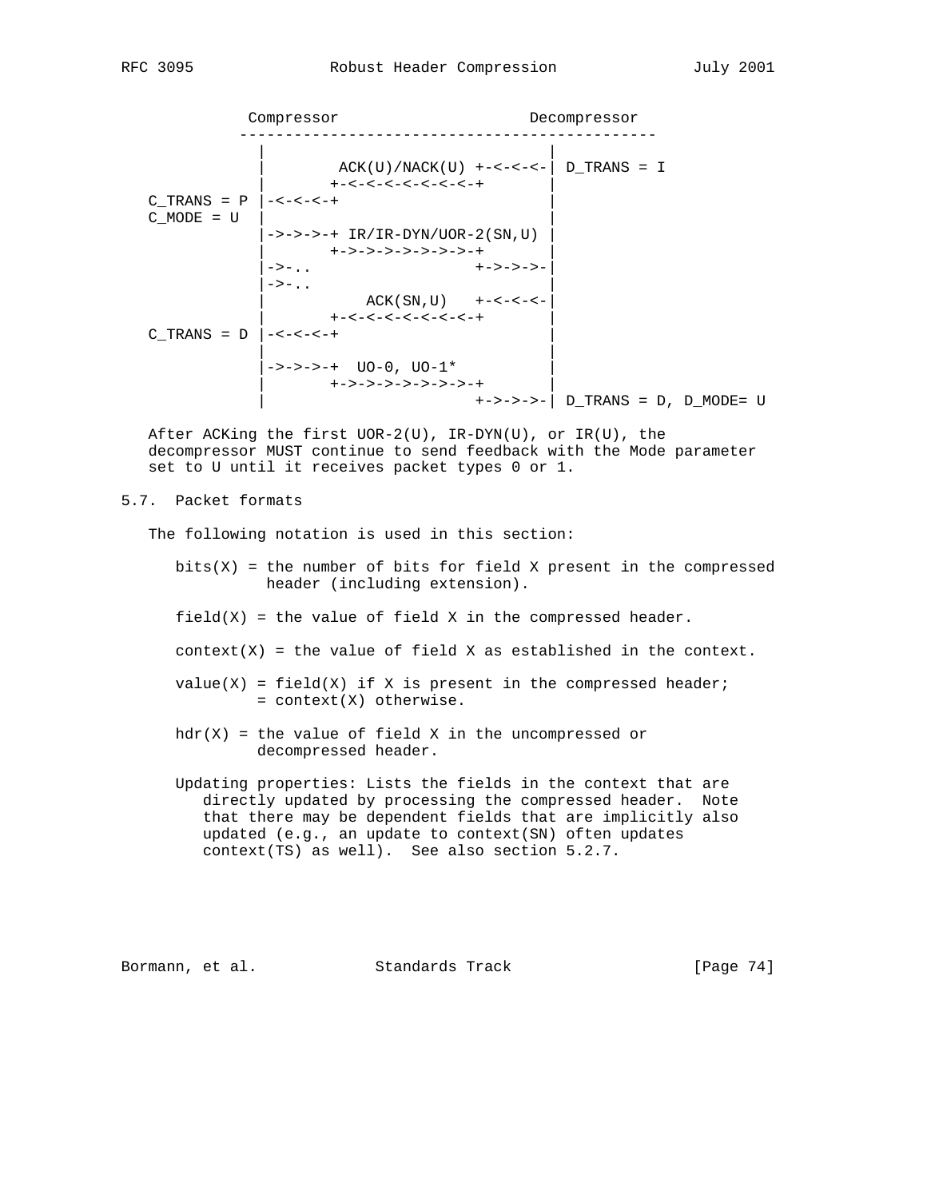```
             Compressor                     Decompressor
           ----------------------------------------------
              |                               |
              |        ACK(U)/NACK(U) +-<-<-<-| D_TRANS = I
              |        +-<-<-<-<-<-<-<-<-+    |
   C_TRANS = P |-<-<-<-+                      |
   C_MODE = U  |                              |
              |->->->-+ IR/IR-DYN/UOR-2(SN,U) |
              |        +->->->->->->->->-+    |
              |->-..                  +->->->-|
              |->-..                          |
              |           ACK(SN,U)   +-<-<-<-|
              |        +-<-<-<-<-<-<-<-<-+    |
   C_TRANS = D |-<-<-<-+                      |
              |                               |
              |->->->-+  UO-0, UO-1*          |
              |        +->->->->->->->->-+    |
              |                       +->->->-| D_TRANS = D, D_MODE= U
```

After ACKing the first UOR-2(U), IR-DYN(U), or IR(U), the decompressor MUST continue to send feedback with the Mode parameter set to U until it receives packet types 0 or 1.

## 5.7. Packet formats

The following notation is used in this section:

bits(X) = the number of bits for field X present in the compressed header (including extension).

field(X) = the value of field X in the compressed header.

context(X) = the value of field X as established in the context.

value(X) = field(X) if X is present in the compressed header;
= context(X) otherwise.

hdr(X) = the value of field X in the uncompressed or decompressed header.

Updating properties: Lists the fields in the context that are directly updated by processing the compressed header. Note that there may be dependent fields that are implicitly also updated (e.g., an update to context(SN) often updates context(TS) as well). See also section 5.2.7.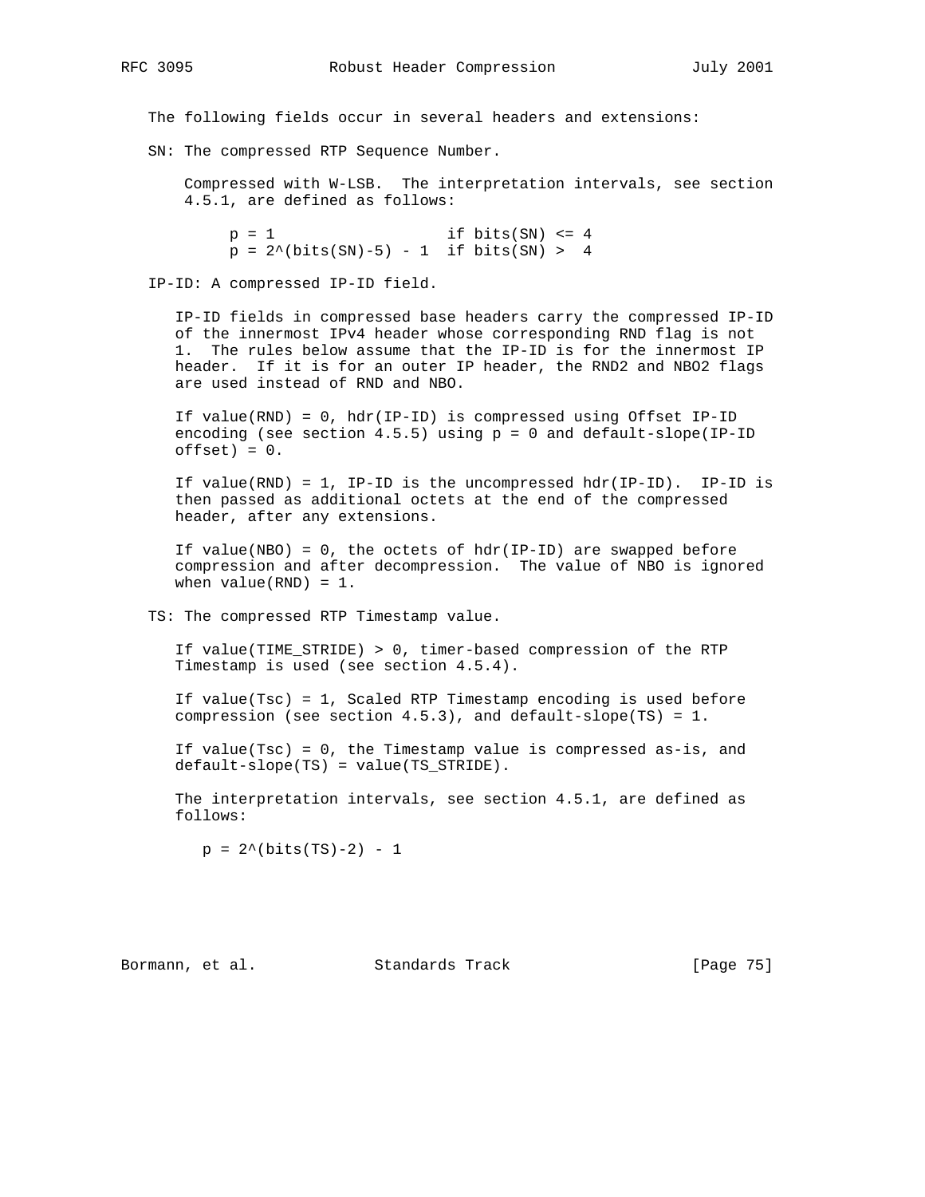The following fields occur in several headers and extensions:

SN: The compressed RTP Sequence Number.

Compressed with W-LSB. The interpretation intervals, see section 4.5.1, are defined as follows:

```
p = 1                   if bits(SN) <= 4
p = 2^(bits(SN)-5) - 1  if bits(SN) >  4
```

IP-ID: A compressed IP-ID field.

IP-ID fields in compressed base headers carry the compressed IP-ID of the innermost IPv4 header whose corresponding RND flag is not 1. The rules below assume that the IP-ID is for the innermost IP header. If it is for an outer IP header, the RND2 and NBO2 flags are used instead of RND and NBO.

If value(RND) = 0, hdr(IP-ID) is compressed using Offset IP-ID encoding (see section 4.5.5) using p = 0 and default-slope(IP-ID offset) = 0.

If value(RND) = 1, IP-ID is the uncompressed hdr(IP-ID). IP-ID is then passed as additional octets at the end of the compressed header, after any extensions.

If value(NBO) = 0, the octets of hdr(IP-ID) are swapped before compression and after decompression. The value of NBO is ignored when value(RND) = 1.

TS: The compressed RTP Timestamp value.

If value(TIME_STRIDE) > 0, timer-based compression of the RTP Timestamp is used (see section 4.5.4).

If value(Tsc) = 1, Scaled RTP Timestamp encoding is used before compression (see section 4.5.3), and default-slope(TS) = 1.

If value(Tsc) = 0, the Timestamp value is compressed as-is, and default-slope(TS) = value(TS_STRIDE).

The interpretation intervals, see section 4.5.1, are defined as follows:

```
p = 2^(bits(TS)-2) - 1
```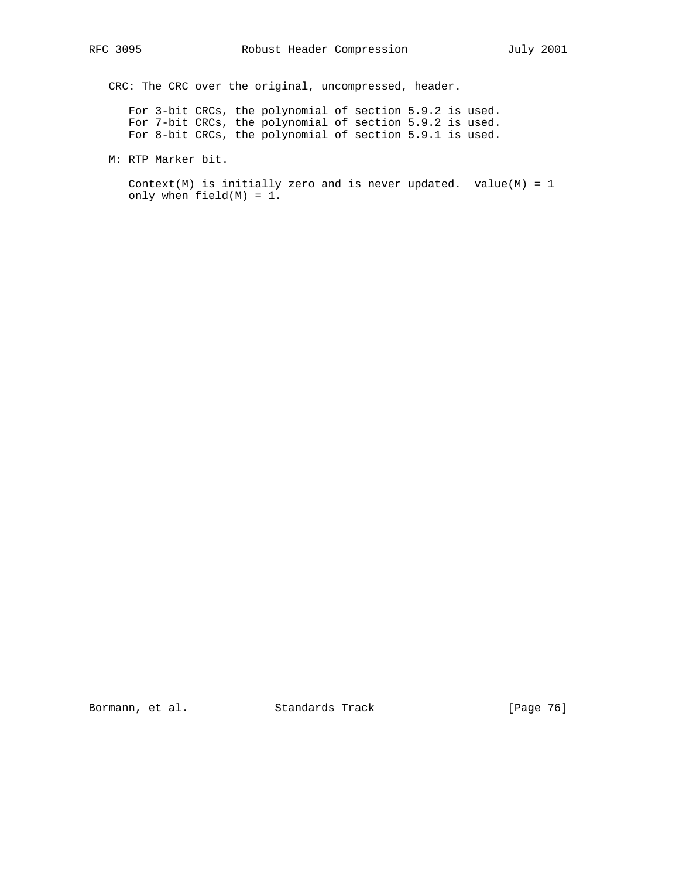CRC: The CRC over the original, uncompressed, header.

For 3-bit CRCs, the polynomial of section 5.9.2 is used.
For 7-bit CRCs, the polynomial of section 5.9.2 is used.
For 8-bit CRCs, the polynomial of section 5.9.1 is used.

M: RTP Marker bit.

Context(M) is initially zero and is never updated. value(M) = 1 only when field(M) = 1.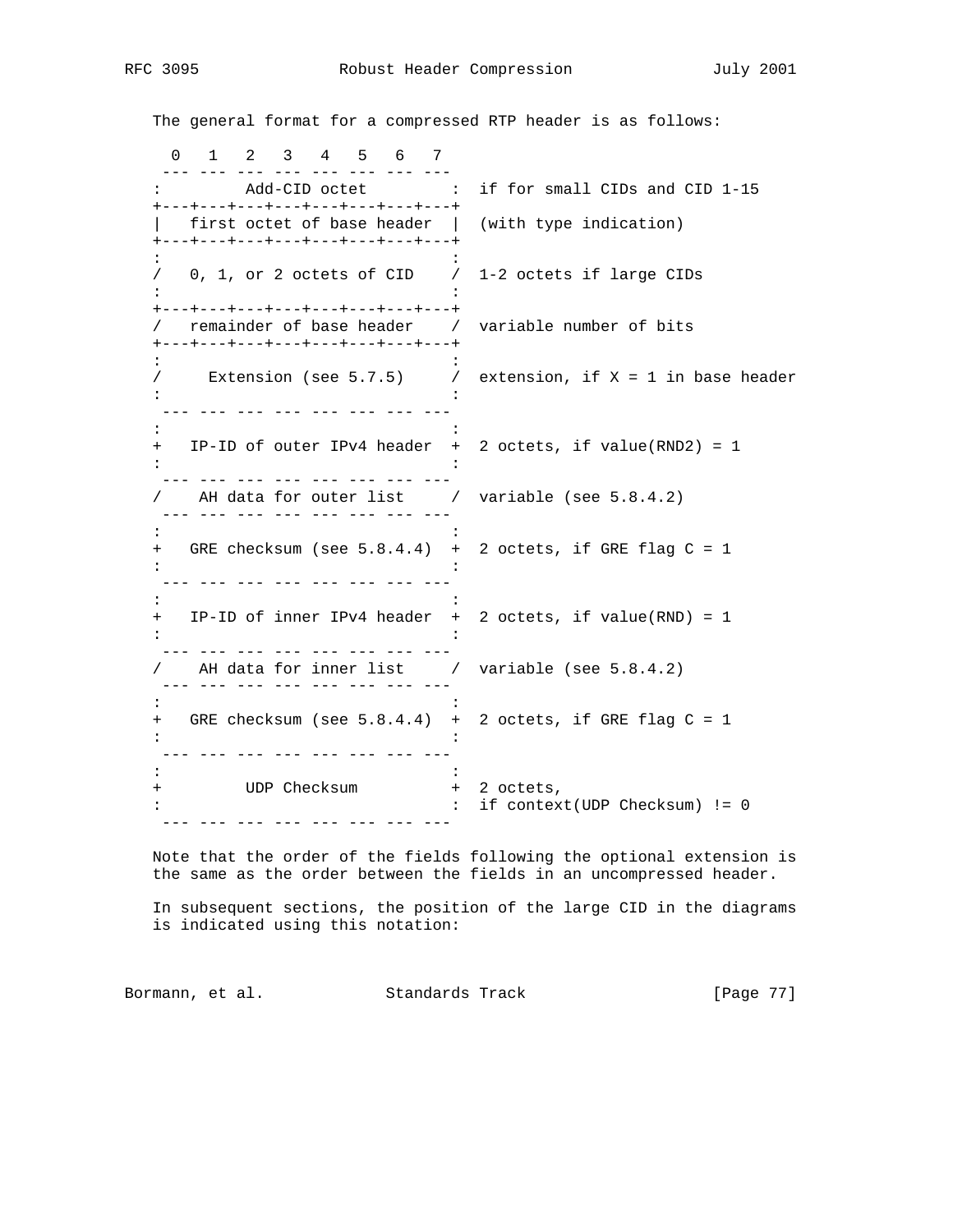The general format for a compressed RTP header is as follows:

```
  0   1   2   3   4   5   6   7
 --- --- --- --- --- --- --- ---
:         Add-CID octet         :  if for small CIDs and CID 1-15
+---+---+---+---+---+---+---+---+
|   first octet of base header  |  (with type indication)
+---+---+---+---+---+---+---+---+
:                               :
/   0, 1, or 2 octets of CID    /  1-2 octets if large CIDs
:                               :
+---+---+---+---+---+---+---+---+
/   remainder of base header    /  variable number of bits
+---+---+---+---+---+---+---+---+
:                               :
/     Extension (see 5.7.5)     /  extension, if X = 1 in base header
:                               :
 --- --- --- --- --- --- --- ---
:                               :
+   IP-ID of outer IPv4 header  +  2 octets, if value(RND2) = 1
:                               :
 --- --- --- --- --- --- --- ---
/    AH data for outer list     /  variable (see 5.8.4.2)
 --- --- --- --- --- --- --- ---
:                               :
+   GRE checksum (see 5.8.4.4)  +  2 octets, if GRE flag C = 1
:                               :
 --- --- --- --- --- --- --- ---
:                               :
+   IP-ID of inner IPv4 header  +  2 octets, if value(RND) = 1
:                               :
 --- --- --- --- --- --- --- ---
/    AH data for inner list     /  variable (see 5.8.4.2)
 --- --- --- --- --- --- --- ---
:                               :
+   GRE checksum (see 5.8.4.4)  +  2 octets, if GRE flag C = 1
:                               :
 --- --- --- --- --- --- --- ---
:                               :
+         UDP Checksum          +  2 octets,
:                               :  if context(UDP Checksum) != 0
 --- --- --- --- --- --- --- ---
```

Note that the order of the fields following the optional extension is the same as the order between the fields in an uncompressed header.

In subsequent sections, the position of the large CID in the diagrams is indicated using this notation: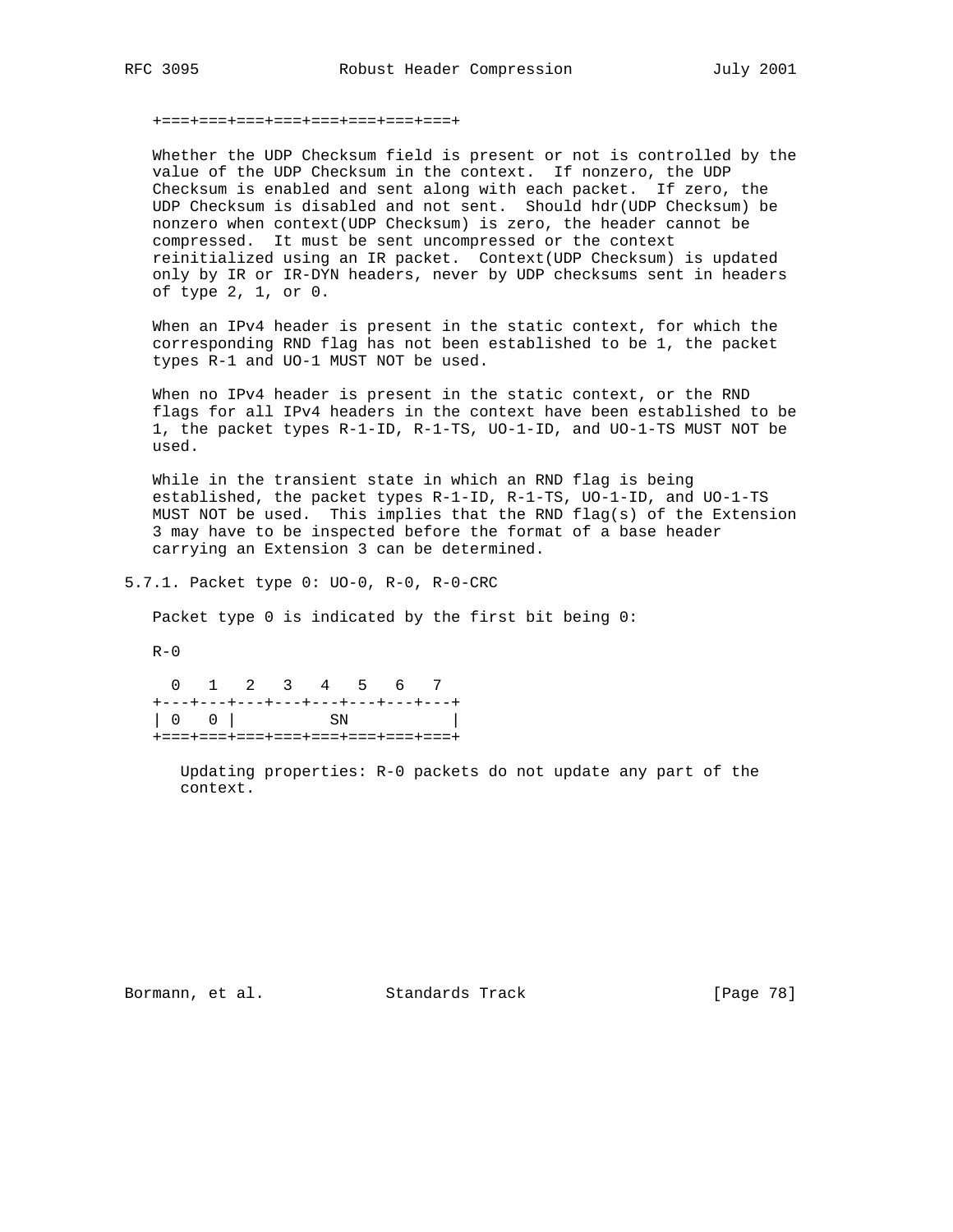```
   +===+===+===+===+===+===+===+===+
```

Whether the UDP Checksum field is present or not is controlled by the value of the UDP Checksum in the context. If nonzero, the UDP Checksum is enabled and sent along with each packet. If zero, the UDP Checksum is disabled and not sent. Should hdr(UDP Checksum) be nonzero when context(UDP Checksum) is zero, the header cannot be compressed. It must be sent uncompressed or the context reinitialized using an IR packet. Context(UDP Checksum) is updated only by IR or IR-DYN headers, never by UDP checksums sent in headers of type 2, 1, or 0.

When an IPv4 header is present in the static context, for which the corresponding RND flag has not been established to be 1, the packet types R-1 and UO-1 MUST NOT be used.

When no IPv4 header is present in the static context, or the RND flags for all IPv4 headers in the context have been established to be 1, the packet types R-1-ID, R-1-TS, UO-1-ID, and UO-1-TS MUST NOT be used.

While in the transient state in which an RND flag is being established, the packet types R-1-ID, R-1-TS, UO-1-ID, and UO-1-TS MUST NOT be used. This implies that the RND flag(s) of the Extension 3 may have to be inspected before the format of a base header carrying an Extension 3 can be determined.

### 5.7.1. Packet type 0: UO-0, R-0, R-0-CRC

Packet type 0 is indicated by the first bit being 0:

R-0

```
     0   1   2   3   4   5   6   7
   +---+---+---+---+---+---+---+---+
   | 0   0 |          SN           |
   +===+===+===+===+===+===+===+===+
```

Updating properties: R-0 packets do not update any part of the context.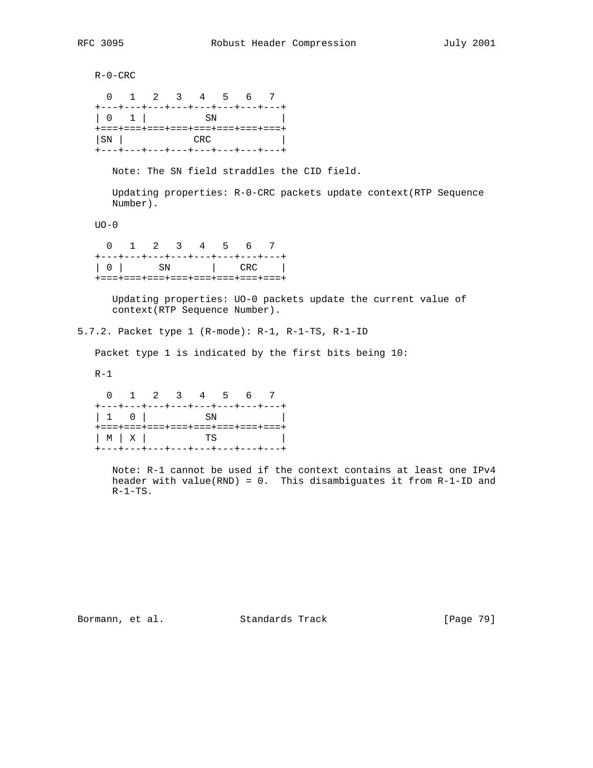R-0-CRC

```
  0   1   2   3   4   5   6   7
+---+---+---+---+---+---+---+---+
| 0   1 |          SN           |
+===+===+===+===+===+===+===+===+
|SN |            CRC            |
+---+---+---+---+---+---+---+---+
```

Note: The SN field straddles the CID field.

Updating properties: R-0-CRC packets update context(RTP Sequence Number).

UO-0

```
  0   1   2   3   4   5   6   7
+---+---+---+---+---+---+---+---+
| 0 |      SN       |    CRC    |
+===+===+===+===+===+===+===+===+
```

Updating properties: UO-0 packets update the current value of context(RTP Sequence Number).

### 5.7.2. Packet type 1 (R-mode): R-1, R-1-TS, R-1-ID

Packet type 1 is indicated by the first bits being 10:

R-1

```
  0   1   2   3   4   5   6   7
+---+---+---+---+---+---+---+---+
| 1   0 |          SN           |
+===+===+===+===+===+===+===+===+
| M | X |          TS           |
+---+---+---+---+---+---+---+---+
```

Note: R-1 cannot be used if the context contains at least one IPv4 header with value(RND) = 0. This disambiguates it from R-1-ID and R-1-TS.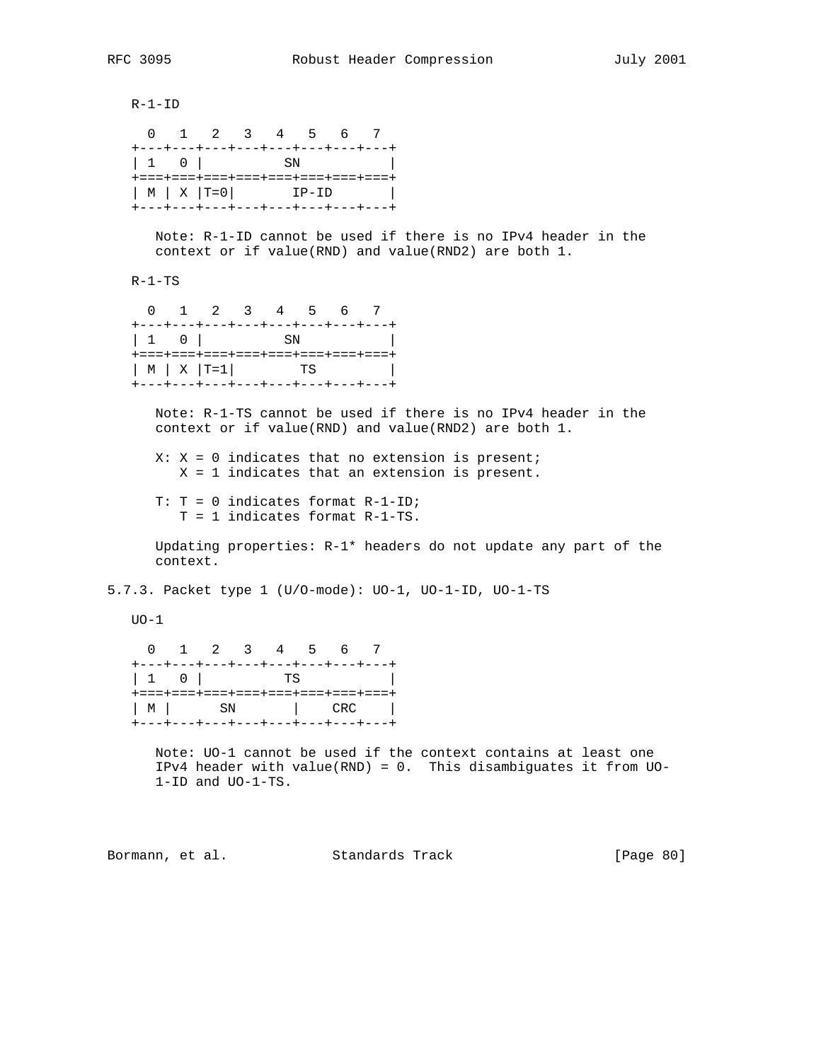R-1-ID

```
  0   1   2   3   4   5   6   7
+---+---+---+---+---+---+---+---+
| 1   0 |          SN           |
+===+===+===+===+===+===+===+===+
| M | X |T=0|       IP-ID       |
+---+---+---+---+---+---+---+---+
```

Note: R-1-ID cannot be used if there is no IPv4 header in the context or if value(RND) and value(RND2) are both 1.

R-1-TS

```
  0   1   2   3   4   5   6   7
+---+---+---+---+---+---+---+---+
| 1   0 |          SN           |
+===+===+===+===+===+===+===+===+
| M | X |T=1|        TS         |
+---+---+---+---+---+---+---+---+
```

Note: R-1-TS cannot be used if there is no IPv4 header in the context or if value(RND) and value(RND2) are both 1.

X: X = 0 indicates that no extension is present;
   X = 1 indicates that an extension is present.

T: T = 0 indicates format R-1-ID;
   T = 1 indicates format R-1-TS.

Updating properties: R-1* headers do not update any part of the context.

### 5.7.3. Packet type 1 (U/O-mode): UO-1, UO-1-ID, UO-1-TS

UO-1

```
  0   1   2   3   4   5   6   7
+---+---+---+---+---+---+---+---+
| 1   0 |          TS           |
+===+===+===+===+===+===+===+===+
| M |      SN       |    CRC    |
+---+---+---+---+---+---+---+---+
```

Note: UO-1 cannot be used if the context contains at least one IPv4 header with value(RND) = 0. This disambiguates it from UO-1-ID and UO-1-TS.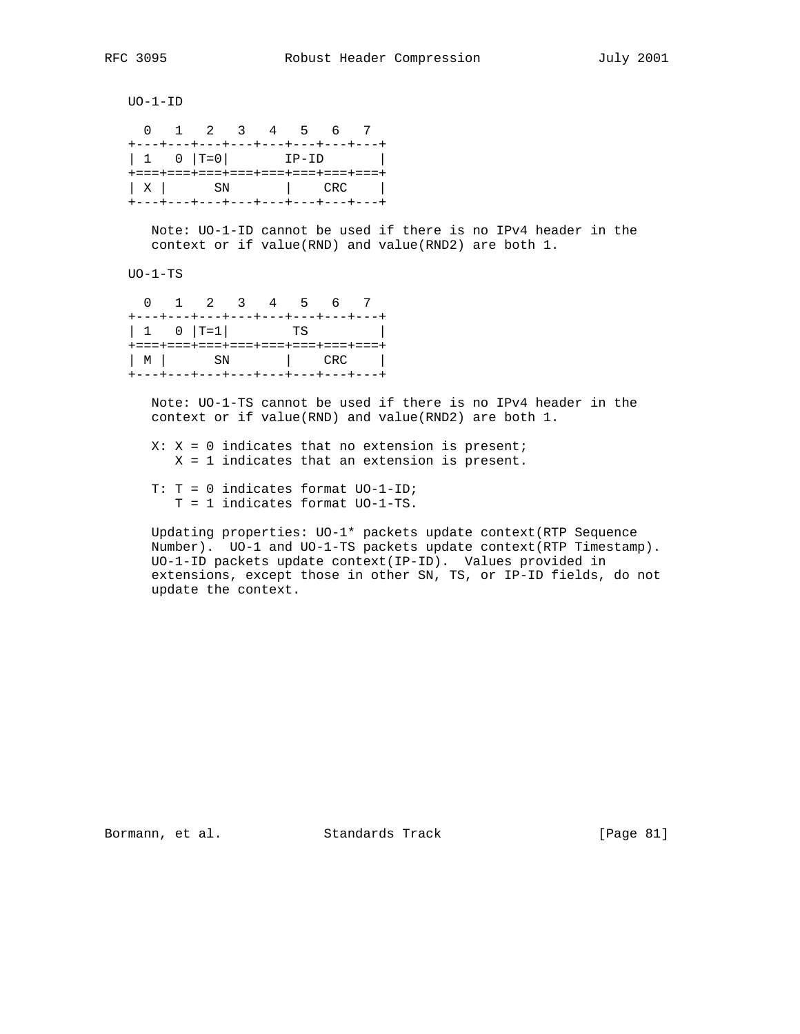UO-1-ID

```
  0   1   2   3   4   5   6   7
+---+---+---+---+---+---+---+---+
| 1   0 |T=0|       IP-ID       |
+===+===+===+===+===+===+===+===+
| X |      SN       |    CRC    |
+---+---+---+---+---+---+---+---+
```

Note: UO-1-ID cannot be used if there is no IPv4 header in the context or if value(RND) and value(RND2) are both 1.

UO-1-TS

```
  0   1   2   3   4   5   6   7
+---+---+---+---+---+---+---+---+
| 1   0 |T=1|        TS         |
+===+===+===+===+===+===+===+===+
| M |      SN       |    CRC    |
+---+---+---+---+---+---+---+---+
```

Note: UO-1-TS cannot be used if there is no IPv4 header in the context or if value(RND) and value(RND2) are both 1.

X: X = 0 indicates that no extension is present;
   X = 1 indicates that an extension is present.

T: T = 0 indicates format UO-1-ID;
   T = 1 indicates format UO-1-TS.

Updating properties: UO-1* packets update context(RTP Sequence Number). UO-1 and UO-1-TS packets update context(RTP Timestamp). UO-1-ID packets update context(IP-ID). Values provided in extensions, except those in other SN, TS, or IP-ID fields, do not update the context.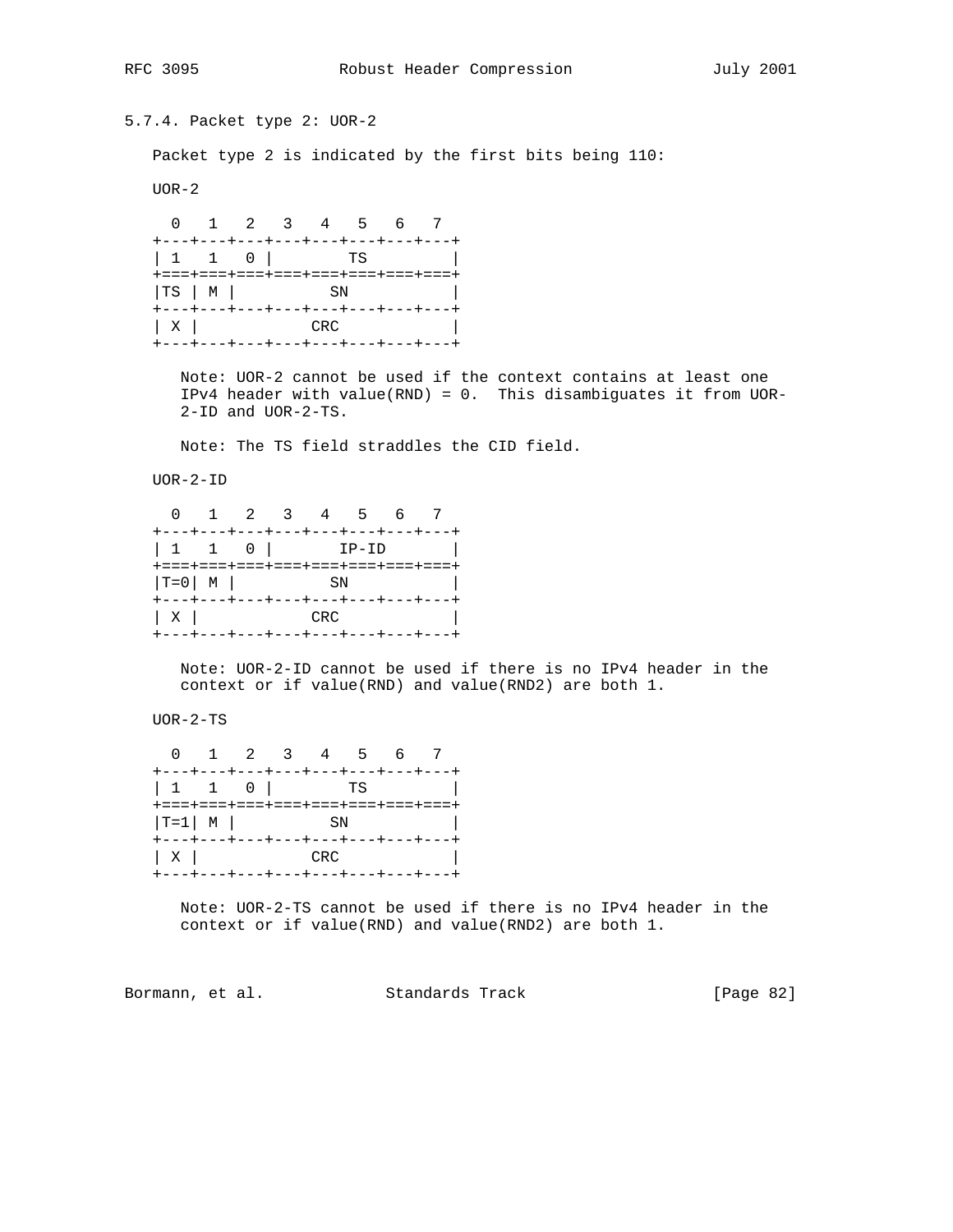### 5.7.4. Packet type 2: UOR-2

Packet type 2 is indicated by the first bits being 110:

UOR-2

```
  0   1   2   3   4   5   6   7
+---+---+---+---+---+---+---+---+
| 1   1   0 |        TS         |
+===+===+===+===+===+===+===+===+
|TS | M |          SN           |
+---+---+---+---+---+---+---+---+
| X |            CRC            |
+---+---+---+---+---+---+---+---+
```

Note: UOR-2 cannot be used if the context contains at least one IPv4 header with value(RND) = 0. This disambiguates it from UOR-2-ID and UOR-2-TS.

Note: The TS field straddles the CID field.

UOR-2-ID

```
  0   1   2   3   4   5   6   7
+---+---+---+---+---+---+---+---+
| 1   1   0 |       IP-ID       |
+===+===+===+===+===+===+===+===+
|T=0| M |          SN           |
+---+---+---+---+---+---+---+---+
| X |            CRC            |
+---+---+---+---+---+---+---+---+
```

Note: UOR-2-ID cannot be used if there is no IPv4 header in the context or if value(RND) and value(RND2) are both 1.

UOR-2-TS

```
  0   1   2   3   4   5   6   7
+---+---+---+---+---+---+---+---+
| 1   1   0 |        TS         |
+===+===+===+===+===+===+===+===+
|T=1| M |          SN           |
+---+---+---+---+---+---+---+---+
| X |            CRC            |
+---+---+---+---+---+---+---+---+
```

Note: UOR-2-TS cannot be used if there is no IPv4 header in the context or if value(RND) and value(RND2) are both 1.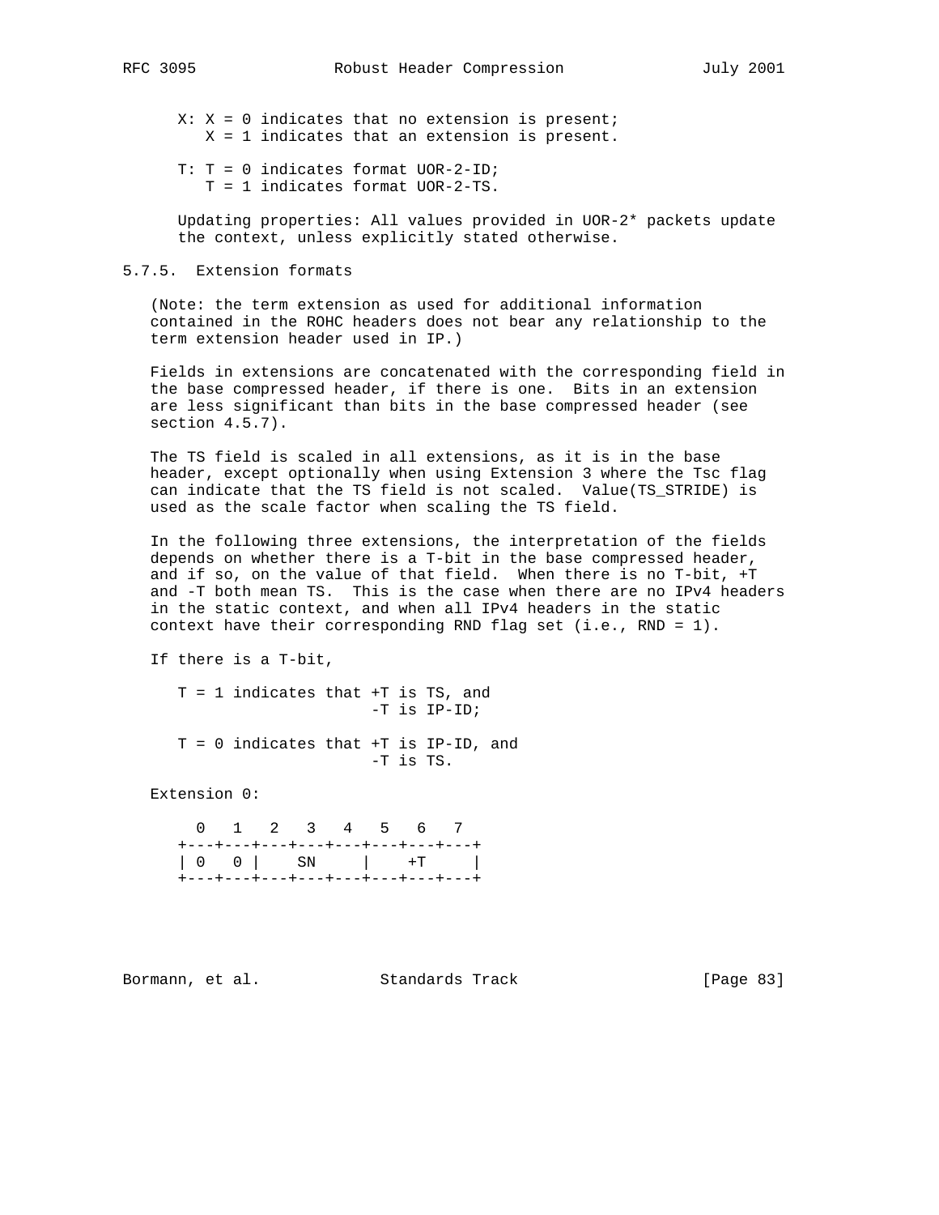X: X = 0 indicates that no extension is present;
   X = 1 indicates that an extension is present.

T: T = 0 indicates format UOR-2-ID;
   T = 1 indicates format UOR-2-TS.

Updating properties: All values provided in UOR-2* packets update the context, unless explicitly stated otherwise.

### 5.7.5. Extension formats

(Note: the term extension as used for additional information contained in the ROHC headers does not bear any relationship to the term extension header used in IP.)

Fields in extensions are concatenated with the corresponding field in the base compressed header, if there is one. Bits in an extension are less significant than bits in the base compressed header (see section 4.5.7).

The TS field is scaled in all extensions, as it is in the base header, except optionally when using Extension 3 where the Tsc flag can indicate that the TS field is not scaled. Value(TS_STRIDE) is used as the scale factor when scaling the TS field.

In the following three extensions, the interpretation of the fields depends on whether there is a T-bit in the base compressed header, and if so, on the value of that field. When there is no T-bit, +T and -T both mean TS. This is the case when there are no IPv4 headers in the static context, and when all IPv4 headers in the static context have their corresponding RND flag set (i.e., RND = 1).

If there is a T-bit,

```
   T = 1 indicates that +T is TS, and
                        -T is IP-ID;

   T = 0 indicates that +T is IP-ID, and
                        -T is TS.
```

Extension 0:

```
     0   1   2   3   4   5   6   7
   +---+---+---+---+---+---+---+---+
   | 0   0 |    SN     |    +T     |
   +---+---+---+---+---+---+---+---+
```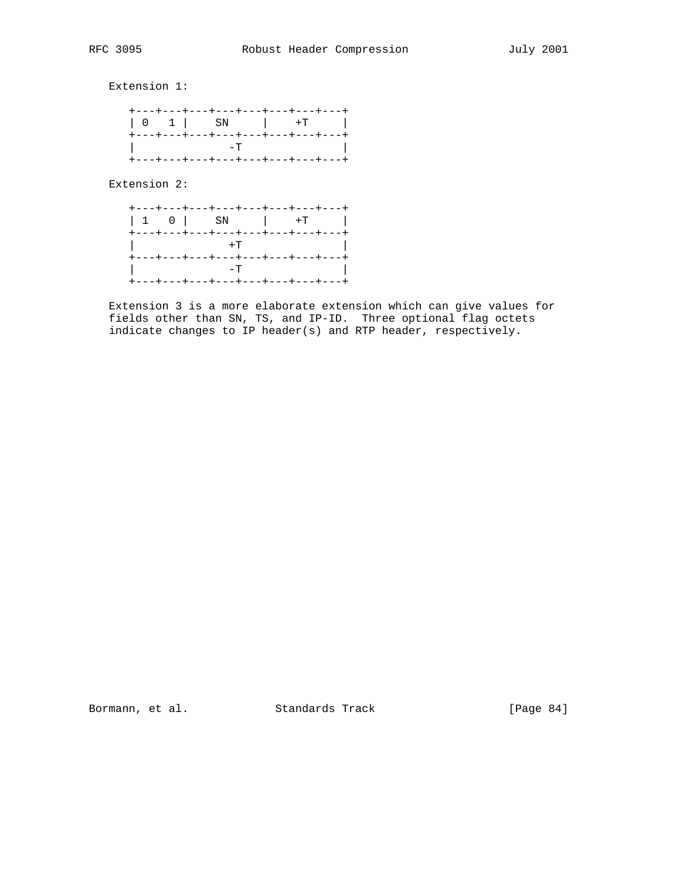Extension 1:

```
+---+---+---+---+---+---+---+---+
| 0   1 |    SN     |    +T     |
+---+---+---+---+---+---+---+---+
|              -T               |
+---+---+---+---+---+---+---+---+
```

Extension 2:

```
+---+---+---+---+---+---+---+---+
| 1   0 |    SN     |    +T     |
+---+---+---+---+---+---+---+---+
|              +T               |
+---+---+---+---+---+---+---+---+
|              -T               |
+---+---+---+---+---+---+---+---+
```

Extension 3 is a more elaborate extension which can give values for fields other than SN, TS, and IP-ID. Three optional flag octets indicate changes to IP header(s) and RTP header, respectively.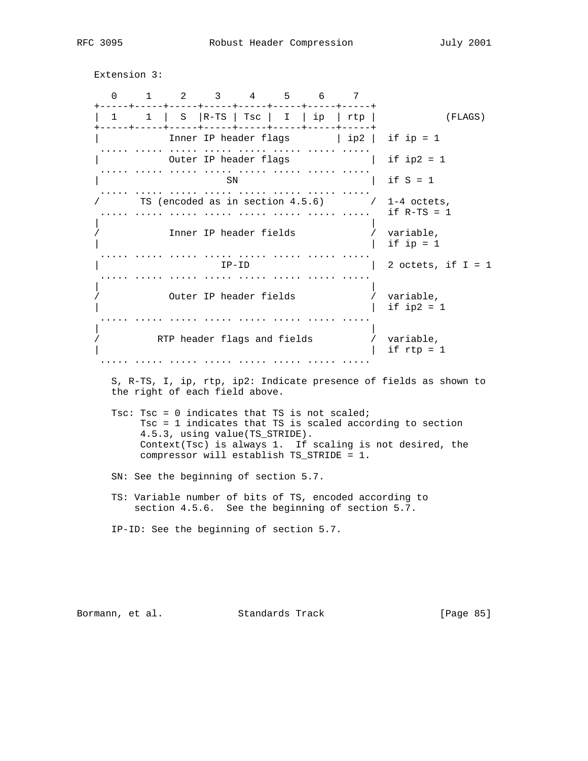Extension 3:

```
   0     1     2     3     4     5     6     7
+-----+-----+-----+-----+-----+-----+-----+-----+
|  1     1  |  S  |R-TS | Tsc |  I  | ip  | rtp |           (FLAGS)
+-----+-----+-----+-----+-----+-----+-----+-----+
|            Inner IP header flags        | ip2 |  if ip = 1
 ..... ..... ..... ..... ..... ..... ..... .....
|            Outer IP header flags              |  if ip2 = 1
 ..... ..... ..... ..... ..... ..... ..... .....
|                      SN                       |  if S = 1
 ..... ..... ..... ..... ..... ..... ..... .....
/       TS (encoded as in section 4.5.6)        /  1-4 octets,
 ..... ..... ..... ..... ..... ..... ..... .....   if R-TS = 1
|                                               |
/            Inner IP header fields             /  variable,
|                                               |  if ip = 1
 ..... ..... ..... ..... ..... ..... ..... .....
|                     IP-ID                     |  2 octets, if I = 1
 ..... ..... ..... ..... ..... ..... ..... .....
|                                               |
/            Outer IP header fields             /  variable,
|                                               |  if ip2 = 1
 ..... ..... ..... ..... ..... ..... ..... .....
|                                               |
/          RTP header flags and fields          /  variable,
|                                               |  if rtp = 1
 ..... ..... ..... ..... ..... ..... ..... .....
```

S, R-TS, I, ip, rtp, ip2: Indicate presence of fields as shown to the right of each field above.

Tsc: Tsc = 0 indicates that TS is not scaled;
Tsc = 1 indicates that TS is scaled according to section 4.5.3, using value(TS_STRIDE).
Context(Tsc) is always 1. If scaling is not desired, the compressor will establish TS_STRIDE = 1.

SN: See the beginning of section 5.7.

TS: Variable number of bits of TS, encoded according to section 4.5.6. See the beginning of section 5.7.

IP-ID: See the beginning of section 5.7.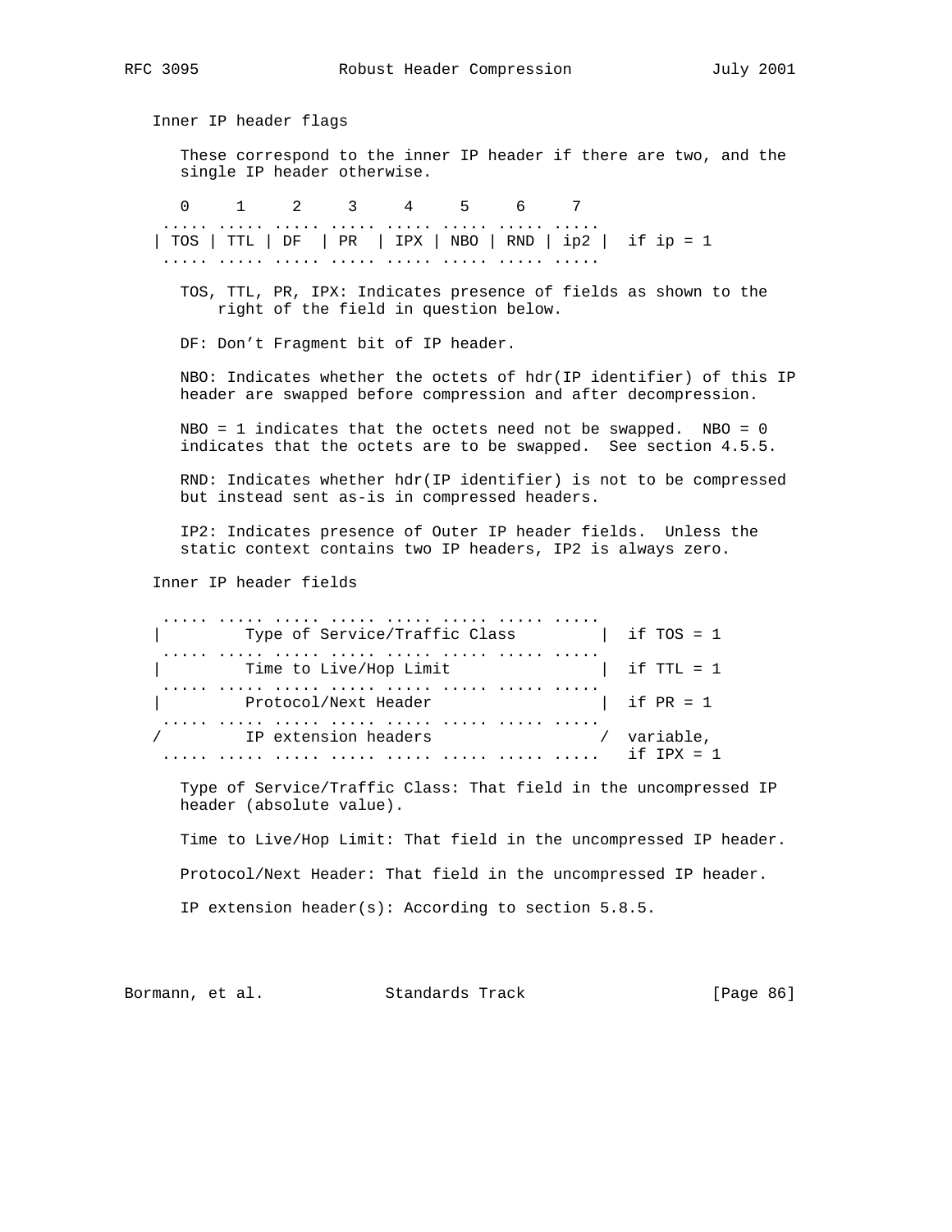Inner IP header flags

These correspond to the inner IP header if there are two, and the single IP header otherwise.

```
   0     1     2     3     4     5     6     7
 ..... ..... ..... ..... ..... ..... ..... .....
| TOS | TTL | DF  | PR  | IPX | NBO | RND | ip2 |  if ip = 1
 ..... ..... ..... ..... ..... ..... ..... .....
```

TOS, TTL, PR, IPX: Indicates presence of fields as shown to the right of the field in question below.

DF: Don’t Fragment bit of IP header.

NBO: Indicates whether the octets of hdr(IP identifier) of this IP header are swapped before compression and after decompression.

NBO = 1 indicates that the octets need not be swapped. NBO = 0 indicates that the octets are to be swapped. See section 4.5.5.

RND: Indicates whether hdr(IP identifier) is not to be compressed but instead sent as-is in compressed headers.

IP2: Indicates presence of Outer IP header fields. Unless the static context contains two IP headers, IP2 is always zero.

Inner IP header fields

```
 ..... ..... ..... ..... ..... ..... ..... .....
|         Type of Service/Traffic Class         |  if TOS = 1
 ..... ..... ..... ..... ..... ..... ..... .....
|         Time to Live/Hop Limit                |  if TTL = 1
 ..... ..... ..... ..... ..... ..... ..... .....
|         Protocol/Next Header                  |  if PR = 1
 ..... ..... ..... ..... ..... ..... ..... .....
/         IP extension headers                  /  variable,
 ..... ..... ..... ..... ..... ..... ..... .....   if IPX = 1
```

Type of Service/Traffic Class: That field in the uncompressed IP header (absolute value).

Time to Live/Hop Limit: That field in the uncompressed IP header.

Protocol/Next Header: That field in the uncompressed IP header.

IP extension header(s): According to section 5.8.5.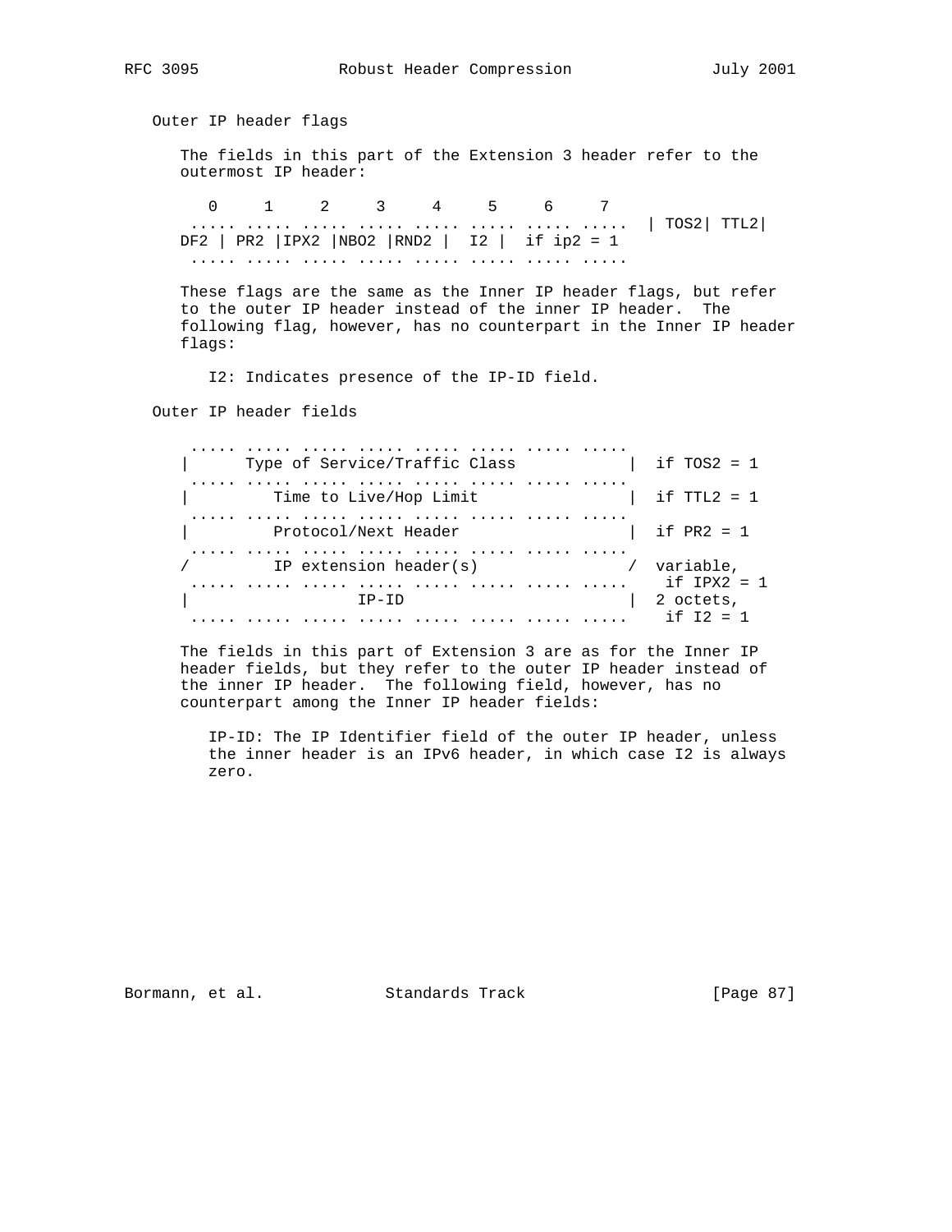Outer IP header flags

The fields in this part of the Extension 3 header refer to the outermost IP header:

```
   0     1     2     3     4     5     6     7
 ..... ..... ..... ..... ..... ..... ..... .....
| TOS2| TTL2| DF2 | PR2 |IPX2 |NBO2 |RND2 |  I2 |  if ip2 = 1
 ..... ..... ..... ..... ..... ..... ..... .....
```

These flags are the same as the Inner IP header flags, but refer to the outer IP header instead of the inner IP header. The following flag, however, has no counterpart in the Inner IP header flags:

I2: Indicates presence of the IP-ID field.

Outer IP header fields

```
 ..... ..... ..... ..... ..... ..... ..... .....
|      Type of Service/Traffic Class            |  if TOS2 = 1
 ..... ..... ..... ..... ..... ..... ..... .....
|         Time to Live/Hop Limit                |  if TTL2 = 1
 ..... ..... ..... ..... ..... ..... ..... .....
|         Protocol/Next Header                  |  if PR2 = 1
 ..... ..... ..... ..... ..... ..... ..... .....
/         IP extension header(s)               /  variable,
 ..... ..... ..... ..... ..... ..... ..... .....    if IPX2 = 1
|                  IP-ID                        |  2 octets,
 ..... ..... ..... ..... ..... ..... ..... .....    if I2 = 1
```

The fields in this part of Extension 3 are as for the Inner IP header fields, but they refer to the outer IP header instead of the inner IP header. The following field, however, has no counterpart among the Inner IP header fields:

IP-ID: The IP Identifier field of the outer IP header, unless the inner header is an IPv6 header, in which case I2 is always zero.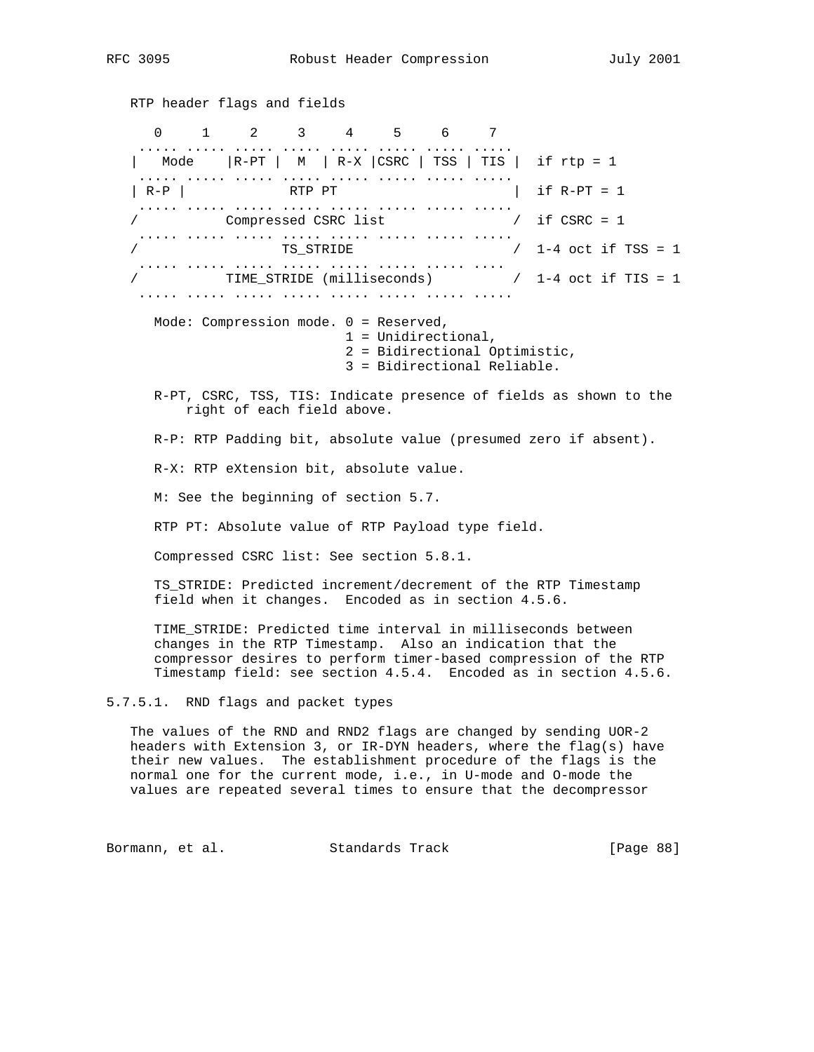RTP header flags and fields

```
  0     1     2     3     4     5     6     7
 ..... ..... ..... ..... ..... ..... ..... .....
|   Mode    |R-PT |  M  | R-X |CSRC | TSS | TIS |  if rtp = 1
 ..... ..... ..... ..... ..... ..... ..... .....
| R-P |             RTP PT                      |  if R-PT = 1
 ..... ..... ..... ..... ..... ..... ..... .....
/          Compressed CSRC list                 /  if CSRC = 1
 ..... ..... ..... ..... ..... ..... ..... .....
/                 TS_STRIDE                     /  1-4 oct if TSS = 1
 ..... ..... ..... ..... ..... ..... ..... ....
/          TIME_STRIDE (milliseconds)           /  1-4 oct if TIS = 1
 ..... ..... ..... ..... ..... ..... ..... .....
```

Mode: Compression mode. 0 = Reserved,
1 = Unidirectional,
2 = Bidirectional Optimistic,
3 = Bidirectional Reliable.

R-PT, CSRC, TSS, TIS: Indicate presence of fields as shown to the right of each field above.

R-P: RTP Padding bit, absolute value (presumed zero if absent).

R-X: RTP eXtension bit, absolute value.

M: See the beginning of section 5.7.

RTP PT: Absolute value of RTP Payload type field.

Compressed CSRC list: See section 5.8.1.

TS_STRIDE: Predicted increment/decrement of the RTP Timestamp field when it changes. Encoded as in section 4.5.6.

TIME_STRIDE: Predicted time interval in milliseconds between changes in the RTP Timestamp. Also an indication that the compressor desires to perform timer-based compression of the RTP Timestamp field: see section 4.5.4. Encoded as in section 4.5.6.

#### 5.7.5.1. RND flags and packet types

The values of the RND and RND2 flags are changed by sending UOR-2 headers with Extension 3, or IR-DYN headers, where the flag(s) have their new values. The establishment procedure of the flags is the normal one for the current mode, i.e., in U-mode and O-mode the values are repeated several times to ensure that the decompressor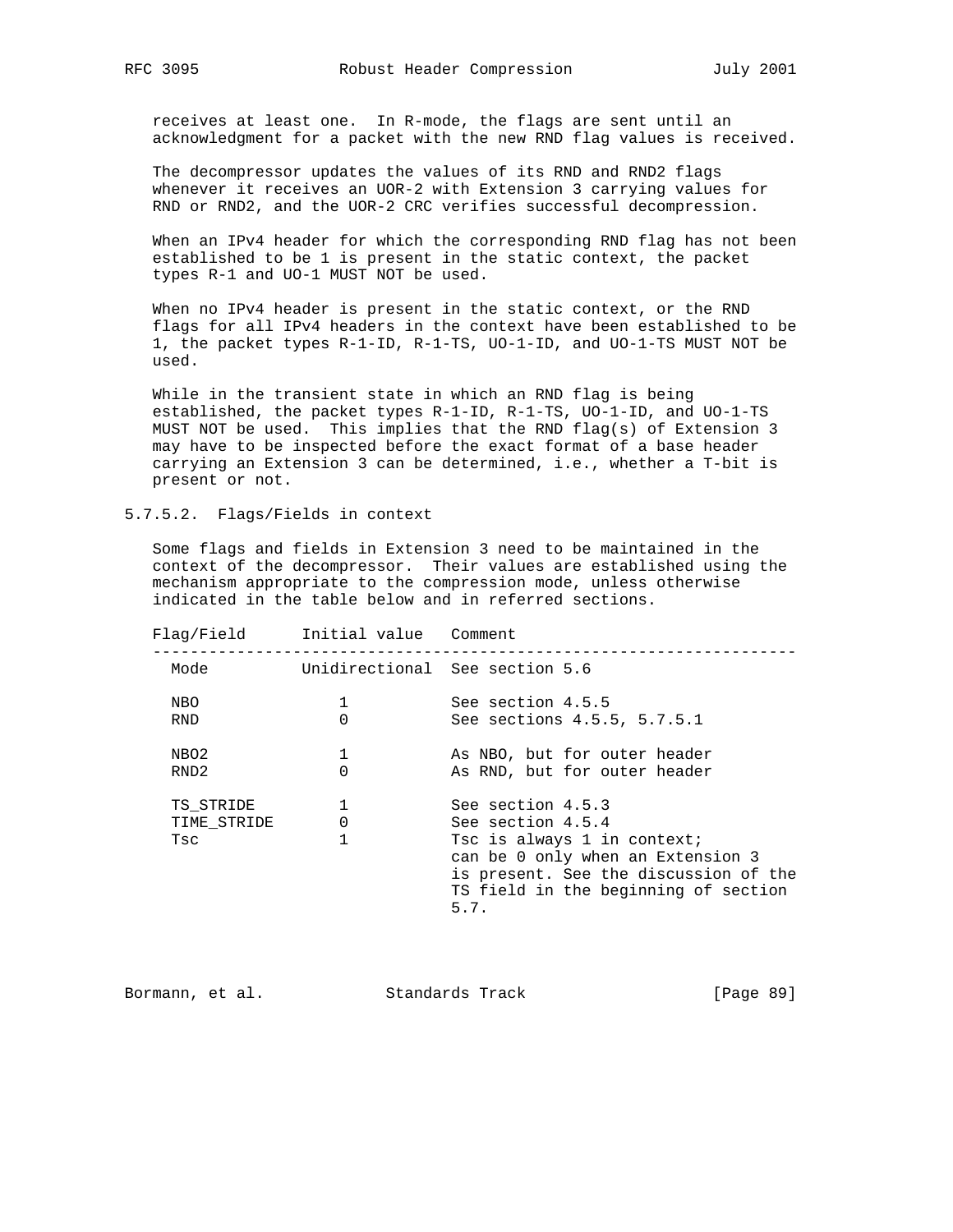receives at least one. In R-mode, the flags are sent until an acknowledgment for a packet with the new RND flag values is received.

The decompressor updates the values of its RND and RND2 flags whenever it receives an UOR-2 with Extension 3 carrying values for RND or RND2, and the UOR-2 CRC verifies successful decompression.

When an IPv4 header for which the corresponding RND flag has not been established to be 1 is present in the static context, the packet types R-1 and UO-1 MUST NOT be used.

When no IPv4 header is present in the static context, or the RND flags for all IPv4 headers in the context have been established to be 1, the packet types R-1-ID, R-1-TS, UO-1-ID, and UO-1-TS MUST NOT be used.

While in the transient state in which an RND flag is being established, the packet types R-1-ID, R-1-TS, UO-1-ID, and UO-1-TS MUST NOT be used. This implies that the RND flag(s) of Extension 3 may have to be inspected before the exact format of a base header carrying an Extension 3 can be determined, i.e., whether a T-bit is present or not.

#### 5.7.5.2. Flags/Fields in context

Some flags and fields in Extension 3 need to be maintained in the context of the decompressor. Their values are established using the mechanism appropriate to the compression mode, unless otherwise indicated in the table below and in referred sections.

| Flag/Field | Initial value | Comment |
|---|---|---|
| Mode | Unidirectional | See section 5.6 |
| NBO | 1 | See section 4.5.5 |
| RND | 0 | See sections 4.5.5, 5.7.5.1 |
| NBO2 | 1 | As NBO, but for outer header |
| RND2 | 0 | As RND, but for outer header |
| TS_STRIDE | 1 | See section 4.5.3 |
| TIME_STRIDE | 0 | See section 4.5.4 |
| Tsc | 1 | Tsc is always 1 in context; can be 0 only when an Extension 3 is present. See the discussion of the TS field in the beginning of section 5.7. |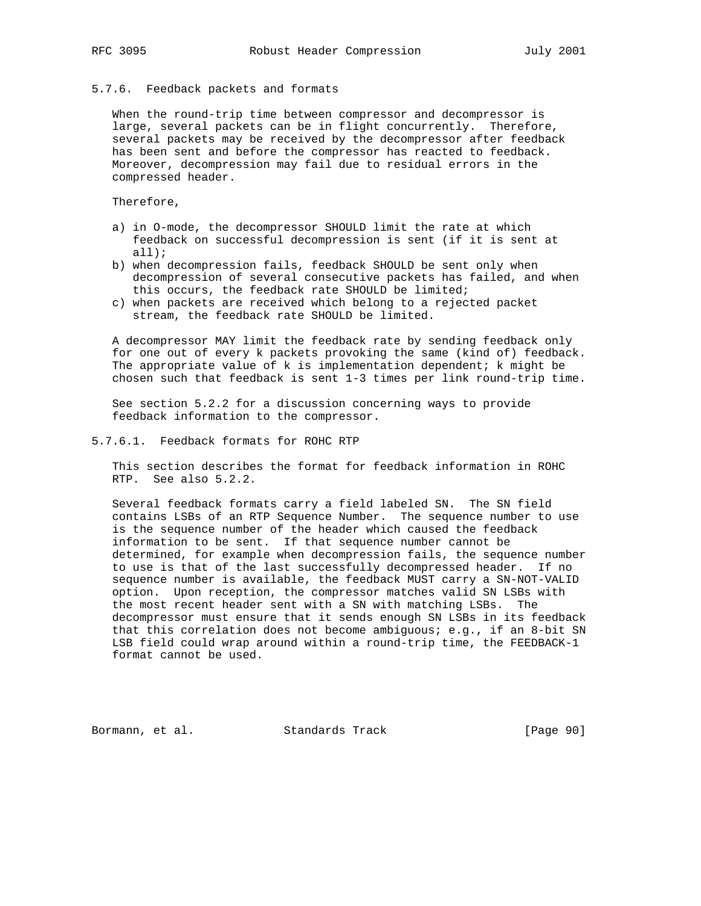### 5.7.6. Feedback packets and formats

When the round-trip time between compressor and decompressor is large, several packets can be in flight concurrently. Therefore, several packets may be received by the decompressor after feedback has been sent and before the compressor has reacted to feedback. Moreover, decompression may fail due to residual errors in the compressed header.

Therefore,

a) in O-mode, the decompressor SHOULD limit the rate at which feedback on successful decompression is sent (if it is sent at all);
b) when decompression fails, feedback SHOULD be sent only when decompression of several consecutive packets has failed, and when this occurs, the feedback rate SHOULD be limited;
c) when packets are received which belong to a rejected packet stream, the feedback rate SHOULD be limited.

A decompressor MAY limit the feedback rate by sending feedback only for one out of every k packets provoking the same (kind of) feedback. The appropriate value of k is implementation dependent; k might be chosen such that feedback is sent 1-3 times per link round-trip time.

See section 5.2.2 for a discussion concerning ways to provide feedback information to the compressor.

#### 5.7.6.1. Feedback formats for ROHC RTP

This section describes the format for feedback information in ROHC RTP. See also 5.2.2.

Several feedback formats carry a field labeled SN. The SN field contains LSBs of an RTP Sequence Number. The sequence number to use is the sequence number of the header which caused the feedback information to be sent. If that sequence number cannot be determined, for example when decompression fails, the sequence number to use is that of the last successfully decompressed header. If no sequence number is available, the feedback MUST carry a SN-NOT-VALID option. Upon reception, the compressor matches valid SN LSBs with the most recent header sent with a SN with matching LSBs. The decompressor must ensure that it sends enough SN LSBs in its feedback that this correlation does not become ambiguous; e.g., if an 8-bit SN LSB field could wrap around within a round-trip time, the FEEDBACK-1 format cannot be used.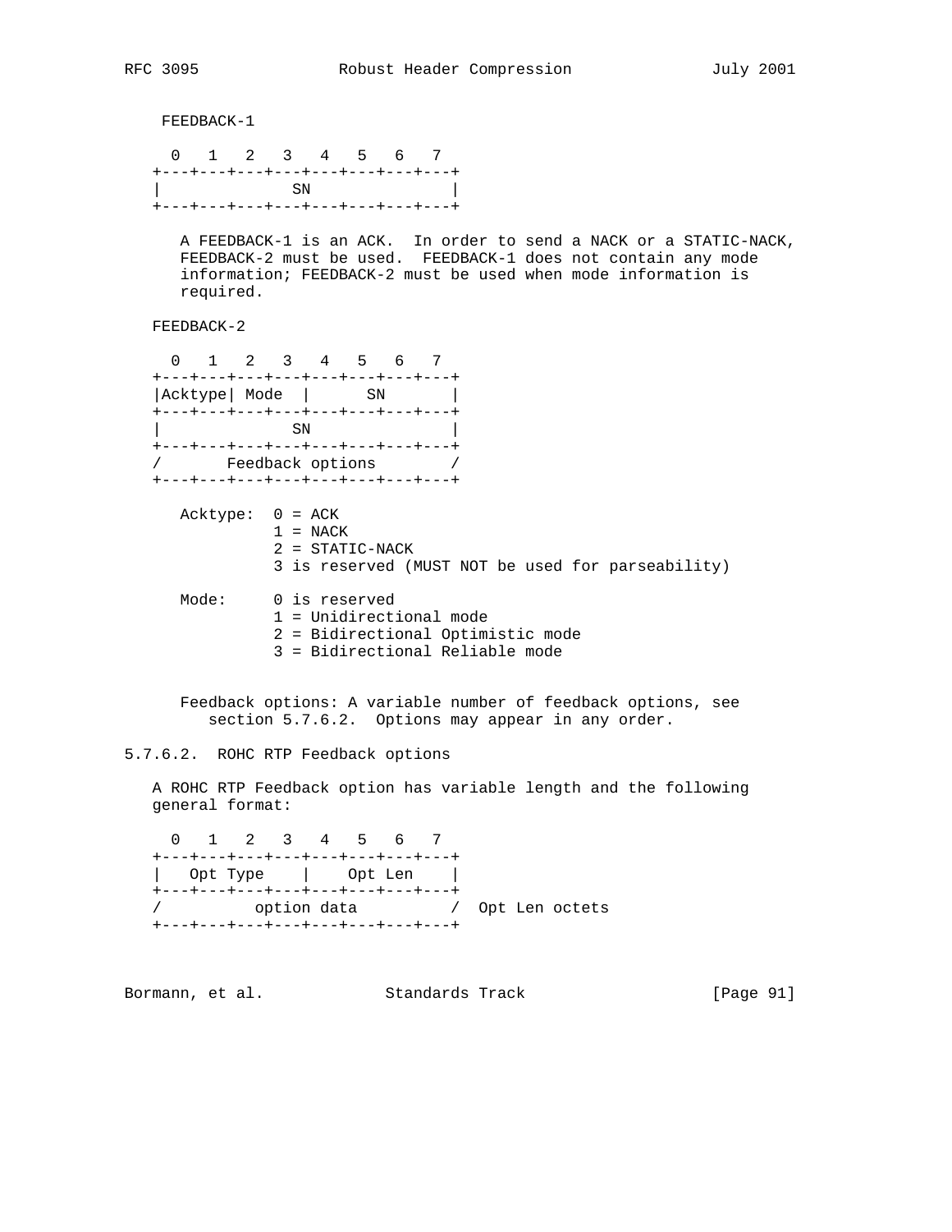FEEDBACK-1

```
  0   1   2   3   4   5   6   7
+---+---+---+---+---+---+---+---+
|              SN               |
+---+---+---+---+---+---+---+---+
```

A FEEDBACK-1 is an ACK. In order to send a NACK or a STATIC-NACK, FEEDBACK-2 must be used. FEEDBACK-1 does not contain any mode information; FEEDBACK-2 must be used when mode information is required.

FEEDBACK-2

```
  0   1   2   3   4   5   6   7
+---+---+---+---+---+---+---+---+
|Acktype| Mode  |      SN       |
+---+---+---+---+---+---+---+---+
|              SN               |
+---+---+---+---+---+---+---+---+
/       Feedback options        /
+---+---+---+---+---+---+---+---+
```

```
Acktype:  0 = ACK
          1 = NACK
          2 = STATIC-NACK
          3 is reserved (MUST NOT be used for parseability)

Mode:     0 is reserved
          1 = Unidirectional mode
          2 = Bidirectional Optimistic mode
          3 = Bidirectional Reliable mode
```

Feedback options: A variable number of feedback options, see section 5.7.6.2. Options may appear in any order.

### 5.7.6.2. ROHC RTP Feedback options

A ROHC RTP Feedback option has variable length and the following general format:

```
  0   1   2   3   4   5   6   7
+---+---+---+---+---+---+---+---+
|   Opt Type    |    Opt Len    |
+---+---+---+---+---+---+---+---+
/          option data          /  Opt Len octets
+---+---+---+---+---+---+---+---+
```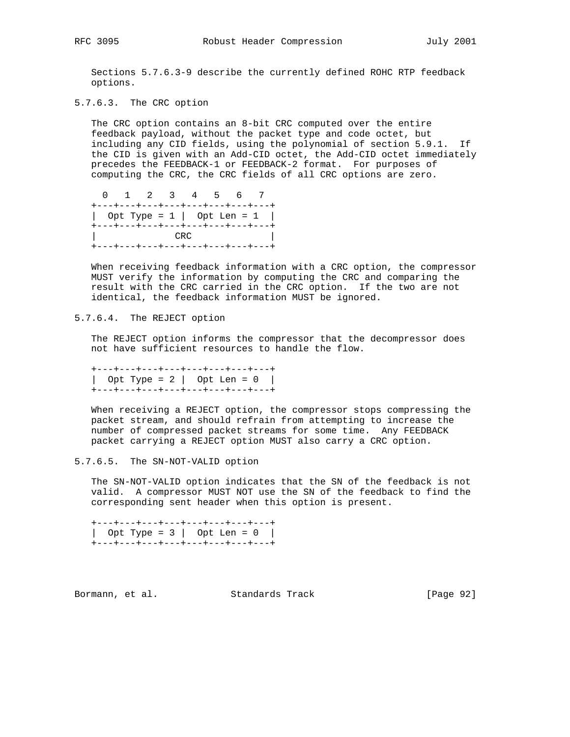Sections 5.7.6.3-9 describe the currently defined ROHC RTP feedback options.

#### 5.7.6.3. The CRC option

The CRC option contains an 8-bit CRC computed over the entire feedback payload, without the packet type and code octet, but including any CID fields, using the polynomial of section 5.9.1. If the CID is given with an Add-CID octet, the Add-CID octet immediately precedes the FEEDBACK-1 or FEEDBACK-2 format. For purposes of computing the CRC, the CRC fields of all CRC options are zero.

```
  0   1   2   3   4   5   6   7
+---+---+---+---+---+---+---+---+
|  Opt Type = 1 |  Opt Len = 1  |
+---+---+---+---+---+---+---+---+
|              CRC              |
+---+---+---+---+---+---+---+---+
```

When receiving feedback information with a CRC option, the compressor MUST verify the information by computing the CRC and comparing the result with the CRC carried in the CRC option. If the two are not identical, the feedback information MUST be ignored.

#### 5.7.6.4. The REJECT option

The REJECT option informs the compressor that the decompressor does not have sufficient resources to handle the flow.

```
+---+---+---+---+---+---+---+---+
|  Opt Type = 2 |  Opt Len = 0  |
+---+---+---+---+---+---+---+---+
```

When receiving a REJECT option, the compressor stops compressing the packet stream, and should refrain from attempting to increase the number of compressed packet streams for some time. Any FEEDBACK packet carrying a REJECT option MUST also carry a CRC option.

#### 5.7.6.5. The SN-NOT-VALID option

The SN-NOT-VALID option indicates that the SN of the feedback is not valid. A compressor MUST NOT use the SN of the feedback to find the corresponding sent header when this option is present.

```
+---+---+---+---+---+---+---+---+
|  Opt Type = 3 |  Opt Len = 0  |
+---+---+---+---+---+---+---+---+
```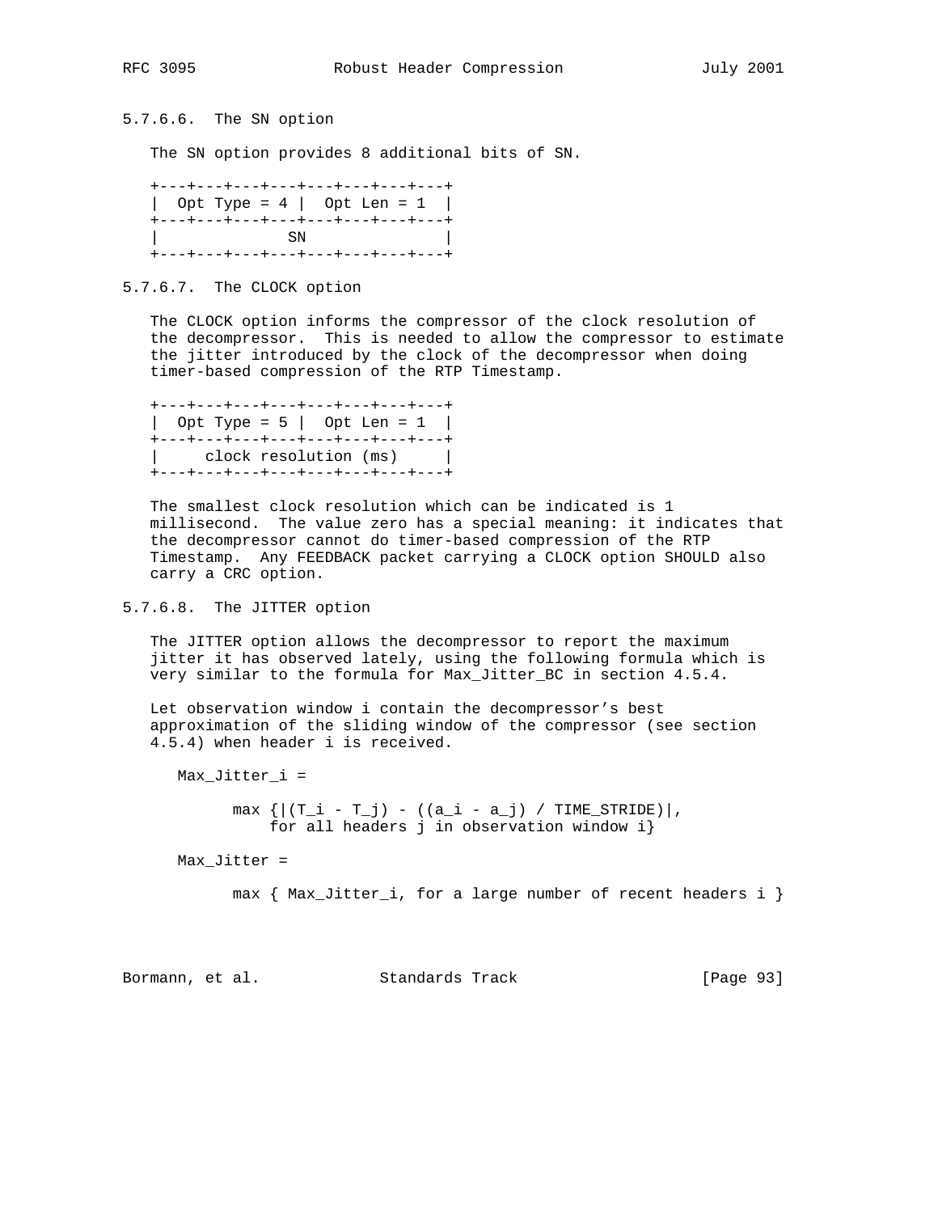#### 5.7.6.6. The SN option

The SN option provides 8 additional bits of SN.

```
+---+---+---+---+---+---+---+---+
|  Opt Type = 4 |  Opt Len = 1  |
+---+---+---+---+---+---+---+---+
|              SN               |
+---+---+---+---+---+---+---+---+
```

#### 5.7.6.7. The CLOCK option

The CLOCK option informs the compressor of the clock resolution of the decompressor. This is needed to allow the compressor to estimate the jitter introduced by the clock of the decompressor when doing timer-based compression of the RTP Timestamp.

```
+---+---+---+---+---+---+---+---+
|  Opt Type = 5 |  Opt Len = 1  |
+---+---+---+---+---+---+---+---+
|     clock resolution (ms)     |
+---+---+---+---+---+---+---+---+
```

The smallest clock resolution which can be indicated is 1 millisecond. The value zero has a special meaning: it indicates that the decompressor cannot do timer-based compression of the RTP Timestamp. Any FEEDBACK packet carrying a CLOCK option SHOULD also carry a CRC option.

#### 5.7.6.8. The JITTER option

The JITTER option allows the decompressor to report the maximum jitter it has observed lately, using the following formula which is very similar to the formula for Max_Jitter_BC in section 4.5.4.

Let observation window i contain the decompressor's best approximation of the sliding window of the compressor (see section 4.5.4) when header i is received.

$$Max\_Jitter_i = \max \{ |(T_i - T_j) - ((a_i - a_j) / TIME\_STRIDE)|, \text{ for all headers } j \text{ in observation window } i \}$$

$$Max\_Jitter = \max \{ Max\_Jitter_i, \text{ for a large number of recent headers } i \}$$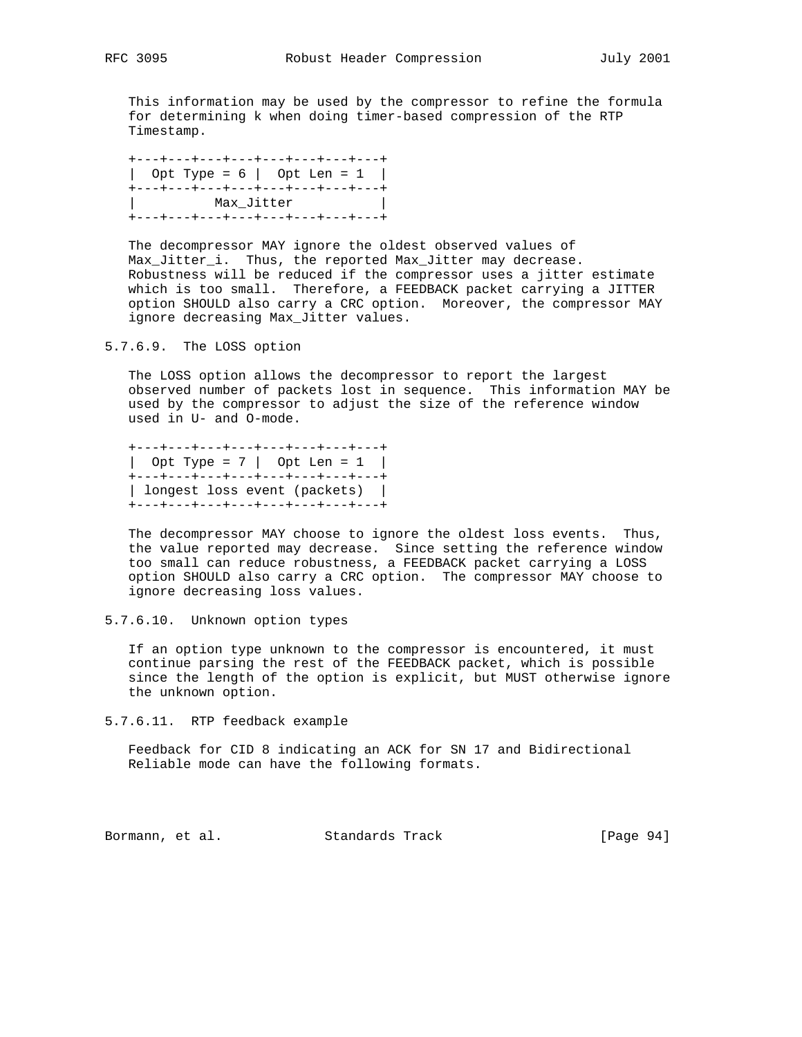This information may be used by the compressor to refine the formula for determining k when doing timer-based compression of the RTP Timestamp.

```
+---+---+---+---+---+---+---+---+
|  Opt Type = 6 |  Opt Len = 1  |
+---+---+---+---+---+---+---+---+
|          Max_Jitter           |
+---+---+---+---+---+---+---+---+
```

The decompressor MAY ignore the oldest observed values of Max_Jitter_i. Thus, the reported Max_Jitter may decrease. Robustness will be reduced if the compressor uses a jitter estimate which is too small. Therefore, a FEEDBACK packet carrying a JITTER option SHOULD also carry a CRC option. Moreover, the compressor MAY ignore decreasing Max_Jitter values.

#### 5.7.6.9. The LOSS option

The LOSS option allows the decompressor to report the largest observed number of packets lost in sequence. This information MAY be used by the compressor to adjust the size of the reference window used in U- and O-mode.

```
+---+---+---+---+---+---+---+---+
|  Opt Type = 7 |  Opt Len = 1  |
+---+---+---+---+---+---+---+---+
| longest loss event (packets)  |
+---+---+---+---+---+---+---+---+
```

The decompressor MAY choose to ignore the oldest loss events. Thus, the value reported may decrease. Since setting the reference window too small can reduce robustness, a FEEDBACK packet carrying a LOSS option SHOULD also carry a CRC option. The compressor MAY choose to ignore decreasing loss values.

#### 5.7.6.10. Unknown option types

If an option type unknown to the compressor is encountered, it must continue parsing the rest of the FEEDBACK packet, which is possible since the length of the option is explicit, but MUST otherwise ignore the unknown option.

#### 5.7.6.11. RTP feedback example

Feedback for CID 8 indicating an ACK for SN 17 and Bidirectional Reliable mode can have the following formats.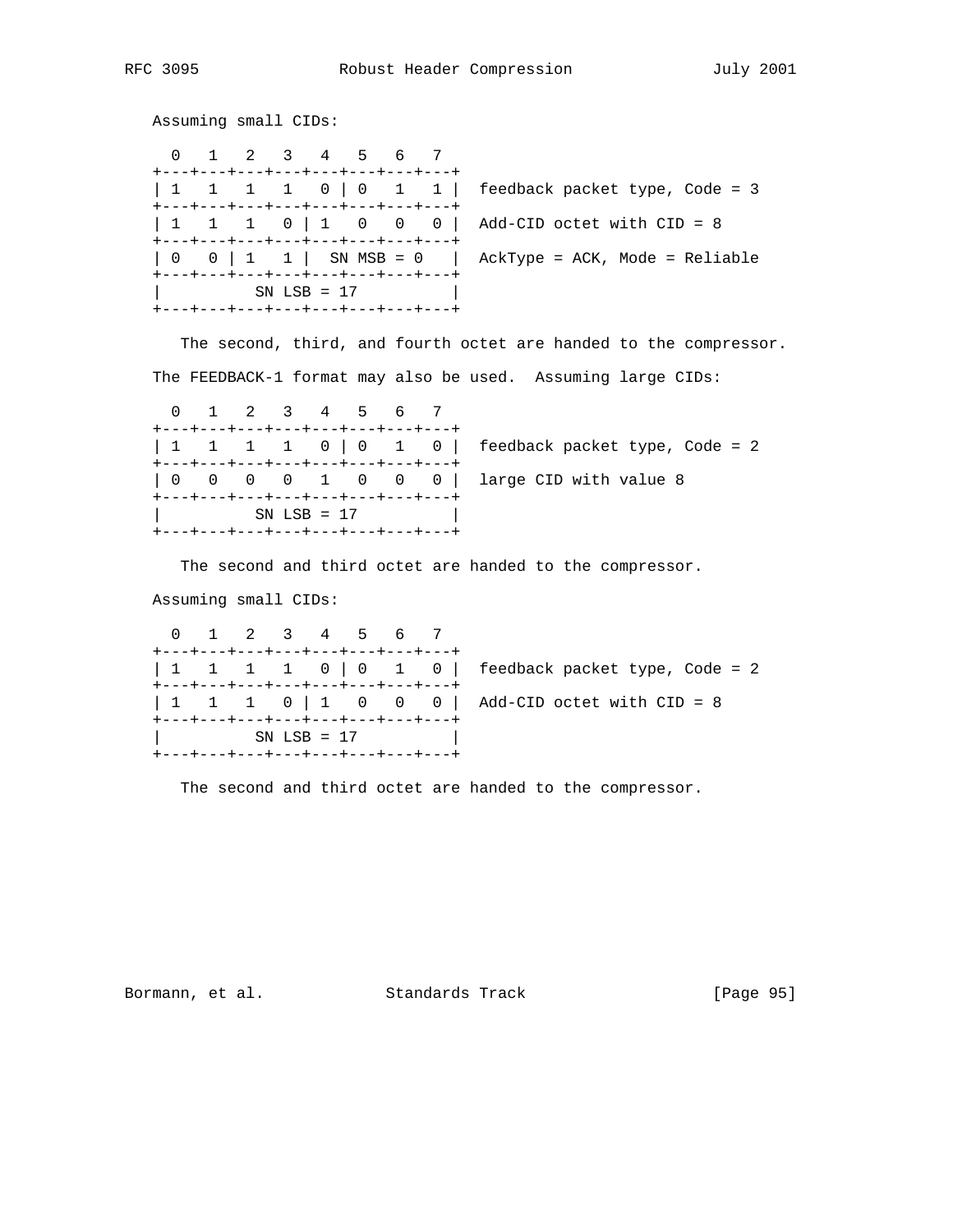Assuming small CIDs:

```
  0   1   2   3   4   5   6   7
+---+---+---+---+---+---+---+---+
| 1   1   1   1   0 | 0   1   1 |  feedback packet type, Code = 3
+---+---+---+---+---+---+---+---+
| 1   1   1   0 | 1   0   0   0 |  Add-CID octet with CID = 8
+---+---+---+---+---+---+---+---+
| 0   0 | 1   1 |  SN MSB = 0   |  AckType = ACK, Mode = Reliable
+---+---+---+---+---+---+---+---+
|          SN LSB = 17          |
+---+---+---+---+---+---+---+---+
```

The second, third, and fourth octet are handed to the compressor.

The FEEDBACK-1 format may also be used. Assuming large CIDs:

```
  0   1   2   3   4   5   6   7
+---+---+---+---+---+---+---+---+
| 1   1   1   1   0 | 0   1   0 |  feedback packet type, Code = 2
+---+---+---+---+---+---+---+---+
| 0   0   0   0   1   0   0   0 |  large CID with value 8
+---+---+---+---+---+---+---+---+
|          SN LSB = 17          |
+---+---+---+---+---+---+---+---+
```

The second and third octet are handed to the compressor.

Assuming small CIDs:

```
  0   1   2   3   4   5   6   7
+---+---+---+---+---+---+---+---+
| 1   1   1   1   0 | 0   1   0 |  feedback packet type, Code = 2
+---+---+---+---+---+---+---+---+
| 1   1   1   0 | 1   0   0   0 |  Add-CID octet with CID = 8
+---+---+---+---+---+---+---+---+
|          SN LSB = 17          |
+---+---+---+---+---+---+---+---+
```

The second and third octet are handed to the compressor.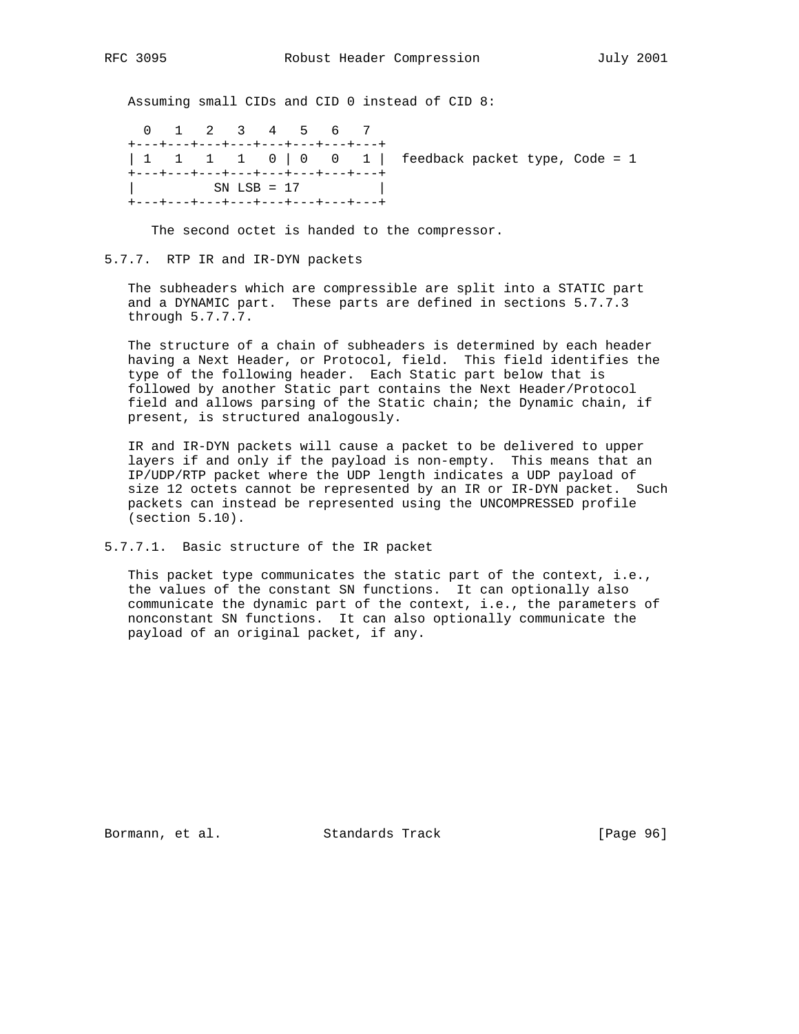Assuming small CIDs and CID 0 instead of CID 8:

```
  0   1   2   3   4   5   6   7
+---+---+---+---+---+---+---+---+
| 1   1   1   1   0 | 0   0   1 |  feedback packet type, Code = 1
+---+---+---+---+---+---+---+---+
|          SN LSB = 17          |
+---+---+---+---+---+---+---+---+
```

The second octet is handed to the compressor.

### 5.7.7. RTP IR and IR-DYN packets

The subheaders which are compressible are split into a STATIC part and a DYNAMIC part. These parts are defined in sections 5.7.7.3 through 5.7.7.7.

The structure of a chain of subheaders is determined by each header having a Next Header, or Protocol, field. This field identifies the type of the following header. Each Static part below that is followed by another Static part contains the Next Header/Protocol field and allows parsing of the Static chain; the Dynamic chain, if present, is structured analogously.

IR and IR-DYN packets will cause a packet to be delivered to upper layers if and only if the payload is non-empty. This means that an IP/UDP/RTP packet where the UDP length indicates a UDP payload of size 12 octets cannot be represented by an IR or IR-DYN packet. Such packets can instead be represented using the UNCOMPRESSED profile (section 5.10).

#### 5.7.7.1. Basic structure of the IR packet

This packet type communicates the static part of the context, i.e., the values of the constant SN functions. It can optionally also communicate the dynamic part of the context, i.e., the parameters of nonconstant SN functions. It can also optionally communicate the payload of an original packet, if any.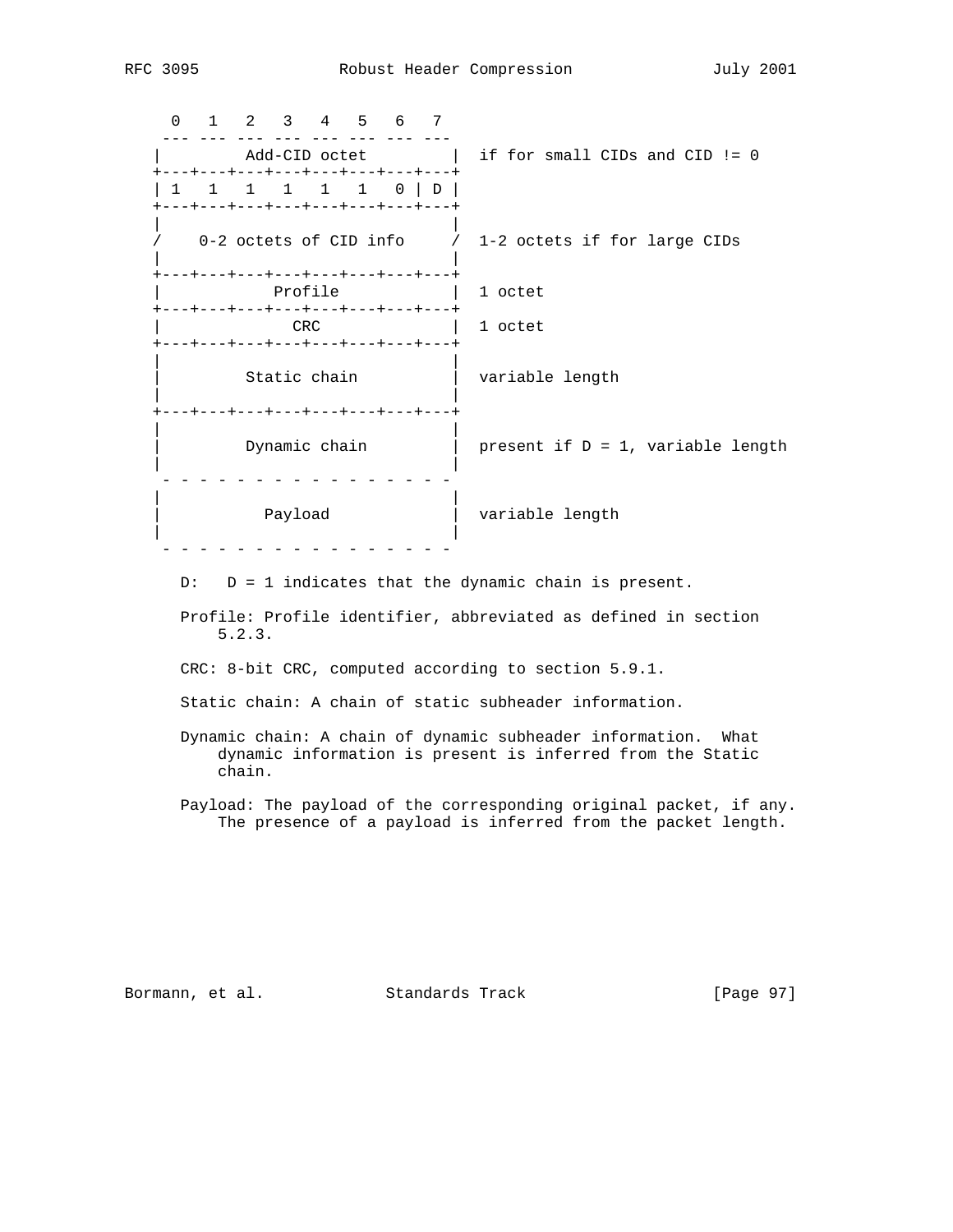```
  0   1   2   3   4   5   6   7
 --- --- --- --- --- --- --- ---
|         Add-CID octet         |  if for small CIDs and CID != 0
+---+---+---+---+---+---+---+---+
| 1   1   1   1   1   1   0 | D |
+---+---+---+---+---+---+---+---+
|                               |
/    0-2 octets of CID info     /  1-2 octets if for large CIDs
|                               |
+---+---+---+---+---+---+---+---+
|            Profile            |  1 octet
+---+---+---+---+---+---+---+---+
|              CRC              |  1 octet
+---+---+---+---+---+---+---+---+
|                               |
|         Static chain          |  variable length
|                               |
+---+---+---+---+---+---+---+---+
|                               |
|         Dynamic chain         |  present if D = 1, variable length
|                               |
 - - - - - - - - - - - - - - - -
|                               |
|           Payload             |  variable length
|                               |
 - - - - - - - - - - - - - - - -
```

D:   D = 1 indicates that the dynamic chain is present.

Profile: Profile identifier, abbreviated as defined in section 5.2.3.

CRC: 8-bit CRC, computed according to section 5.9.1.

Static chain: A chain of static subheader information.

Dynamic chain: A chain of dynamic subheader information. What dynamic information is present is inferred from the Static chain.

Payload: The payload of the corresponding original packet, if any. The presence of a payload is inferred from the packet length.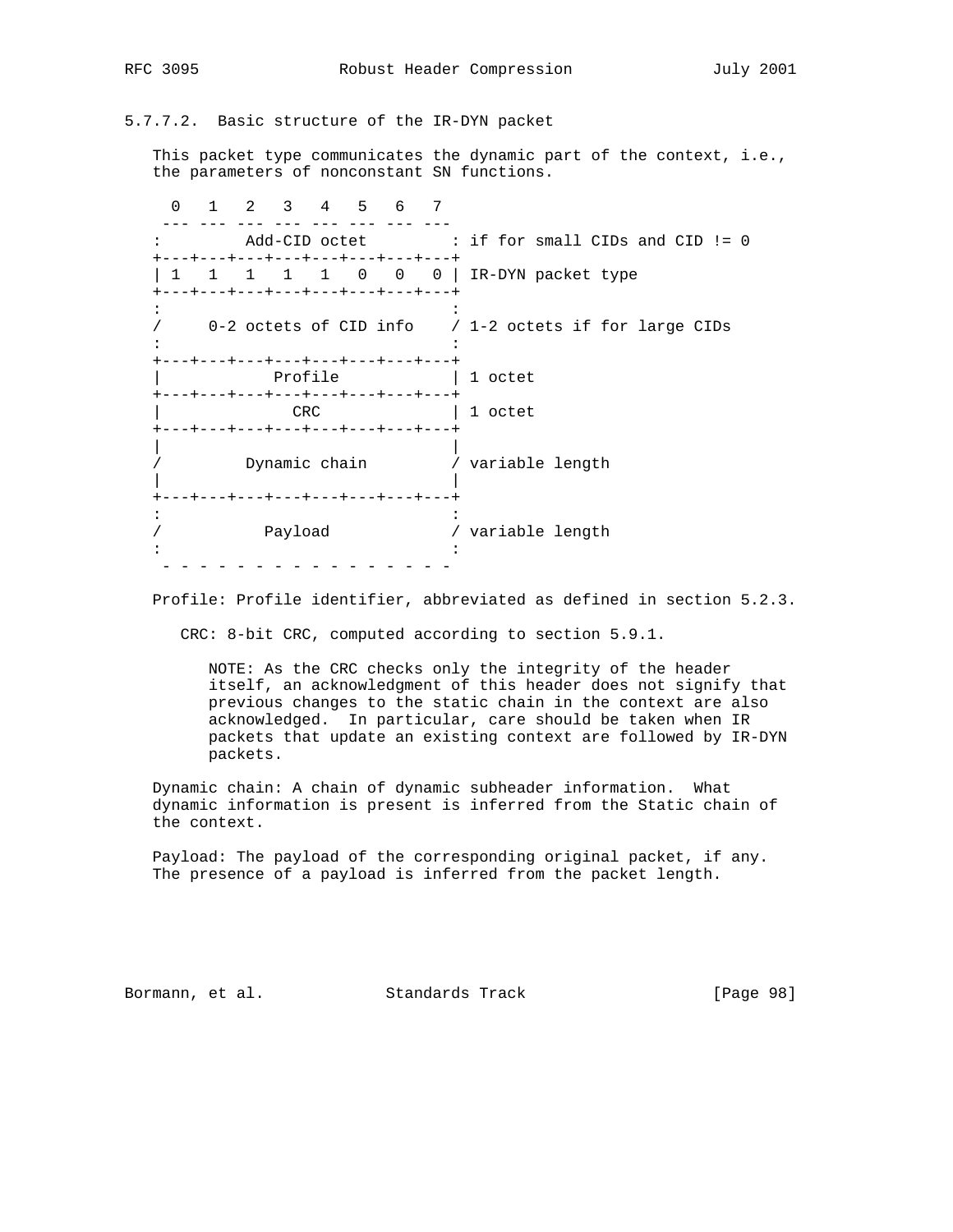#### 5.7.7.2. Basic structure of the IR-DYN packet

This packet type communicates the dynamic part of the context, i.e., the parameters of nonconstant SN functions.

```
  0   1   2   3   4   5   6   7
 --- --- --- --- --- --- --- ---
:         Add-CID octet         : if for small CIDs and CID != 0
+---+---+---+---+---+---+---+---+
| 1   1   1   1   1   0   0   0 | IR-DYN packet type
+---+---+---+---+---+---+---+---+
:                               :
/     0-2 octets of CID info    / 1-2 octets if for large CIDs
:                               :
+---+---+---+---+---+---+---+---+
|            Profile            | 1 octet
+---+---+---+---+---+---+---+---+
|              CRC              | 1 octet
+---+---+---+---+---+---+---+---+
|                               |
/         Dynamic chain         / variable length
|                               |
+---+---+---+---+---+---+---+---+
:                               :
/           Payload             / variable length
:                               :
 - - - - - - - - - - - - - - - -
```

Profile: Profile identifier, abbreviated as defined in section 5.2.3.

CRC: 8-bit CRC, computed according to section 5.9.1.

NOTE: As the CRC checks only the integrity of the header itself, an acknowledgment of this header does not signify that previous changes to the static chain in the context are also acknowledged. In particular, care should be taken when IR packets that update an existing context are followed by IR-DYN packets.

Dynamic chain: A chain of dynamic subheader information. What dynamic information is present is inferred from the Static chain of the context.

Payload: The payload of the corresponding original packet, if any. The presence of a payload is inferred from the packet length.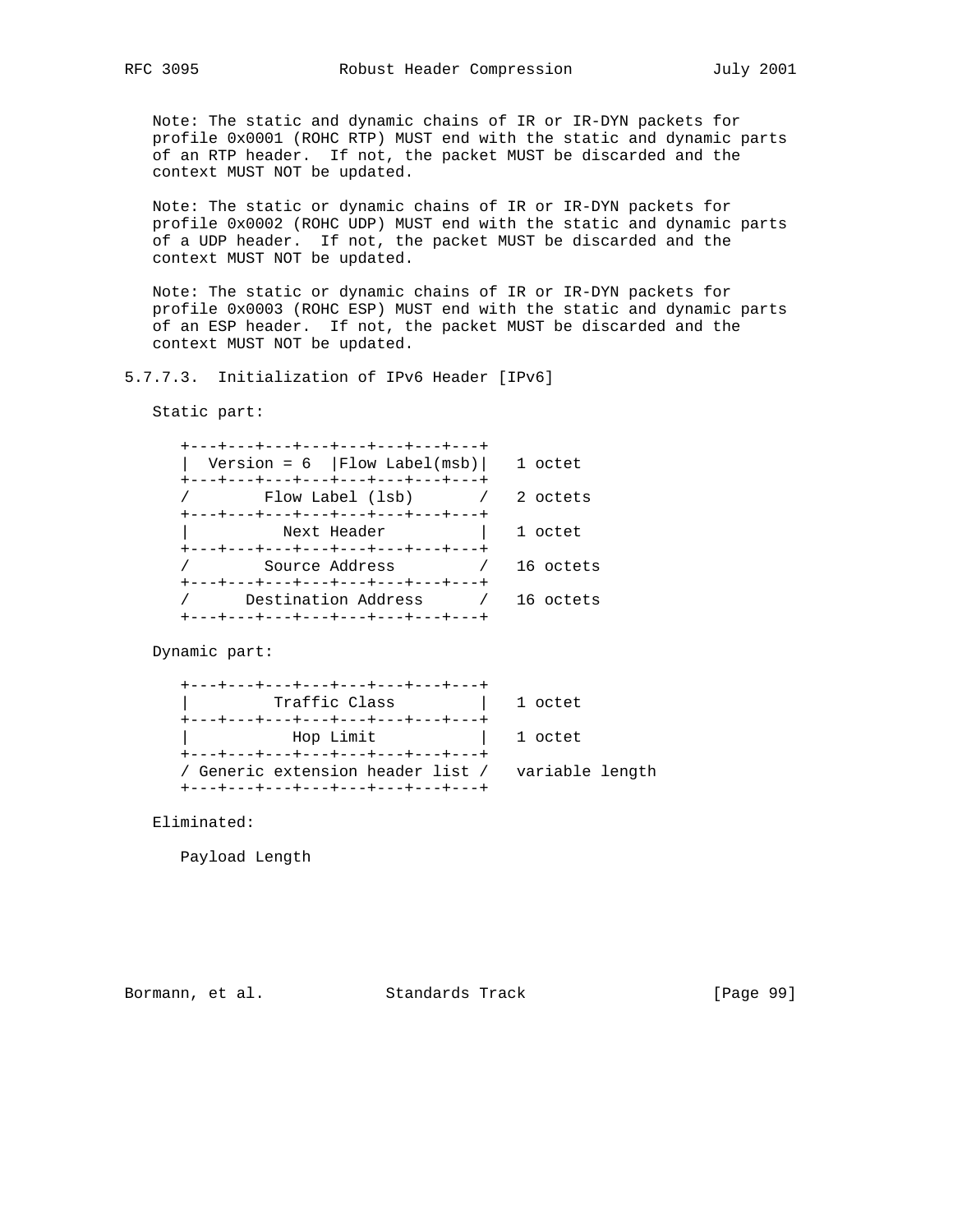Note: The static and dynamic chains of IR or IR-DYN packets for profile 0x0001 (ROHC RTP) MUST end with the static and dynamic parts of an RTP header. If not, the packet MUST be discarded and the context MUST NOT be updated.

Note: The static or dynamic chains of IR or IR-DYN packets for profile 0x0002 (ROHC UDP) MUST end with the static and dynamic parts of a UDP header. If not, the packet MUST be discarded and the context MUST NOT be updated.

Note: The static or dynamic chains of IR or IR-DYN packets for profile 0x0003 (ROHC ESP) MUST end with the static and dynamic parts of an ESP header. If not, the packet MUST be discarded and the context MUST NOT be updated.

### 5.7.7.3. Initialization of IPv6 Header [IPv6]

Static part:

```
+---+---+---+---+---+---+---+---+
|  Version = 6  |Flow Label(msb)|   1 octet
+---+---+---+---+---+---+---+---+
/        Flow Label (lsb)       /   2 octets
+---+---+---+---+---+---+---+---+
|          Next Header          |   1 octet
+---+---+---+---+---+---+---+---+
/        Source Address         /   16 octets
+---+---+---+---+---+---+---+---+
/      Destination Address      /   16 octets
+---+---+---+---+---+---+---+---+
```

Dynamic part:

```
+---+---+---+---+---+---+---+---+
|         Traffic Class         |   1 octet
+---+---+---+---+---+---+---+---+
|           Hop Limit           |   1 octet
+---+---+---+---+---+---+---+---+
/ Generic extension header list /   variable length
+---+---+---+---+---+---+---+---+
```

Eliminated:

Payload Length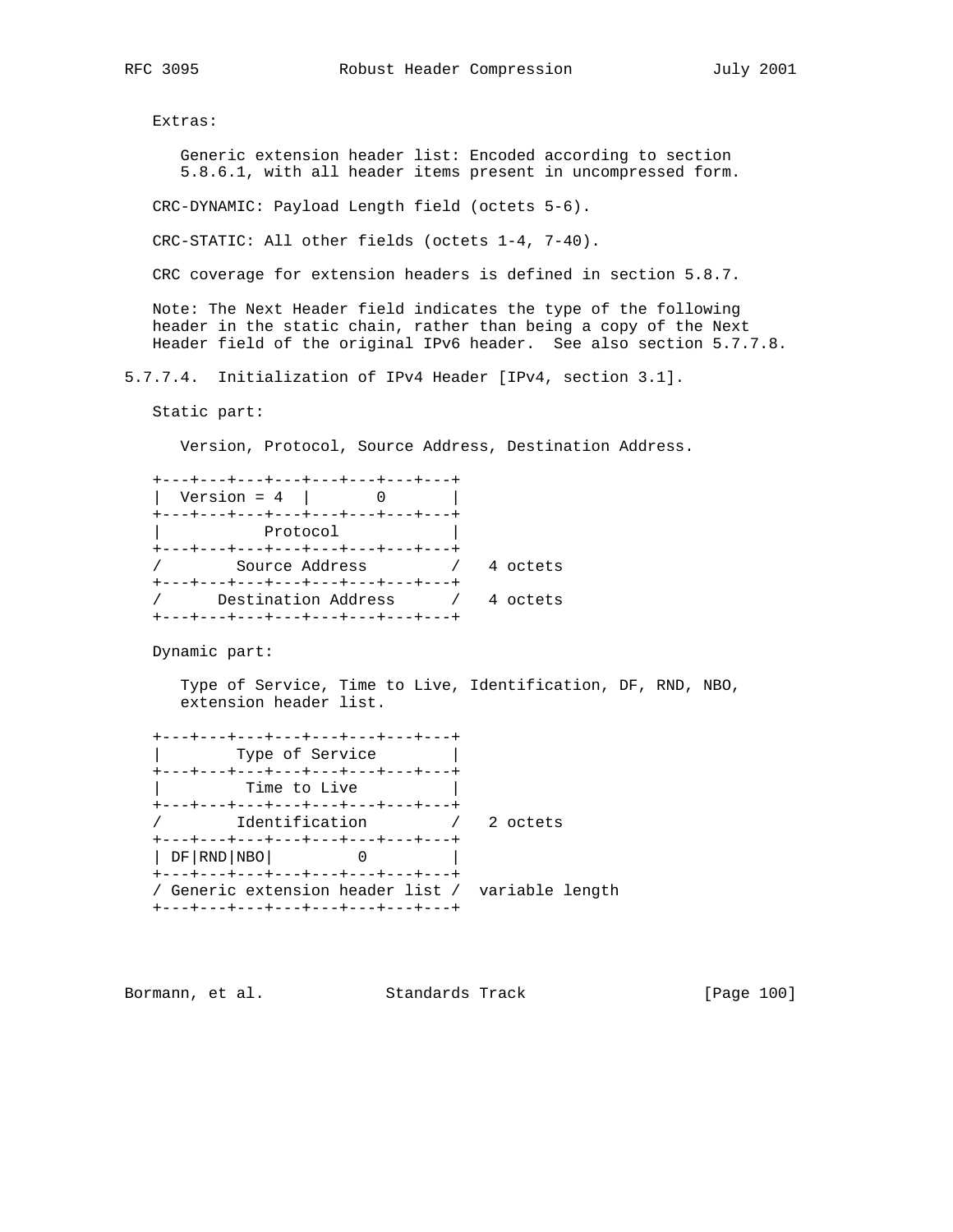Extras:

Generic extension header list: Encoded according to section 5.8.6.1, with all header items present in uncompressed form.

CRC-DYNAMIC: Payload Length field (octets 5-6).

CRC-STATIC: All other fields (octets 1-4, 7-40).

CRC coverage for extension headers is defined in section 5.8.7.

Note: The Next Header field indicates the type of the following header in the static chain, rather than being a copy of the Next Header field of the original IPv6 header. See also section 5.7.7.8.

### 5.7.7.4. Initialization of IPv4 Header [IPv4, section 3.1].

Static part:

Version, Protocol, Source Address, Destination Address.

```
+---+---+---+---+---+---+---+---+
|  Version = 4  |       0       |
+---+---+---+---+---+---+---+---+
|           Protocol            |
+---+---+---+---+---+---+---+---+
/        Source Address         /   4 octets
+---+---+---+---+---+---+---+---+
/      Destination Address      /   4 octets
+---+---+---+---+---+---+---+---+
```

Dynamic part:

Type of Service, Time to Live, Identification, DF, RND, NBO, extension header list.

```
+---+---+---+---+---+---+---+---+
|        Type of Service        |
+---+---+---+---+---+---+---+---+
|         Time to Live          |
+---+---+---+---+---+---+---+---+
/        Identification         /   2 octets
+---+---+---+---+---+---+---+---+
| DF|RND|NBO|         0         |
+---+---+---+---+---+---+---+---+
/ Generic extension header list /  variable length
+---+---+---+---+---+---+---+---+
```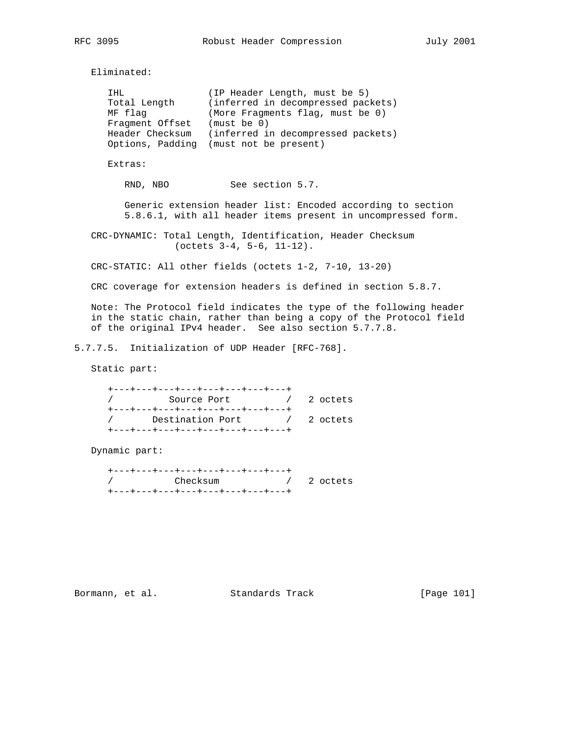Eliminated:

```
   IHL               (IP Header Length, must be 5)
   Total Length      (inferred in decompressed packets)
   MF flag           (More Fragments flag, must be 0)
   Fragment Offset   (must be 0)
   Header Checksum   (inferred in decompressed packets)
   Options, Padding  (must not be present)
```

Extras:

RND, NBO           See section 5.7.

Generic extension header list: Encoded according to section 5.8.6.1, with all header items present in uncompressed form.

CRC-DYNAMIC: Total Length, Identification, Header Checksum (octets 3-4, 5-6, 11-12).

CRC-STATIC: All other fields (octets 1-2, 7-10, 13-20)

CRC coverage for extension headers is defined in section 5.8.7.

Note: The Protocol field indicates the type of the following header in the static chain, rather than being a copy of the Protocol field of the original IPv4 header. See also section 5.7.7.8.

#### 5.7.7.5. Initialization of UDP Header [RFC-768].

Static part:

```
   +---+---+---+---+---+---+---+---+
   /          Source Port          /   2 octets
   +---+---+---+---+---+---+---+---+
   /       Destination Port        /   2 octets
   +---+---+---+---+---+---+---+---+
```

Dynamic part:

```
   +---+---+---+---+---+---+---+---+
   /           Checksum            /   2 octets
   +---+---+---+---+---+---+---+---+
```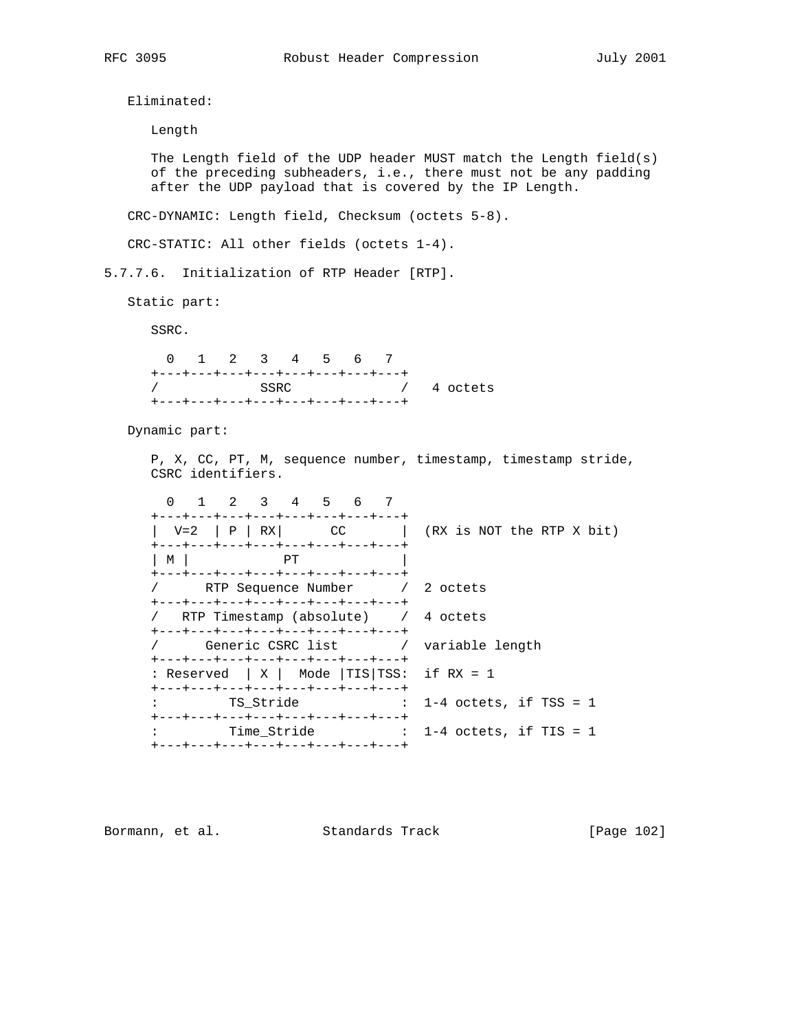Eliminated:

Length

The Length field of the UDP header MUST match the Length field(s) of the preceding subheaders, i.e., there must not be any padding after the UDP payload that is covered by the IP Length.

CRC-DYNAMIC: Length field, Checksum (octets 5-8).

CRC-STATIC: All other fields (octets 1-4).

#### 5.7.7.6. Initialization of RTP Header [RTP].

Static part:

SSRC.

```
  0   1   2   3   4   5   6   7
+---+---+---+---+---+---+---+---+
/            SSRC               /   4 octets
+---+---+---+---+---+---+---+---+
```

Dynamic part:

P, X, CC, PT, M, sequence number, timestamp, timestamp stride, CSRC identifiers.

```
  0   1   2   3   4   5   6   7
+---+---+---+---+---+---+---+---+
|  V=2  | P | RX|      CC       |  (RX is NOT the RTP X bit)
+---+---+---+---+---+---+---+---+
| M |            PT             |
+---+---+---+---+---+---+---+---+
/      RTP Sequence Number      /  2 octets
+---+---+---+---+---+---+---+---+
/   RTP Timestamp (absolute)    /  4 octets
+---+---+---+---+---+---+---+---+
/      Generic CSRC list        /  variable length
+---+---+---+---+---+---+---+---+
: Reserved  | X |  Mode |TIS|TSS:  if RX = 1
+---+---+---+---+---+---+---+---+
:         TS_Stride             :  1-4 octets, if TSS = 1
+---+---+---+---+---+---+---+---+
:         Time_Stride           :  1-4 octets, if TIS = 1
+---+---+---+---+---+---+---+---+
```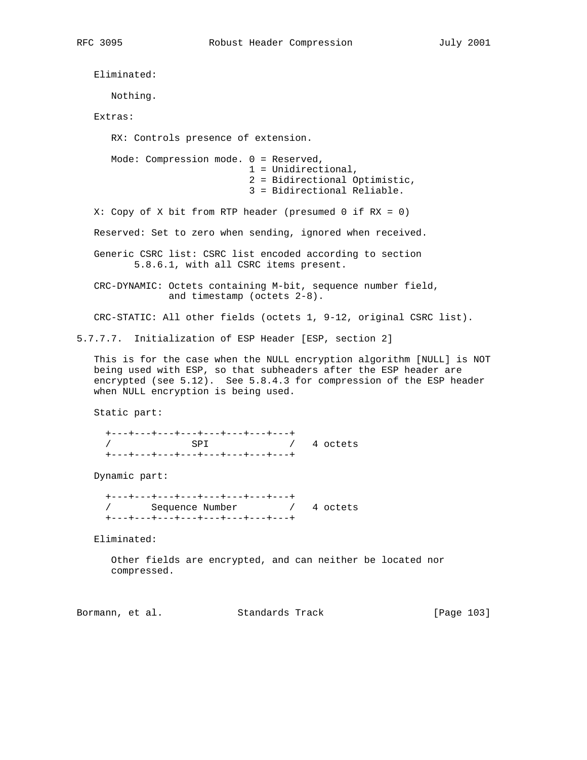Eliminated:

Nothing.

Extras:

RX: Controls presence of extension.

Mode: Compression mode. 0 = Reserved,
1 = Unidirectional,
2 = Bidirectional Optimistic,
3 = Bidirectional Reliable.

X: Copy of X bit from RTP header (presumed 0 if RX = 0)

Reserved: Set to zero when sending, ignored when received.

Generic CSRC list: CSRC list encoded according to section 5.8.6.1, with all CSRC items present.

CRC-DYNAMIC: Octets containing M-bit, sequence number field, and timestamp (octets 2-8).

CRC-STATIC: All other fields (octets 1, 9-12, original CSRC list).

#### 5.7.7.7. Initialization of ESP Header [ESP, section 2]

This is for the case when the NULL encryption algorithm [NULL] is NOT being used with ESP, so that subheaders after the ESP header are encrypted (see 5.12). See 5.8.4.3 for compression of the ESP header when NULL encryption is being used.

Static part:

```
  +---+---+---+---+---+---+---+---+
  /             SPI             /   4 octets
  +---+---+---+---+---+---+---+---+
```

Dynamic part:

```
  +---+---+---+---+---+---+---+---+
  /       Sequence Number       /   4 octets
  +---+---+---+---+---+---+---+---+
```

Eliminated:

Other fields are encrypted, and can neither be located nor compressed.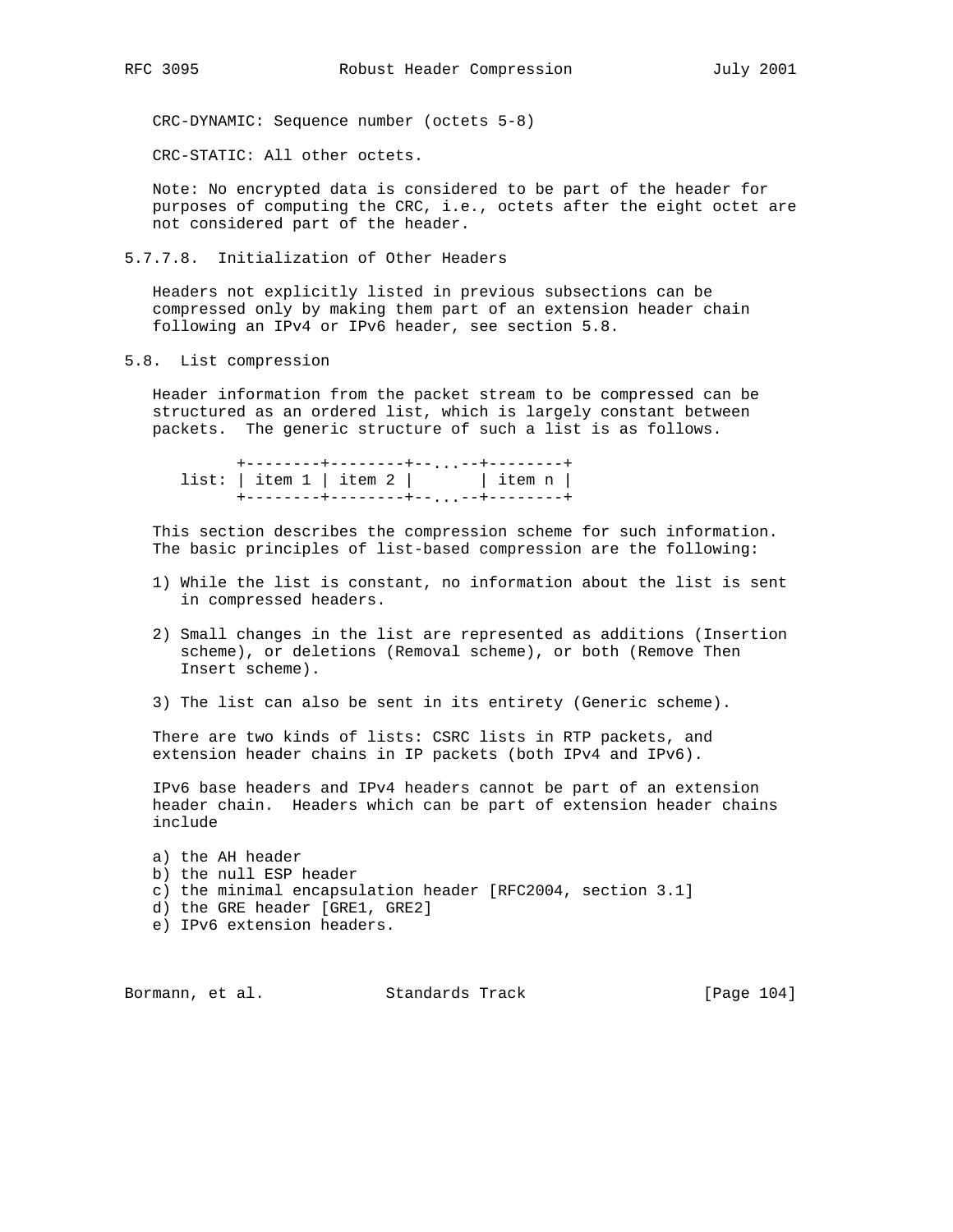CRC-DYNAMIC: Sequence number (octets 5-8)

CRC-STATIC: All other octets.

Note: No encrypted data is considered to be part of the header for purposes of computing the CRC, i.e., octets after the eight octet are not considered part of the header.

#### 5.7.7.8. Initialization of Other Headers

Headers not explicitly listed in previous subsections can be compressed only by making them part of an extension header chain following an IPv4 or IPv6 header, see section 5.8.

### 5.8. List compression

Header information from the packet stream to be compressed can be structured as an ordered list, which is largely constant between packets. The generic structure of such a list is as follows.

```
        +--------+--------+--...--+--------+
  list: | item 1 | item 2 |       | item n |
        +--------+--------+--...--+--------+
```

This section describes the compression scheme for such information. The basic principles of list-based compression are the following:

1) While the list is constant, no information about the list is sent in compressed headers.

2) Small changes in the list are represented as additions (Insertion scheme), or deletions (Removal scheme), or both (Remove Then Insert scheme).

3) The list can also be sent in its entirety (Generic scheme).

There are two kinds of lists: CSRC lists in RTP packets, and extension header chains in IP packets (both IPv4 and IPv6).

IPv6 base headers and IPv4 headers cannot be part of an extension header chain. Headers which can be part of extension header chains include

a) the AH header
b) the null ESP header
c) the minimal encapsulation header [RFC2004, section 3.1]
d) the GRE header [GRE1, GRE2]
e) IPv6 extension headers.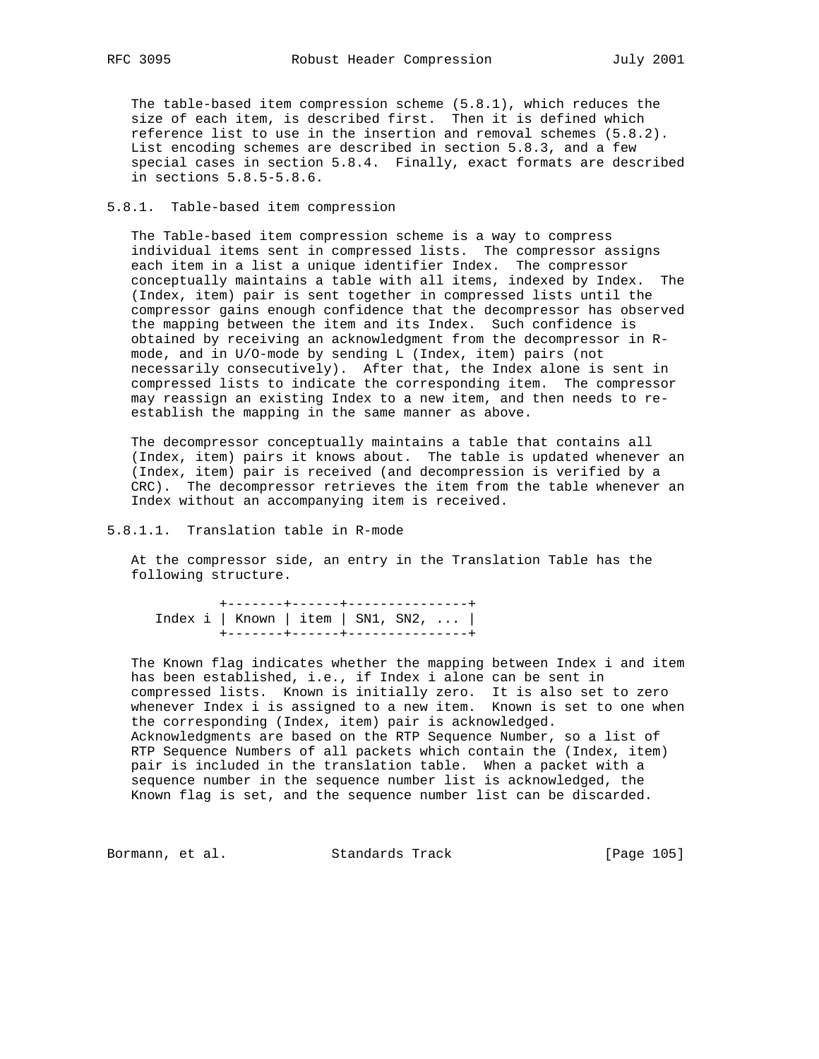The table-based item compression scheme (5.8.1), which reduces the size of each item, is described first. Then it is defined which reference list to use in the insertion and removal schemes (5.8.2). List encoding schemes are described in section 5.8.3, and a few special cases in section 5.8.4. Finally, exact formats are described in sections 5.8.5-5.8.6.

### 5.8.1. Table-based item compression

The Table-based item compression scheme is a way to compress individual items sent in compressed lists. The compressor assigns each item in a list a unique identifier Index. The compressor conceptually maintains a table with all items, indexed by Index. The (Index, item) pair is sent together in compressed lists until the compressor gains enough confidence that the decompressor has observed the mapping between the item and its Index. Such confidence is obtained by receiving an acknowledgment from the decompressor in R-mode, and in U/O-mode by sending L (Index, item) pairs (not necessarily consecutively). After that, the Index alone is sent in compressed lists to indicate the corresponding item. The compressor may reassign an existing Index to a new item, and then needs to re-establish the mapping in the same manner as above.

The decompressor conceptually maintains a table that contains all (Index, item) pairs it knows about. The table is updated whenever an (Index, item) pair is received (and decompression is verified by a CRC). The decompressor retrieves the item from the table whenever an Index without an accompanying item is received.

#### 5.8.1.1. Translation table in R-mode

At the compressor side, an entry in the Translation Table has the following structure.

```
          +-------+------+---------------+
  Index i | Known | item | SN1, SN2, ... |
          +-------+------+---------------+
```

The Known flag indicates whether the mapping between Index i and item has been established, i.e., if Index i alone can be sent in compressed lists. Known is initially zero. It is also set to zero whenever Index i is assigned to a new item. Known is set to one when the corresponding (Index, item) pair is acknowledged. Acknowledgments are based on the RTP Sequence Number, so a list of RTP Sequence Numbers of all packets which contain the (Index, item) pair is included in the translation table. When a packet with a sequence number in the sequence number list is acknowledged, the Known flag is set, and the sequence number list can be discarded.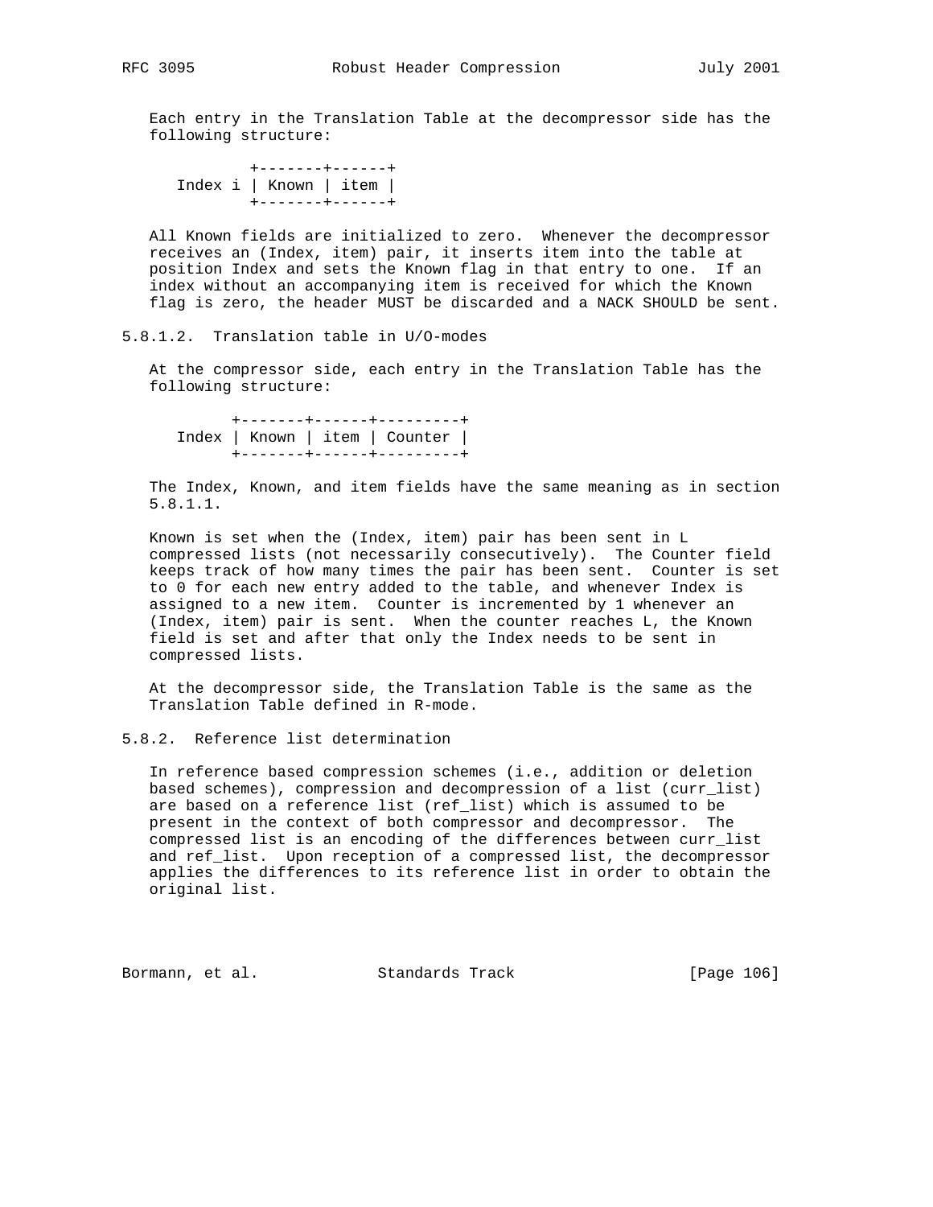Each entry in the Translation Table at the decompressor side has the following structure:

```
          +-------+------+
  Index i | Known | item |
          +-------+------+
```

All Known fields are initialized to zero. Whenever the decompressor receives an (Index, item) pair, it inserts item into the table at position Index and sets the Known flag in that entry to one. If an index without an accompanying item is received for which the Known flag is zero, the header MUST be discarded and a NACK SHOULD be sent.

#### 5.8.1.2. Translation table in U/O-modes

At the compressor side, each entry in the Translation Table has the following structure:

```
        +-------+------+---------+
  Index | Known | item | Counter |
        +-------+------+---------+
```

The Index, Known, and item fields have the same meaning as in section 5.8.1.1.

Known is set when the (Index, item) pair has been sent in L compressed lists (not necessarily consecutively). The Counter field keeps track of how many times the pair has been sent. Counter is set to 0 for each new entry added to the table, and whenever Index is assigned to a new item. Counter is incremented by 1 whenever an (Index, item) pair is sent. When the counter reaches L, the Known field is set and after that only the Index needs to be sent in compressed lists.

At the decompressor side, the Translation Table is the same as the Translation Table defined in R-mode.

### 5.8.2. Reference list determination

In reference based compression schemes (i.e., addition or deletion based schemes), compression and decompression of a list (curr_list) are based on a reference list (ref_list) which is assumed to be present in the context of both compressor and decompressor. The compressed list is an encoding of the differences between curr_list and ref_list. Upon reception of a compressed list, the decompressor applies the differences to its reference list in order to obtain the original list.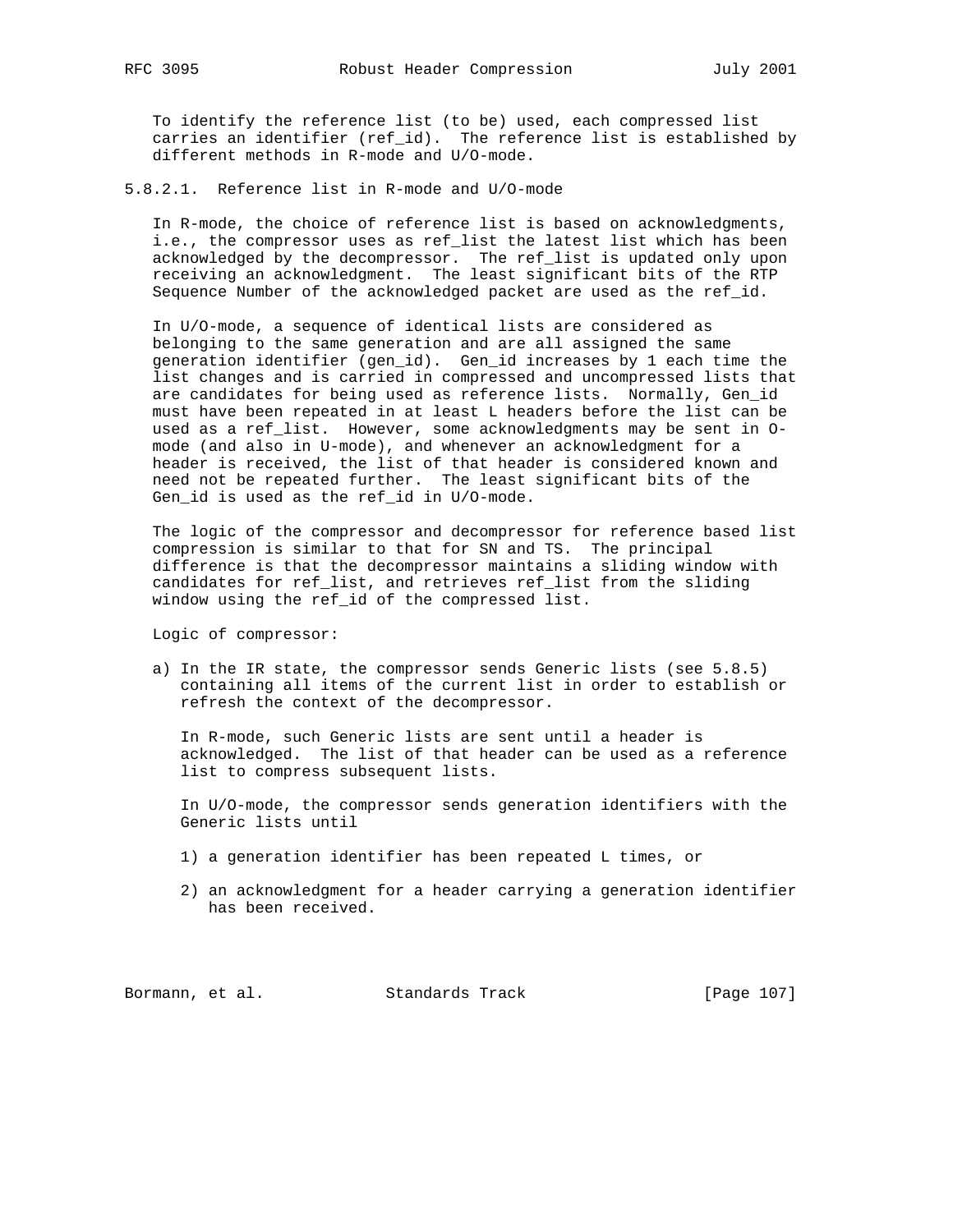To identify the reference list (to be) used, each compressed list carries an identifier (ref_id). The reference list is established by different methods in R-mode and U/O-mode.

#### 5.8.2.1. Reference list in R-mode and U/O-mode

In R-mode, the choice of reference list is based on acknowledgments, i.e., the compressor uses as ref_list the latest list which has been acknowledged by the decompressor. The ref_list is updated only upon receiving an acknowledgment. The least significant bits of the RTP Sequence Number of the acknowledged packet are used as the ref_id.

In U/O-mode, a sequence of identical lists are considered as belonging to the same generation and are all assigned the same generation identifier (gen_id). Gen_id increases by 1 each time the list changes and is carried in compressed and uncompressed lists that are candidates for being used as reference lists. Normally, Gen_id must have been repeated in at least L headers before the list can be used as a ref_list. However, some acknowledgments may be sent in O-mode (and also in U-mode), and whenever an acknowledgment for a header is received, the list of that header is considered known and need not be repeated further. The least significant bits of the Gen_id is used as the ref_id in U/O-mode.

The logic of the compressor and decompressor for reference based list compression is similar to that for SN and TS. The principal difference is that the decompressor maintains a sliding window with candidates for ref_list, and retrieves ref_list from the sliding window using the ref_id of the compressed list.

Logic of compressor:

a) In the IR state, the compressor sends Generic lists (see 5.8.5) containing all items of the current list in order to establish or refresh the context of the decompressor.

   In R-mode, such Generic lists are sent until a header is acknowledged. The list of that header can be used as a reference list to compress subsequent lists.

   In U/O-mode, the compressor sends generation identifiers with the Generic lists until

   1) a generation identifier has been repeated L times, or

   2) an acknowledgment for a header carrying a generation identifier has been received.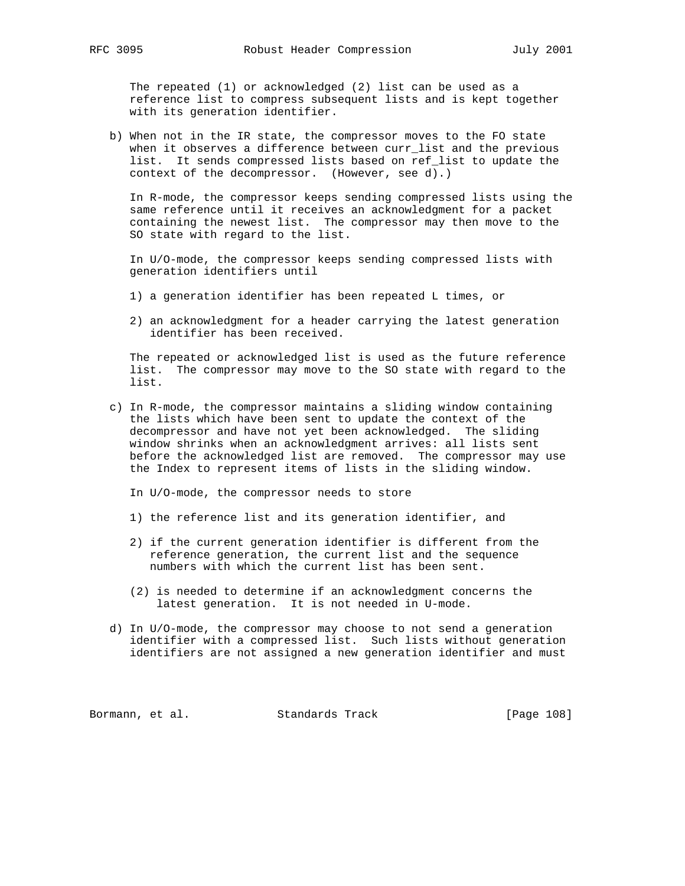The repeated (1) or acknowledged (2) list can be used as a reference list to compress subsequent lists and is kept together with its generation identifier.

b) When not in the IR state, the compressor moves to the FO state when it observes a difference between curr_list and the previous list. It sends compressed lists based on ref_list to update the context of the decompressor. (However, see d).)

   In R-mode, the compressor keeps sending compressed lists using the same reference until it receives an acknowledgment for a packet containing the newest list. The compressor may then move to the SO state with regard to the list.

   In U/O-mode, the compressor keeps sending compressed lists with generation identifiers until

   1) a generation identifier has been repeated L times, or

   2) an acknowledgment for a header carrying the latest generation identifier has been received.

   The repeated or acknowledged list is used as the future reference list. The compressor may move to the SO state with regard to the list.

c) In R-mode, the compressor maintains a sliding window containing the lists which have been sent to update the context of the decompressor and have not yet been acknowledged. The sliding window shrinks when an acknowledgment arrives: all lists sent before the acknowledged list are removed. The compressor may use the Index to represent items of lists in the sliding window.

   In U/O-mode, the compressor needs to store

   1) the reference list and its generation identifier, and

   2) if the current generation identifier is different from the reference generation, the current list and the sequence numbers with which the current list has been sent.

   (2) is needed to determine if an acknowledgment concerns the latest generation. It is not needed in U-mode.

d) In U/O-mode, the compressor may choose to not send a generation identifier with a compressed list. Such lists without generation identifiers are not assigned a new generation identifier and must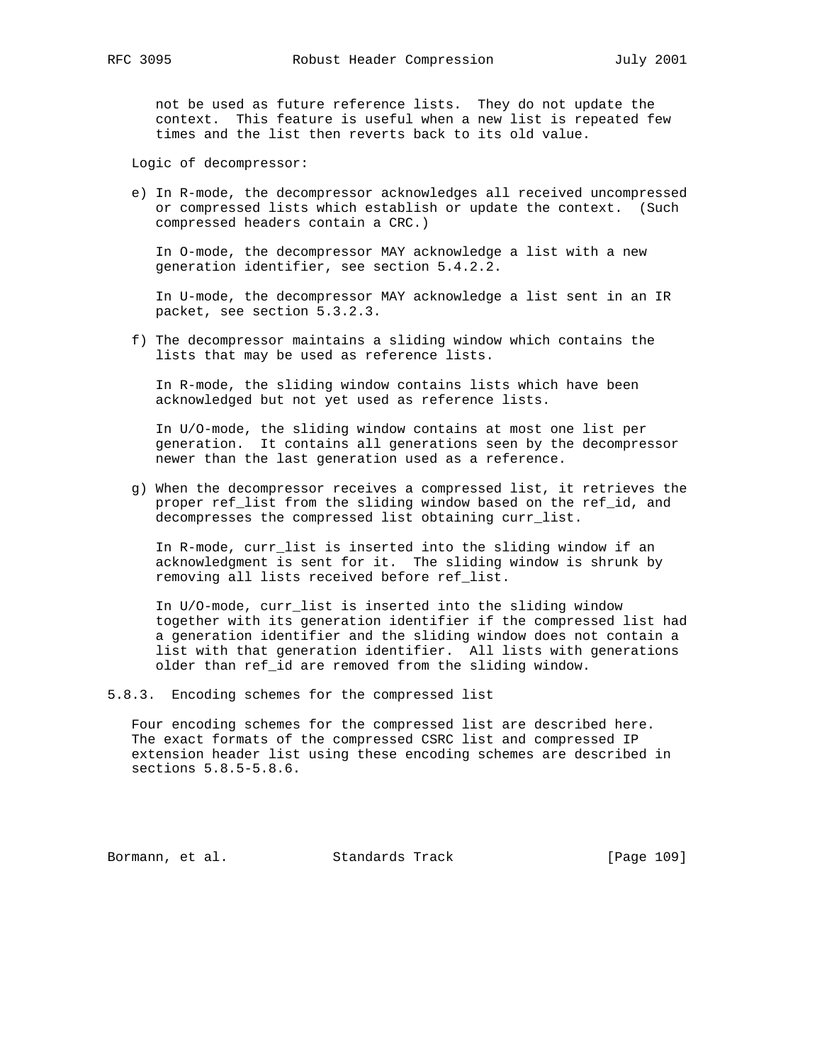not be used as future reference lists. They do not update the context. This feature is useful when a new list is repeated few times and the list then reverts back to its old value.

Logic of decompressor:

e) In R-mode, the decompressor acknowledges all received uncompressed or compressed lists which establish or update the context. (Such compressed headers contain a CRC.)

   In O-mode, the decompressor MAY acknowledge a list with a new generation identifier, see section 5.4.2.2.

   In U-mode, the decompressor MAY acknowledge a list sent in an IR packet, see section 5.3.2.3.

f) The decompressor maintains a sliding window which contains the lists that may be used as reference lists.

   In R-mode, the sliding window contains lists which have been acknowledged but not yet used as reference lists.

   In U/O-mode, the sliding window contains at most one list per generation. It contains all generations seen by the decompressor newer than the last generation used as a reference.

g) When the decompressor receives a compressed list, it retrieves the proper ref_list from the sliding window based on the ref_id, and decompresses the compressed list obtaining curr_list.

   In R-mode, curr_list is inserted into the sliding window if an acknowledgment is sent for it. The sliding window is shrunk by removing all lists received before ref_list.

   In U/O-mode, curr_list is inserted into the sliding window together with its generation identifier if the compressed list had a generation identifier and the sliding window does not contain a list with that generation identifier. All lists with generations older than ref_id are removed from the sliding window.

### 5.8.3. Encoding schemes for the compressed list

Four encoding schemes for the compressed list are described here. The exact formats of the compressed CSRC list and compressed IP extension header list using these encoding schemes are described in sections 5.8.5-5.8.6.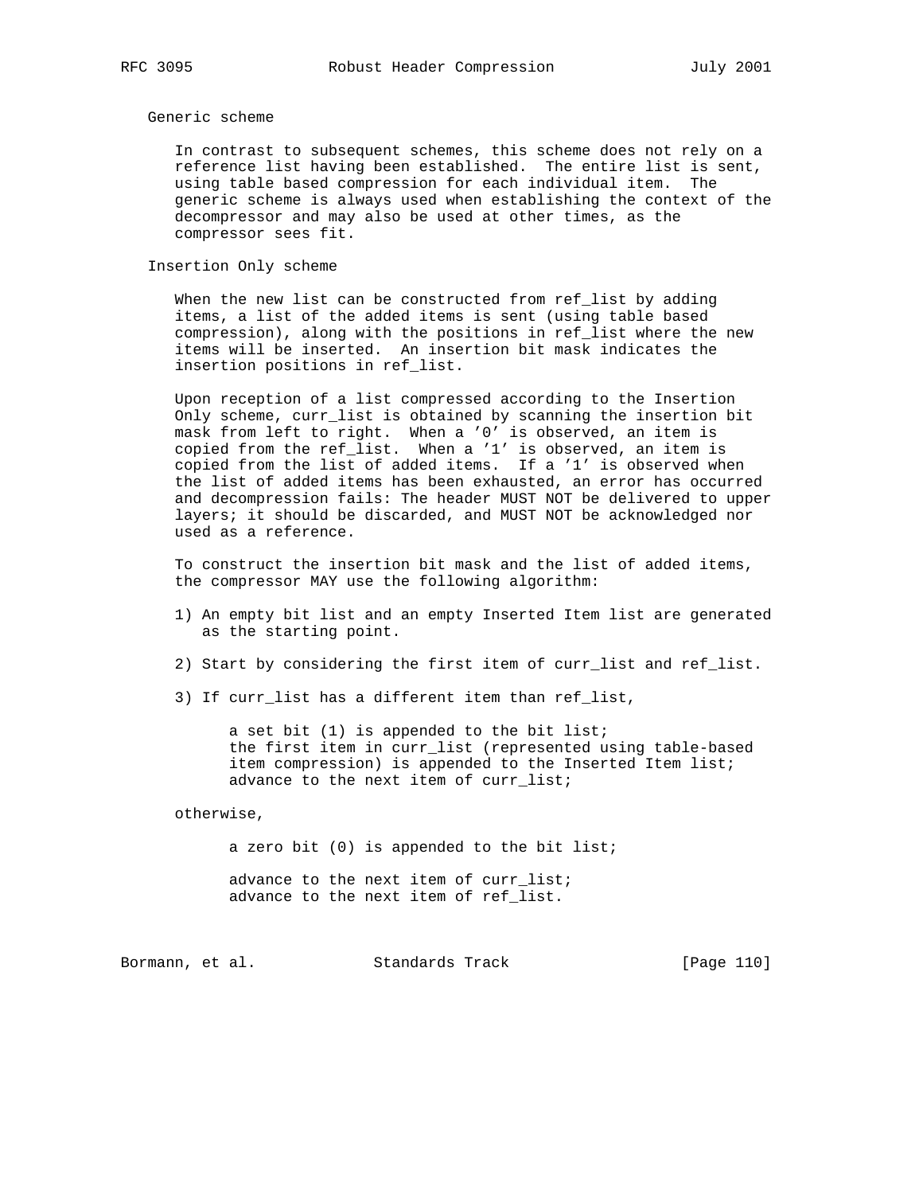Generic scheme

In contrast to subsequent schemes, this scheme does not rely on a reference list having been established. The entire list is sent, using table based compression for each individual item. The generic scheme is always used when establishing the context of the decompressor and may also be used at other times, as the compressor sees fit.

Insertion Only scheme

When the new list can be constructed from ref_list by adding items, a list of the added items is sent (using table based compression), along with the positions in ref_list where the new items will be inserted. An insertion bit mask indicates the insertion positions in ref_list.

Upon reception of a list compressed according to the Insertion Only scheme, curr_list is obtained by scanning the insertion bit mask from left to right. When a '0' is observed, an item is copied from the ref_list. When a '1' is observed, an item is copied from the list of added items. If a '1' is observed when the list of added items has been exhausted, an error has occurred and decompression fails: The header MUST NOT be delivered to upper layers; it should be discarded, and MUST NOT be acknowledged nor used as a reference.

To construct the insertion bit mask and the list of added items, the compressor MAY use the following algorithm:

1) An empty bit list and an empty Inserted Item list are generated as the starting point.

2) Start by considering the first item of curr_list and ref_list.

3) If curr_list has a different item than ref_list,

   a set bit (1) is appended to the bit list;
   the first item in curr_list (represented using table-based item compression) is appended to the Inserted Item list;
   advance to the next item of curr_list;

   otherwise,

   a zero bit (0) is appended to the bit list;

   advance to the next item of curr_list;
   advance to the next item of ref_list.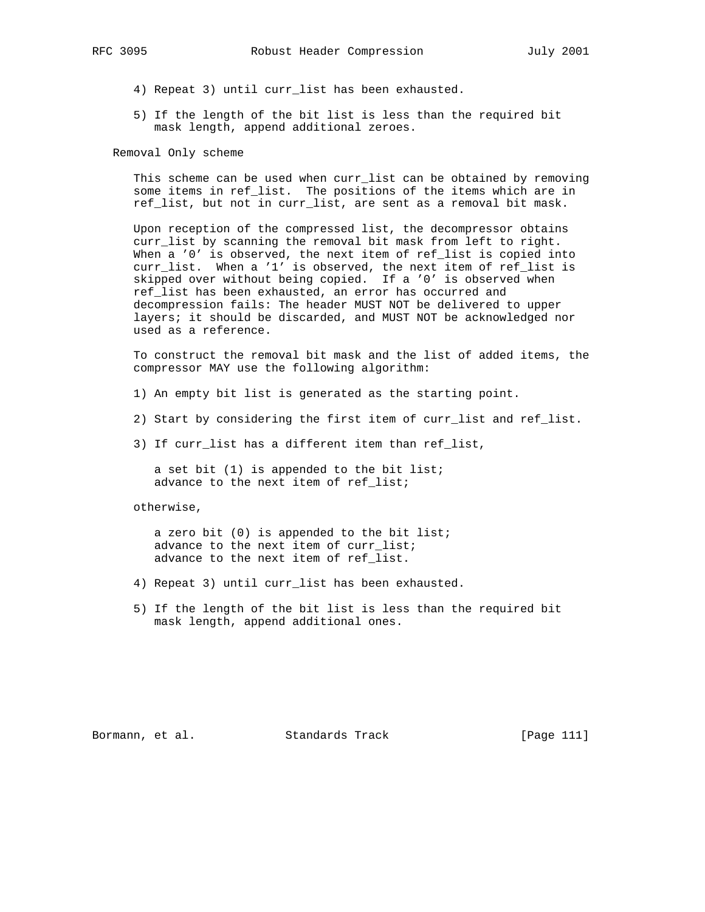4) Repeat 3) until curr_list has been exhausted.

5) If the length of the bit list is less than the required bit mask length, append additional zeroes.

Removal Only scheme

This scheme can be used when curr_list can be obtained by removing some items in ref_list. The positions of the items which are in ref_list, but not in curr_list, are sent as a removal bit mask.

Upon reception of the compressed list, the decompressor obtains curr_list by scanning the removal bit mask from left to right. When a '0' is observed, the next item of ref_list is copied into curr_list. When a '1' is observed, the next item of ref_list is skipped over without being copied. If a '0' is observed when ref_list has been exhausted, an error has occurred and decompression fails: The header MUST NOT be delivered to upper layers; it should be discarded, and MUST NOT be acknowledged nor used as a reference.

To construct the removal bit mask and the list of added items, the compressor MAY use the following algorithm:

1) An empty bit list is generated as the starting point.

2) Start by considering the first item of curr_list and ref_list.

3) If curr_list has a different item than ref_list,

   a set bit (1) is appended to the bit list;
   advance to the next item of ref_list;

   otherwise,

   a zero bit (0) is appended to the bit list;
   advance to the next item of curr_list;
   advance to the next item of ref_list.

4) Repeat 3) until curr_list has been exhausted.

5) If the length of the bit list is less than the required bit mask length, append additional ones.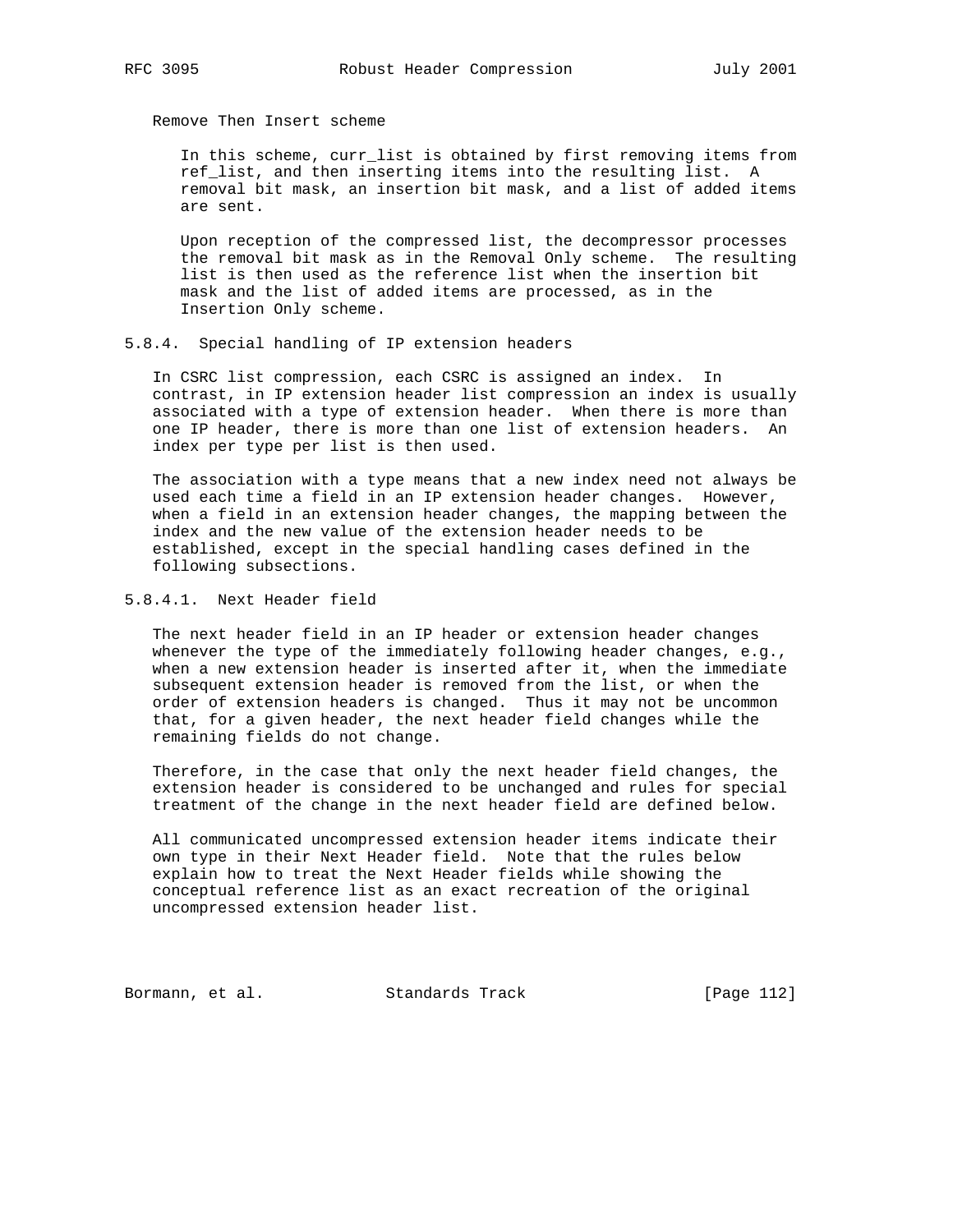Remove Then Insert scheme

In this scheme, curr_list is obtained by first removing items from ref_list, and then inserting items into the resulting list. A removal bit mask, an insertion bit mask, and a list of added items are sent.

Upon reception of the compressed list, the decompressor processes the removal bit mask as in the Removal Only scheme. The resulting list is then used as the reference list when the insertion bit mask and the list of added items are processed, as in the Insertion Only scheme.

### 5.8.4. Special handling of IP extension headers

In CSRC list compression, each CSRC is assigned an index. In contrast, in IP extension header list compression an index is usually associated with a type of extension header. When there is more than one IP header, there is more than one list of extension headers. An index per type per list is then used.

The association with a type means that a new index need not always be used each time a field in an IP extension header changes. However, when a field in an extension header changes, the mapping between the index and the new value of the extension header needs to be established, except in the special handling cases defined in the following subsections.

#### 5.8.4.1. Next Header field

The next header field in an IP header or extension header changes whenever the type of the immediately following header changes, e.g., when a new extension header is inserted after it, when the immediate subsequent extension header is removed from the list, or when the order of extension headers is changed. Thus it may not be uncommon that, for a given header, the next header field changes while the remaining fields do not change.

Therefore, in the case that only the next header field changes, the extension header is considered to be unchanged and rules for special treatment of the change in the next header field are defined below.

All communicated uncompressed extension header items indicate their own type in their Next Header field. Note that the rules below explain how to treat the Next Header fields while showing the conceptual reference list as an exact recreation of the original uncompressed extension header list.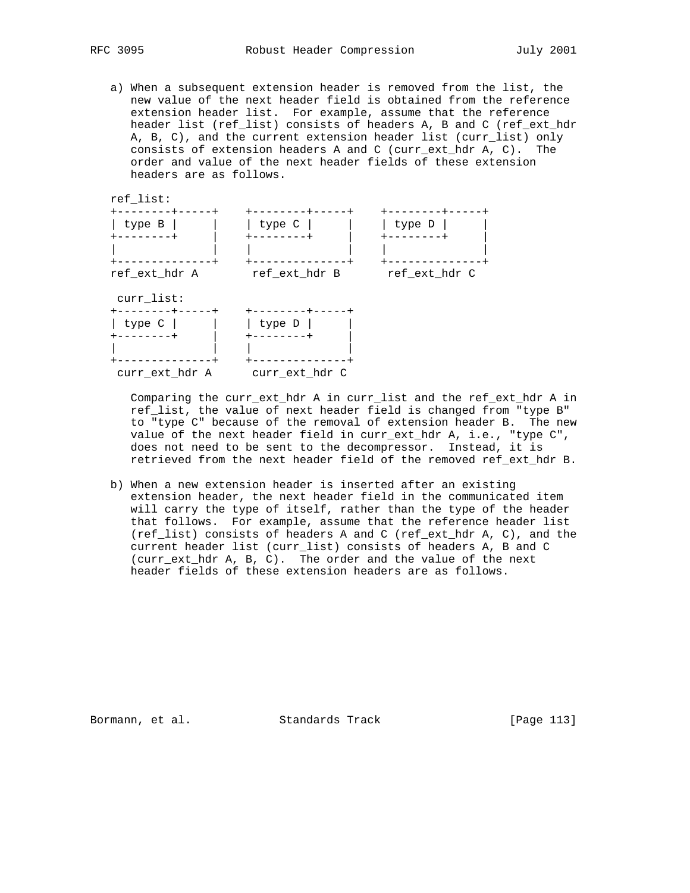a) When a subsequent extension header is removed from the list, the new value of the next header field is obtained from the reference extension header list. For example, assume that the reference header list (ref_list) consists of headers A, B and C (ref_ext_hdr A, B, C), and the current extension header list (curr_list) only consists of extension headers A and C (curr_ext_hdr A, C). The order and value of the next header fields of these extension headers are as follows.

```
ref_list:
+--------+-----+    +--------+-----+    +--------+-----+
| type B |     |    | type C |     |    | type D |     |
+--------+     |    +--------+     |    +--------+     |
|              |    |              |    |              |
+--------------+    +--------------+    +--------------+
ref_ext_hdr A        ref_ext_hdr B       ref_ext_hdr C

 curr_list:
+--------+-----+    +--------+-----+
| type C |     |    | type D |     |
+--------+     |    +--------+     |
|              |    |              |
+--------------+    +--------------+
 curr_ext_hdr A      curr_ext_hdr C
```

Comparing the curr_ext_hdr A in curr_list and the ref_ext_hdr A in ref_list, the value of next header field is changed from "type B" to "type C" because of the removal of extension header B. The new value of the next header field in curr_ext_hdr A, i.e., "type C", does not need to be sent to the decompressor. Instead, it is retrieved from the next header field of the removed ref_ext_hdr B.

b) When a new extension header is inserted after an existing extension header, the next header field in the communicated item will carry the type of itself, rather than the type of the header that follows. For example, assume that the reference header list (ref_list) consists of headers A and C (ref_ext_hdr A, C), and the current header list (curr_list) consists of headers A, B and C (curr_ext_hdr A, B, C). The order and the value of the next header fields of these extension headers are as follows.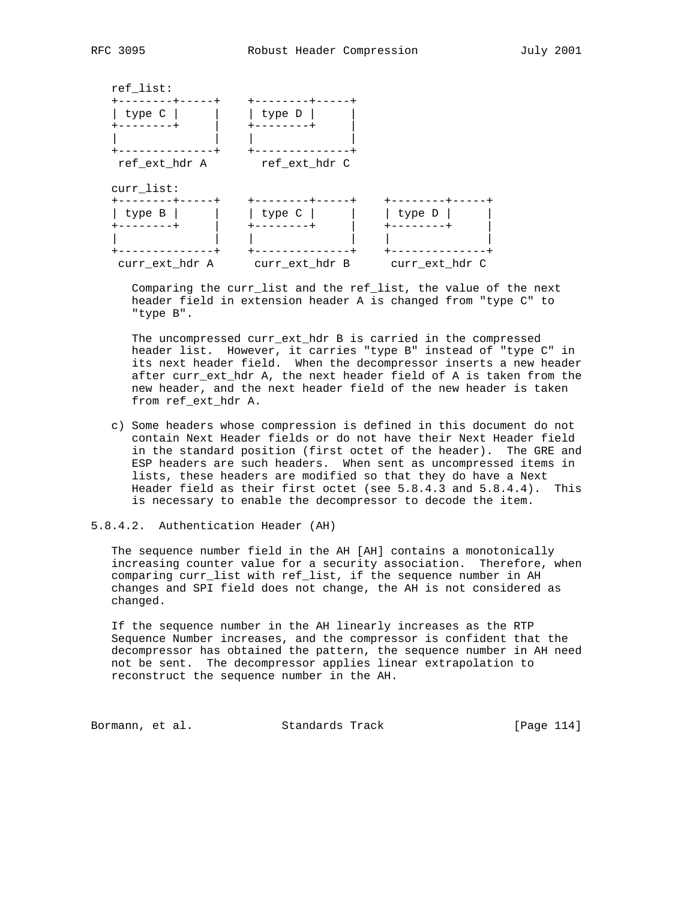```
ref_list:
+--------+-----+    +--------+-----+
| type C |     |    | type D |     |
+--------+     |    +--------+     |
|              |    |              |
+--------------+    +--------------+
 ref_ext_hdr A        ref_ext_hdr C

curr_list:
+--------+-----+    +--------+-----+    +--------+-----+
| type B |     |    | type C |     |    | type D |     |
+--------+     |    +--------+     |    +--------+     |
|              |    |              |    |              |
+--------------+    +--------------+    +--------------+
 curr_ext_hdr A      curr_ext_hdr B      curr_ext_hdr C
```

Comparing the curr_list and the ref_list, the value of the next header field in extension header A is changed from "type C" to "type B".

The uncompressed curr_ext_hdr B is carried in the compressed header list. However, it carries "type B" instead of "type C" in its next header field. When the decompressor inserts a new header after curr_ext_hdr A, the next header field of A is taken from the new header, and the next header field of the new header is taken from ref_ext_hdr A.

c) Some headers whose compression is defined in this document do not contain Next Header fields or do not have their Next Header field in the standard position (first octet of the header). The GRE and ESP headers are such headers. When sent as uncompressed items in lists, these headers are modified so that they do have a Next Header field as their first octet (see 5.8.4.3 and 5.8.4.4). This is necessary to enable the decompressor to decode the item.

### 5.8.4.2. Authentication Header (AH)

The sequence number field in the AH [AH] contains a monotonically increasing counter value for a security association. Therefore, when comparing curr_list with ref_list, if the sequence number in AH changes and SPI field does not change, the AH is not considered as changed.

If the sequence number in the AH linearly increases as the RTP Sequence Number increases, and the compressor is confident that the decompressor has obtained the pattern, the sequence number in AH need not be sent. The decompressor applies linear extrapolation to reconstruct the sequence number in the AH.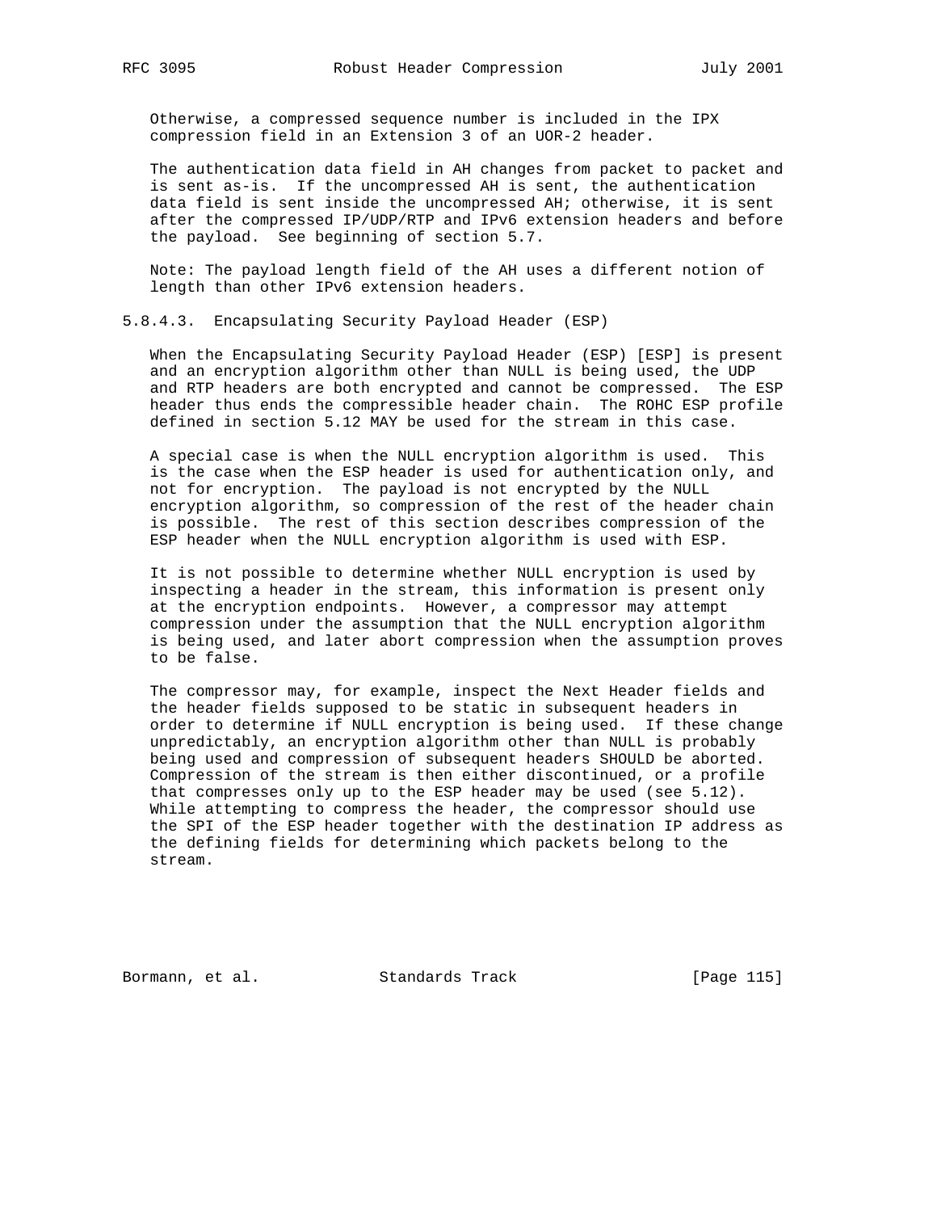Otherwise, a compressed sequence number is included in the IPX compression field in an Extension 3 of an UOR-2 header.

The authentication data field in AH changes from packet to packet and is sent as-is. If the uncompressed AH is sent, the authentication data field is sent inside the uncompressed AH; otherwise, it is sent after the compressed IP/UDP/RTP and IPv6 extension headers and before the payload. See beginning of section 5.7.

Note: The payload length field of the AH uses a different notion of length than other IPv6 extension headers.

#### 5.8.4.3. Encapsulating Security Payload Header (ESP)

When the Encapsulating Security Payload Header (ESP) [ESP] is present and an encryption algorithm other than NULL is being used, the UDP and RTP headers are both encrypted and cannot be compressed. The ESP header thus ends the compressible header chain. The ROHC ESP profile defined in section 5.12 MAY be used for the stream in this case.

A special case is when the NULL encryption algorithm is used. This is the case when the ESP header is used for authentication only, and not for encryption. The payload is not encrypted by the NULL encryption algorithm, so compression of the rest of the header chain is possible. The rest of this section describes compression of the ESP header when the NULL encryption algorithm is used with ESP.

It is not possible to determine whether NULL encryption is used by inspecting a header in the stream, this information is present only at the encryption endpoints. However, a compressor may attempt compression under the assumption that the NULL encryption algorithm is being used, and later abort compression when the assumption proves to be false.

The compressor may, for example, inspect the Next Header fields and the header fields supposed to be static in subsequent headers in order to determine if NULL encryption is being used. If these change unpredictably, an encryption algorithm other than NULL is probably being used and compression of subsequent headers SHOULD be aborted. Compression of the stream is then either discontinued, or a profile that compresses only up to the ESP header may be used (see 5.12). While attempting to compress the header, the compressor should use the SPI of the ESP header together with the destination IP address as the defining fields for determining which packets belong to the stream.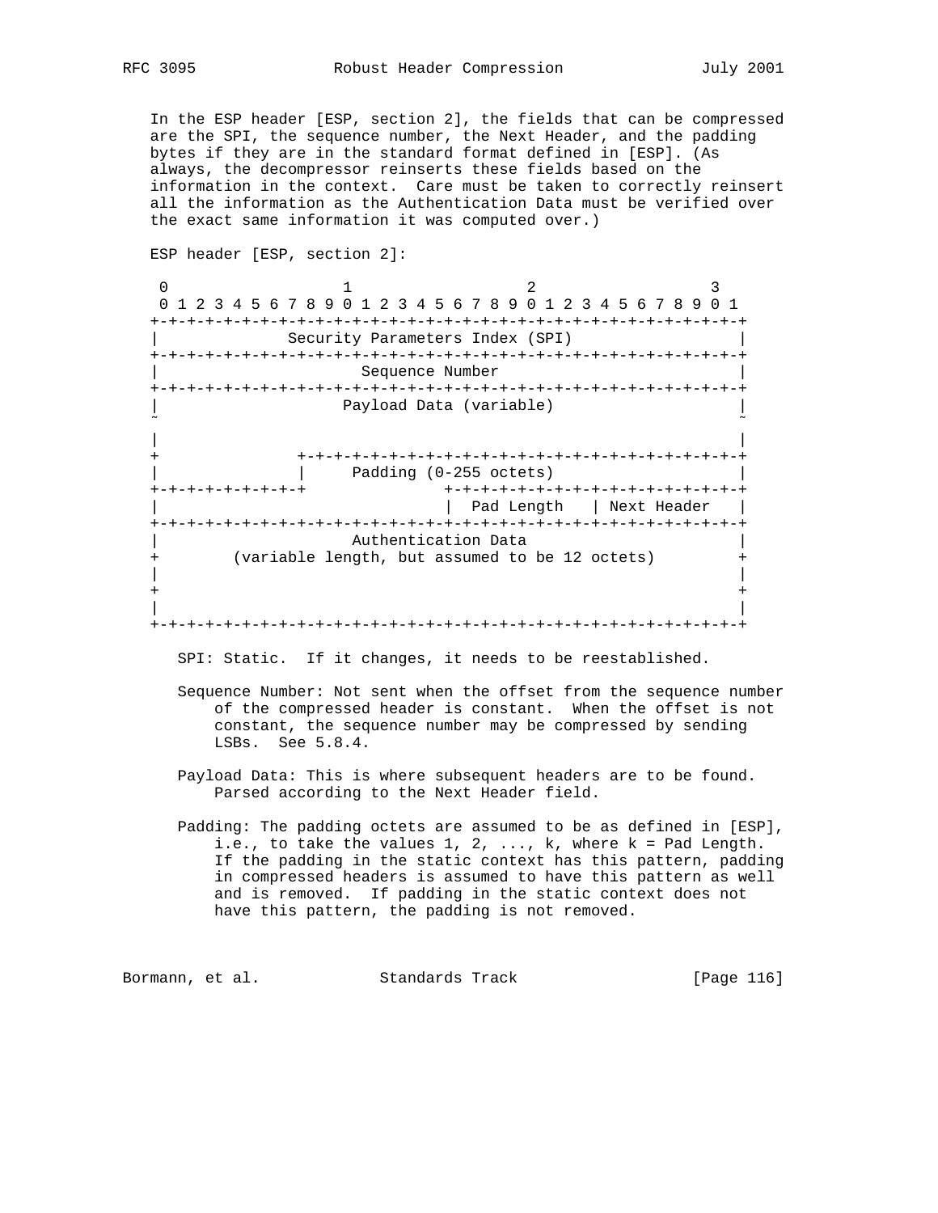In the ESP header [ESP, section 2], the fields that can be compressed are the SPI, the sequence number, the Next Header, and the padding bytes if they are in the standard format defined in [ESP]. (As always, the decompressor reinserts these fields based on the information in the context. Care must be taken to correctly reinsert all the information as the Authentication Data must be verified over the exact same information it was computed over.)

ESP header [ESP, section 2]:

```
 0                   1                   2                   3
 0 1 2 3 4 5 6 7 8 9 0 1 2 3 4 5 6 7 8 9 0 1 2 3 4 5 6 7 8 9 0 1
+-+-+-+-+-+-+-+-+-+-+-+-+-+-+-+-+-+-+-+-+-+-+-+-+-+-+-+-+-+-+-+-+
|               Security Parameters Index (SPI)                 |
+-+-+-+-+-+-+-+-+-+-+-+-+-+-+-+-+-+-+-+-+-+-+-+-+-+-+-+-+-+-+-+-+
|                      Sequence Number                          |
+-+-+-+-+-+-+-+-+-+-+-+-+-+-+-+-+-+-+-+-+-+-+-+-+-+-+-+-+-+-+-+-+
|                    Payload Data (variable)                    |
~                                                               ~
|                                                               |
+               +-+-+-+-+-+-+-+-+-+-+-+-+-+-+-+-+-+-+-+-+-+-+-+-+
|               |     Padding (0-255 octets)                    |
+-+-+-+-+-+-+-+-+               +-+-+-+-+-+-+-+-+-+-+-+-+-+-+-+-+
|                               |  Pad Length   | Next Header   |
+-+-+-+-+-+-+-+-+-+-+-+-+-+-+-+-+-+-+-+-+-+-+-+-+-+-+-+-+-+-+-+-+
|                     Authentication Data                       |
+        (variable length, but assumed to be 12 octets)         +
|                                                               |
+                                                               +
|                                                               |
+-+-+-+-+-+-+-+-+-+-+-+-+-+-+-+-+-+-+-+-+-+-+-+-+-+-+-+-+-+-+-+-+
```

SPI: Static. If it changes, it needs to be reestablished.

Sequence Number: Not sent when the offset from the sequence number of the compressed header is constant. When the offset is not constant, the sequence number may be compressed by sending LSBs. See 5.8.4.

Payload Data: This is where subsequent headers are to be found. Parsed according to the Next Header field.

Padding: The padding octets are assumed to be as defined in [ESP], i.e., to take the values 1, 2, ..., k, where k = Pad Length. If the padding in the static context has this pattern, padding in compressed headers is assumed to have this pattern as well and is removed. If padding in the static context does not have this pattern, the padding is not removed.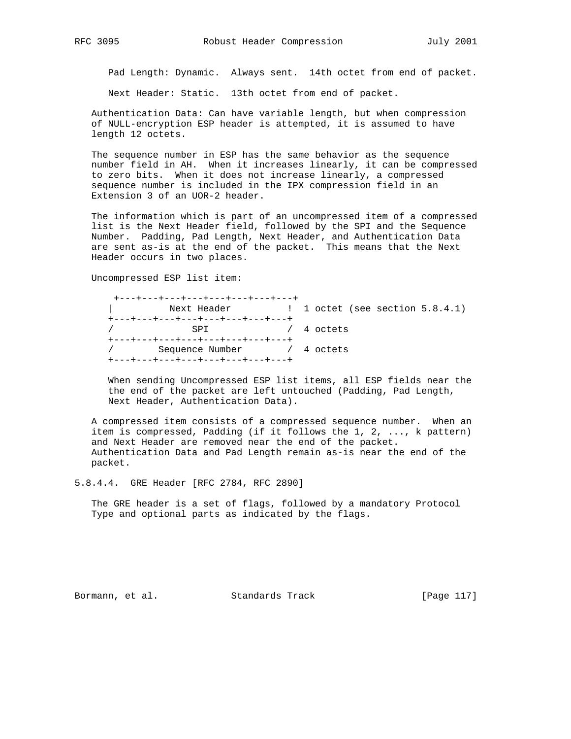Pad Length: Dynamic.  Always sent.  14th octet from end of packet.

Next Header: Static.  13th octet from end of packet.

Authentication Data: Can have variable length, but when compression of NULL-encryption ESP header is attempted, it is assumed to have length 12 octets.

The sequence number in ESP has the same behavior as the sequence number field in AH.  When it increases linearly, it can be compressed to zero bits.  When it does not increase linearly, a compressed sequence number is included in the IPX compression field in an Extension 3 of an UOR-2 header.

The information which is part of an uncompressed item of a compressed list is the Next Header field, followed by the SPI and the Sequence Number.  Padding, Pad Length, Next Header, and Authentication Data are sent as-is at the end of the packet.  This means that the Next Header occurs in two places.

Uncompressed ESP list item:

```
 +---+---+---+---+---+---+---+---+
|          Next Header          !  1 octet (see section 5.8.4.1)
+---+---+---+---+---+---+---+---+
/              SPI              /  4 octets
+---+---+---+---+---+---+---+---+
/        Sequence Number        /  4 octets
+---+---+---+---+---+---+---+---+
```

When sending Uncompressed ESP list items, all ESP fields near the the end of the packet are left untouched (Padding, Pad Length, Next Header, Authentication Data).

A compressed item consists of a compressed sequence number.  When an item is compressed, Padding (if it follows the 1, 2, ..., k pattern) and Next Header are removed near the end of the packet. Authentication Data and Pad Length remain as-is near the end of the packet.

#### 5.8.4.4. GRE Header [RFC 2784, RFC 2890]

The GRE header is a set of flags, followed by a mandatory Protocol Type and optional parts as indicated by the flags.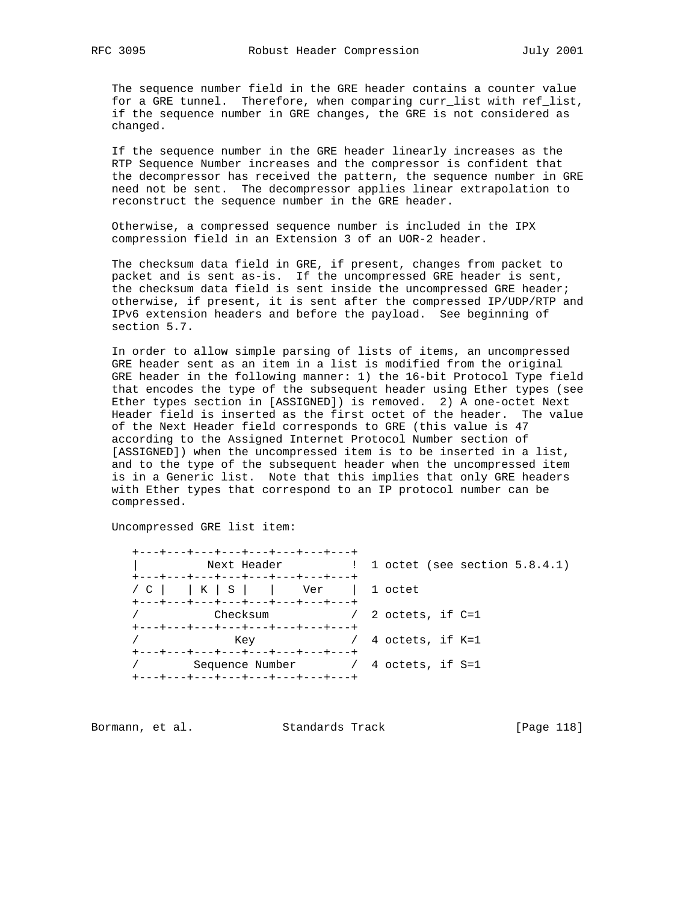The sequence number field in the GRE header contains a counter value for a GRE tunnel. Therefore, when comparing curr_list with ref_list, if the sequence number in GRE changes, the GRE is not considered as changed.

If the sequence number in the GRE header linearly increases as the RTP Sequence Number increases and the compressor is confident that the decompressor has received the pattern, the sequence number in GRE need not be sent. The decompressor applies linear extrapolation to reconstruct the sequence number in the GRE header.

Otherwise, a compressed sequence number is included in the IPX compression field in an Extension 3 of an UOR-2 header.

The checksum data field in GRE, if present, changes from packet to packet and is sent as-is. If the uncompressed GRE header is sent, the checksum data field is sent inside the uncompressed GRE header; otherwise, if present, it is sent after the compressed IP/UDP/RTP and IPv6 extension headers and before the payload. See beginning of section 5.7.

In order to allow simple parsing of lists of items, an uncompressed GRE header sent as an item in a list is modified from the original GRE header in the following manner: 1) the 16-bit Protocol Type field that encodes the type of the subsequent header using Ether types (see Ether types section in [ASSIGNED]) is removed. 2) A one-octet Next Header field is inserted as the first octet of the header. The value of the Next Header field corresponds to GRE (this value is 47 according to the Assigned Internet Protocol Number section of [ASSIGNED]) when the uncompressed item is to be inserted in a list, and to the type of the subsequent header when the uncompressed item is in a Generic list. Note that this implies that only GRE headers with Ether types that correspond to an IP protocol number can be compressed.

Uncompressed GRE list item:

```
+---+---+---+---+---+---+---+---+
|          Next Header          !  1 octet (see section 5.8.4.1)
+---+---+---+---+---+---+---+---+
/ C |   | K | S |   |    Ver    |  1 octet
+---+---+---+---+---+---+---+---+
/           Checksum            /  2 octets, if C=1
+---+---+---+---+---+---+---+---+
/              Key              /  4 octets, if K=1
+---+---+---+---+---+---+---+---+
/        Sequence Number        /  4 octets, if S=1
+---+---+---+---+---+---+---+---+
```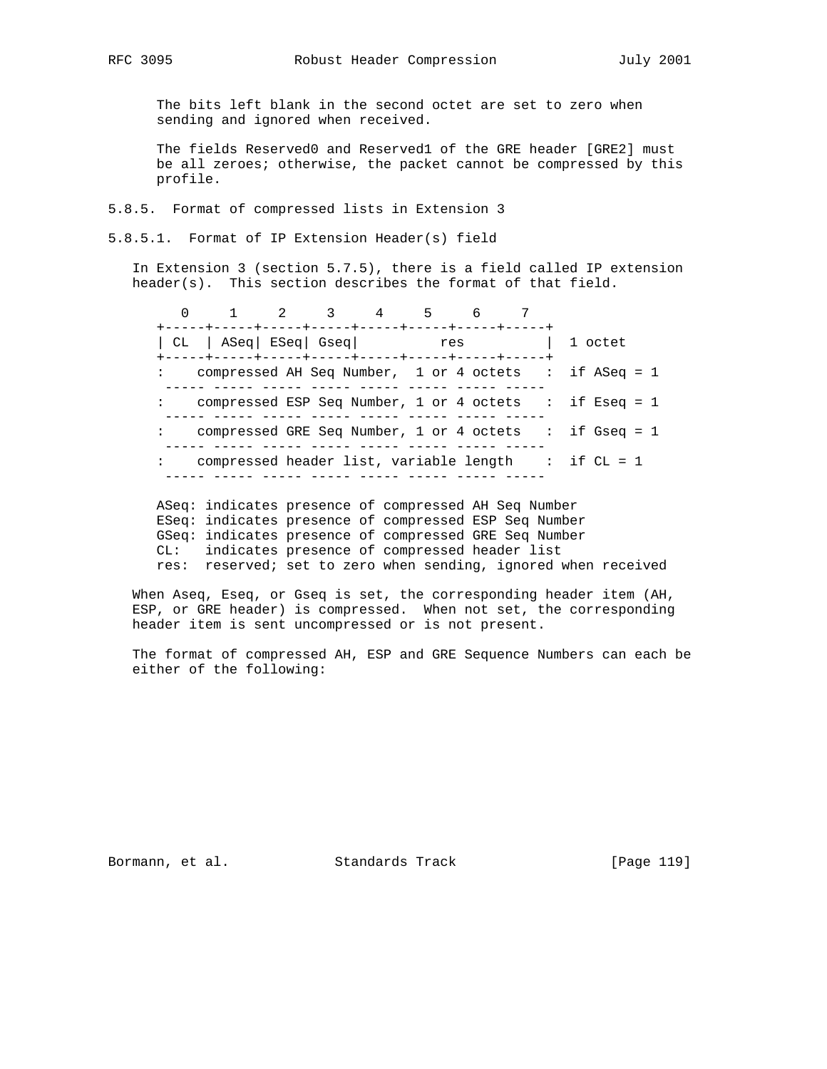The bits left blank in the second octet are set to zero when sending and ignored when received.

The fields Reserved0 and Reserved1 of the GRE header [GRE2] must be all zeroes; otherwise, the packet cannot be compressed by this profile.

### 5.8.5. Format of compressed lists in Extension 3

#### 5.8.5.1. Format of IP Extension Header(s) field

In Extension 3 (section 5.7.5), there is a field called IP extension header(s). This section describes the format of that field.

```
   0     1     2     3     4     5     6     7
+-----+-----+-----+-----+-----+-----+-----+-----+
| CL  | ASeq| ESeq| Gseq|          res          |  1 octet
+-----+-----+-----+-----+-----+-----+-----+-----+
:    compressed AH Seq Number,  1 or 4 octets   :  if ASeq = 1
 ----- ----- ----- ----- ----- ----- ----- -----
:    compressed ESP Seq Number, 1 or 4 octets   :  if Eseq = 1
 ----- ----- ----- ----- ----- ----- ----- -----
:    compressed GRE Seq Number, 1 or 4 octets   :  if Gseq = 1
 ----- ----- ----- ----- ----- ----- ----- -----
:    compressed header list, variable length    :  if CL = 1
 ----- ----- ----- ----- ----- ----- ----- -----
```

ASeq: indicates presence of compressed AH Seq Number
ESeq: indicates presence of compressed ESP Seq Number
GSeq: indicates presence of compressed GRE Seq Number
CL: indicates presence of compressed header list
res: reserved; set to zero when sending, ignored when received

When Aseq, Eseq, or Gseq is set, the corresponding header item (AH, ESP, or GRE header) is compressed. When not set, the corresponding header item is sent uncompressed or is not present.

The format of compressed AH, ESP and GRE Sequence Numbers can each be either of the following: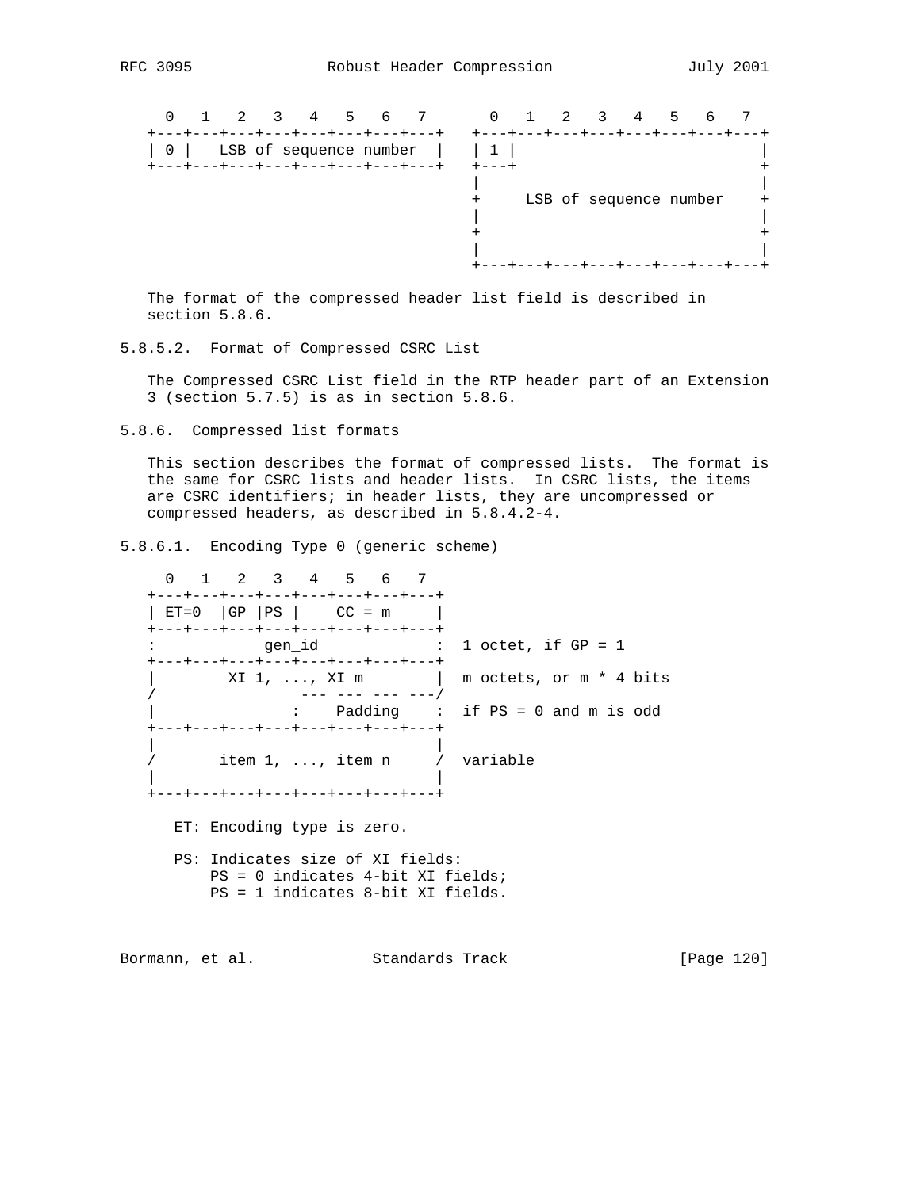```
  0   1   2   3   4   5   6   7       0   1   2   3   4   5   6   7
+---+---+---+---+---+---+---+---+   +---+---+---+---+---+---+---+---+
| 0 |   LSB of sequence number  |   | 1 |                           |
+---+---+---+---+---+---+---+---+   +---+                           +
                                    |                               |
                                    +     LSB of sequence number    +
                                    |                               |
                                    +                               +
                                    |                               |
                                    +---+---+---+---+---+---+---+---+
```

The format of the compressed header list field is described in section 5.8.6.

#### 5.8.5.2. Format of Compressed CSRC List

The Compressed CSRC List field in the RTP header part of an Extension 3 (section 5.7.5) is as in section 5.8.6.

### 5.8.6. Compressed list formats

This section describes the format of compressed lists. The format is the same for CSRC lists and header lists. In CSRC lists, the items are CSRC identifiers; in header lists, they are uncompressed or compressed headers, as described in 5.8.4.2-4.

#### 5.8.6.1. Encoding Type 0 (generic scheme)

```
  0   1   2   3   4   5   6   7
+---+---+---+---+---+---+---+---+
| ET=0  |GP |PS |    CC = m     |
+---+---+---+---+---+---+---+---+
:            gen_id             :  1 octet, if GP = 1
+---+---+---+---+---+---+---+---+
|        XI 1, ..., XI m        |  m octets, or m * 4 bits
/                --- --- --- ---/
|               :    Padding    :  if PS = 0 and m is odd
+---+---+---+---+---+---+---+---+
|                               |
/       item 1, ..., item n     /  variable
|                               |
+---+---+---+---+---+---+---+---+
```

ET: Encoding type is zero.

PS: Indicates size of XI fields:
PS = 0 indicates 4-bit XI fields;
PS = 1 indicates 8-bit XI fields.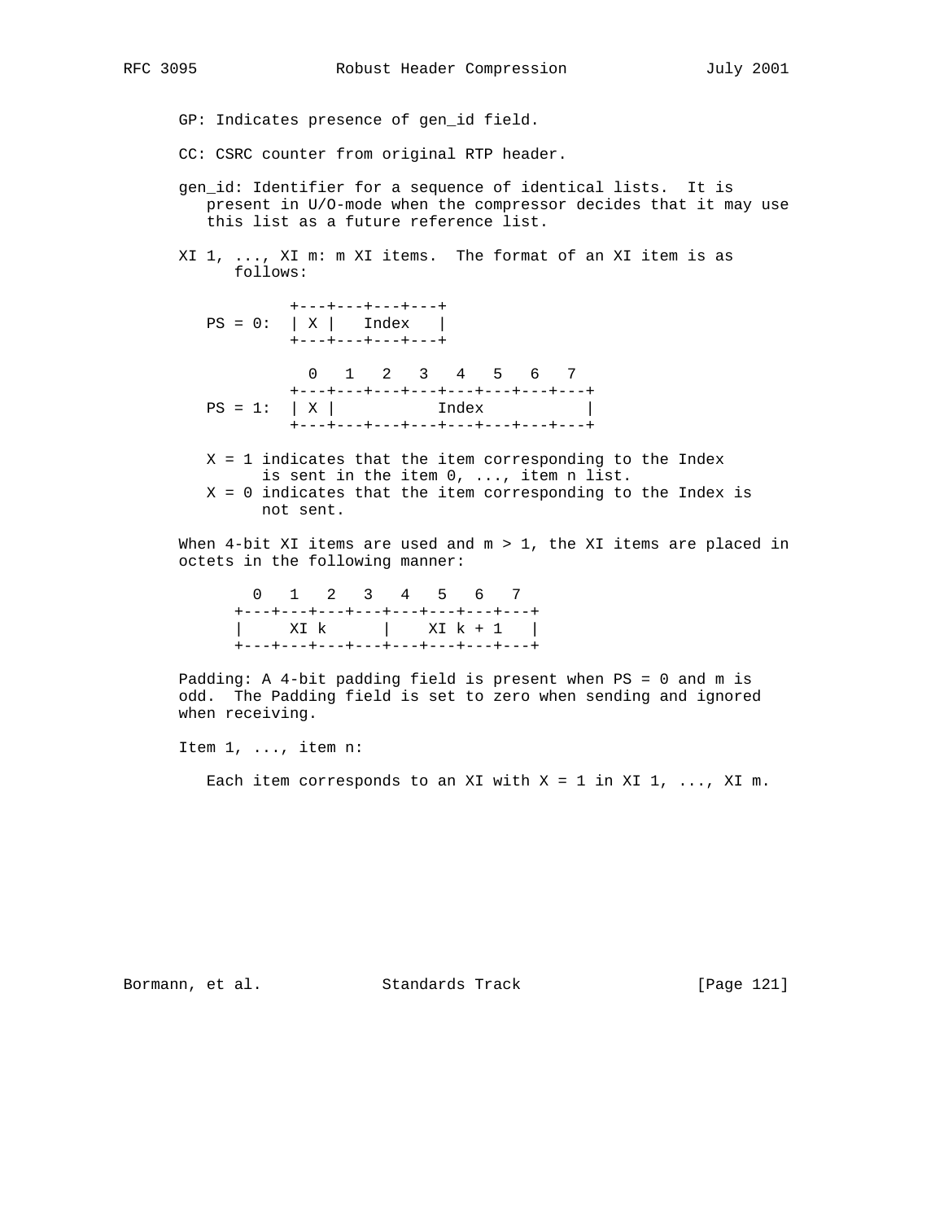GP: Indicates presence of gen_id field.

CC: CSRC counter from original RTP header.

gen_id: Identifier for a sequence of identical lists. It is present in U/O-mode when the compressor decides that it may use this list as a future reference list.

XI 1, ..., XI m: m XI items. The format of an XI item is as follows:

```
          +---+---+---+---+
 PS = 0:  | X |   Index   |
          +---+---+---+---+

            0   1   2   3   4   5   6   7
          +---+---+---+---+---+---+---+---+
 PS = 1:  | X |           Index           |
          +---+---+---+---+---+---+---+---+
```

X = 1 indicates that the item corresponding to the Index is sent in the item 0, ..., item n list.
X = 0 indicates that the item corresponding to the Index is not sent.

When 4-bit XI items are used and m > 1, the XI items are placed in octets in the following manner:

```
   0   1   2   3   4   5   6   7
 +---+---+---+---+---+---+---+---+
 |     XI k      |    XI k + 1   |
 +---+---+---+---+---+---+---+---+
```

Padding: A 4-bit padding field is present when PS = 0 and m is odd. The Padding field is set to zero when sending and ignored when receiving.

Item 1, ..., item n:

Each item corresponds to an XI with X = 1 in XI 1, ..., XI m.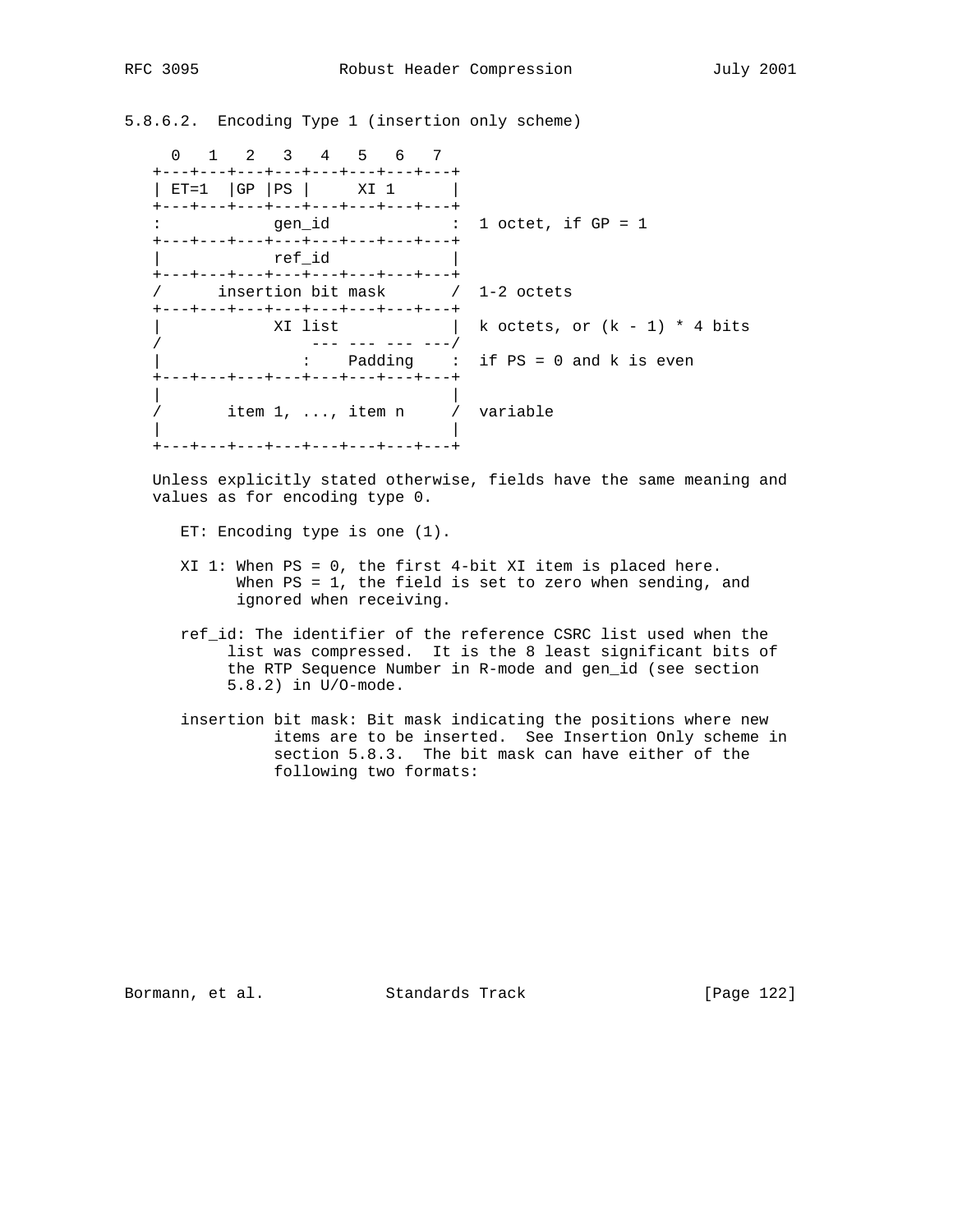### 5.8.6.2. Encoding Type 1 (insertion only scheme)

```
     0   1   2   3   4   5   6   7
   +---+---+---+---+---+---+---+---+
   | ET=1  |GP |PS |     XI 1      |
   +---+---+---+---+---+---+---+---+
   :            gen_id             :  1 octet, if GP = 1
   +---+---+---+---+---+---+---+---+
   |            ref_id             |
   +---+---+---+---+---+---+---+---+
   /      insertion bit mask       /  1-2 octets
   +---+---+---+---+---+---+---+---+
   |            XI list            |  k octets, or (k - 1) * 4 bits
   /               --- --- --- ---/
   |               :    Padding    :  if PS = 0 and k is even
   +---+---+---+---+---+---+---+---+
   |                               |
   /       item 1, ..., item n     /  variable
   |                               |
   +---+---+---+---+---+---+---+---+
```

Unless explicitly stated otherwise, fields have the same meaning and values as for encoding type 0.

ET: Encoding type is one (1).

XI 1: When PS = 0, the first 4-bit XI item is placed here. When PS = 1, the field is set to zero when sending, and ignored when receiving.

ref_id: The identifier of the reference CSRC list used when the list was compressed. It is the 8 least significant bits of the RTP Sequence Number in R-mode and gen_id (see section 5.8.2) in U/O-mode.

insertion bit mask: Bit mask indicating the positions where new items are to be inserted. See Insertion Only scheme in section 5.8.3. The bit mask can have either of the following two formats: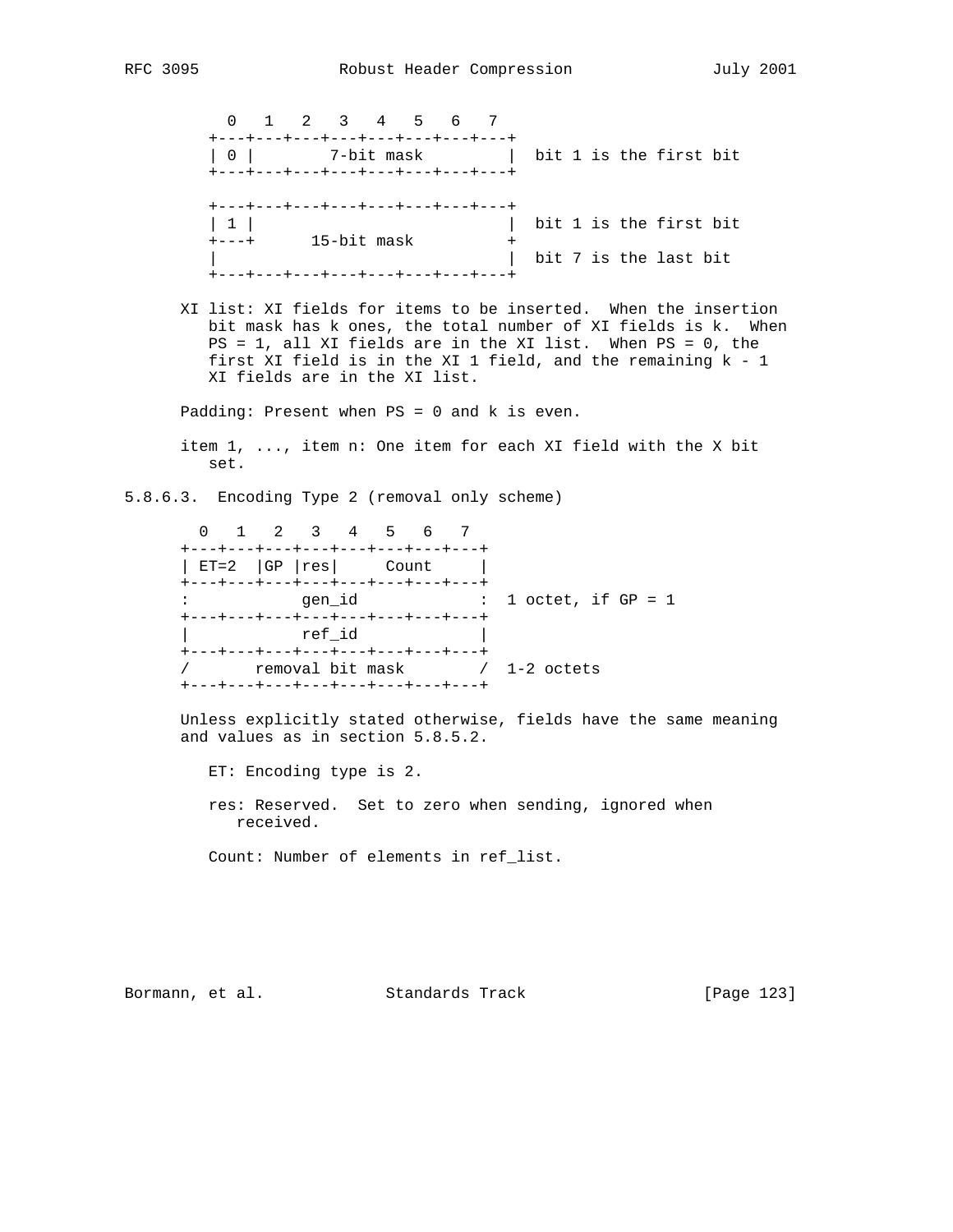```
  0   1   2   3   4   5   6   7
+---+---+---+---+---+---+---+---+
| 0 |        7-bit mask         |  bit 1 is the first bit
+---+---+---+---+---+---+---+---+

+---+---+---+---+---+---+---+---+
| 1 |                           |  bit 1 is the first bit
+---+      15-bit mask          +
|                               |  bit 7 is the last bit
+---+---+---+---+---+---+---+---+
```

XI list: XI fields for items to be inserted. When the insertion bit mask has k ones, the total number of XI fields is k. When PS = 1, all XI fields are in the XI list. When PS = 0, the first XI field is in the XI 1 field, and the remaining k - 1 XI fields are in the XI list.

Padding: Present when PS = 0 and k is even.

item 1, ..., item n: One item for each XI field with the X bit set.

### 5.8.6.3. Encoding Type 2 (removal only scheme)

```
  0   1   2   3   4   5   6   7
+---+---+---+---+---+---+---+---+
| ET=2  |GP |res|     Count     |
+---+---+---+---+---+---+---+---+
:           gen_id              :  1 octet, if GP = 1
+---+---+---+---+---+---+---+---+
|           ref_id              |
+---+---+---+---+---+---+---+---+
/       removal bit mask        /  1-2 octets
+---+---+---+---+---+---+---+---+
```

Unless explicitly stated otherwise, fields have the same meaning and values as in section 5.8.5.2.

ET: Encoding type is 2.

res: Reserved. Set to zero when sending, ignored when received.

Count: Number of elements in ref_list.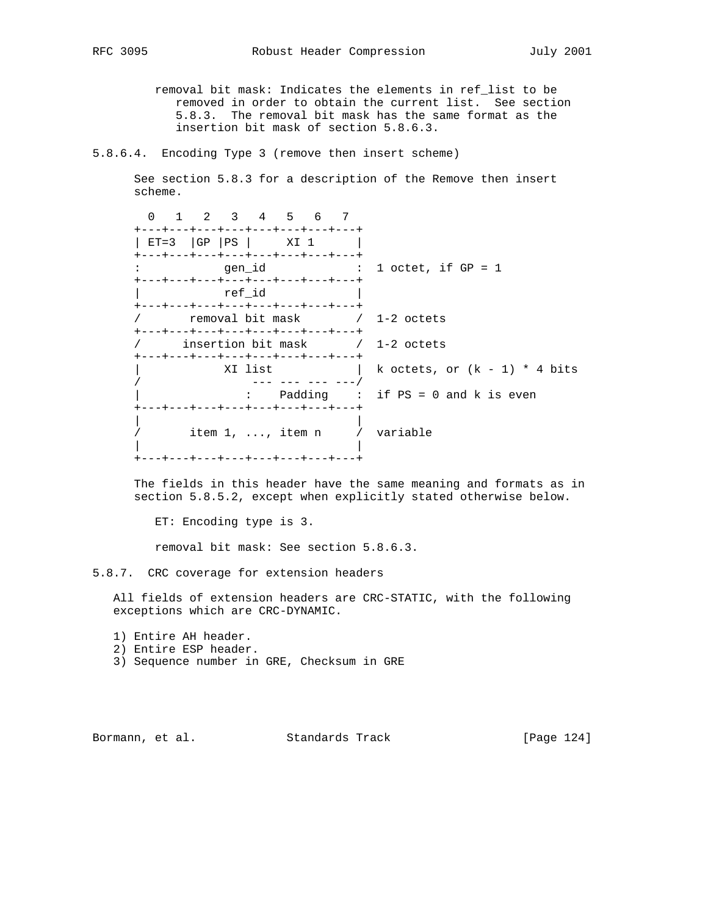removal bit mask: Indicates the elements in ref_list to be removed in order to obtain the current list. See section 5.8.3. The removal bit mask has the same format as the insertion bit mask of section 5.8.6.3.

#### 5.8.6.4. Encoding Type 3 (remove then insert scheme)

See section 5.8.3 for a description of the Remove then insert scheme.

```
  0   1   2   3   4   5   6   7
+---+---+---+---+---+---+---+---+
| ET=3  |GP |PS |     XI 1      |
+---+---+---+---+---+---+---+---+
:            gen_id             :  1 octet, if GP = 1
+---+---+---+---+---+---+---+---+
|            ref_id             |
+---+---+---+---+---+---+---+---+
/       removal bit mask        /  1-2 octets
+---+---+---+---+---+---+---+---+
/      insertion bit mask       /  1-2 octets
+---+---+---+---+---+---+---+---+
|            XI list            |  k octets, or (k - 1) * 4 bits
/                --- --- --- ---/
|               :    Padding    :  if PS = 0 and k is even
+---+---+---+---+---+---+---+---+
|                               |
/       item 1, ..., item n     /  variable
|                               |
+---+---+---+---+---+---+---+---+
```

The fields in this header have the same meaning and formats as in section 5.8.5.2, except when explicitly stated otherwise below.

ET: Encoding type is 3.

removal bit mask: See section 5.8.6.3.

### 5.8.7. CRC coverage for extension headers

All fields of extension headers are CRC-STATIC, with the following exceptions which are CRC-DYNAMIC.

1) Entire AH header.
2) Entire ESP header.
3) Sequence number in GRE, Checksum in GRE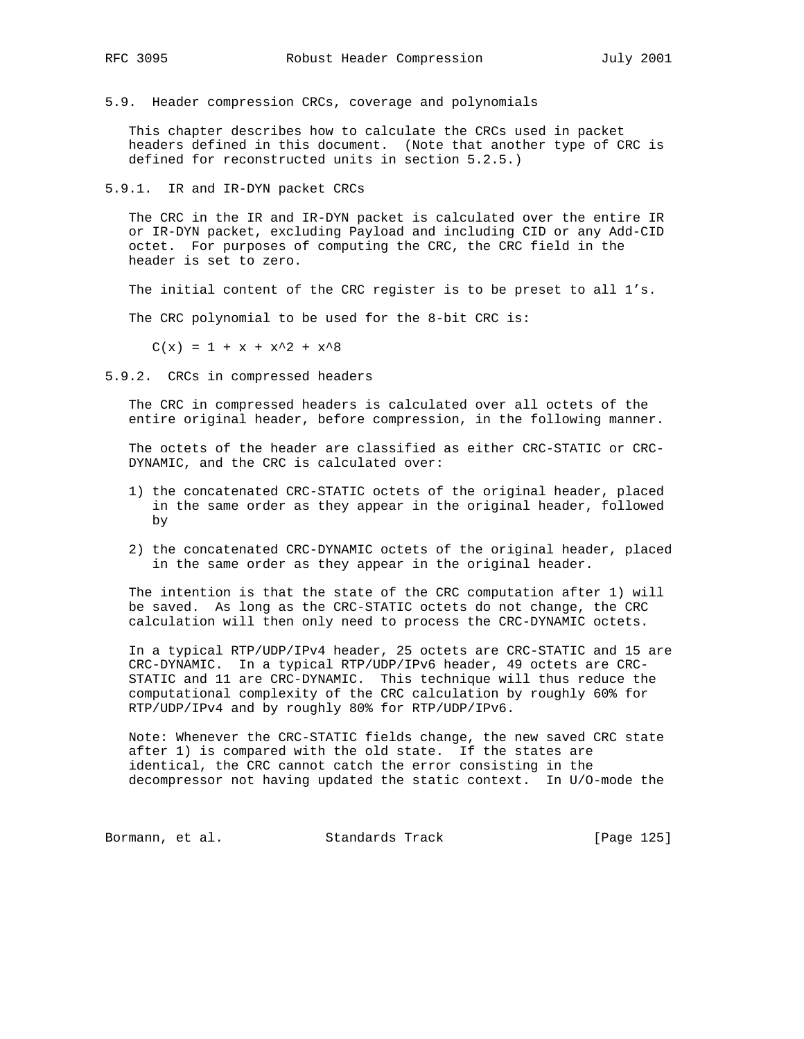### 5.9. Header compression CRCs, coverage and polynomials

This chapter describes how to calculate the CRCs used in packet headers defined in this document. (Note that another type of CRC is defined for reconstructed units in section 5.2.5.)

#### 5.9.1. IR and IR-DYN packet CRCs

The CRC in the IR and IR-DYN packet is calculated over the entire IR or IR-DYN packet, excluding Payload and including CID or any Add-CID octet. For purposes of computing the CRC, the CRC field in the header is set to zero.

The initial content of the CRC register is to be preset to all 1's.

The CRC polynomial to be used for the 8-bit CRC is:

$$C(x) = 1 + x + x^2 + x^8$$

#### 5.9.2. CRCs in compressed headers

The CRC in compressed headers is calculated over all octets of the entire original header, before compression, in the following manner.

The octets of the header are classified as either CRC-STATIC or CRC-DYNAMIC, and the CRC is calculated over:

1) the concatenated CRC-STATIC octets of the original header, placed in the same order as they appear in the original header, followed by

2) the concatenated CRC-DYNAMIC octets of the original header, placed in the same order as they appear in the original header.

The intention is that the state of the CRC computation after 1) will be saved. As long as the CRC-STATIC octets do not change, the CRC calculation will then only need to process the CRC-DYNAMIC octets.

In a typical RTP/UDP/IPv4 header, 25 octets are CRC-STATIC and 15 are CRC-DYNAMIC. In a typical RTP/UDP/IPv6 header, 49 octets are CRC-STATIC and 11 are CRC-DYNAMIC. This technique will thus reduce the computational complexity of the CRC calculation by roughly 60% for RTP/UDP/IPv4 and by roughly 80% for RTP/UDP/IPv6.

Note: Whenever the CRC-STATIC fields change, the new saved CRC state after 1) is compared with the old state. If the states are identical, the CRC cannot catch the error consisting in the decompressor not having updated the static context. In U/O-mode the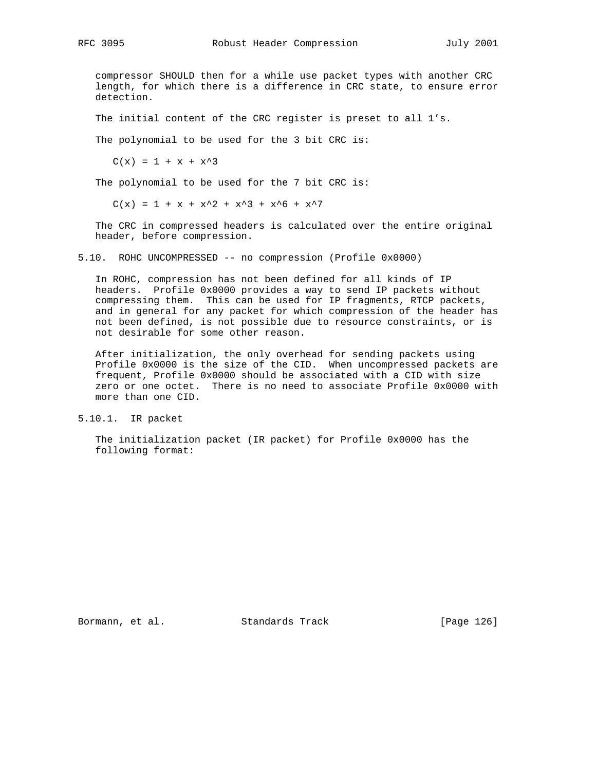compressor SHOULD then for a while use packet types with another CRC length, for which there is a difference in CRC state, to ensure error detection.

The initial content of the CRC register is preset to all 1's.

The polynomial to be used for the 3 bit CRC is:

$$C(x) = 1 + x + x^3$$

The polynomial to be used for the 7 bit CRC is:

$$C(x) = 1 + x + x^2 + x^3 + x^6 + x^7$$

The CRC in compressed headers is calculated over the entire original header, before compression.

### 5.10. ROHC UNCOMPRESSED -- no compression (Profile 0x0000)

In ROHC, compression has not been defined for all kinds of IP headers. Profile 0x0000 provides a way to send IP packets without compressing them. This can be used for IP fragments, RTCP packets, and in general for any packet for which compression of the header has not been defined, is not possible due to resource constraints, or is not desirable for some other reason.

After initialization, the only overhead for sending packets using Profile 0x0000 is the size of the CID. When uncompressed packets are frequent, Profile 0x0000 should be associated with a CID with size zero or one octet. There is no need to associate Profile 0x0000 with more than one CID.

#### 5.10.1. IR packet

The initialization packet (IR packet) for Profile 0x0000 has the following format: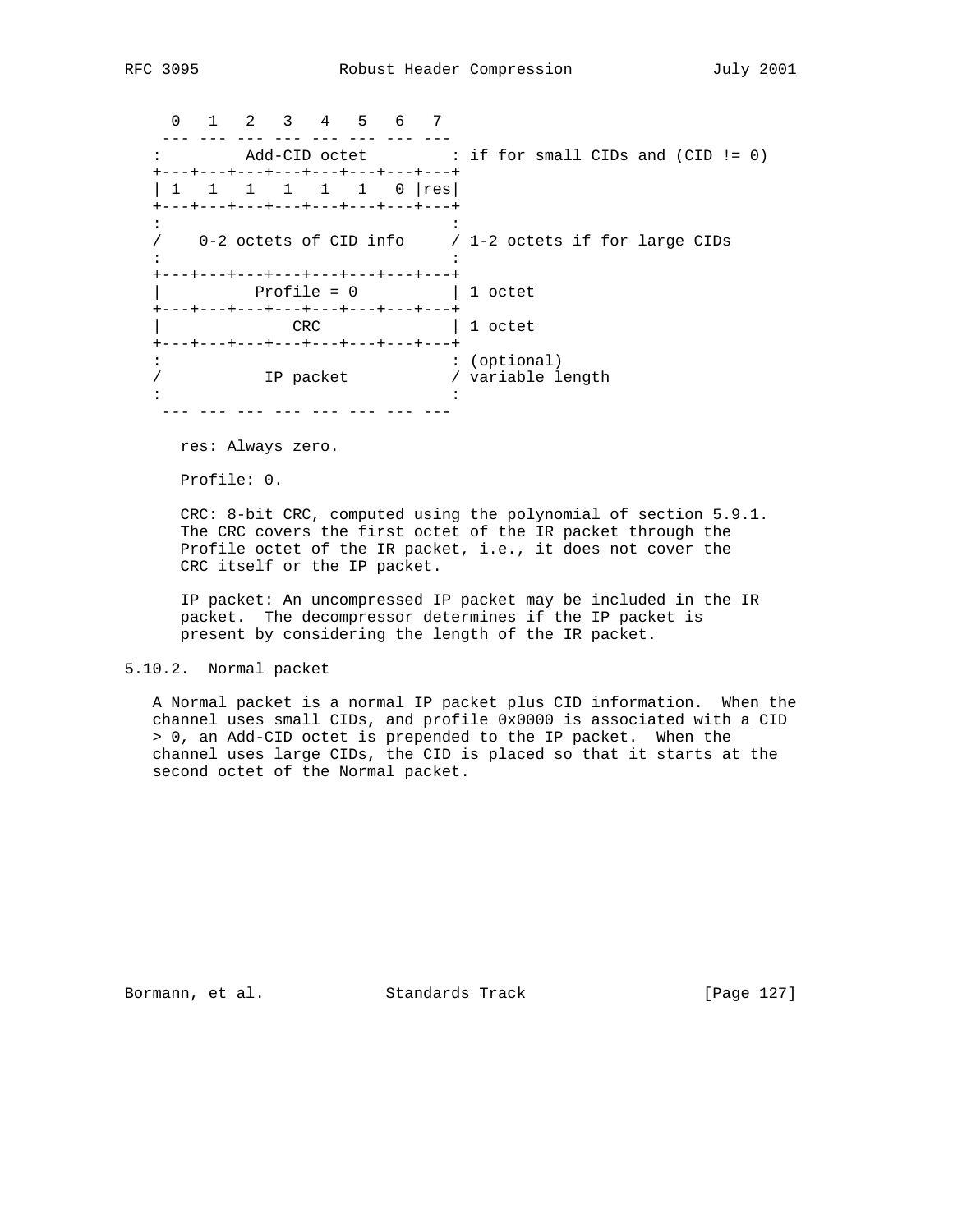```
  0   1   2   3   4   5   6   7
 --- --- --- --- --- --- --- ---
:         Add-CID octet         : if for small CIDs and (CID != 0)
+---+---+---+---+---+---+---+---+
| 1   1   1   1   1   1   0 |res|
+---+---+---+---+---+---+---+---+
:                               :
/    0-2 octets of CID info     / 1-2 octets if for large CIDs
:                               :
+---+---+---+---+---+---+---+---+
|          Profile = 0          | 1 octet
+---+---+---+---+---+---+---+---+
|              CRC              | 1 octet
+---+---+---+---+---+---+---+---+
:                               : (optional)
/           IP packet           / variable length
:                               :
 --- --- --- --- --- --- --- ---
```

res: Always zero.

Profile: 0.

CRC: 8-bit CRC, computed using the polynomial of section 5.9.1. The CRC covers the first octet of the IR packet through the Profile octet of the IR packet, i.e., it does not cover the CRC itself or the IP packet.

IP packet: An uncompressed IP packet may be included in the IR packet. The decompressor determines if the IP packet is present by considering the length of the IR packet.

### 5.10.2. Normal packet

A Normal packet is a normal IP packet plus CID information. When the channel uses small CIDs, and profile 0x0000 is associated with a CID > 0, an Add-CID octet is prepended to the IP packet. When the channel uses large CIDs, the CID is placed so that it starts at the second octet of the Normal packet.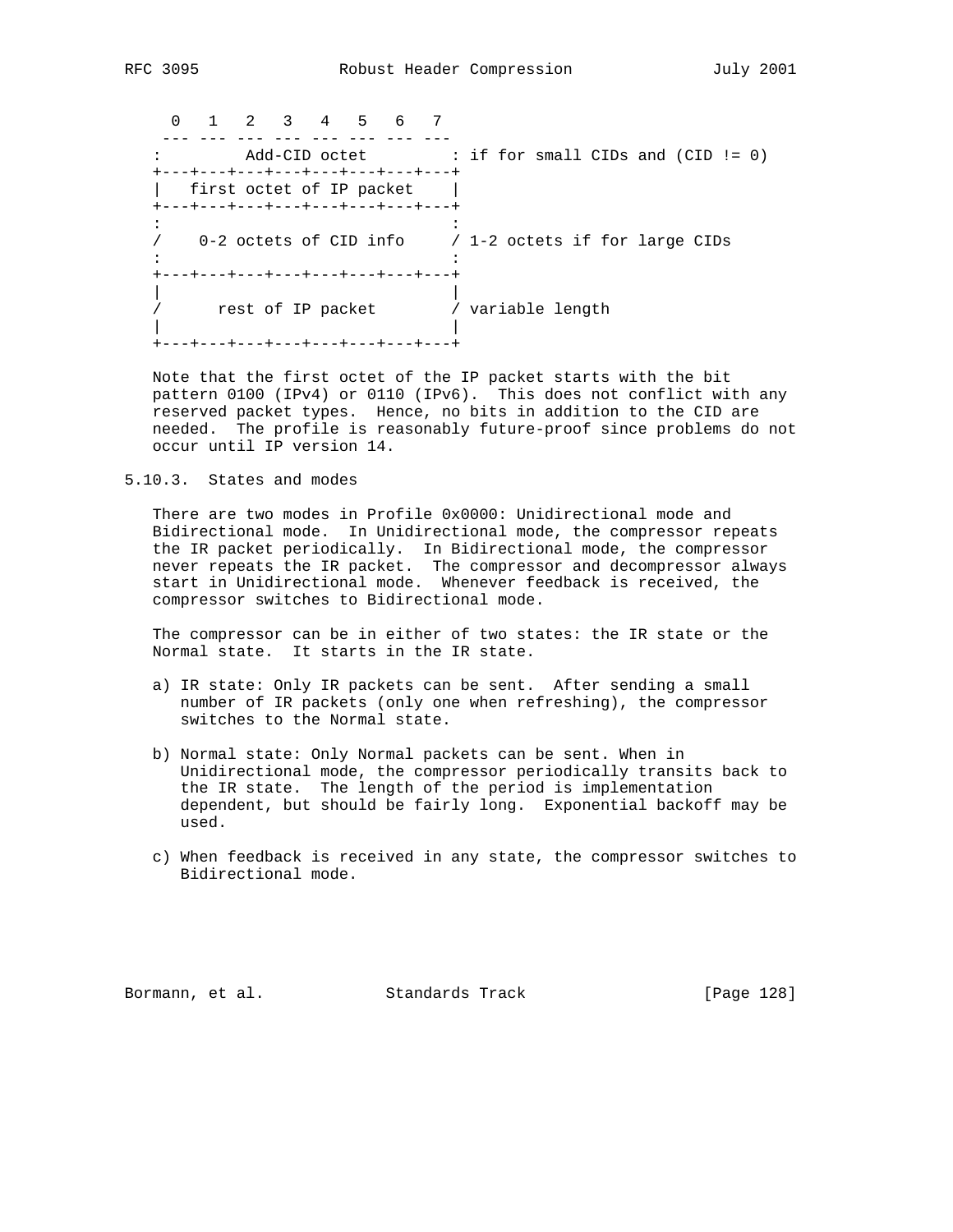```
  0   1   2   3   4   5   6   7
 --- --- --- --- --- --- --- ---
:         Add-CID octet         : if for small CIDs and (CID != 0)
+---+---+---+---+---+---+---+---+
|   first octet of IP packet    |
+---+---+---+---+---+---+---+---+
:                               :
/    0-2 octets of CID info     / 1-2 octets if for large CIDs
:                               :
+---+---+---+---+---+---+---+---+
|                               |
/      rest of IP packet        / variable length
|                               |
+---+---+---+---+---+---+---+---+
```

Note that the first octet of the IP packet starts with the bit pattern 0100 (IPv4) or 0110 (IPv6). This does not conflict with any reserved packet types. Hence, no bits in addition to the CID are needed. The profile is reasonably future-proof since problems do not occur until IP version 14.

### 5.10.3. States and modes

There are two modes in Profile 0x0000: Unidirectional mode and Bidirectional mode. In Unidirectional mode, the compressor repeats the IR packet periodically. In Bidirectional mode, the compressor never repeats the IR packet. The compressor and decompressor always start in Unidirectional mode. Whenever feedback is received, the compressor switches to Bidirectional mode.

The compressor can be in either of two states: the IR state or the Normal state. It starts in the IR state.

a) IR state: Only IR packets can be sent. After sending a small number of IR packets (only one when refreshing), the compressor switches to the Normal state.

b) Normal state: Only Normal packets can be sent. When in Unidirectional mode, the compressor periodically transits back to the IR state. The length of the period is implementation dependent, but should be fairly long. Exponential backoff may be used.

c) When feedback is received in any state, the compressor switches to Bidirectional mode.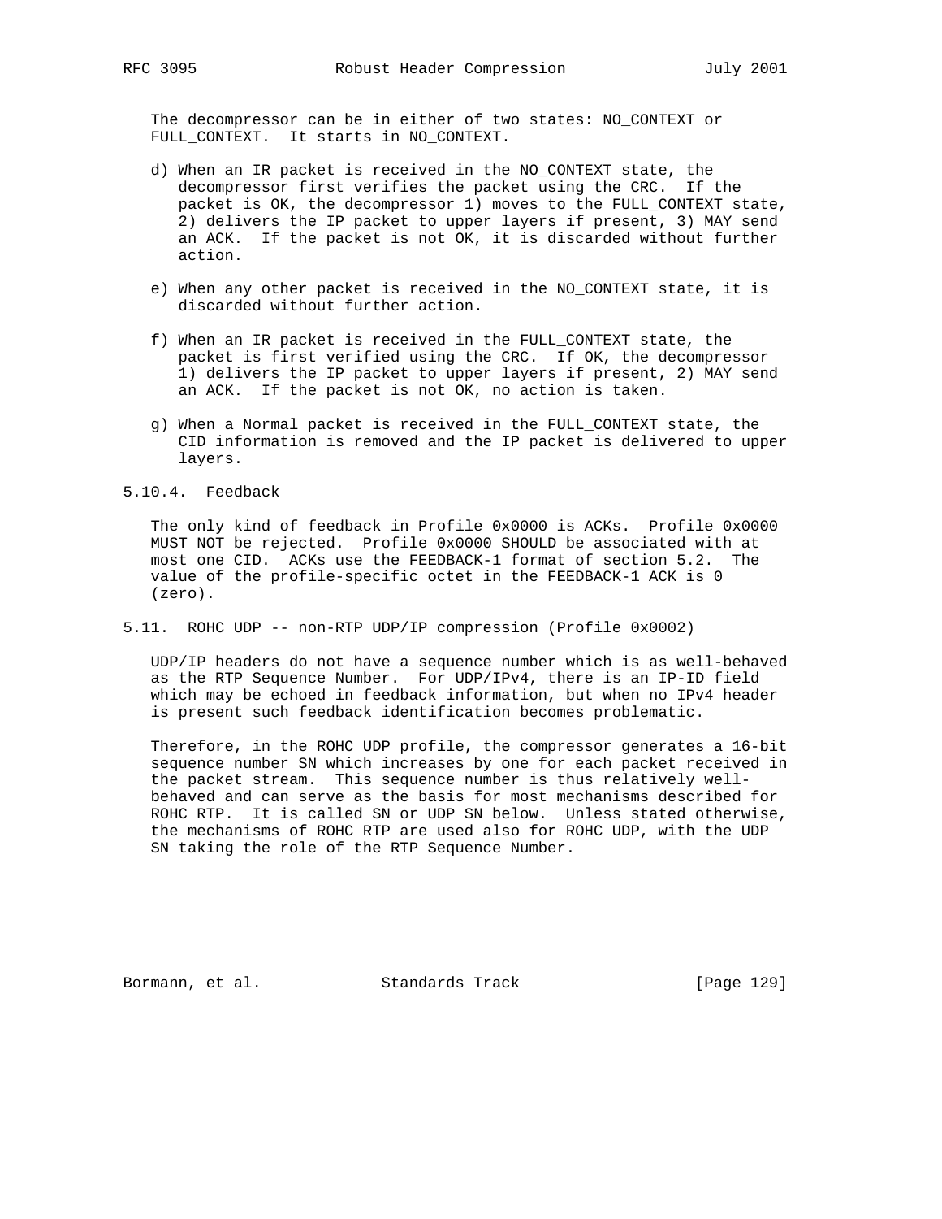The decompressor can be in either of two states: NO_CONTEXT or FULL_CONTEXT. It starts in NO_CONTEXT.

d) When an IR packet is received in the NO_CONTEXT state, the decompressor first verifies the packet using the CRC. If the packet is OK, the decompressor 1) moves to the FULL_CONTEXT state, 2) delivers the IP packet to upper layers if present, 3) MAY send an ACK. If the packet is not OK, it is discarded without further action.

e) When any other packet is received in the NO_CONTEXT state, it is discarded without further action.

f) When an IR packet is received in the FULL_CONTEXT state, the packet is first verified using the CRC. If OK, the decompressor 1) delivers the IP packet to upper layers if present, 2) MAY send an ACK. If the packet is not OK, no action is taken.

g) When a Normal packet is received in the FULL_CONTEXT state, the CID information is removed and the IP packet is delivered to upper layers.

#### 5.10.4. Feedback

The only kind of feedback in Profile 0x0000 is ACKs. Profile 0x0000 MUST NOT be rejected. Profile 0x0000 SHOULD be associated with at most one CID. ACKs use the FEEDBACK-1 format of section 5.2. The value of the profile-specific octet in the FEEDBACK-1 ACK is 0 (zero).

### 5.11. ROHC UDP -- non-RTP UDP/IP compression (Profile 0x0002)

UDP/IP headers do not have a sequence number which is as well-behaved as the RTP Sequence Number. For UDP/IPv4, there is an IP-ID field which may be echoed in feedback information, but when no IPv4 header is present such feedback identification becomes problematic.

Therefore, in the ROHC UDP profile, the compressor generates a 16-bit sequence number SN which increases by one for each packet received in the packet stream. This sequence number is thus relatively well-behaved and can serve as the basis for most mechanisms described for ROHC RTP. It is called SN or UDP SN below. Unless stated otherwise, the mechanisms of ROHC RTP are used also for ROHC UDP, with the UDP SN taking the role of the RTP Sequence Number.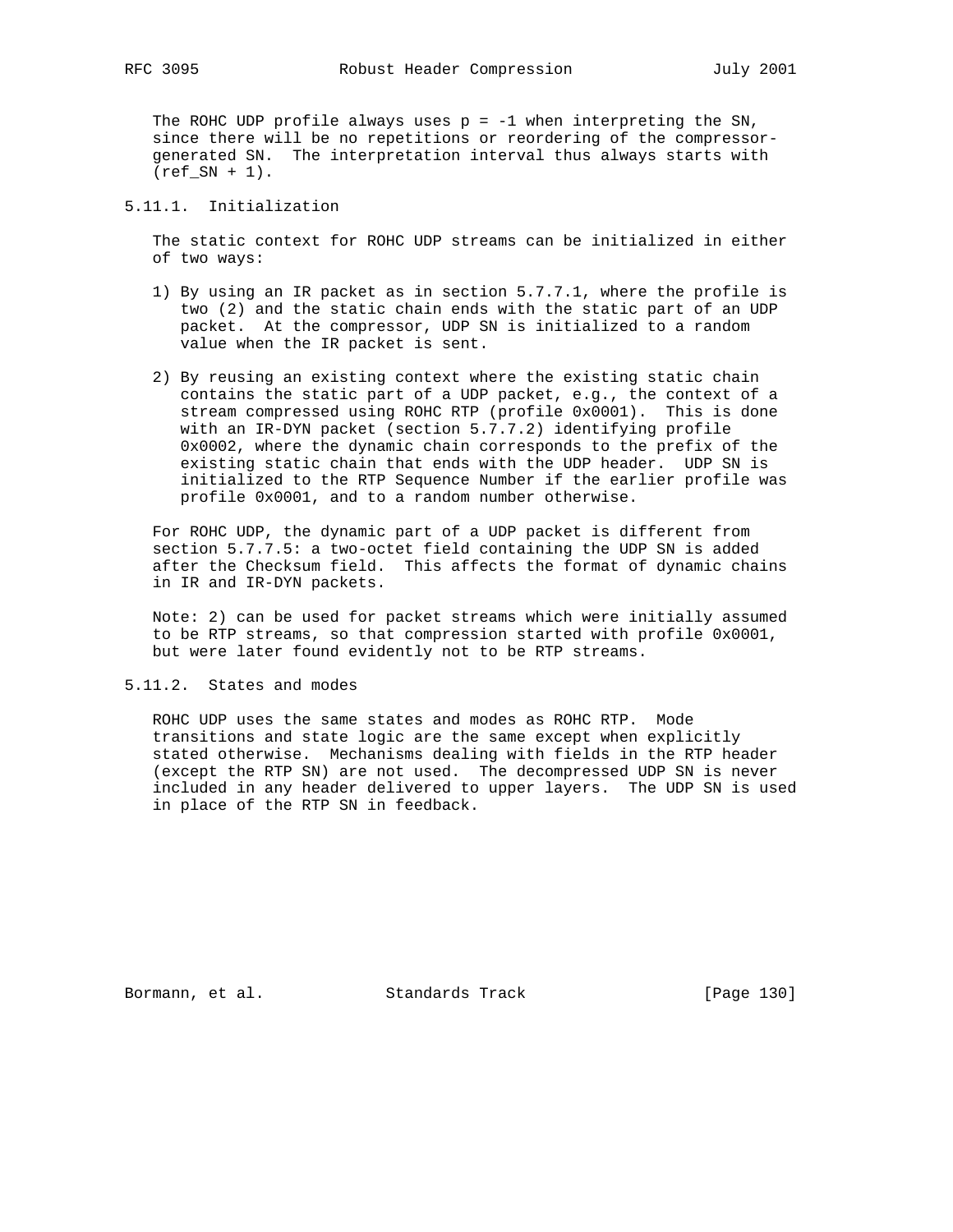The ROHC UDP profile always uses $p = -1$ when interpreting the SN, since there will be no repetitions or reordering of the compressor-generated SN. The interpretation interval thus always starts with (ref_SN + 1).

### 5.11.1. Initialization

The static context for ROHC UDP streams can be initialized in either of two ways:

1) By using an IR packet as in section 5.7.7.1, where the profile is two (2) and the static chain ends with the static part of an UDP packet. At the compressor, UDP SN is initialized to a random value when the IR packet is sent.

2) By reusing an existing context where the existing static chain contains the static part of a UDP packet, e.g., the context of a stream compressed using ROHC RTP (profile 0x0001). This is done with an IR-DYN packet (section 5.7.7.2) identifying profile 0x0002, where the dynamic chain corresponds to the prefix of the existing static chain that ends with the UDP header. UDP SN is initialized to the RTP Sequence Number if the earlier profile was profile 0x0001, and to a random number otherwise.

For ROHC UDP, the dynamic part of a UDP packet is different from section 5.7.7.5: a two-octet field containing the UDP SN is added after the Checksum field. This affects the format of dynamic chains in IR and IR-DYN packets.

Note: 2) can be used for packet streams which were initially assumed to be RTP streams, so that compression started with profile 0x0001, but were later found evidently not to be RTP streams.

### 5.11.2. States and modes

ROHC UDP uses the same states and modes as ROHC RTP. Mode transitions and state logic are the same except when explicitly stated otherwise. Mechanisms dealing with fields in the RTP header (except the RTP SN) are not used. The decompressed UDP SN is never included in any header delivered to upper layers. The UDP SN is used in place of the RTP SN in feedback.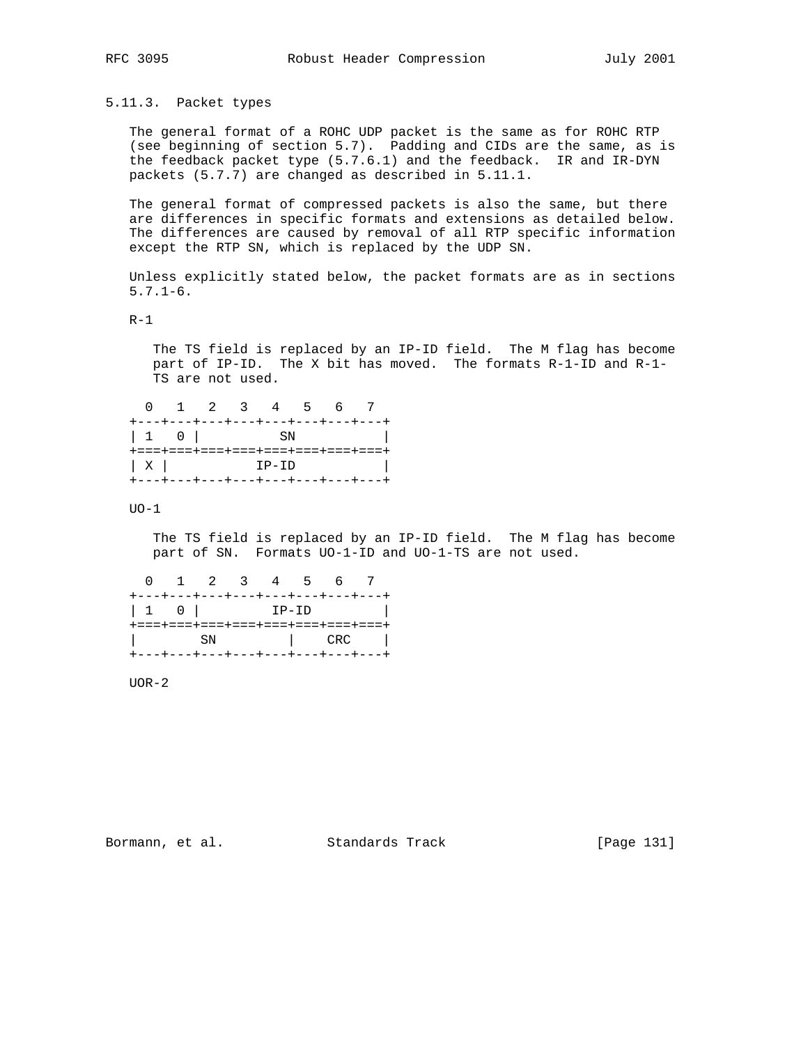### 5.11.3. Packet types

The general format of a ROHC UDP packet is the same as for ROHC RTP (see beginning of section 5.7). Padding and CIDs are the same, as is the feedback packet type (5.7.6.1) and the feedback. IR and IR-DYN packets (5.7.7) are changed as described in 5.11.1.

The general format of compressed packets is also the same, but there are differences in specific formats and extensions as detailed below. The differences are caused by removal of all RTP specific information except the RTP SN, which is replaced by the UDP SN.

Unless explicitly stated below, the packet formats are as in sections 5.7.1-6.

R-1

The TS field is replaced by an IP-ID field. The M flag has become part of IP-ID. The X bit has moved. The formats R-1-ID and R-1-TS are not used.

```
  0   1   2   3   4   5   6   7
+---+---+---+---+---+---+---+---+
| 1   0 |          SN           |
+===+===+===+===+===+===+===+===+
| X |           IP-ID           |
+---+---+---+---+---+---+---+---+
```

UO-1

The TS field is replaced by an IP-ID field. The M flag has become part of SN. Formats UO-1-ID and UO-1-TS are not used.

```
  0   1   2   3   4   5   6   7
+---+---+---+---+---+---+---+---+
| 1   0 |         IP-ID         |
+===+===+===+===+===+===+===+===+
|        SN         |    CRC    |
+---+---+---+---+---+---+---+---+
```

UOR-2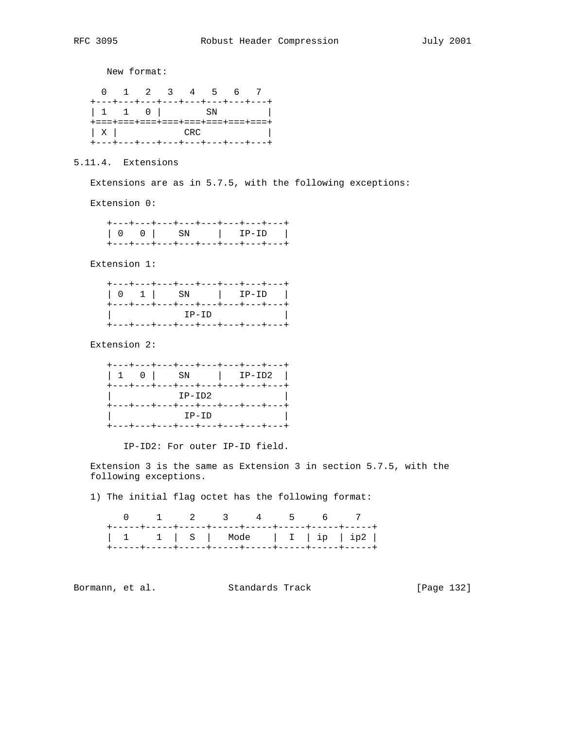New format:

```
  0   1   2   3   4   5   6   7
+---+---+---+---+---+---+---+---+
| 1   1   0 |        SN         |
+===+===+===+===+===+===+===+===+
| X |            CRC            |
+---+---+---+---+---+---+---+---+
```

### 5.11.4. Extensions

Extensions are as in 5.7.5, with the following exceptions:

Extension 0:

```
+---+---+---+---+---+---+---+---+
| 0   0 |    SN     |   IP-ID   |
+---+---+---+---+---+---+---+---+
```

Extension 1:

```
+---+---+---+---+---+---+---+---+
| 0   1 |    SN     |   IP-ID   |
+---+---+---+---+---+---+---+---+
|             IP-ID             |
+---+---+---+---+---+---+---+---+
```

Extension 2:

```
+---+---+---+---+---+---+---+---+
| 1   0 |    SN     |   IP-ID2  |
+---+---+---+---+---+---+---+---+
|            IP-ID2             |
+---+---+---+---+---+---+---+---+
|             IP-ID             |
+---+---+---+---+---+---+---+---+
```

IP-ID2: For outer IP-ID field.

Extension 3 is the same as Extension 3 in section 5.7.5, with the following exceptions.

1) The initial flag octet has the following format:

```
   0     1     2     3     4     5     6     7
+-----+-----+-----+-----+-----+-----+-----+-----+
|  1     1  |  S  |   Mode    |  I  | ip  | ip2 |
+-----+-----+-----+-----+-----+-----+-----+-----+
```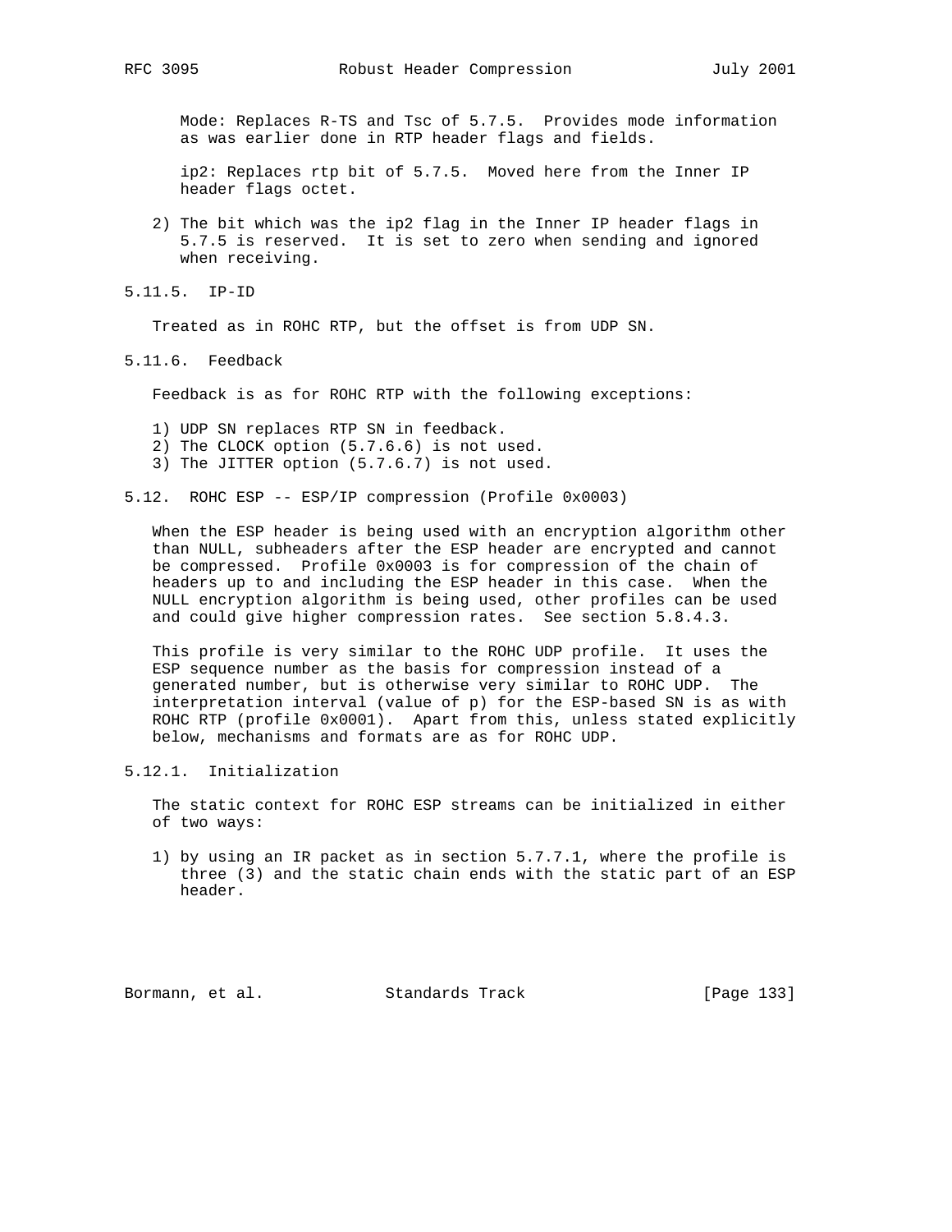Mode: Replaces R-TS and Tsc of 5.7.5. Provides mode information as was earlier done in RTP header flags and fields.

ip2: Replaces rtp bit of 5.7.5. Moved here from the Inner IP header flags octet.

2) The bit which was the ip2 flag in the Inner IP header flags in 5.7.5 is reserved. It is set to zero when sending and ignored when receiving.

### 5.11.5. IP-ID

Treated as in ROHC RTP, but the offset is from UDP SN.

### 5.11.6. Feedback

Feedback is as for ROHC RTP with the following exceptions:

1) UDP SN replaces RTP SN in feedback.
2) The CLOCK option (5.7.6.6) is not used.
3) The JITTER option (5.7.6.7) is not used.

## 5.12. ROHC ESP -- ESP/IP compression (Profile 0x0003)

When the ESP header is being used with an encryption algorithm other than NULL, subheaders after the ESP header are encrypted and cannot be compressed. Profile 0x0003 is for compression of the chain of headers up to and including the ESP header in this case. When the NULL encryption algorithm is being used, other profiles can be used and could give higher compression rates. See section 5.8.4.3.

This profile is very similar to the ROHC UDP profile. It uses the ESP sequence number as the basis for compression instead of a generated number, but is otherwise very similar to ROHC UDP. The interpretation interval (value of p) for the ESP-based SN is as with ROHC RTP (profile 0x0001). Apart from this, unless stated explicitly below, mechanisms and formats are as for ROHC UDP.

### 5.12.1. Initialization

The static context for ROHC ESP streams can be initialized in either of two ways:

1) by using an IR packet as in section 5.7.7.1, where the profile is three (3) and the static chain ends with the static part of an ESP header.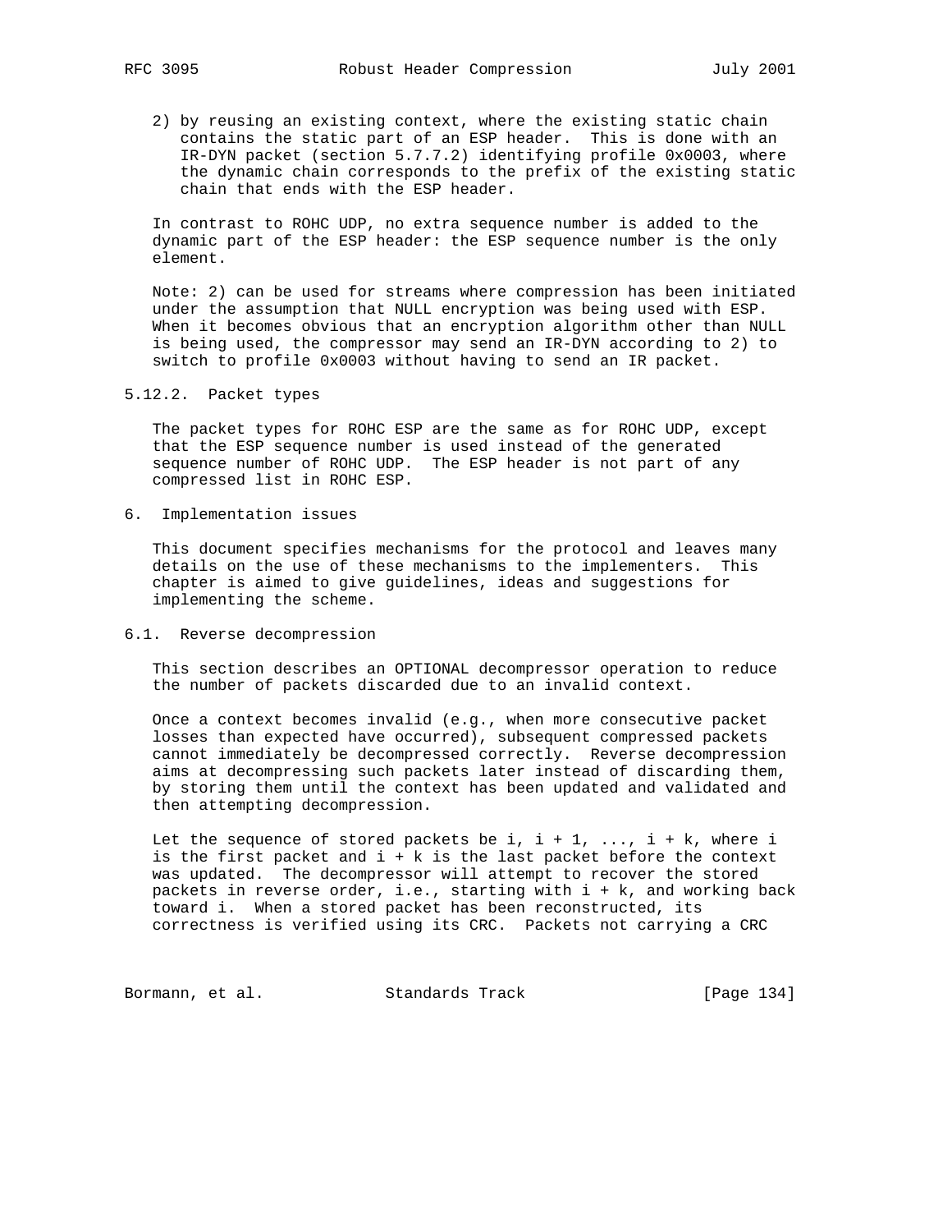2) by reusing an existing context, where the existing static chain contains the static part of an ESP header. This is done with an IR-DYN packet (section 5.7.7.2) identifying profile 0x0003, where the dynamic chain corresponds to the prefix of the existing static chain that ends with the ESP header.

In contrast to ROHC UDP, no extra sequence number is added to the dynamic part of the ESP header: the ESP sequence number is the only element.

Note: 2) can be used for streams where compression has been initiated under the assumption that NULL encryption was being used with ESP. When it becomes obvious that an encryption algorithm other than NULL is being used, the compressor may send an IR-DYN according to 2) to switch to profile 0x0003 without having to send an IR packet.

### 5.12.2. Packet types

The packet types for ROHC ESP are the same as for ROHC UDP, except that the ESP sequence number is used instead of the generated sequence number of ROHC UDP. The ESP header is not part of any compressed list in ROHC ESP.

## 6. Implementation issues

This document specifies mechanisms for the protocol and leaves many details on the use of these mechanisms to the implementers. This chapter is aimed to give guidelines, ideas and suggestions for implementing the scheme.

### 6.1. Reverse decompression

This section describes an OPTIONAL decompressor operation to reduce the number of packets discarded due to an invalid context.

Once a context becomes invalid (e.g., when more consecutive packet losses than expected have occurred), subsequent compressed packets cannot immediately be decompressed correctly. Reverse decompression aims at decompressing such packets later instead of discarding them, by storing them until the context has been updated and validated and then attempting decompression.

Let the sequence of stored packets be i, i + 1, ..., i + k, where i is the first packet and i + k is the last packet before the context was updated. The decompressor will attempt to recover the stored packets in reverse order, i.e., starting with i + k, and working back toward i. When a stored packet has been reconstructed, its correctness is verified using its CRC. Packets not carrying a CRC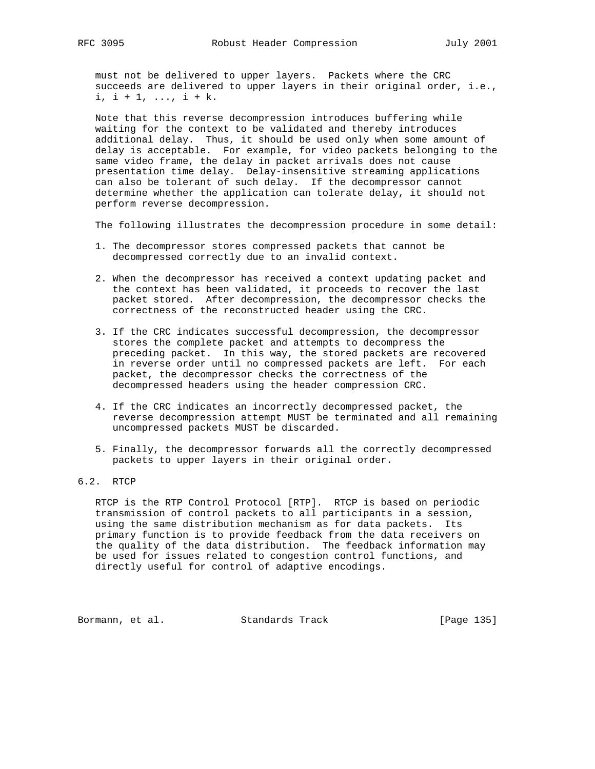must not be delivered to upper layers. Packets where the CRC succeeds are delivered to upper layers in their original order, i.e., i, i + 1, ..., i + k.

Note that this reverse decompression introduces buffering while waiting for the context to be validated and thereby introduces additional delay. Thus, it should be used only when some amount of delay is acceptable. For example, for video packets belonging to the same video frame, the delay in packet arrivals does not cause presentation time delay. Delay-insensitive streaming applications can also be tolerant of such delay. If the decompressor cannot determine whether the application can tolerate delay, it should not perform reverse decompression.

The following illustrates the decompression procedure in some detail:

1. The decompressor stores compressed packets that cannot be decompressed correctly due to an invalid context.

2. When the decompressor has received a context updating packet and the context has been validated, it proceeds to recover the last packet stored. After decompression, the decompressor checks the correctness of the reconstructed header using the CRC.

3. If the CRC indicates successful decompression, the decompressor stores the complete packet and attempts to decompress the preceding packet. In this way, the stored packets are recovered in reverse order until no compressed packets are left. For each packet, the decompressor checks the correctness of the decompressed headers using the header compression CRC.

4. If the CRC indicates an incorrectly decompressed packet, the reverse decompression attempt MUST be terminated and all remaining uncompressed packets MUST be discarded.

5. Finally, the decompressor forwards all the correctly decompressed packets to upper layers in their original order.

## 6.2. RTCP

RTCP is the RTP Control Protocol [RTP]. RTCP is based on periodic transmission of control packets to all participants in a session, using the same distribution mechanism as for data packets. Its primary function is to provide feedback from the data receivers on the quality of the data distribution. The feedback information may be used for issues related to congestion control functions, and directly useful for control of adaptive encodings.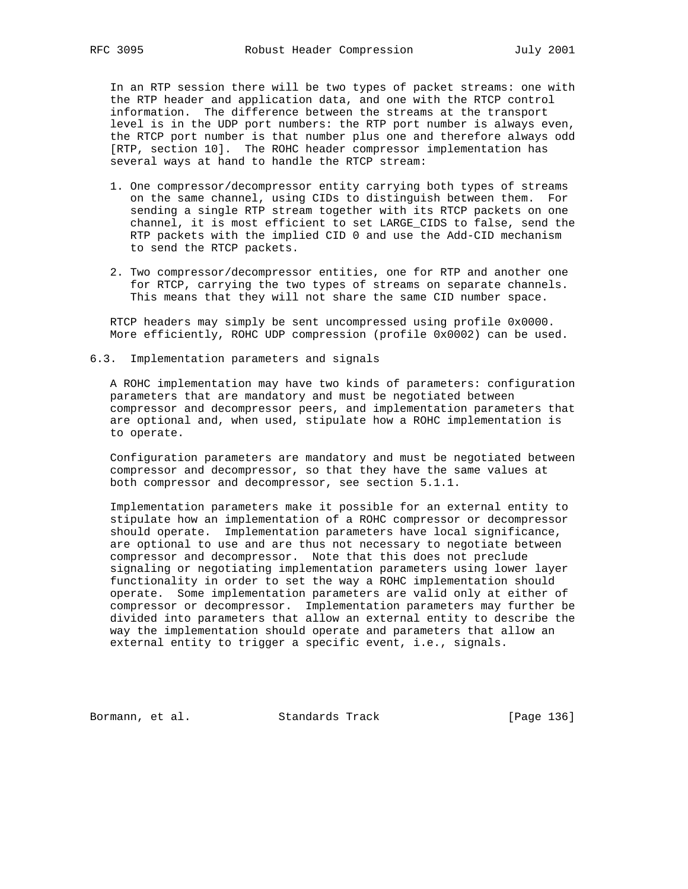In an RTP session there will be two types of packet streams: one with the RTP header and application data, and one with the RTCP control information. The difference between the streams at the transport level is in the UDP port numbers: the RTP port number is always even, the RTCP port number is that number plus one and therefore always odd [RTP, section 10]. The ROHC header compressor implementation has several ways at hand to handle the RTCP stream:

1. One compressor/decompressor entity carrying both types of streams on the same channel, using CIDs to distinguish between them. For sending a single RTP stream together with its RTCP packets on one channel, it is most efficient to set LARGE_CIDS to false, send the RTP packets with the implied CID 0 and use the Add-CID mechanism to send the RTCP packets.

2. Two compressor/decompressor entities, one for RTP and another one for RTCP, carrying the two types of streams on separate channels. This means that they will not share the same CID number space.

RTCP headers may simply be sent uncompressed using profile 0x0000. More efficiently, ROHC UDP compression (profile 0x0002) can be used.

## 6.3. Implementation parameters and signals

A ROHC implementation may have two kinds of parameters: configuration parameters that are mandatory and must be negotiated between compressor and decompressor peers, and implementation parameters that are optional and, when used, stipulate how a ROHC implementation is to operate.

Configuration parameters are mandatory and must be negotiated between compressor and decompressor, so that they have the same values at both compressor and decompressor, see section 5.1.1.

Implementation parameters make it possible for an external entity to stipulate how an implementation of a ROHC compressor or decompressor should operate. Implementation parameters have local significance, are optional to use and are thus not necessary to negotiate between compressor and decompressor. Note that this does not preclude signaling or negotiating implementation parameters using lower layer functionality in order to set the way a ROHC implementation should operate. Some implementation parameters are valid only at either of compressor or decompressor. Implementation parameters may further be divided into parameters that allow an external entity to describe the way the implementation should operate and parameters that allow an external entity to trigger a specific event, i.e., signals.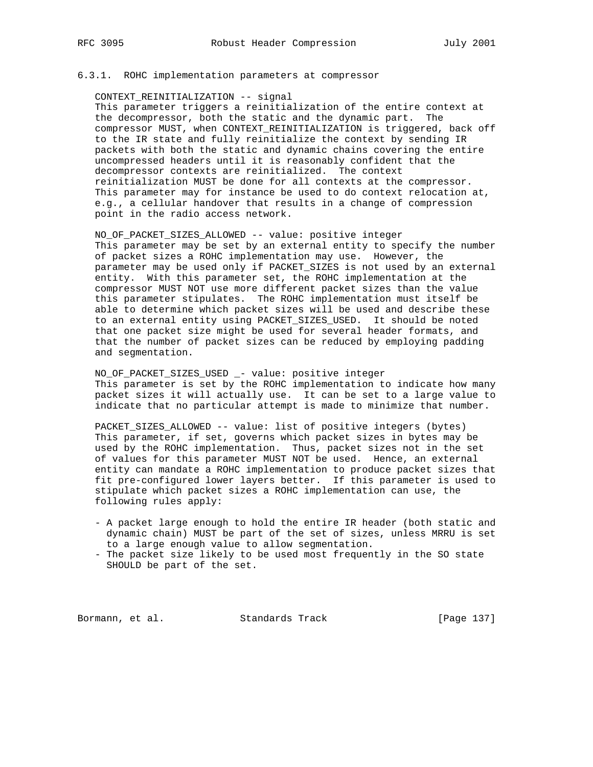### 6.3.1. ROHC implementation parameters at compressor

CONTEXT_REINITIALIZATION -- signal
This parameter triggers a reinitialization of the entire context at the decompressor, both the static and the dynamic part. The compressor MUST, when CONTEXT_REINITIALIZATION is triggered, back off to the IR state and fully reinitialize the context by sending IR packets with both the static and dynamic chains covering the entire uncompressed headers until it is reasonably confident that the decompressor contexts are reinitialized. The context reinitialization MUST be done for all contexts at the compressor. This parameter may for instance be used to do context relocation at, e.g., a cellular handover that results in a change of compression point in the radio access network.

NO_OF_PACKET_SIZES_ALLOWED -- value: positive integer
This parameter may be set by an external entity to specify the number of packet sizes a ROHC implementation may use. However, the parameter may be used only if PACKET_SIZES is not used by an external entity. With this parameter set, the ROHC implementation at the compressor MUST NOT use more different packet sizes than the value this parameter stipulates. The ROHC implementation must itself be able to determine which packet sizes will be used and describe these to an external entity using PACKET_SIZES_USED. It should be noted that one packet size might be used for several header formats, and that the number of packet sizes can be reduced by employing padding and segmentation.

NO_OF_PACKET_SIZES_USED _- value: positive integer
This parameter is set by the ROHC implementation to indicate how many packet sizes it will actually use. It can be set to a large value to indicate that no particular attempt is made to minimize that number.

PACKET_SIZES_ALLOWED -- value: list of positive integers (bytes)
This parameter, if set, governs which packet sizes in bytes may be used by the ROHC implementation. Thus, packet sizes not in the set of values for this parameter MUST NOT be used. Hence, an external entity can mandate a ROHC implementation to produce packet sizes that fit pre-configured lower layers better. If this parameter is used to stipulate which packet sizes a ROHC implementation can use, the following rules apply:

- A packet large enough to hold the entire IR header (both static and dynamic chain) MUST be part of the set of sizes, unless MRRU is set to a large enough value to allow segmentation.
- The packet size likely to be used most frequently in the SO state SHOULD be part of the set.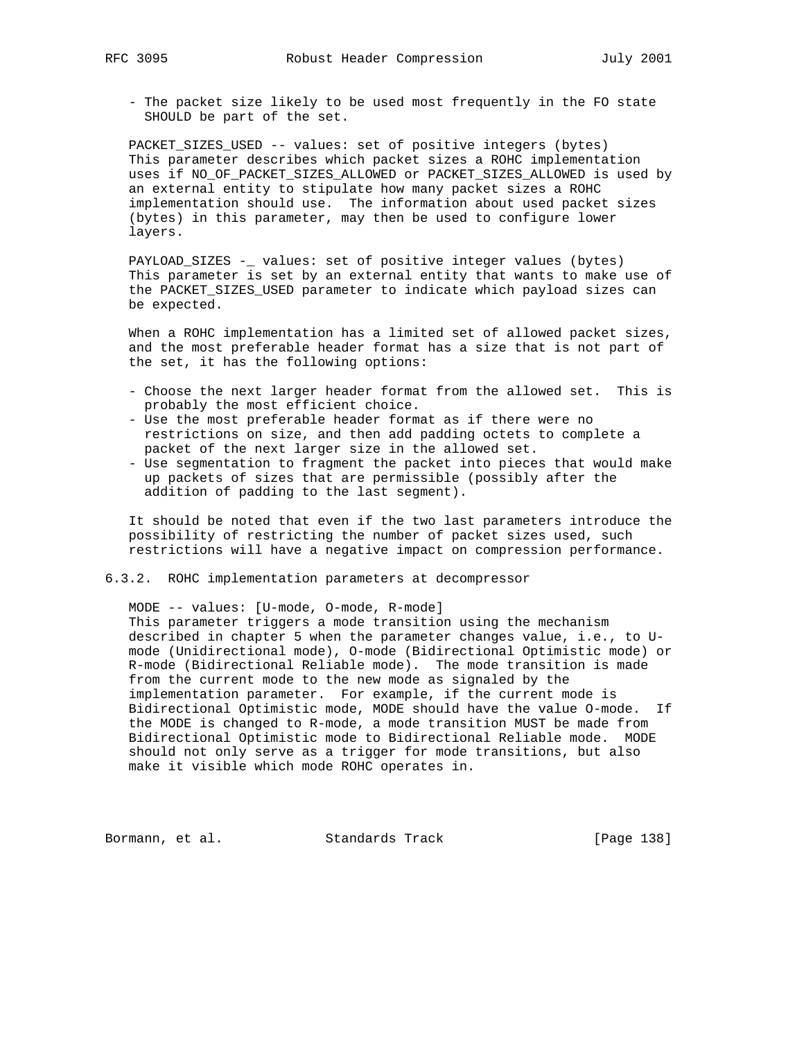- The packet size likely to be used most frequently in the FO state SHOULD be part of the set.

PACKET_SIZES_USED -- values: set of positive integers (bytes)
This parameter describes which packet sizes a ROHC implementation uses if NO_OF_PACKET_SIZES_ALLOWED or PACKET_SIZES_ALLOWED is used by an external entity to stipulate how many packet sizes a ROHC implementation should use. The information about used packet sizes (bytes) in this parameter, may then be used to configure lower layers.

PAYLOAD_SIZES -_ values: set of positive integer values (bytes)
This parameter is set by an external entity that wants to make use of the PACKET_SIZES_USED parameter to indicate which payload sizes can be expected.

When a ROHC implementation has a limited set of allowed packet sizes, and the most preferable header format has a size that is not part of the set, it has the following options:

- Choose the next larger header format from the allowed set. This is probably the most efficient choice.
- Use the most preferable header format as if there were no restrictions on size, and then add padding octets to complete a packet of the next larger size in the allowed set.
- Use segmentation to fragment the packet into pieces that would make up packets of sizes that are permissible (possibly after the addition of padding to the last segment).

It should be noted that even if the two last parameters introduce the possibility of restricting the number of packet sizes used, such restrictions will have a negative impact on compression performance.

### 6.3.2. ROHC implementation parameters at decompressor

MODE -- values: [U-mode, O-mode, R-mode]
This parameter triggers a mode transition using the mechanism described in chapter 5 when the parameter changes value, i.e., to U-mode (Unidirectional mode), O-mode (Bidirectional Optimistic mode) or R-mode (Bidirectional Reliable mode). The mode transition is made from the current mode to the new mode as signaled by the implementation parameter. For example, if the current mode is Bidirectional Optimistic mode, MODE should have the value O-mode. If the MODE is changed to R-mode, a mode transition MUST be made from Bidirectional Optimistic mode to Bidirectional Reliable mode. MODE should not only serve as a trigger for mode transitions, but also make it visible which mode ROHC operates in.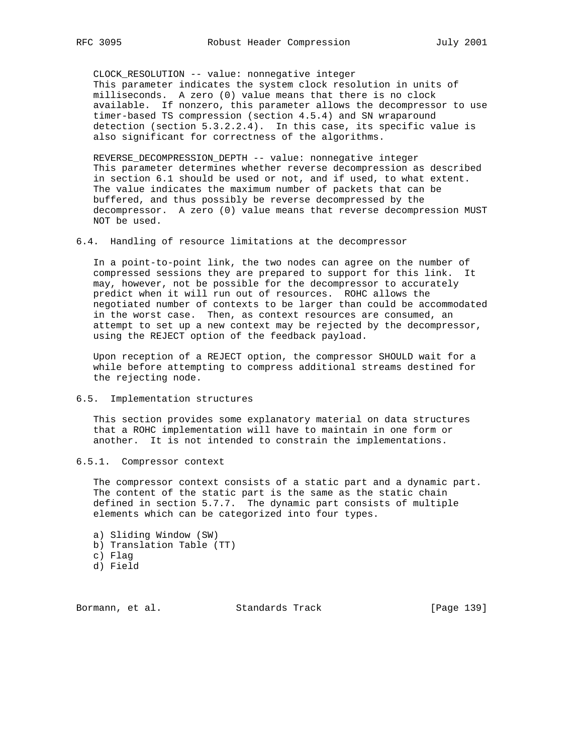CLOCK_RESOLUTION -- value: nonnegative integer
This parameter indicates the system clock resolution in units of milliseconds. A zero (0) value means that there is no clock available. If nonzero, this parameter allows the decompressor to use timer-based TS compression (section 4.5.4) and SN wraparound detection (section 5.3.2.2.4). In this case, its specific value is also significant for correctness of the algorithms.

REVERSE_DECOMPRESSION_DEPTH -- value: nonnegative integer
This parameter determines whether reverse decompression as described in section 6.1 should be used or not, and if used, to what extent. The value indicates the maximum number of packets that can be buffered, and thus possibly be reverse decompressed by the decompressor. A zero (0) value means that reverse decompression MUST NOT be used.

## 6.4. Handling of resource limitations at the decompressor

In a point-to-point link, the two nodes can agree on the number of compressed sessions they are prepared to support for this link. It may, however, not be possible for the decompressor to accurately predict when it will run out of resources. ROHC allows the negotiated number of contexts to be larger than could be accommodated in the worst case. Then, as context resources are consumed, an attempt to set up a new context may be rejected by the decompressor, using the REJECT option of the feedback payload.

Upon reception of a REJECT option, the compressor SHOULD wait for a while before attempting to compress additional streams destined for the rejecting node.

## 6.5. Implementation structures

This section provides some explanatory material on data structures that a ROHC implementation will have to maintain in one form or another. It is not intended to constrain the implementations.

### 6.5.1. Compressor context

The compressor context consists of a static part and a dynamic part. The content of the static part is the same as the static chain defined in section 5.7.7. The dynamic part consists of multiple elements which can be categorized into four types.

a) Sliding Window (SW)
b) Translation Table (TT)
c) Flag
d) Field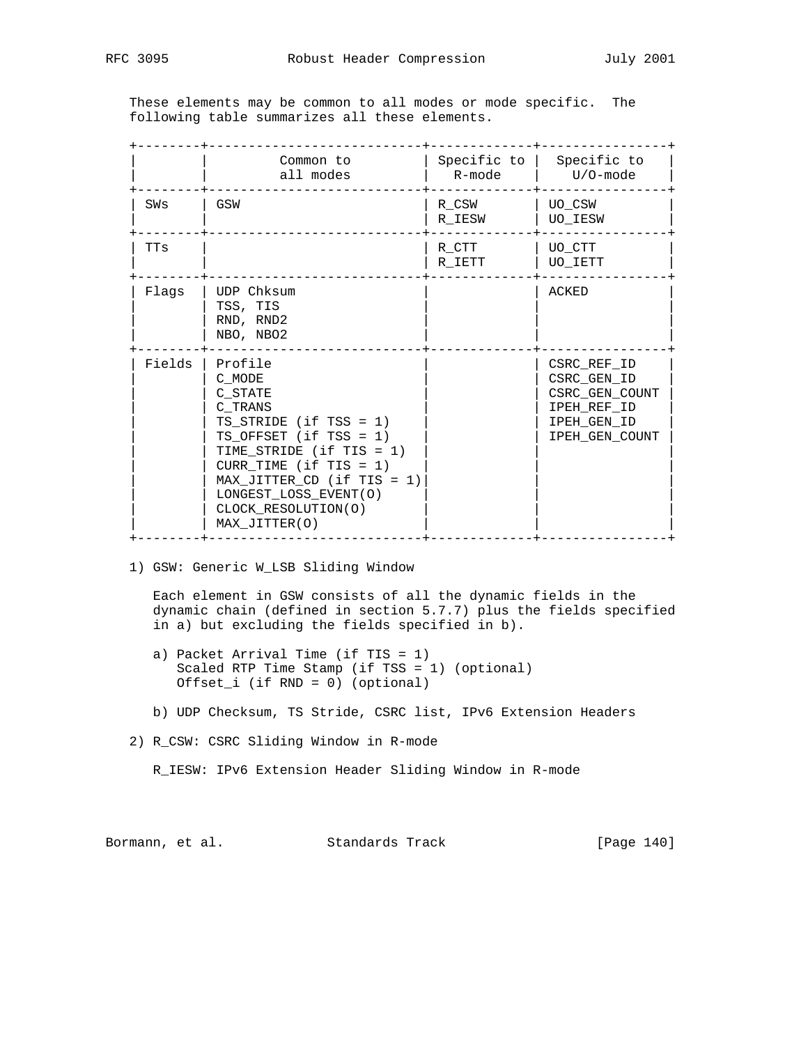These elements may be common to all modes or mode specific. The following table summarizes all these elements.

| | Common to all modes | Specific to R-mode | Specific to U/O-mode |
|---|---|---|---|
| SWs | GSW | R_CSW<br>R_IESW | UO_CSW<br>UO_IESW |
| TTs | | R_CTT<br>R_IETT | UO_CTT<br>UO_IETT |
| Flags | UDP Chksum<br>TSS, TIS<br>RND, RND2<br>NBO, NBO2 | | ACKED |
| Fields | Profile<br>C_MODE<br>C_STATE<br>C_TRANS<br>TS_STRIDE (if TSS = 1)<br>TS_OFFSET (if TSS = 1)<br>TIME_STRIDE (if TIS = 1)<br>CURR_TIME (if TIS = 1)<br>MAX_JITTER_CD (if TIS = 1)<br>LONGEST_LOSS_EVENT(O)<br>CLOCK_RESOLUTION(O)<br>MAX_JITTER(O) | | CSRC_REF_ID<br>CSRC_GEN_ID<br>CSRC_GEN_COUNT<br>IPEH_REF_ID<br>IPEH_GEN_ID<br>IPEH_GEN_COUNT |

1) GSW: Generic W_LSB Sliding Window

   Each element in GSW consists of all the dynamic fields in the dynamic chain (defined in section 5.7.7) plus the fields specified in a) but excluding the fields specified in b).

   a) Packet Arrival Time (if TIS = 1)
      Scaled RTP Time Stamp (if TSS = 1) (optional)
      Offset_i (if RND = 0) (optional)

   b) UDP Checksum, TS Stride, CSRC list, IPv6 Extension Headers

2) R_CSW: CSRC Sliding Window in R-mode

   R_IESW: IPv6 Extension Header Sliding Window in R-mode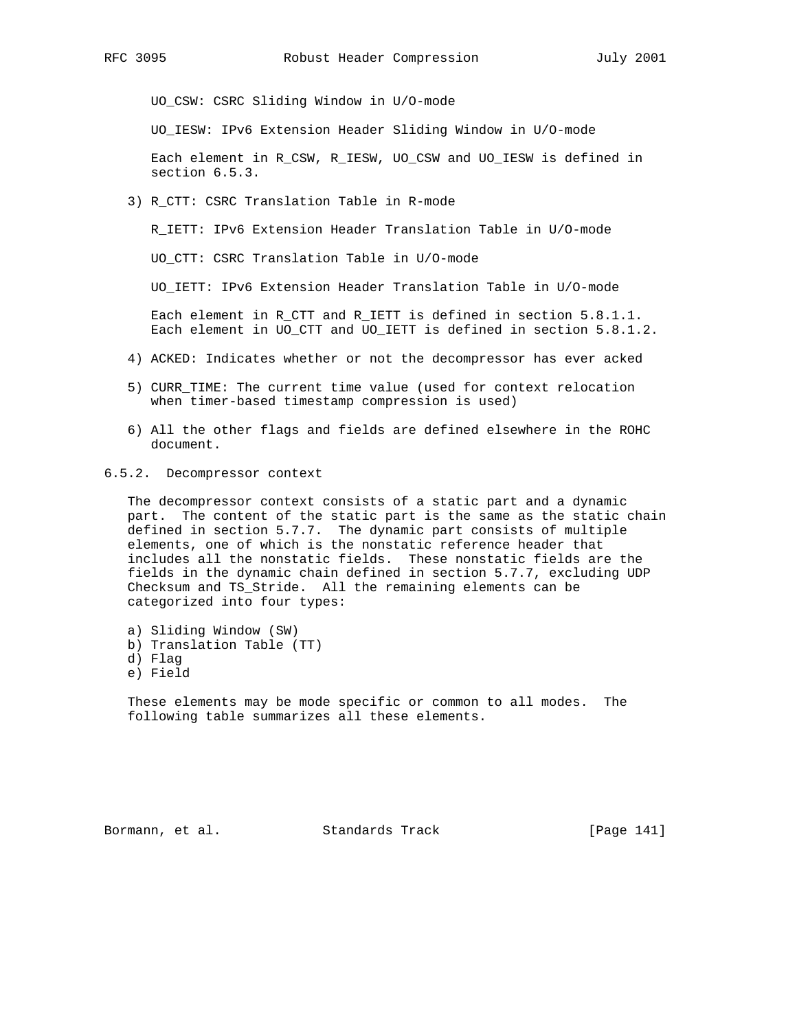UO_CSW: CSRC Sliding Window in U/O-mode

UO_IESW: IPv6 Extension Header Sliding Window in U/O-mode

Each element in R_CSW, R_IESW, UO_CSW and UO_IESW is defined in section 6.5.3.

3) R_CTT: CSRC Translation Table in R-mode

   R_IETT: IPv6 Extension Header Translation Table in U/O-mode

   UO_CTT: CSRC Translation Table in U/O-mode

   UO_IETT: IPv6 Extension Header Translation Table in U/O-mode

   Each element in R_CTT and R_IETT is defined in section 5.8.1.1. Each element in UO_CTT and UO_IETT is defined in section 5.8.1.2.

4) ACKED: Indicates whether or not the decompressor has ever acked

5) CURR_TIME: The current time value (used for context relocation when timer-based timestamp compression is used)

6) All the other flags and fields are defined elsewhere in the ROHC document.

### 6.5.2. Decompressor context

The decompressor context consists of a static part and a dynamic part. The content of the static part is the same as the static chain defined in section 5.7.7. The dynamic part consists of multiple elements, one of which is the nonstatic reference header that includes all the nonstatic fields. These nonstatic fields are the fields in the dynamic chain defined in section 5.7.7, excluding UDP Checksum and TS_Stride. All the remaining elements can be categorized into four types:

a) Sliding Window (SW)
b) Translation Table (TT)
d) Flag
e) Field

These elements may be mode specific or common to all modes. The following table summarizes all these elements.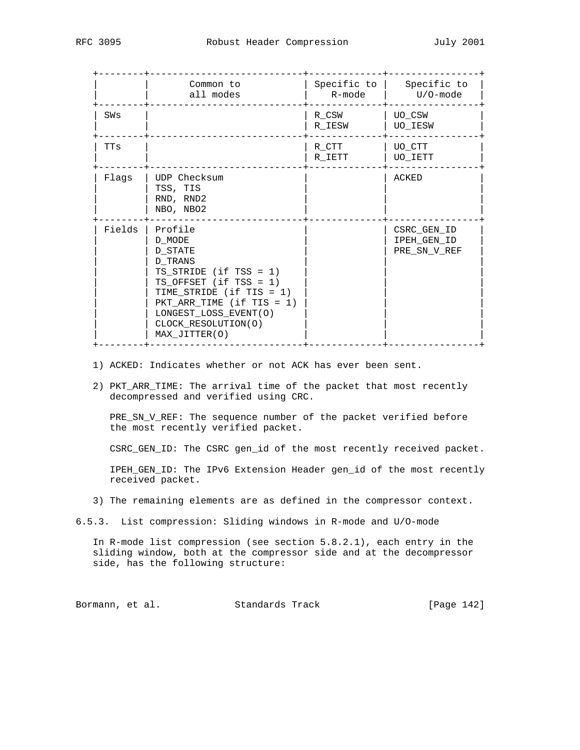| | Common to all modes | Specific to R-mode | Specific to U/O-mode |
|---|---|---|---|
| SWs | | R_CSW<br>R_IESW | UO_CSW<br>UO_IESW |
| TTs | | R_CTT<br>R_IETT | UO_CTT<br>UO_IETT |
| Flags | UDP Checksum<br>TSS, TIS<br>RND, RND2<br>NBO, NBO2 | | ACKED |
| Fields | Profile<br>D_MODE<br>D_STATE<br>D_TRANS<br>TS_STRIDE (if TSS = 1)<br>TS_OFFSET (if TSS = 1)<br>TIME_STRIDE (if TIS = 1)<br>PKT_ARR_TIME (if TIS = 1)<br>LONGEST_LOSS_EVENT(O)<br>CLOCK_RESOLUTION(O)<br>MAX_JITTER(O) | | CSRC_GEN_ID<br>IPEH_GEN_ID<br>PRE_SN_V_REF |

1) ACKED: Indicates whether or not ACK has ever been sent.

2) PKT_ARR_TIME: The arrival time of the packet that most recently decompressed and verified using CRC.

   PRE_SN_V_REF: The sequence number of the packet verified before the most recently verified packet.

   CSRC_GEN_ID: The CSRC gen_id of the most recently received packet.

   IPEH_GEN_ID: The IPv6 Extension Header gen_id of the most recently received packet.

3) The remaining elements are as defined in the compressor context.

### 6.5.3. List compression: Sliding windows in R-mode and U/O-mode

In R-mode list compression (see section 5.8.2.1), each entry in the sliding window, both at the compressor side and at the decompressor side, has the following structure: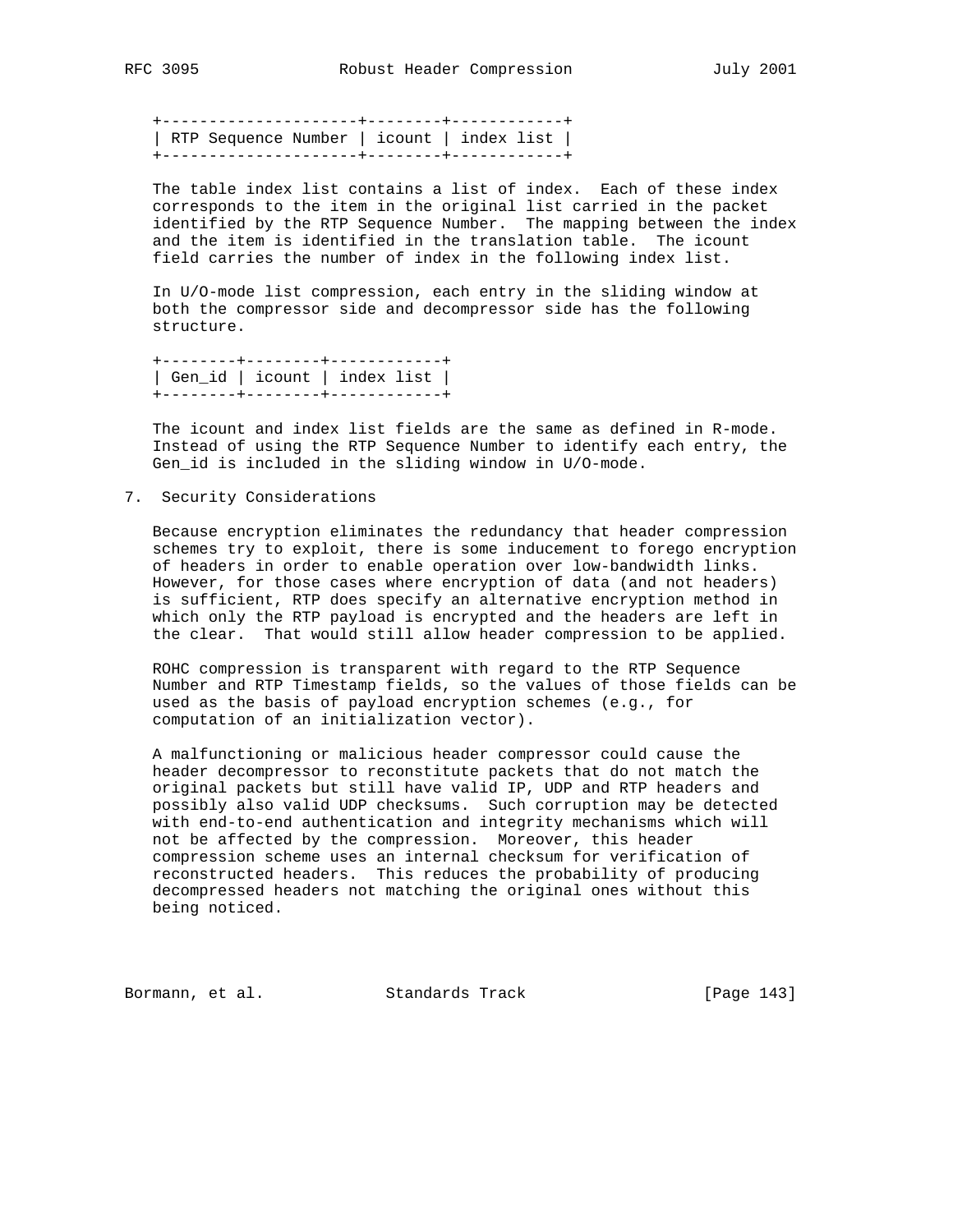```
+---------------------+--------+------------+
| RTP Sequence Number | icount | index list |
+---------------------+--------+------------+
```

The table index list contains a list of index. Each of these index corresponds to the item in the original list carried in the packet identified by the RTP Sequence Number. The mapping between the index and the item is identified in the translation table. The icount field carries the number of index in the following index list.

In U/O-mode list compression, each entry in the sliding window at both the compressor side and decompressor side has the following structure.

```
+--------+--------+------------+
| Gen_id | icount | index list |
+--------+--------+------------+
```

The icount and index list fields are the same as defined in R-mode. Instead of using the RTP Sequence Number to identify each entry, the Gen_id is included in the sliding window in U/O-mode.

## 7. Security Considerations

Because encryption eliminates the redundancy that header compression schemes try to exploit, there is some inducement to forego encryption of headers in order to enable operation over low-bandwidth links. However, for those cases where encryption of data (and not headers) is sufficient, RTP does specify an alternative encryption method in which only the RTP payload is encrypted and the headers are left in the clear. That would still allow header compression to be applied.

ROHC compression is transparent with regard to the RTP Sequence Number and RTP Timestamp fields, so the values of those fields can be used as the basis of payload encryption schemes (e.g., for computation of an initialization vector).

A malfunctioning or malicious header compressor could cause the header decompressor to reconstitute packets that do not match the original packets but still have valid IP, UDP and RTP headers and possibly also valid UDP checksums. Such corruption may be detected with end-to-end authentication and integrity mechanisms which will not be affected by the compression. Moreover, this header compression scheme uses an internal checksum for verification of reconstructed headers. This reduces the probability of producing decompressed headers not matching the original ones without this being noticed.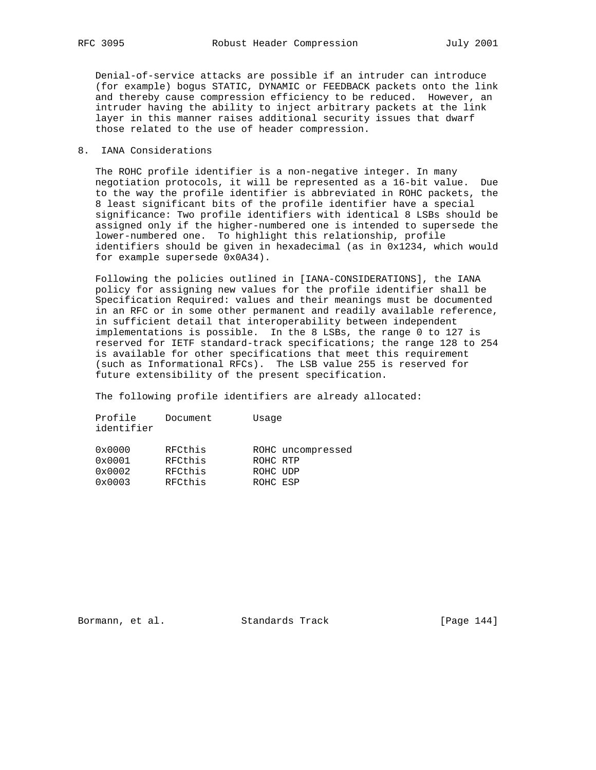Denial-of-service attacks are possible if an intruder can introduce (for example) bogus STATIC, DYNAMIC or FEEDBACK packets onto the link and thereby cause compression efficiency to be reduced. However, an intruder having the ability to inject arbitrary packets at the link layer in this manner raises additional security issues that dwarf those related to the use of header compression.

## 8. IANA Considerations

The ROHC profile identifier is a non-negative integer. In many negotiation protocols, it will be represented as a 16-bit value. Due to the way the profile identifier is abbreviated in ROHC packets, the 8 least significant bits of the profile identifier have a special significance: Two profile identifiers with identical 8 LSBs should be assigned only if the higher-numbered one is intended to supersede the lower-numbered one. To highlight this relationship, profile identifiers should be given in hexadecimal (as in 0x1234, which would for example supersede 0x0A34).

Following the policies outlined in [IANA-CONSIDERATIONS], the IANA policy for assigning new values for the profile identifier shall be Specification Required: values and their meanings must be documented in an RFC or in some other permanent and readily available reference, in sufficient detail that interoperability between independent implementations is possible. In the 8 LSBs, the range 0 to 127 is reserved for IETF standard-track specifications; the range 128 to 254 is available for other specifications that meet this requirement (such as Informational RFCs). The LSB value 255 is reserved for future extensibility of the present specification.

The following profile identifiers are already allocated:

| Profile identifier | Document | Usage |
|---|---|---|
| 0x0000 | RFCthis | ROHC uncompressed |
| 0x0001 | RFCthis | ROHC RTP |
| 0x0002 | RFCthis | ROHC UDP |
| 0x0003 | RFCthis | ROHC ESP |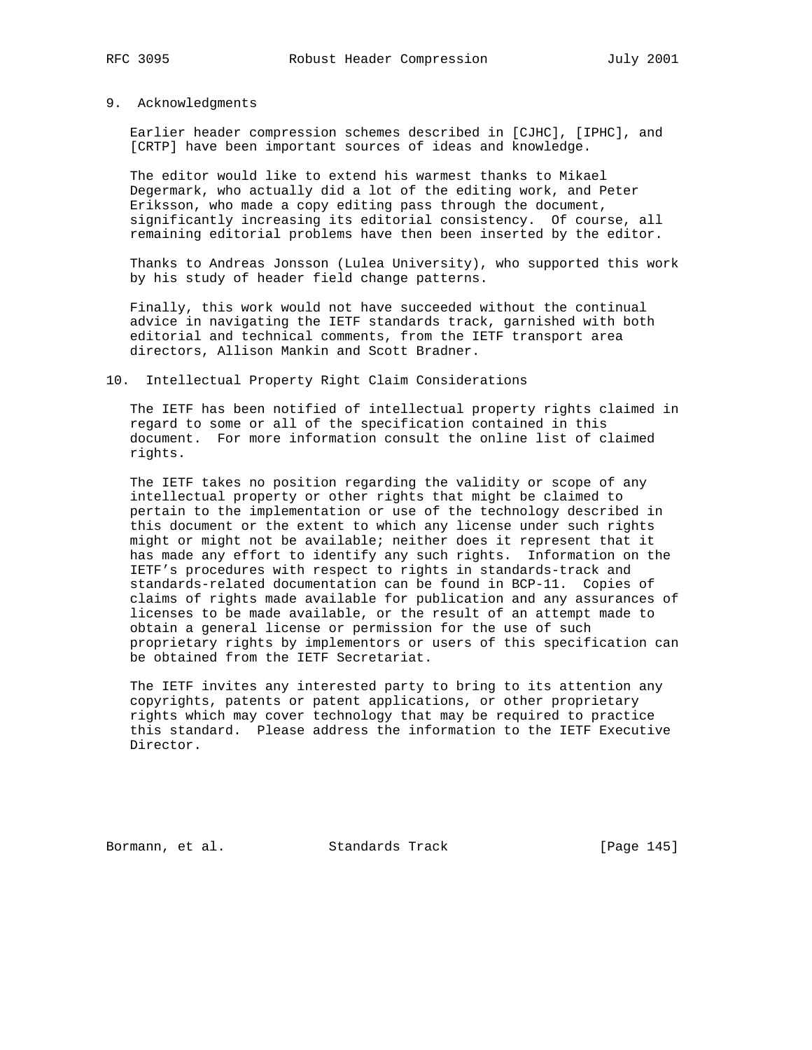## 9. Acknowledgments

Earlier header compression schemes described in [CJHC], [IPHC], and [CRTP] have been important sources of ideas and knowledge.

The editor would like to extend his warmest thanks to Mikael Degermark, who actually did a lot of the editing work, and Peter Eriksson, who made a copy editing pass through the document, significantly increasing its editorial consistency. Of course, all remaining editorial problems have then been inserted by the editor.

Thanks to Andreas Jonsson (Lulea University), who supported this work by his study of header field change patterns.

Finally, this work would not have succeeded without the continual advice in navigating the IETF standards track, garnished with both editorial and technical comments, from the IETF transport area directors, Allison Mankin and Scott Bradner.

## 10. Intellectual Property Right Claim Considerations

The IETF has been notified of intellectual property rights claimed in regard to some or all of the specification contained in this document. For more information consult the online list of claimed rights.

The IETF takes no position regarding the validity or scope of any intellectual property or other rights that might be claimed to pertain to the implementation or use of the technology described in this document or the extent to which any license under such rights might or might not be available; neither does it represent that it has made any effort to identify any such rights. Information on the IETF's procedures with respect to rights in standards-track and standards-related documentation can be found in BCP-11. Copies of claims of rights made available for publication and any assurances of licenses to be made available, or the result of an attempt made to obtain a general license or permission for the use of such proprietary rights by implementors or users of this specification can be obtained from the IETF Secretariat.

The IETF invites any interested party to bring to its attention any copyrights, patents or patent applications, or other proprietary rights which may cover technology that may be required to practice this standard. Please address the information to the IETF Executive Director.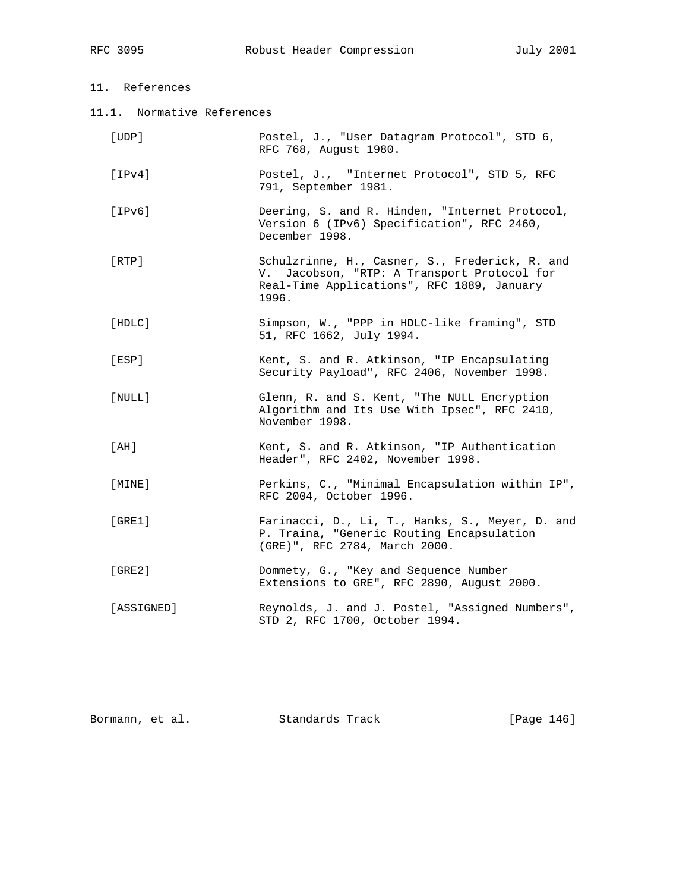## 11. References

### 11.1. Normative References

[UDP] Postel, J., "User Datagram Protocol", STD 6, RFC 768, August 1980.

[IPv4] Postel, J., "Internet Protocol", STD 5, RFC 791, September 1981.

[IPv6] Deering, S. and R. Hinden, "Internet Protocol, Version 6 (IPv6) Specification", RFC 2460, December 1998.

[RTP] Schulzrinne, H., Casner, S., Frederick, R. and V. Jacobson, "RTP: A Transport Protocol for Real-Time Applications", RFC 1889, January 1996.

[HDLC] Simpson, W., "PPP in HDLC-like framing", STD 51, RFC 1662, July 1994.

[ESP] Kent, S. and R. Atkinson, "IP Encapsulating Security Payload", RFC 2406, November 1998.

[NULL] Glenn, R. and S. Kent, "The NULL Encryption Algorithm and Its Use With Ipsec", RFC 2410, November 1998.

[AH] Kent, S. and R. Atkinson, "IP Authentication Header", RFC 2402, November 1998.

[MINE] Perkins, C., "Minimal Encapsulation within IP", RFC 2004, October 1996.

[GRE1] Farinacci, D., Li, T., Hanks, S., Meyer, D. and P. Traina, "Generic Routing Encapsulation (GRE)", RFC 2784, March 2000.

[GRE2] Dommety, G., "Key and Sequence Number Extensions to GRE", RFC 2890, August 2000.

[ASSIGNED] Reynolds, J. and J. Postel, "Assigned Numbers", STD 2, RFC 1700, October 1994.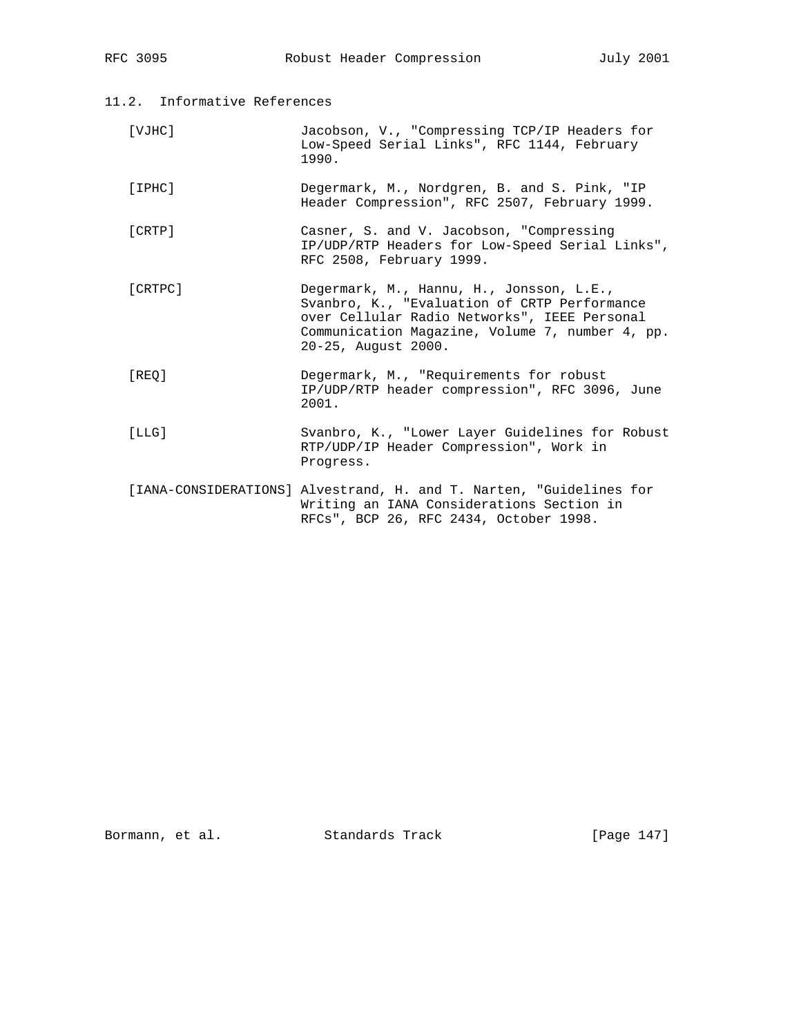### 11.2. Informative References

[VJHC] Jacobson, V., "Compressing TCP/IP Headers for Low-Speed Serial Links", RFC 1144, February 1990.

[IPHC] Degermark, M., Nordgren, B. and S. Pink, "IP Header Compression", RFC 2507, February 1999.

[CRTP] Casner, S. and V. Jacobson, "Compressing IP/UDP/RTP Headers for Low-Speed Serial Links", RFC 2508, February 1999.

[CRTPC] Degermark, M., Hannu, H., Jonsson, L.E., Svanbro, K., "Evaluation of CRTP Performance over Cellular Radio Networks", IEEE Personal Communication Magazine, Volume 7, number 4, pp. 20-25, August 2000.

[REQ] Degermark, M., "Requirements for robust IP/UDP/RTP header compression", RFC 3096, June 2001.

[LLG] Svanbro, K., "Lower Layer Guidelines for Robust RTP/UDP/IP Header Compression", Work in Progress.

[IANA-CONSIDERATIONS] Alvestrand, H. and T. Narten, "Guidelines for Writing an IANA Considerations Section in RFCs", BCP 26, RFC 2434, October 1998.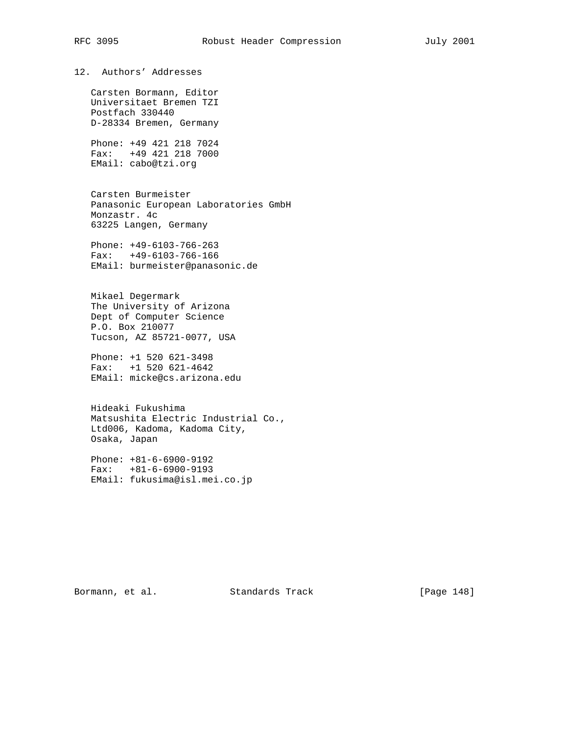## 12. Authors' Addresses

Carsten Bormann, Editor
Universitaet Bremen TZI
Postfach 330440
D-28334 Bremen, Germany

Phone: +49 421 218 7024
Fax: +49 421 218 7000
EMail: cabo@tzi.org

Carsten Burmeister
Panasonic European Laboratories GmbH
Monzastr. 4c
63225 Langen, Germany

Phone: +49-6103-766-263
Fax: +49-6103-766-166
EMail: burmeister@panasonic.de

Mikael Degermark
The University of Arizona
Dept of Computer Science
P.O. Box 210077
Tucson, AZ 85721-0077, USA

Phone: +1 520 621-3498
Fax: +1 520 621-4642
EMail: micke@cs.arizona.edu

Hideaki Fukushima
Matsushita Electric Industrial Co.,
Ltd006, Kadoma, Kadoma City,
Osaka, Japan

Phone: +81-6-6900-9192
Fax: +81-6-6900-9193
EMail: fukusima@isl.mei.co.jp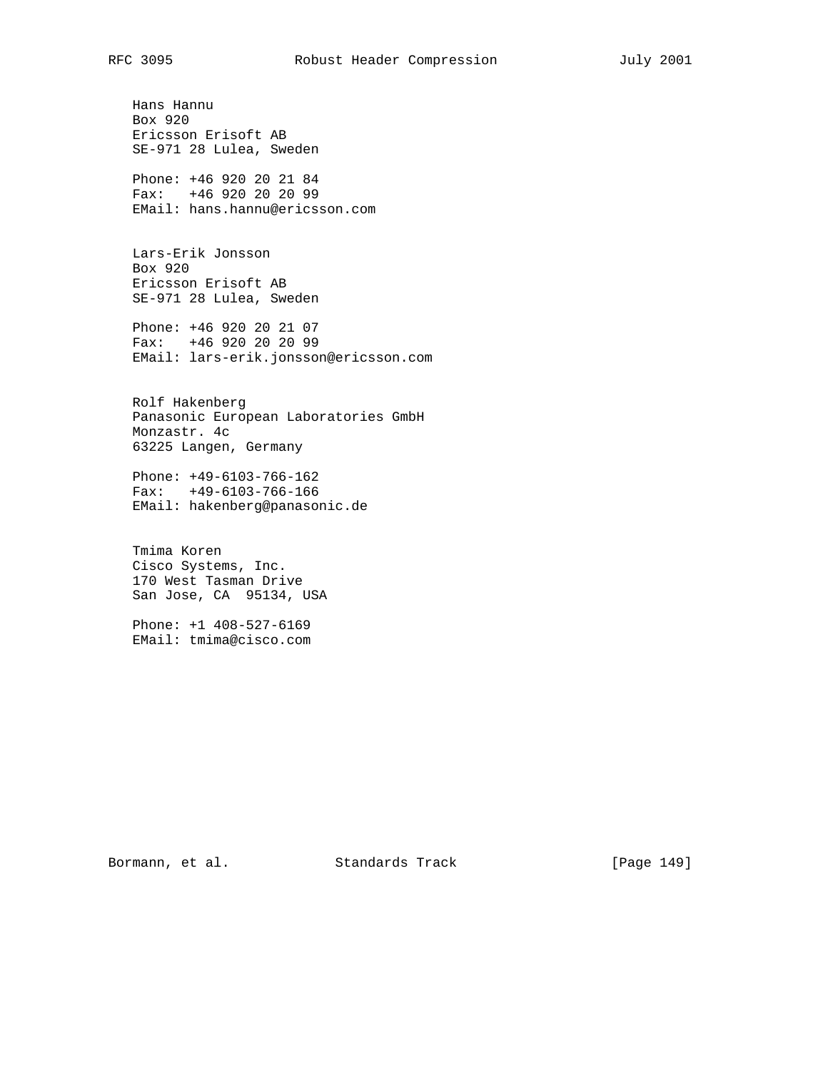Hans Hannu
Box 920
Ericsson Erisoft AB
SE-971 28 Lulea, Sweden

Phone: +46 920 20 21 84
Fax: +46 920 20 20 99
EMail: hans.hannu@ericsson.com

Lars-Erik Jonsson
Box 920
Ericsson Erisoft AB
SE-971 28 Lulea, Sweden

Phone: +46 920 20 21 07
Fax: +46 920 20 20 99
EMail: lars-erik.jonsson@ericsson.com

Rolf Hakenberg
Panasonic European Laboratories GmbH
Monzastr. 4c
63225 Langen, Germany

Phone: +49-6103-766-162
Fax: +49-6103-766-166
EMail: hakenberg@panasonic.de

Tmima Koren
Cisco Systems, Inc.
170 West Tasman Drive
San Jose, CA 95134, USA

Phone: +1 408-527-6169
EMail: tmima@cisco.com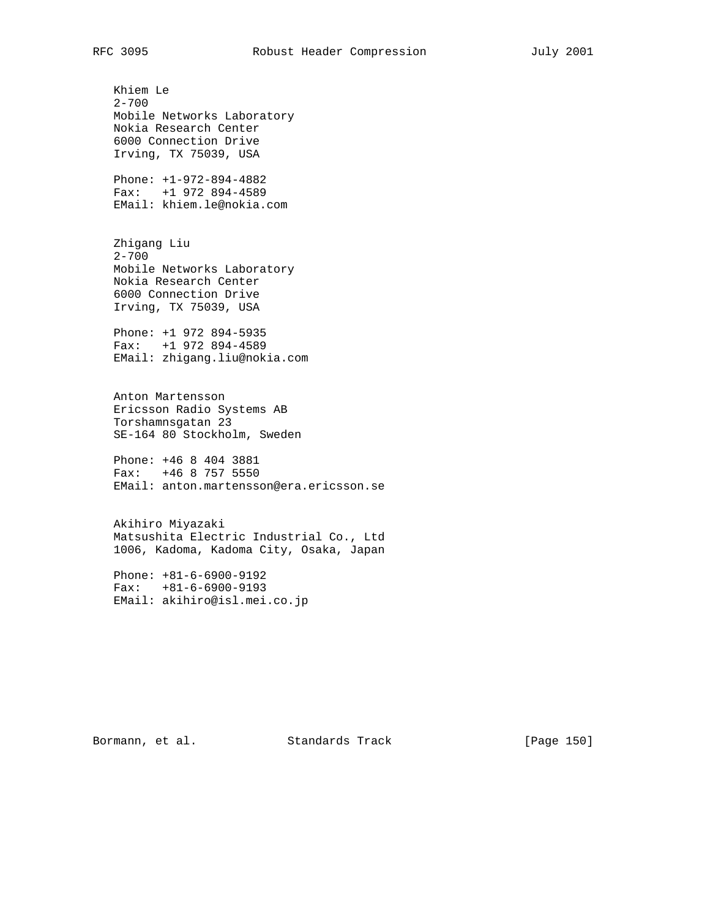Khiem Le
2-700
Mobile Networks Laboratory
Nokia Research Center
6000 Connection Drive
Irving, TX 75039, USA

Phone: +1-972-894-4882
Fax: +1 972 894-4589
EMail: khiem.le@nokia.com

Zhigang Liu
2-700
Mobile Networks Laboratory
Nokia Research Center
6000 Connection Drive
Irving, TX 75039, USA

Phone: +1 972 894-5935
Fax: +1 972 894-4589
EMail: zhigang.liu@nokia.com

Anton Martensson
Ericsson Radio Systems AB
Torshamnsgatan 23
SE-164 80 Stockholm, Sweden

Phone: +46 8 404 3881
Fax: +46 8 757 5550
EMail: anton.martensson@era.ericsson.se

Akihiro Miyazaki
Matsushita Electric Industrial Co., Ltd
1006, Kadoma, Kadoma City, Osaka, Japan

Phone: +81-6-6900-9192
Fax: +81-6-6900-9193
EMail: akihiro@isl.mei.co.jp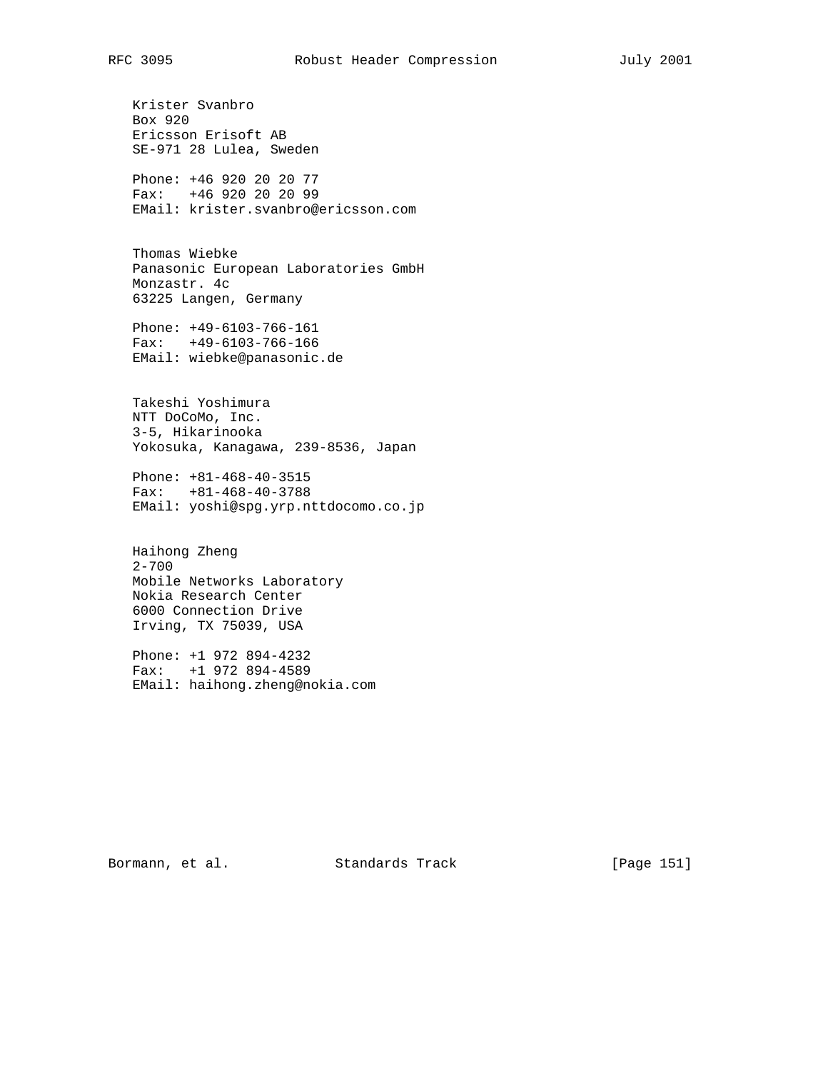Krister Svanbro
Box 920
Ericsson Erisoft AB
SE-971 28 Lulea, Sweden

Phone: +46 920 20 20 77
Fax: +46 920 20 20 99
EMail: krister.svanbro@ericsson.com

Thomas Wiebke
Panasonic European Laboratories GmbH
Monzastr. 4c
63225 Langen, Germany

Phone: +49-6103-766-161
Fax: +49-6103-766-166
EMail: wiebke@panasonic.de

Takeshi Yoshimura
NTT DoCoMo, Inc.
3-5, Hikarinooka
Yokosuka, Kanagawa, 239-8536, Japan

Phone: +81-468-40-3515
Fax: +81-468-40-3788
EMail: yoshi@spg.yrp.nttdocomo.co.jp

Haihong Zheng
2-700
Mobile Networks Laboratory
Nokia Research Center
6000 Connection Drive
Irving, TX 75039, USA

Phone: +1 972 894-4232
Fax: +1 972 894-4589
EMail: haihong.zheng@nokia.com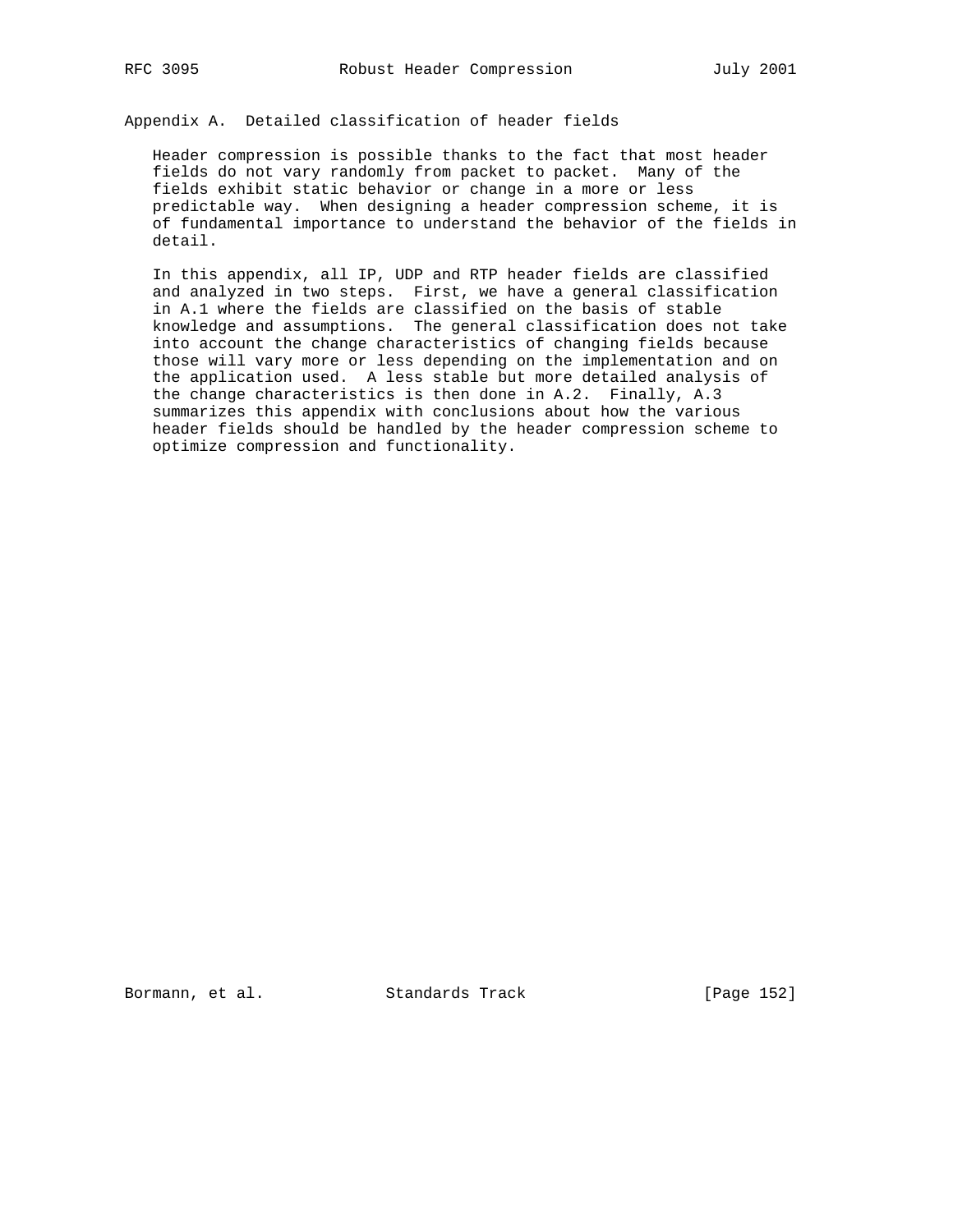# Appendix A. Detailed classification of header fields

Header compression is possible thanks to the fact that most header fields do not vary randomly from packet to packet. Many of the fields exhibit static behavior or change in a more or less predictable way. When designing a header compression scheme, it is of fundamental importance to understand the behavior of the fields in detail.

In this appendix, all IP, UDP and RTP header fields are classified and analyzed in two steps. First, we have a general classification in A.1 where the fields are classified on the basis of stable knowledge and assumptions. The general classification does not take into account the change characteristics of changing fields because those will vary more or less depending on the implementation and on the application used. A less stable but more detailed analysis of the change characteristics is then done in A.2. Finally, A.3 summarizes this appendix with conclusions about how the various header fields should be handled by the header compression scheme to optimize compression and functionality.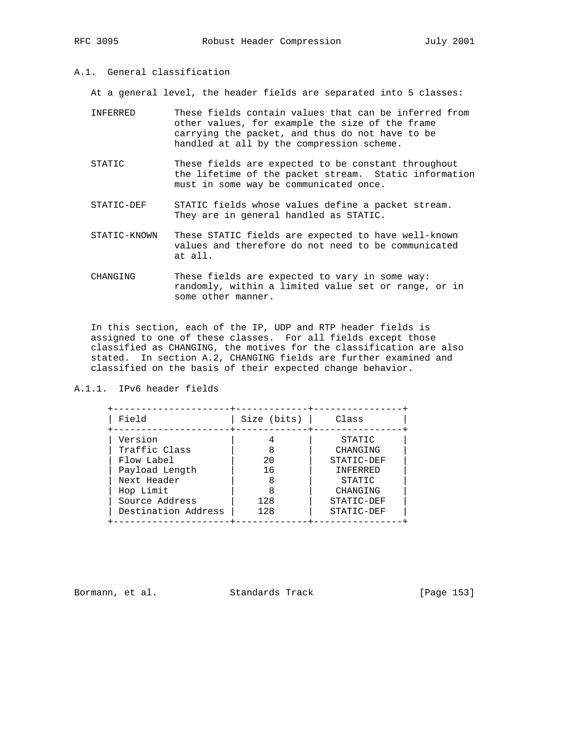### A.1. General classification

At a general level, the header fields are separated into 5 classes:

- **INFERRED** — These fields contain values that can be inferred from other values, for example the size of the frame carrying the packet, and thus do not have to be handled at all by the compression scheme.

- **STATIC** — These fields are expected to be constant throughout the lifetime of the packet stream. Static information must in some way be communicated once.

- **STATIC-DEF** — STATIC fields whose values define a packet stream. They are in general handled as STATIC.

- **STATIC-KNOWN** — These STATIC fields are expected to have well-known values and therefore do not need to be communicated at all.

- **CHANGING** — These fields are expected to vary in some way: randomly, within a limited value set or range, or in some other manner.

In this section, each of the IP, UDP and RTP header fields is assigned to one of these classes. For all fields except those classified as CHANGING, the motives for the classification are also stated. In section A.2, CHANGING fields are further examined and classified on the basis of their expected change behavior.

#### A.1.1. IPv6 header fields

| Field | Size (bits) | Class |
|---|---|---|
| Version | 4 | STATIC |
| Traffic Class | 8 | CHANGING |
| Flow Label | 20 | STATIC-DEF |
| Payload Length | 16 | INFERRED |
| Next Header | 8 | STATIC |
| Hop Limit | 8 | CHANGING |
| Source Address | 128 | STATIC-DEF |
| Destination Address | 128 | STATIC-DEF |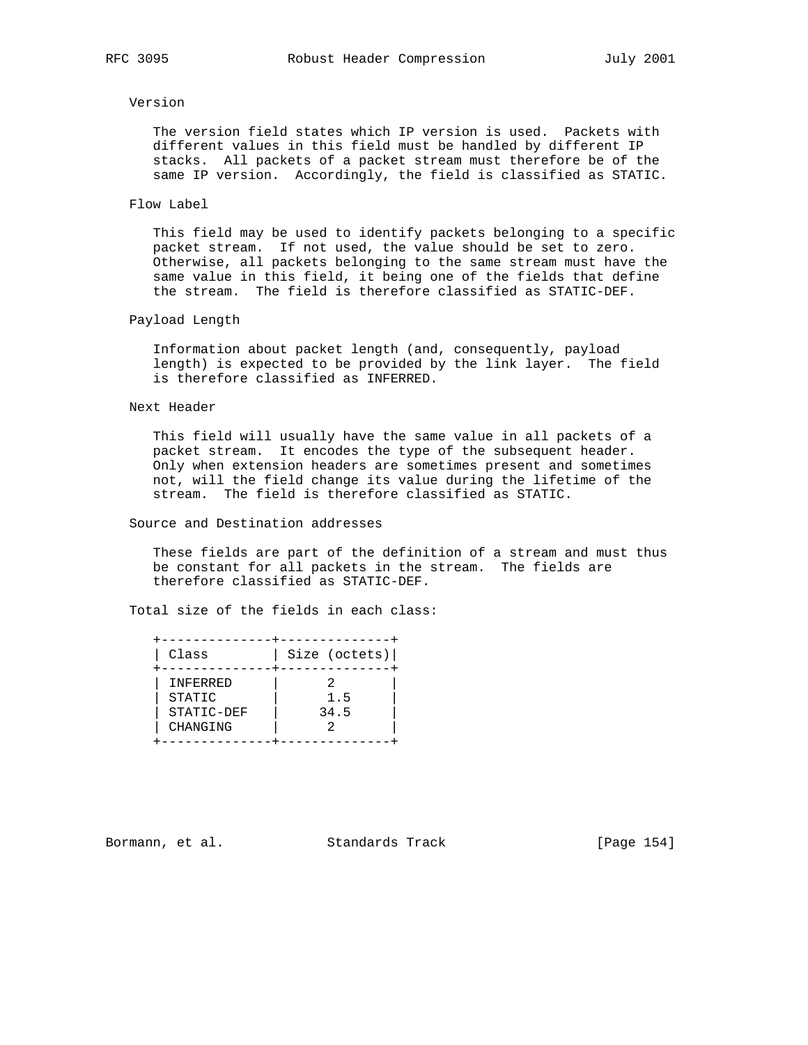Version

The version field states which IP version is used. Packets with different values in this field must be handled by different IP stacks. All packets of a packet stream must therefore be of the same IP version. Accordingly, the field is classified as STATIC.

Flow Label

This field may be used to identify packets belonging to a specific packet stream. If not used, the value should be set to zero. Otherwise, all packets belonging to the same stream must have the same value in this field, it being one of the fields that define the stream. The field is therefore classified as STATIC-DEF.

Payload Length

Information about packet length (and, consequently, payload length) is expected to be provided by the link layer. The field is therefore classified as INFERRED.

Next Header

This field will usually have the same value in all packets of a packet stream. It encodes the type of the subsequent header. Only when extension headers are sometimes present and sometimes not, will the field change its value during the lifetime of the stream. The field is therefore classified as STATIC.

Source and Destination addresses

These fields are part of the definition of a stream and must thus be constant for all packets in the stream. The fields are therefore classified as STATIC-DEF.

Total size of the fields in each class:

| Class | Size (octets) |
|---|---|
| INFERRED | 2 |
| STATIC | 1.5 |
| STATIC-DEF | 34.5 |
| CHANGING | 2 |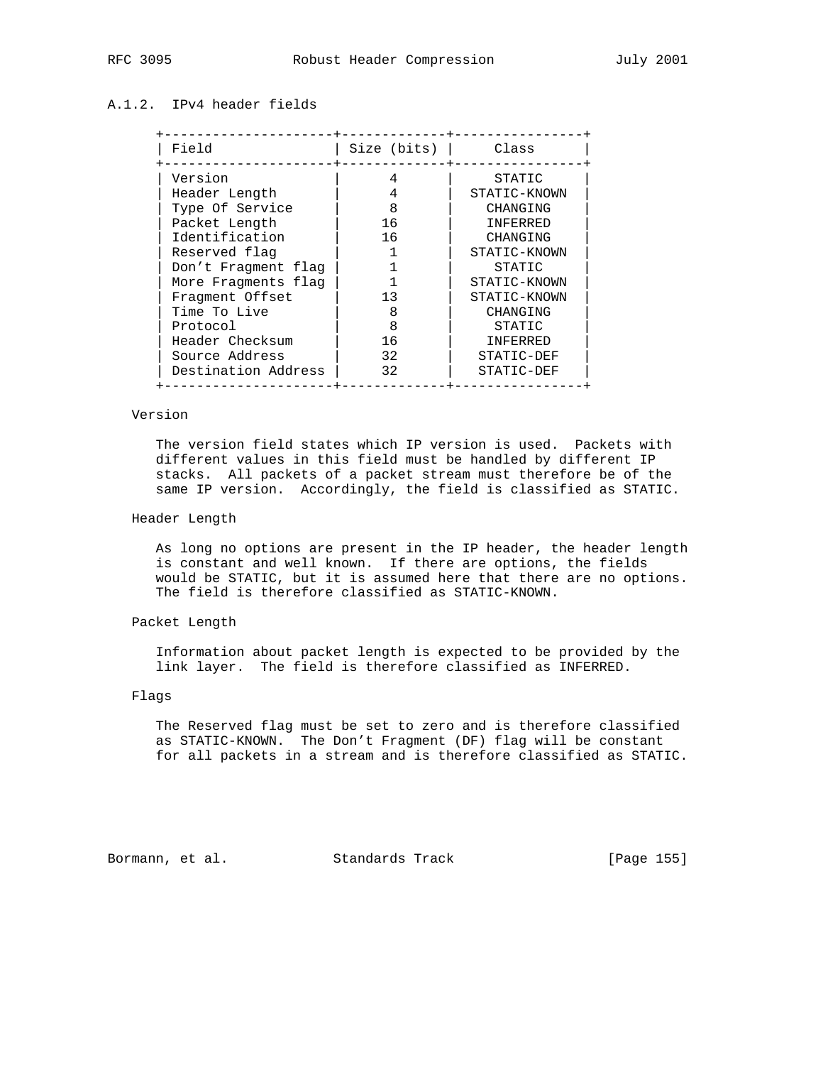### A.1.2. IPv4 header fields

| Field | Size (bits) | Class |
|---|---|---|
| Version | 4 | STATIC |
| Header Length | 4 | STATIC-KNOWN |
| Type Of Service | 8 | CHANGING |
| Packet Length | 16 | INFERRED |
| Identification | 16 | CHANGING |
| Reserved flag | 1 | STATIC-KNOWN |
| Don't Fragment flag | 1 | STATIC |
| More Fragments flag | 1 | STATIC-KNOWN |
| Fragment Offset | 13 | STATIC-KNOWN |
| Time To Live | 8 | CHANGING |
| Protocol | 8 | STATIC |
| Header Checksum | 16 | INFERRED |
| Source Address | 32 | STATIC-DEF |
| Destination Address | 32 | STATIC-DEF |

Version

The version field states which IP version is used. Packets with different values in this field must be handled by different IP stacks. All packets of a packet stream must therefore be of the same IP version. Accordingly, the field is classified as STATIC.

Header Length

As long no options are present in the IP header, the header length is constant and well known. If there are options, the fields would be STATIC, but it is assumed here that there are no options. The field is therefore classified as STATIC-KNOWN.

Packet Length

Information about packet length is expected to be provided by the link layer. The field is therefore classified as INFERRED.

Flags

The Reserved flag must be set to zero and is therefore classified as STATIC-KNOWN. The Don't Fragment (DF) flag will be constant for all packets in a stream and is therefore classified as STATIC.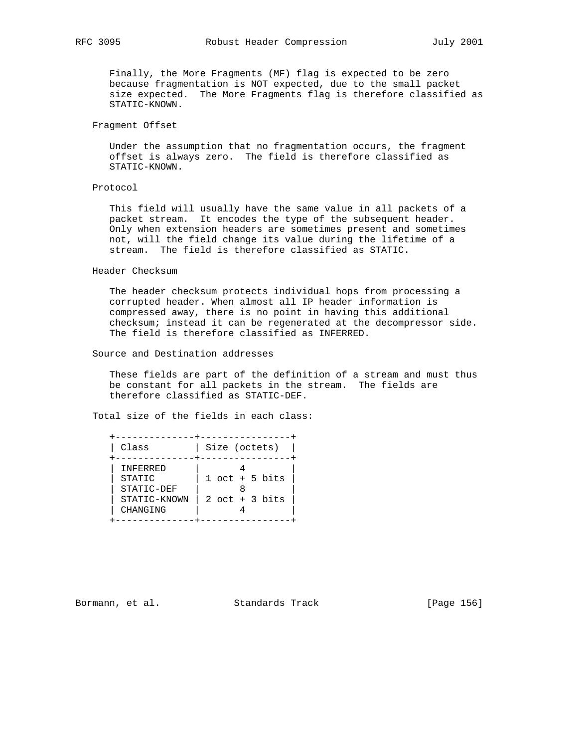Finally, the More Fragments (MF) flag is expected to be zero because fragmentation is NOT expected, due to the small packet size expected. The More Fragments flag is therefore classified as STATIC-KNOWN.

Fragment Offset

Under the assumption that no fragmentation occurs, the fragment offset is always zero. The field is therefore classified as STATIC-KNOWN.

Protocol

This field will usually have the same value in all packets of a packet stream. It encodes the type of the subsequent header. Only when extension headers are sometimes present and sometimes not, will the field change its value during the lifetime of a stream. The field is therefore classified as STATIC.

Header Checksum

The header checksum protects individual hops from processing a corrupted header. When almost all IP header information is compressed away, there is no point in having this additional checksum; instead it can be regenerated at the decompressor side. The field is therefore classified as INFERRED.

Source and Destination addresses

These fields are part of the definition of a stream and must thus be constant for all packets in the stream. The fields are therefore classified as STATIC-DEF.

Total size of the fields in each class:

| Class | Size (octets) |
|---|---|
| INFERRED | 4 |
| STATIC | 1 oct + 5 bits |
| STATIC-DEF | 8 |
| STATIC-KNOWN | 2 oct + 3 bits |
| CHANGING | 4 |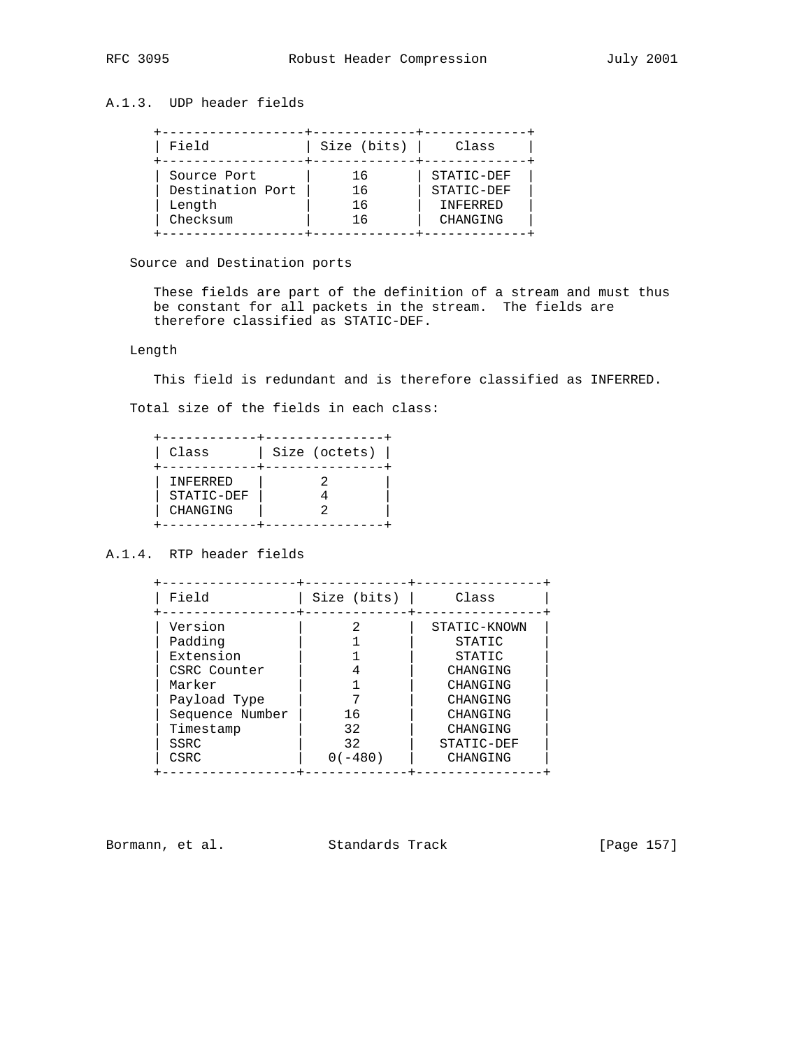### A.1.3. UDP header fields

| Field | Size (bits) | Class |
|---|---|---|
| Source Port | 16 | STATIC-DEF |
| Destination Port | 16 | STATIC-DEF |
| Length | 16 | INFERRED |
| Checksum | 16 | CHANGING |

Source and Destination ports

These fields are part of the definition of a stream and must thus be constant for all packets in the stream. The fields are therefore classified as STATIC-DEF.

Length

This field is redundant and is therefore classified as INFERRED.

Total size of the fields in each class:

| Class | Size (octets) |
|---|---|
| INFERRED | 2 |
| STATIC-DEF | 4 |
| CHANGING | 2 |

### A.1.4. RTP header fields

| Field | Size (bits) | Class |
|---|---|---|
| Version | 2 | STATIC-KNOWN |
| Padding | 1 | STATIC |
| Extension | 1 | STATIC |
| CSRC Counter | 4 | CHANGING |
| Marker | 1 | CHANGING |
| Payload Type | 7 | CHANGING |
| Sequence Number | 16 | CHANGING |
| Timestamp | 32 | CHANGING |
| SSRC | 32 | STATIC-DEF |
| CSRC | 0(-480) | CHANGING |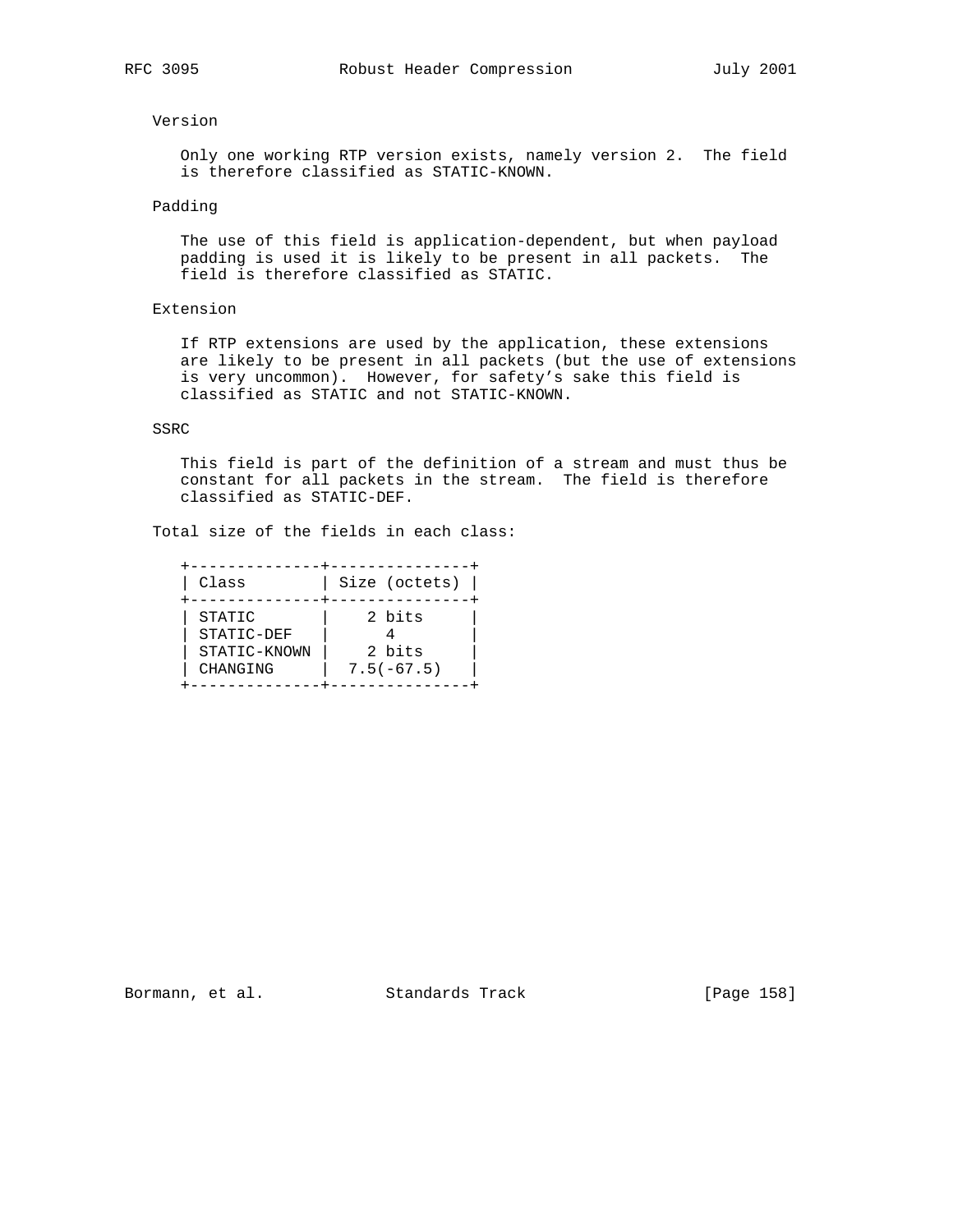Version

Only one working RTP version exists, namely version 2. The field is therefore classified as STATIC-KNOWN.

Padding

The use of this field is application-dependent, but when payload padding is used it is likely to be present in all packets. The field is therefore classified as STATIC.

Extension

If RTP extensions are used by the application, these extensions are likely to be present in all packets (but the use of extensions is very uncommon). However, for safety's sake this field is classified as STATIC and not STATIC-KNOWN.

SSRC

This field is part of the definition of a stream and must thus be constant for all packets in the stream. The field is therefore classified as STATIC-DEF.

Total size of the fields in each class:

| Class | Size (octets) |
|---|---|
| STATIC | 2 bits |
| STATIC-DEF | 4 |
| STATIC-KNOWN | 2 bits |
| CHANGING | 7.5(-67.5) |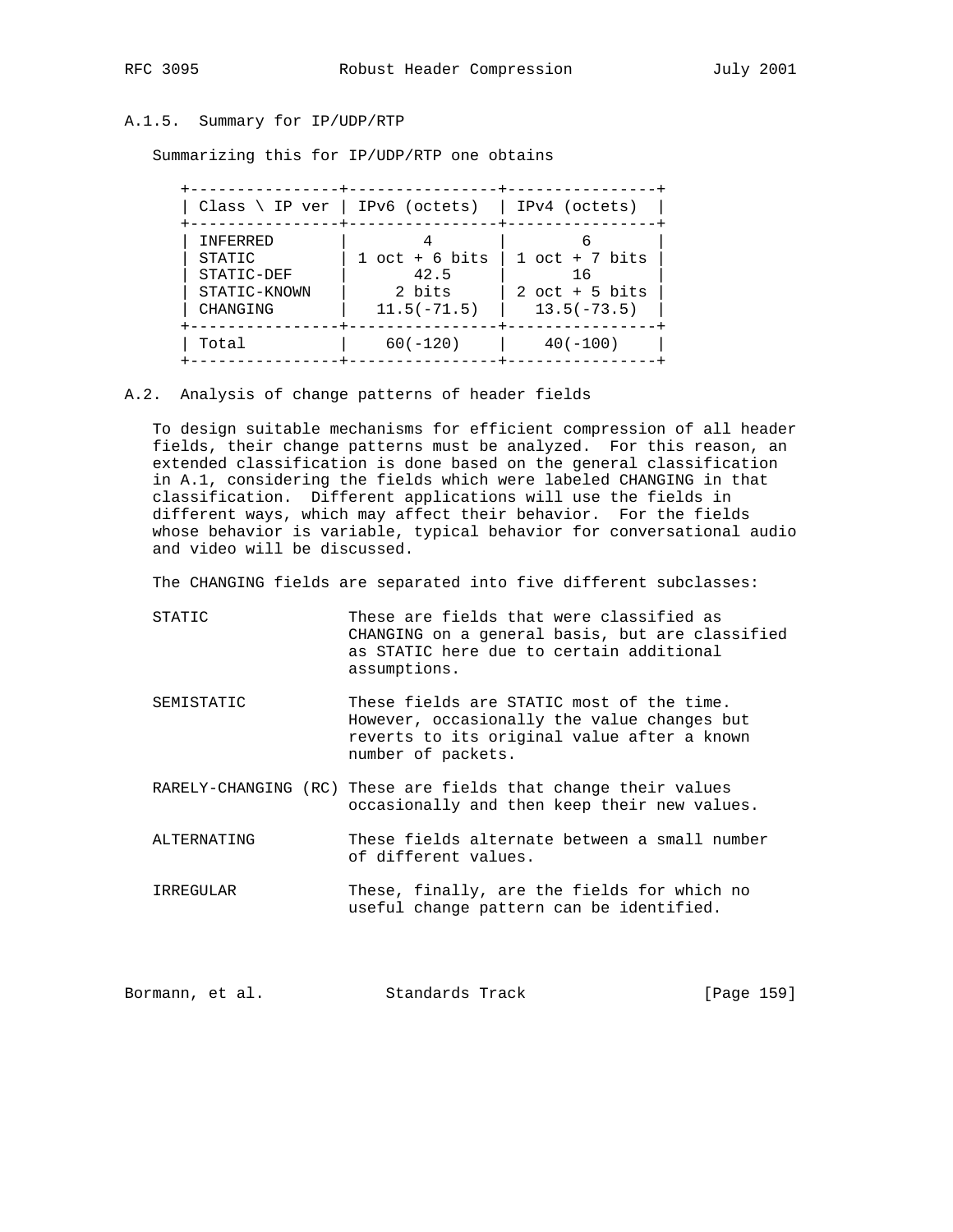### A.1.5. Summary for IP/UDP/RTP

Summarizing this for IP/UDP/RTP one obtains

| Class \ IP ver | IPv6 (octets) | IPv4 (octets) |
|---|---|---|
| INFERRED | 4 | 6 |
| STATIC | 1 oct + 6 bits | 1 oct + 7 bits |
| STATIC-DEF | 42.5 | 16 |
| STATIC-KNOWN | 2 bits | 2 oct + 5 bits |
| CHANGING | 11.5(-71.5) | 13.5(-73.5) |
| Total | 60(-120) | 40(-100) |

## A.2. Analysis of change patterns of header fields

To design suitable mechanisms for efficient compression of all header fields, their change patterns must be analyzed. For this reason, an extended classification is done based on the general classification in A.1, considering the fields which were labeled CHANGING in that classification. Different applications will use the fields in different ways, which may affect their behavior. For the fields whose behavior is variable, typical behavior for conversational audio and video will be discussed.

The CHANGING fields are separated into five different subclasses:

- STATIC — These are fields that were classified as CHANGING on a general basis, but are classified as STATIC here due to certain additional assumptions.

- SEMISTATIC — These fields are STATIC most of the time. However, occasionally the value changes but reverts to its original value after a known number of packets.

- RARELY-CHANGING (RC) — These are fields that change their values occasionally and then keep their new values.

- ALTERNATING — These fields alternate between a small number of different values.

- IRREGULAR — These, finally, are the fields for which no useful change pattern can be identified.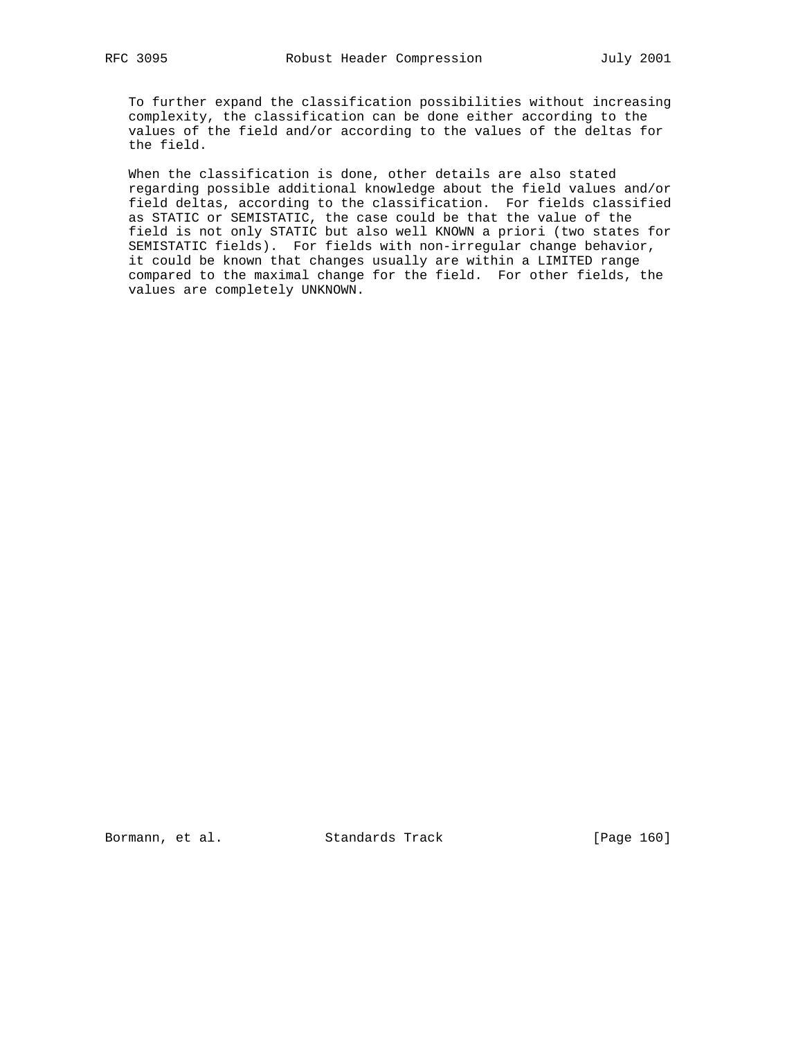To further expand the classification possibilities without increasing complexity, the classification can be done either according to the values of the field and/or according to the values of the deltas for the field.

When the classification is done, other details are also stated regarding possible additional knowledge about the field values and/or field deltas, according to the classification. For fields classified as STATIC or SEMISTATIC, the case could be that the value of the field is not only STATIC but also well KNOWN a priori (two states for SEMISTATIC fields). For fields with non-irregular change behavior, it could be known that changes usually are within a LIMITED range compared to the maximal change for the field. For other fields, the values are completely UNKNOWN.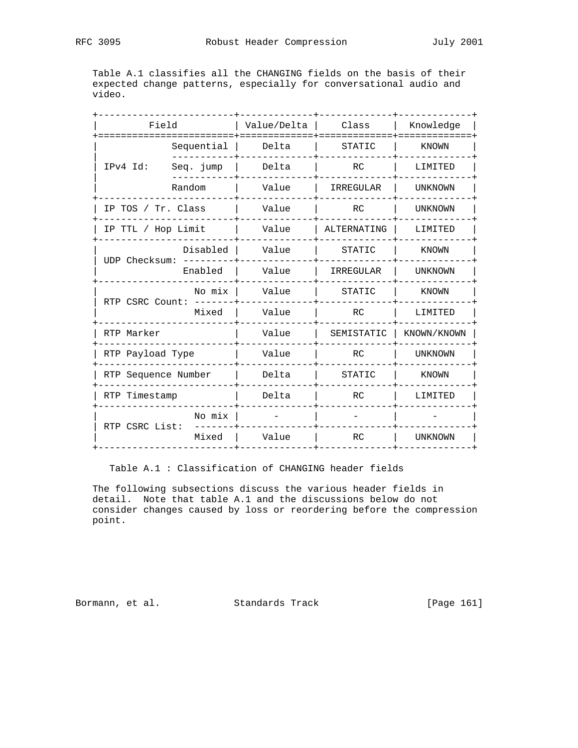Table A.1 classifies all the CHANGING fields on the basis of their expected change patterns, especially for conversational audio and video.

| Field | | Value/Delta | Class | Knowledge |
|---|---|---|---|---|
| IPv4 Id: | Sequential | Delta | STATIC | KNOWN |
| | Seq. jump | Delta | RC | LIMITED |
| | Random | Value | IRREGULAR | UNKNOWN |
| IP TOS / Tr. Class | | Value | RC | UNKNOWN |
| IP TTL / Hop Limit | | Value | ALTERNATING | LIMITED |
| UDP Checksum: | Disabled | Value | STATIC | KNOWN |
| | Enabled | Value | IRREGULAR | UNKNOWN |
| RTP CSRC Count: | No mix | Value | STATIC | KNOWN |
| | Mixed | Value | RC | LIMITED |
| RTP Marker | | Value | SEMISTATIC | KNOWN/KNOWN |
| RTP Payload Type | | Value | RC | UNKNOWN |
| RTP Sequence Number | | Delta | STATIC | KNOWN |
| RTP Timestamp | | Delta | RC | LIMITED |
| RTP CSRC List: | No mix | - | - | - |
| | Mixed | Value | RC | UNKNOWN |

Table A.1 : Classification of CHANGING header fields

The following subsections discuss the various header fields in detail. Note that table A.1 and the discussions below do not consider changes caused by loss or reordering before the compression point.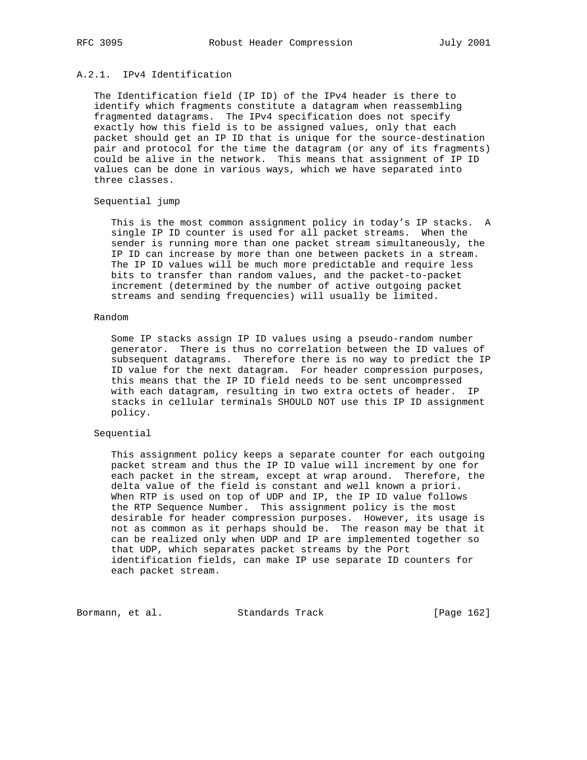### A.2.1. IPv4 Identification

The Identification field (IP ID) of the IPv4 header is there to identify which fragments constitute a datagram when reassembling fragmented datagrams. The IPv4 specification does not specify exactly how this field is to be assigned values, only that each packet should get an IP ID that is unique for the source-destination pair and protocol for the time the datagram (or any of its fragments) could be alive in the network. This means that assignment of IP ID values can be done in various ways, which we have separated into three classes.

Sequential jump

This is the most common assignment policy in today's IP stacks. A single IP ID counter is used for all packet streams. When the sender is running more than one packet stream simultaneously, the IP ID can increase by more than one between packets in a stream. The IP ID values will be much more predictable and require less bits to transfer than random values, and the packet-to-packet increment (determined by the number of active outgoing packet streams and sending frequencies) will usually be limited.

Random

Some IP stacks assign IP ID values using a pseudo-random number generator. There is thus no correlation between the ID values of subsequent datagrams. Therefore there is no way to predict the IP ID value for the next datagram. For header compression purposes, this means that the IP ID field needs to be sent uncompressed with each datagram, resulting in two extra octets of header. IP stacks in cellular terminals SHOULD NOT use this IP ID assignment policy.

Sequential

This assignment policy keeps a separate counter for each outgoing packet stream and thus the IP ID value will increment by one for each packet in the stream, except at wrap around. Therefore, the delta value of the field is constant and well known a priori. When RTP is used on top of UDP and IP, the IP ID value follows the RTP Sequence Number. This assignment policy is the most desirable for header compression purposes. However, its usage is not as common as it perhaps should be. The reason may be that it can be realized only when UDP and IP are implemented together so that UDP, which separates packet streams by the Port identification fields, can make IP use separate ID counters for each packet stream.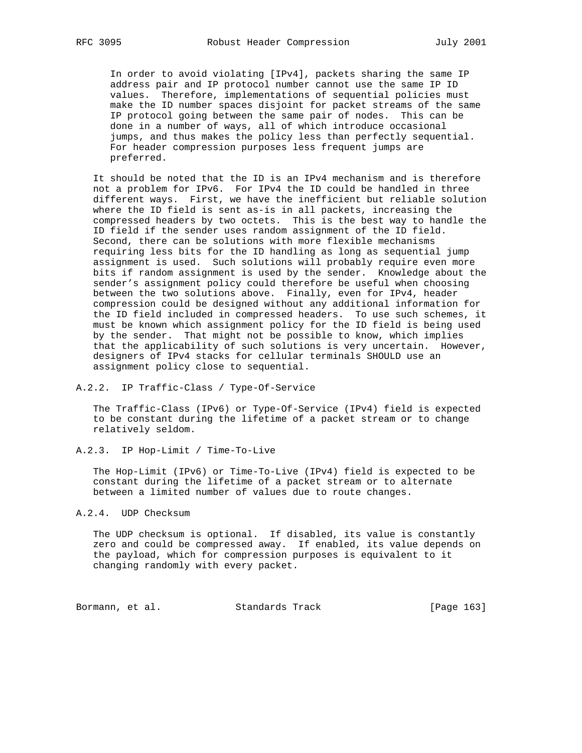In order to avoid violating [IPv4], packets sharing the same IP address pair and IP protocol number cannot use the same IP ID values. Therefore, implementations of sequential policies must make the ID number spaces disjoint for packet streams of the same IP protocol going between the same pair of nodes. This can be done in a number of ways, all of which introduce occasional jumps, and thus makes the policy less than perfectly sequential. For header compression purposes less frequent jumps are preferred.

It should be noted that the ID is an IPv4 mechanism and is therefore not a problem for IPv6. For IPv4 the ID could be handled in three different ways. First, we have the inefficient but reliable solution where the ID field is sent as-is in all packets, increasing the compressed headers by two octets. This is the best way to handle the ID field if the sender uses random assignment of the ID field. Second, there can be solutions with more flexible mechanisms requiring less bits for the ID handling as long as sequential jump assignment is used. Such solutions will probably require even more bits if random assignment is used by the sender. Knowledge about the sender's assignment policy could therefore be useful when choosing between the two solutions above. Finally, even for IPv4, header compression could be designed without any additional information for the ID field included in compressed headers. To use such schemes, it must be known which assignment policy for the ID field is being used by the sender. That might not be possible to know, which implies that the applicability of such solutions is very uncertain. However, designers of IPv4 stacks for cellular terminals SHOULD use an assignment policy close to sequential.

### A.2.2. IP Traffic-Class / Type-Of-Service

The Traffic-Class (IPv6) or Type-Of-Service (IPv4) field is expected to be constant during the lifetime of a packet stream or to change relatively seldom.

### A.2.3. IP Hop-Limit / Time-To-Live

The Hop-Limit (IPv6) or Time-To-Live (IPv4) field is expected to be constant during the lifetime of a packet stream or to alternate between a limited number of values due to route changes.

### A.2.4. UDP Checksum

The UDP checksum is optional. If disabled, its value is constantly zero and could be compressed away. If enabled, its value depends on the payload, which for compression purposes is equivalent to it changing randomly with every packet.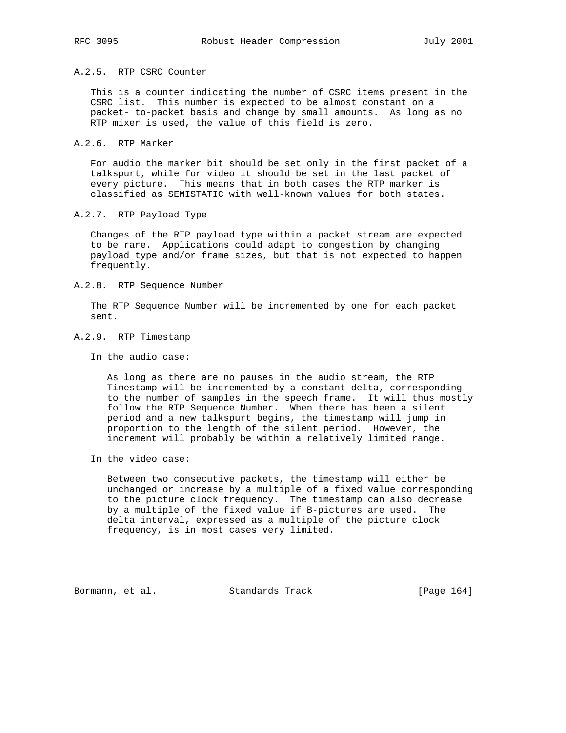### A.2.5. RTP CSRC Counter

This is a counter indicating the number of CSRC items present in the CSRC list. This number is expected to be almost constant on a packet- to-packet basis and change by small amounts. As long as no RTP mixer is used, the value of this field is zero.

### A.2.6. RTP Marker

For audio the marker bit should be set only in the first packet of a talkspurt, while for video it should be set in the last packet of every picture. This means that in both cases the RTP marker is classified as SEMISTATIC with well-known values for both states.

### A.2.7. RTP Payload Type

Changes of the RTP payload type within a packet stream are expected to be rare. Applications could adapt to congestion by changing payload type and/or frame sizes, but that is not expected to happen frequently.

### A.2.8. RTP Sequence Number

The RTP Sequence Number will be incremented by one for each packet sent.

### A.2.9. RTP Timestamp

In the audio case:

As long as there are no pauses in the audio stream, the RTP Timestamp will be incremented by a constant delta, corresponding to the number of samples in the speech frame. It will thus mostly follow the RTP Sequence Number. When there has been a silent period and a new talkspurt begins, the timestamp will jump in proportion to the length of the silent period. However, the increment will probably be within a relatively limited range.

In the video case:

Between two consecutive packets, the timestamp will either be unchanged or increase by a multiple of a fixed value corresponding to the picture clock frequency. The timestamp can also decrease by a multiple of the fixed value if B-pictures are used. The delta interval, expressed as a multiple of the picture clock frequency, is in most cases very limited.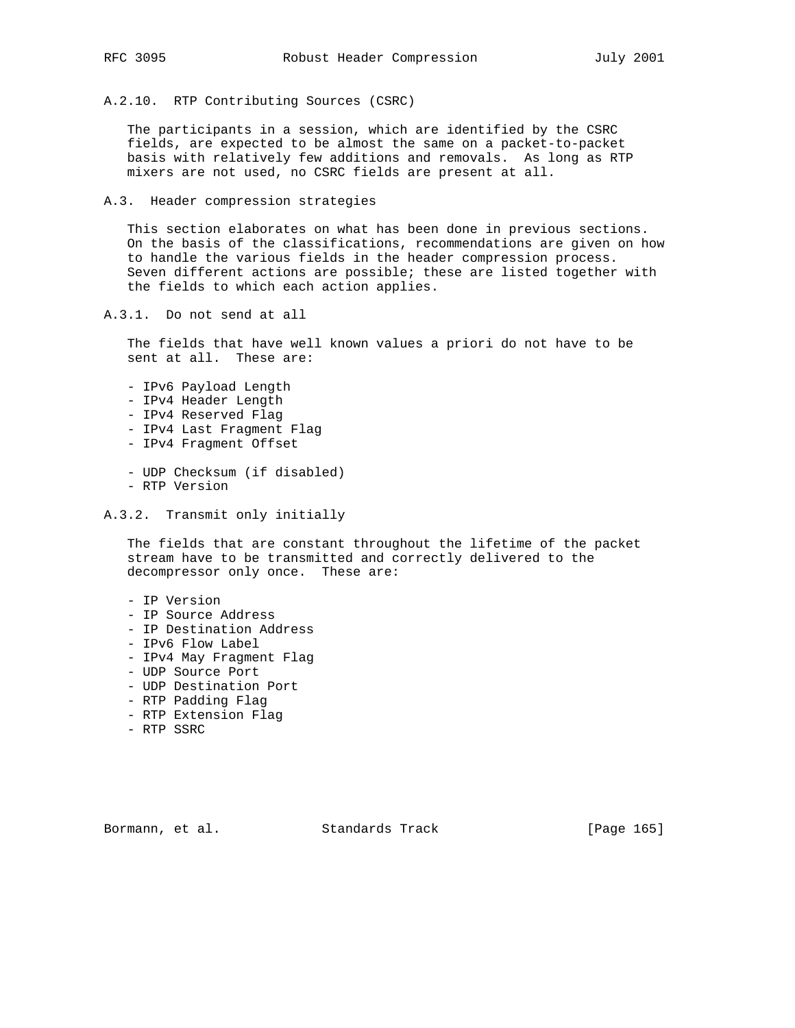### A.2.10. RTP Contributing Sources (CSRC)

The participants in a session, which are identified by the CSRC fields, are expected to be almost the same on a packet-to-packet basis with relatively few additions and removals. As long as RTP mixers are not used, no CSRC fields are present at all.

## A.3. Header compression strategies

This section elaborates on what has been done in previous sections. On the basis of the classifications, recommendations are given on how to handle the various fields in the header compression process. Seven different actions are possible; these are listed together with the fields to which each action applies.

### A.3.1. Do not send at all

The fields that have well known values a priori do not have to be sent at all. These are:

- IPv6 Payload Length
- IPv4 Header Length
- IPv4 Reserved Flag
- IPv4 Last Fragment Flag
- IPv4 Fragment Offset

- UDP Checksum (if disabled)
- RTP Version

### A.3.2. Transmit only initially

The fields that are constant throughout the lifetime of the packet stream have to be transmitted and correctly delivered to the decompressor only once. These are:

- IP Version
- IP Source Address
- IP Destination Address
- IPv6 Flow Label
- IPv4 May Fragment Flag
- UDP Source Port
- UDP Destination Port
- RTP Padding Flag
- RTP Extension Flag
- RTP SSRC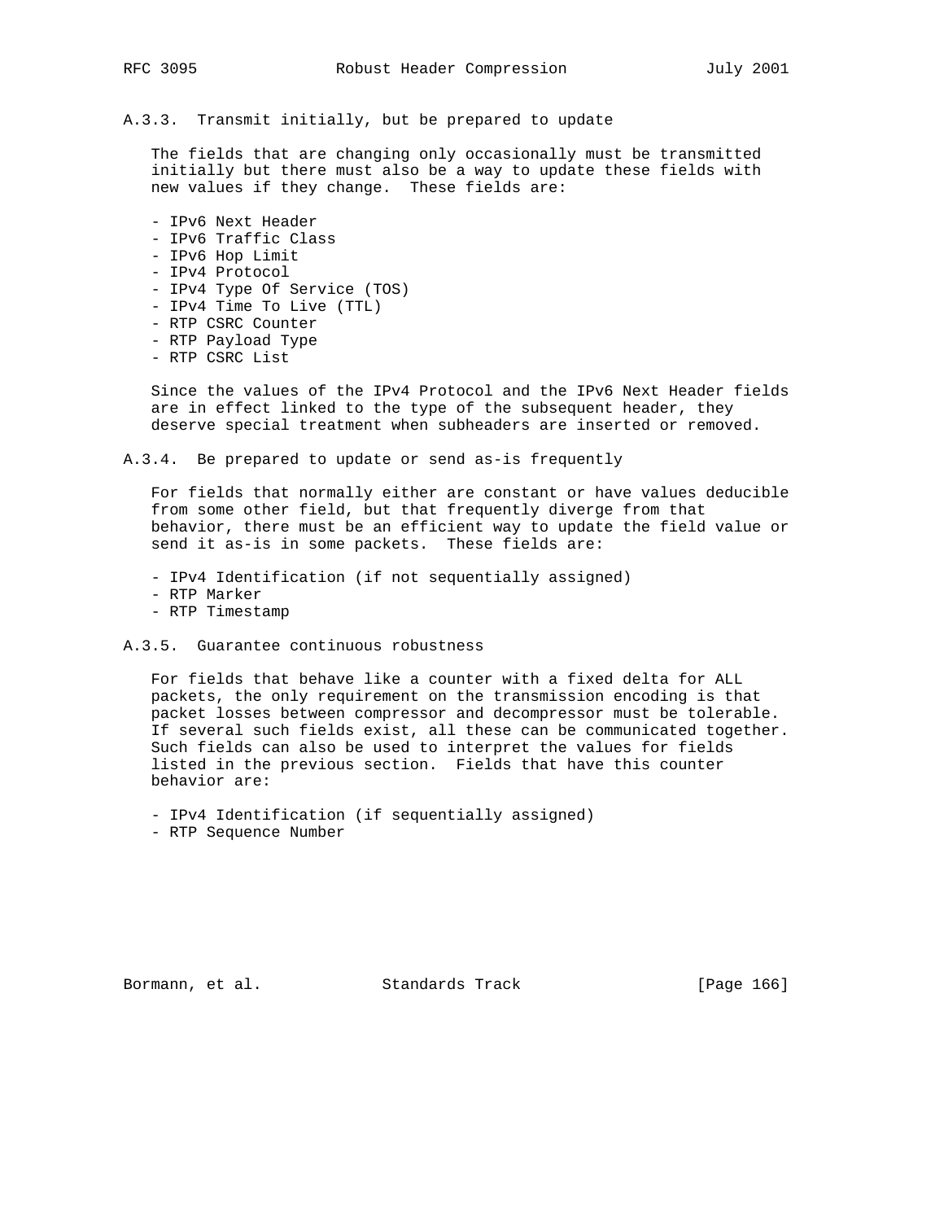### A.3.3. Transmit initially, but be prepared to update

The fields that are changing only occasionally must be transmitted initially but there must also be a way to update these fields with new values if they change. These fields are:

- IPv6 Next Header
- IPv6 Traffic Class
- IPv6 Hop Limit
- IPv4 Protocol
- IPv4 Type Of Service (TOS)
- IPv4 Time To Live (TTL)
- RTP CSRC Counter
- RTP Payload Type
- RTP CSRC List

Since the values of the IPv4 Protocol and the IPv6 Next Header fields are in effect linked to the type of the subsequent header, they deserve special treatment when subheaders are inserted or removed.

### A.3.4. Be prepared to update or send as-is frequently

For fields that normally either are constant or have values deducible from some other field, but that frequently diverge from that behavior, there must be an efficient way to update the field value or send it as-is in some packets. These fields are:

- IPv4 Identification (if not sequentially assigned)
- RTP Marker
- RTP Timestamp

### A.3.5. Guarantee continuous robustness

For fields that behave like a counter with a fixed delta for ALL packets, the only requirement on the transmission encoding is that packet losses between compressor and decompressor must be tolerable. If several such fields exist, all these can be communicated together. Such fields can also be used to interpret the values for fields listed in the previous section. Fields that have this counter behavior are:

- IPv4 Identification (if sequentially assigned)
- RTP Sequence Number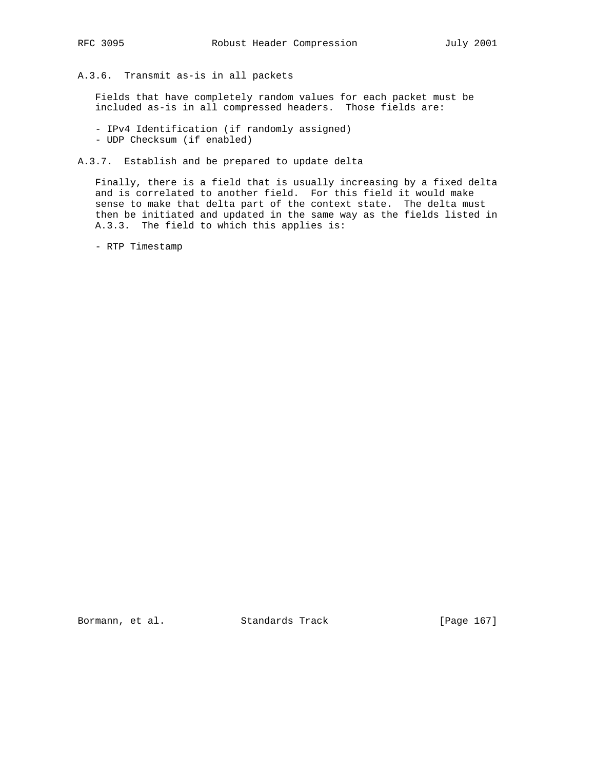### A.3.6. Transmit as-is in all packets

Fields that have completely random values for each packet must be included as-is in all compressed headers. Those fields are:

- IPv4 Identification (if randomly assigned)
- UDP Checksum (if enabled)

### A.3.7. Establish and be prepared to update delta

Finally, there is a field that is usually increasing by a fixed delta and is correlated to another field. For this field it would make sense to make that delta part of the context state. The delta must then be initiated and updated in the same way as the fields listed in A.3.3. The field to which this applies is:

- RTP Timestamp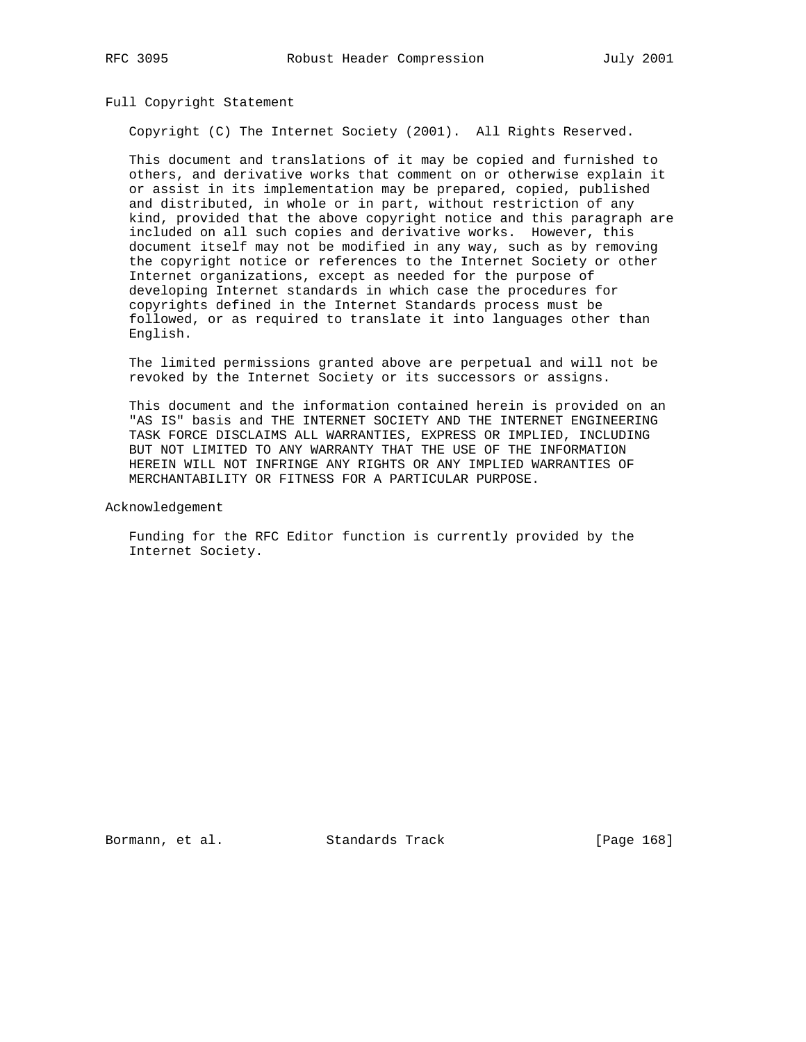## Full Copyright Statement

Copyright (C) The Internet Society (2001). All Rights Reserved.

This document and translations of it may be copied and furnished to others, and derivative works that comment on or otherwise explain it or assist in its implementation may be prepared, copied, published and distributed, in whole or in part, without restriction of any kind, provided that the above copyright notice and this paragraph are included on all such copies and derivative works. However, this document itself may not be modified in any way, such as by removing the copyright notice or references to the Internet Society or other Internet organizations, except as needed for the purpose of developing Internet standards in which case the procedures for copyrights defined in the Internet Standards process must be followed, or as required to translate it into languages other than English.

The limited permissions granted above are perpetual and will not be revoked by the Internet Society or its successors or assigns.

This document and the information contained herein is provided on an "AS IS" basis and THE INTERNET SOCIETY AND THE INTERNET ENGINEERING TASK FORCE DISCLAIMS ALL WARRANTIES, EXPRESS OR IMPLIED, INCLUDING BUT NOT LIMITED TO ANY WARRANTY THAT THE USE OF THE INFORMATION HEREIN WILL NOT INFRINGE ANY RIGHTS OR ANY IMPLIED WARRANTIES OF MERCHANTABILITY OR FITNESS FOR A PARTICULAR PURPOSE.

## Acknowledgement

Funding for the RFC Editor function is currently provided by the Internet Society.